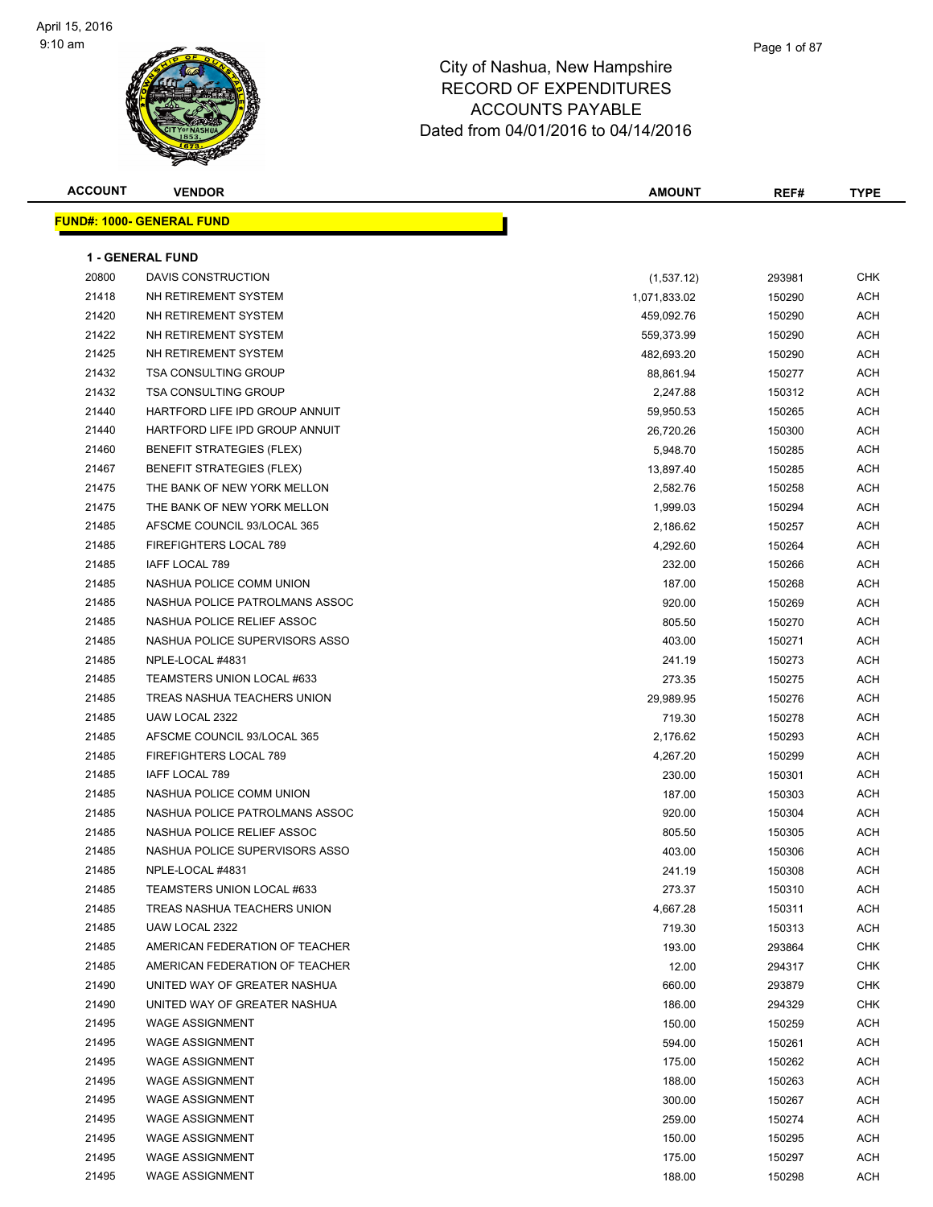# City of Nashua, New Hampshire
# RECORD OF EXPENDITURES
# ACCOUNTS PAYABLE
# Dated from 04/01/2016 to 04/14/2016

## FUND#: 1000- GENERAL FUND

### 1 - GENERAL FUND

| ACCOUNT | VENDOR | AMOUNT | REF# | TYPE |
|---|---|---|---|---|
| 20800 | DAVIS CONSTRUCTION | (1,537.12) | 293981 | CHK |
| 21418 | NH RETIREMENT SYSTEM | 1,071,833.02 | 150290 | ACH |
| 21420 | NH RETIREMENT SYSTEM | 459,092.76 | 150290 | ACH |
| 21422 | NH RETIREMENT SYSTEM | 559,373.99 | 150290 | ACH |
| 21425 | NH RETIREMENT SYSTEM | 482,693.20 | 150290 | ACH |
| 21432 | TSA CONSULTING GROUP | 88,861.94 | 150277 | ACH |
| 21432 | TSA CONSULTING GROUP | 2,247.88 | 150312 | ACH |
| 21440 | HARTFORD LIFE IPD GROUP ANNUIT | 59,950.53 | 150265 | ACH |
| 21440 | HARTFORD LIFE IPD GROUP ANNUIT | 26,720.26 | 150300 | ACH |
| 21460 | BENEFIT STRATEGIES (FLEX) | 5,948.70 | 150285 | ACH |
| 21467 | BENEFIT STRATEGIES (FLEX) | 13,897.40 | 150285 | ACH |
| 21475 | THE BANK OF NEW YORK MELLON | 2,582.76 | 150258 | ACH |
| 21475 | THE BANK OF NEW YORK MELLON | 1,999.03 | 150294 | ACH |
| 21485 | AFSCME COUNCIL 93/LOCAL 365 | 2,186.62 | 150257 | ACH |
| 21485 | FIREFIGHTERS LOCAL 789 | 4,292.60 | 150264 | ACH |
| 21485 | IAFF LOCAL 789 | 232.00 | 150266 | ACH |
| 21485 | NASHUA POLICE COMM UNION | 187.00 | 150268 | ACH |
| 21485 | NASHUA POLICE PATROLMANS ASSOC | 920.00 | 150269 | ACH |
| 21485 | NASHUA POLICE RELIEF ASSOC | 805.50 | 150270 | ACH |
| 21485 | NASHUA POLICE SUPERVISORS ASSO | 403.00 | 150271 | ACH |
| 21485 | NPLE-LOCAL #4831 | 241.19 | 150273 | ACH |
| 21485 | TEAMSTERS UNION LOCAL #633 | 273.35 | 150275 | ACH |
| 21485 | TREAS NASHUA TEACHERS UNION | 29,989.95 | 150276 | ACH |
| 21485 | UAW LOCAL 2322 | 719.30 | 150278 | ACH |
| 21485 | AFSCME COUNCIL 93/LOCAL 365 | 2,176.62 | 150293 | ACH |
| 21485 | FIREFIGHTERS LOCAL 789 | 4,267.20 | 150299 | ACH |
| 21485 | IAFF LOCAL 789 | 230.00 | 150301 | ACH |
| 21485 | NASHUA POLICE COMM UNION | 187.00 | 150303 | ACH |
| 21485 | NASHUA POLICE PATROLMANS ASSOC | 920.00 | 150304 | ACH |
| 21485 | NASHUA POLICE RELIEF ASSOC | 805.50 | 150305 | ACH |
| 21485 | NASHUA POLICE SUPERVISORS ASSO | 403.00 | 150306 | ACH |
| 21485 | NPLE-LOCAL #4831 | 241.19 | 150308 | ACH |
| 21485 | TEAMSTERS UNION LOCAL #633 | 273.37 | 150310 | ACH |
| 21485 | TREAS NASHUA TEACHERS UNION | 4,667.28 | 150311 | ACH |
| 21485 | UAW LOCAL 2322 | 719.30 | 150313 | ACH |
| 21485 | AMERICAN FEDERATION OF TEACHER | 193.00 | 293864 | CHK |
| 21485 | AMERICAN FEDERATION OF TEACHER | 12.00 | 294317 | CHK |
| 21490 | UNITED WAY OF GREATER NASHUA | 660.00 | 293879 | CHK |
| 21490 | UNITED WAY OF GREATER NASHUA | 186.00 | 294329 | CHK |
| 21495 | WAGE ASSIGNMENT | 150.00 | 150259 | ACH |
| 21495 | WAGE ASSIGNMENT | 594.00 | 150261 | ACH |
| 21495 | WAGE ASSIGNMENT | 175.00 | 150262 | ACH |
| 21495 | WAGE ASSIGNMENT | 188.00 | 150263 | ACH |
| 21495 | WAGE ASSIGNMENT | 300.00 | 150267 | ACH |
| 21495 | WAGE ASSIGNMENT | 259.00 | 150274 | ACH |
| 21495 | WAGE ASSIGNMENT | 150.00 | 150295 | ACH |
| 21495 | WAGE ASSIGNMENT | 175.00 | 150297 | ACH |
| 21495 | WAGE ASSIGNMENT | 188.00 | 150298 | ACH |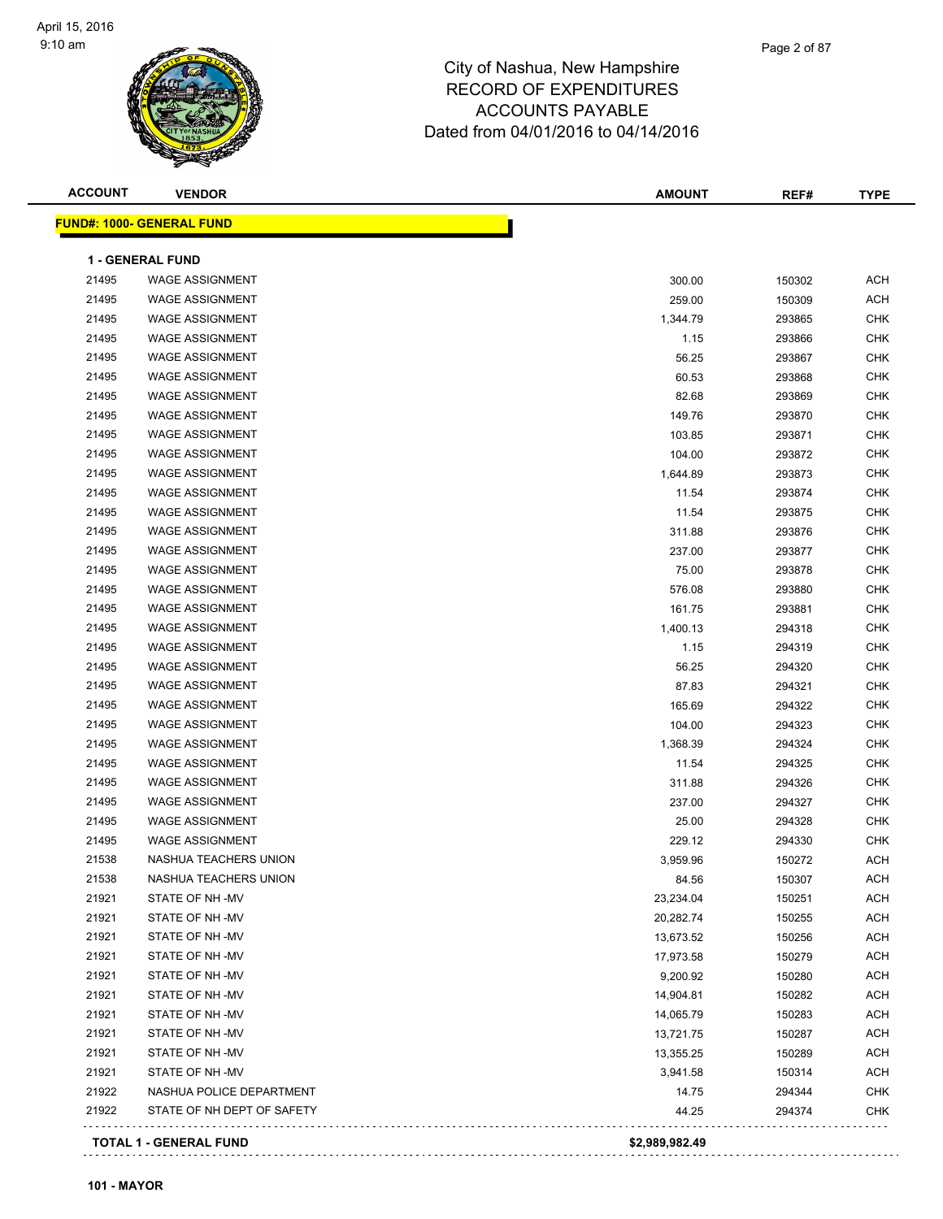# City of Nashua, New Hampshire
## RECORD OF EXPENDITURES
## ACCOUNTS PAYABLE
## Dated from 04/01/2016 to 04/14/2016

| ACCOUNT | VENDOR | AMOUNT | REF# | TYPE |
|---|---|---|---|---|
| **FUND#: 1000- GENERAL FUND** | | | | |
| **1 - GENERAL FUND** | | | | |
| 21495 | WAGE ASSIGNMENT | 300.00 | 150302 | ACH |
| 21495 | WAGE ASSIGNMENT | 259.00 | 150309 | ACH |
| 21495 | WAGE ASSIGNMENT | 1,344.79 | 293865 | CHK |
| 21495 | WAGE ASSIGNMENT | 1.15 | 293866 | CHK |
| 21495 | WAGE ASSIGNMENT | 56.25 | 293867 | CHK |
| 21495 | WAGE ASSIGNMENT | 60.53 | 293868 | CHK |
| 21495 | WAGE ASSIGNMENT | 82.68 | 293869 | CHK |
| 21495 | WAGE ASSIGNMENT | 149.76 | 293870 | CHK |
| 21495 | WAGE ASSIGNMENT | 103.85 | 293871 | CHK |
| 21495 | WAGE ASSIGNMENT | 104.00 | 293872 | CHK |
| 21495 | WAGE ASSIGNMENT | 1,644.89 | 293873 | CHK |
| 21495 | WAGE ASSIGNMENT | 11.54 | 293874 | CHK |
| 21495 | WAGE ASSIGNMENT | 11.54 | 293875 | CHK |
| 21495 | WAGE ASSIGNMENT | 311.88 | 293876 | CHK |
| 21495 | WAGE ASSIGNMENT | 237.00 | 293877 | CHK |
| 21495 | WAGE ASSIGNMENT | 75.00 | 293878 | CHK |
| 21495 | WAGE ASSIGNMENT | 576.08 | 293880 | CHK |
| 21495 | WAGE ASSIGNMENT | 161.75 | 293881 | CHK |
| 21495 | WAGE ASSIGNMENT | 1,400.13 | 294318 | CHK |
| 21495 | WAGE ASSIGNMENT | 1.15 | 294319 | CHK |
| 21495 | WAGE ASSIGNMENT | 56.25 | 294320 | CHK |
| 21495 | WAGE ASSIGNMENT | 87.83 | 294321 | CHK |
| 21495 | WAGE ASSIGNMENT | 165.69 | 294322 | CHK |
| 21495 | WAGE ASSIGNMENT | 104.00 | 294323 | CHK |
| 21495 | WAGE ASSIGNMENT | 1,368.39 | 294324 | CHK |
| 21495 | WAGE ASSIGNMENT | 11.54 | 294325 | CHK |
| 21495 | WAGE ASSIGNMENT | 311.88 | 294326 | CHK |
| 21495 | WAGE ASSIGNMENT | 237.00 | 294327 | CHK |
| 21495 | WAGE ASSIGNMENT | 25.00 | 294328 | CHK |
| 21495 | WAGE ASSIGNMENT | 229.12 | 294330 | CHK |
| 21538 | NASHUA TEACHERS UNION | 3,959.96 | 150272 | ACH |
| 21538 | NASHUA TEACHERS UNION | 84.56 | 150307 | ACH |
| 21921 | STATE OF NH -MV | 23,234.04 | 150251 | ACH |
| 21921 | STATE OF NH -MV | 20,282.74 | 150255 | ACH |
| 21921 | STATE OF NH -MV | 13,673.52 | 150256 | ACH |
| 21921 | STATE OF NH -MV | 17,973.58 | 150279 | ACH |
| 21921 | STATE OF NH -MV | 9,200.92 | 150280 | ACH |
| 21921 | STATE OF NH -MV | 14,904.81 | 150282 | ACH |
| 21921 | STATE OF NH -MV | 14,065.79 | 150283 | ACH |
| 21921 | STATE OF NH -MV | 13,721.75 | 150287 | ACH |
| 21921 | STATE OF NH -MV | 13,355.25 | 150289 | ACH |
| 21921 | STATE OF NH -MV | 3,941.58 | 150314 | ACH |
| 21922 | NASHUA POLICE DEPARTMENT | 14.75 | 294344 | CHK |
| 21922 | STATE OF NH DEPT OF SAFETY | 44.25 | 294374 | CHK |
| **TOTAL 1 - GENERAL FUND** | | **$2,989,982.49** | | |

**101 - MAYOR**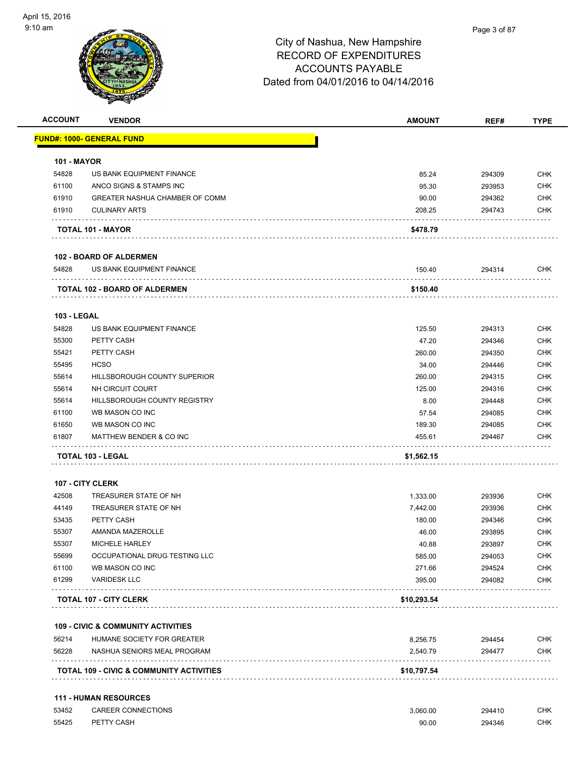City of Nashua, New Hampshire
RECORD OF EXPENDITURES
ACCOUNTS PAYABLE
Dated from 04/01/2016 to 04/14/2016

| ACCOUNT | VENDOR | AMOUNT | REF# | TYPE |
|---|---|---|---|---|
| **FUND#: 1000- GENERAL FUND** | | | | |
| **101 - MAYOR** | | | | |
| 54828 | US BANK EQUIPMENT FINANCE | 85.24 | 294309 | CHK |
| 61100 | ANCO SIGNS & STAMPS INC | 95.30 | 293953 | CHK |
| 61910 | GREATER NASHUA CHAMBER OF COMM | 90.00 | 294362 | CHK |
| 61910 | CULINARY ARTS | 208.25 | 294743 | CHK |
| | **TOTAL 101 - MAYOR** | **$478.79** | | |
| **102 - BOARD OF ALDERMEN** | | | | |
| 54828 | US BANK EQUIPMENT FINANCE | 150.40 | 294314 | CHK |
| | **TOTAL 102 - BOARD OF ALDERMEN** | **$150.40** | | |
| **103 - LEGAL** | | | | |
| 54828 | US BANK EQUIPMENT FINANCE | 125.50 | 294313 | CHK |
| 55300 | PETTY CASH | 47.20 | 294346 | CHK |
| 55421 | PETTY CASH | 260.00 | 294350 | CHK |
| 55495 | HCSO | 34.00 | 294446 | CHK |
| 55614 | HILLSBOROUGH COUNTY SUPERIOR | 260.00 | 294315 | CHK |
| 55614 | NH CIRCUIT COURT | 125.00 | 294316 | CHK |
| 55614 | HILLSBOROUGH COUNTY REGISTRY | 8.00 | 294448 | CHK |
| 61100 | WB MASON CO INC | 57.54 | 294085 | CHK |
| 61650 | WB MASON CO INC | 189.30 | 294085 | CHK |
| 61807 | MATTHEW BENDER & CO INC | 455.61 | 294467 | CHK |
| | **TOTAL 103 - LEGAL** | **$1,562.15** | | |
| **107 - CITY CLERK** | | | | |
| 42508 | TREASURER STATE OF NH | 1,333.00 | 293936 | CHK |
| 44149 | TREASURER STATE OF NH | 7,442.00 | 293936 | CHK |
| 53435 | PETTY CASH | 180.00 | 294346 | CHK |
| 55307 | AMANDA MAZEROLLE | 46.00 | 293895 | CHK |
| 55307 | MICHELE HARLEY | 40.88 | 293897 | CHK |
| 55699 | OCCUPATIONAL DRUG TESTING LLC | 585.00 | 294053 | CHK |
| 61100 | WB MASON CO INC | 271.66 | 294524 | CHK |
| 61299 | VARIDESK LLC | 395.00 | 294082 | CHK |
| | **TOTAL 107 - CITY CLERK** | **$10,293.54** | | |
| **109 - CIVIC & COMMUNITY ACTIVITIES** | | | | |
| 56214 | HUMANE SOCIETY FOR GREATER | 8,256.75 | 294454 | CHK |
| 56228 | NASHUA SENIORS MEAL PROGRAM | 2,540.79 | 294477 | CHK |
| | **TOTAL 109 - CIVIC & COMMUNITY ACTIVITIES** | **$10,797.54** | | |
| **111 - HUMAN RESOURCES** | | | | |
| 53452 | CAREER CONNECTIONS | 3,060.00 | 294410 | CHK |
| 55425 | PETTY CASH | 90.00 | 294346 | CHK |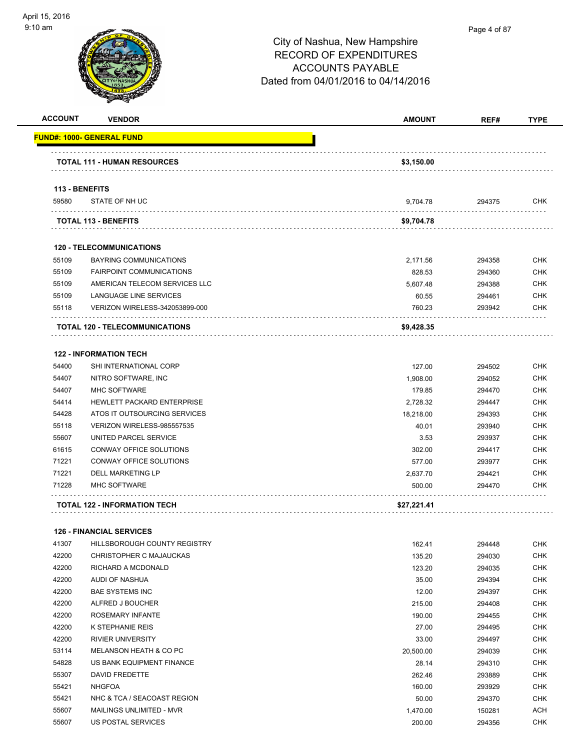# City of Nashua, New Hampshire
## RECORD OF EXPENDITURES
## ACCOUNTS PAYABLE
## Dated from 04/01/2016 to 04/14/2016

| ACCOUNT | VENDOR | AMOUNT | REF# | TYPE |
|---|---|---|---|---|
| **FUND#: 1000- GENERAL FUND** | | | | |
| | **TOTAL 111 - HUMAN RESOURCES** | **$3,150.00** | | |
| **113 - BENEFITS** | | | | |
| 59580 | STATE OF NH UC | 9,704.78 | 294375 | CHK |
| | **TOTAL 113 - BENEFITS** | **$9,704.78** | | |
| **120 - TELECOMMUNICATIONS** | | | | |
| 55109 | BAYRING COMMUNICATIONS | 2,171.56 | 294358 | CHK |
| 55109 | FAIRPOINT COMMUNICATIONS | 828.53 | 294360 | CHK |
| 55109 | AMERICAN TELECOM SERVICES LLC | 5,607.48 | 294388 | CHK |
| 55109 | LANGUAGE LINE SERVICES | 60.55 | 294461 | CHK |
| 55118 | VERIZON WIRELESS-342053899-000 | 760.23 | 293942 | CHK |
| | **TOTAL 120 - TELECOMMUNICATIONS** | **$9,428.35** | | |
| **122 - INFORMATION TECH** | | | | |
| 54400 | SHI INTERNATIONAL CORP | 127.00 | 294502 | CHK |
| 54407 | NITRO SOFTWARE, INC | 1,908.00 | 294052 | CHK |
| 54407 | MHC SOFTWARE | 179.85 | 294470 | CHK |
| 54414 | HEWLETT PACKARD ENTERPRISE | 2,728.32 | 294447 | CHK |
| 54428 | ATOS IT OUTSOURCING SERVICES | 18,218.00 | 294393 | CHK |
| 55118 | VERIZON WIRELESS-985557535 | 40.01 | 293940 | CHK |
| 55607 | UNITED PARCEL SERVICE | 3.53 | 293937 | CHK |
| 61615 | CONWAY OFFICE SOLUTIONS | 302.00 | 294417 | CHK |
| 71221 | CONWAY OFFICE SOLUTIONS | 577.00 | 293977 | CHK |
| 71221 | DELL MARKETING LP | 2,637.70 | 294421 | CHK |
| 71228 | MHC SOFTWARE | 500.00 | 294470 | CHK |
| | **TOTAL 122 - INFORMATION TECH** | **$27,221.41** | | |
| **126 - FINANCIAL SERVICES** | | | | |
| 41307 | HILLSBOROUGH COUNTY REGISTRY | 162.41 | 294448 | CHK |
| 42200 | CHRISTOPHER C MAJAUCKAS | 135.20 | 294030 | CHK |
| 42200 | RICHARD A MCDONALD | 123.20 | 294035 | CHK |
| 42200 | AUDI OF NASHUA | 35.00 | 294394 | CHK |
| 42200 | BAE SYSTEMS INC | 12.00 | 294397 | CHK |
| 42200 | ALFRED J BOUCHER | 215.00 | 294408 | CHK |
| 42200 | ROSEMARY INFANTE | 190.00 | 294455 | CHK |
| 42200 | K STEPHANIE REIS | 27.00 | 294495 | CHK |
| 42200 | RIVIER UNIVERSITY | 33.00 | 294497 | CHK |
| 53114 | MELANSON HEATH & CO PC | 20,500.00 | 294039 | CHK |
| 54828 | US BANK EQUIPMENT FINANCE | 28.14 | 294310 | CHK |
| 55307 | DAVID FREDETTE | 262.46 | 293889 | CHK |
| 55421 | NHGFOA | 160.00 | 293929 | CHK |
| 55421 | NHC & TCA / SEACOAST REGION | 50.00 | 294370 | CHK |
| 55607 | MAILINGS UNLIMITED - MVR | 1,470.00 | 150281 | ACH |
| 55607 | US POSTAL SERVICES | 200.00 | 294356 | CHK |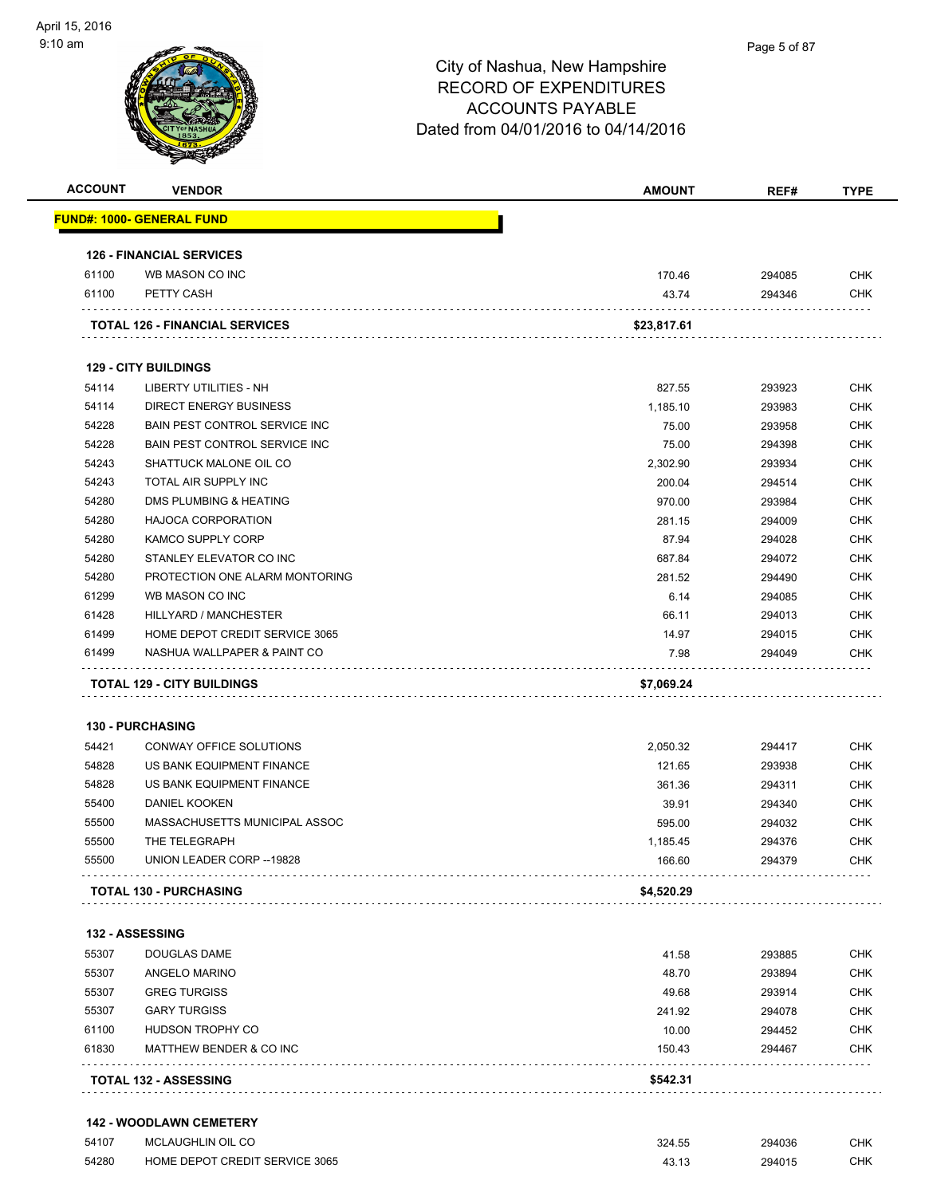# City of Nashua, New Hampshire
## RECORD OF EXPENDITURES
## ACCOUNTS PAYABLE
### Dated from 04/01/2016 to 04/14/2016

| ACCOUNT | VENDOR | AMOUNT | REF# | TYPE |
|---|---|---|---|---|
| **FUND#: 1000- GENERAL FUND** | | | | |
| **126 - FINANCIAL SERVICES** | | | | |
| 61100 | WB MASON CO INC | 170.46 | 294085 | CHK |
| 61100 | PETTY CASH | 43.74 | 294346 | CHK |
| **TOTAL 126 - FINANCIAL SERVICES** | | **$23,817.61** | | |
| **129 - CITY BUILDINGS** | | | | |
| 54114 | LIBERTY UTILITIES - NH | 827.55 | 293923 | CHK |
| 54114 | DIRECT ENERGY BUSINESS | 1,185.10 | 293983 | CHK |
| 54228 | BAIN PEST CONTROL SERVICE INC | 75.00 | 293958 | CHK |
| 54228 | BAIN PEST CONTROL SERVICE INC | 75.00 | 294398 | CHK |
| 54243 | SHATTUCK MALONE OIL CO | 2,302.90 | 293934 | CHK |
| 54243 | TOTAL AIR SUPPLY INC | 200.04 | 294514 | CHK |
| 54280 | DMS PLUMBING & HEATING | 970.00 | 293984 | CHK |
| 54280 | HAJOCA CORPORATION | 281.15 | 294009 | CHK |
| 54280 | KAMCO SUPPLY CORP | 87.94 | 294028 | CHK |
| 54280 | STANLEY ELEVATOR CO INC | 687.84 | 294072 | CHK |
| 54280 | PROTECTION ONE ALARM MONTORING | 281.52 | 294490 | CHK |
| 61299 | WB MASON CO INC | 6.14 | 294085 | CHK |
| 61428 | HILLYARD / MANCHESTER | 66.11 | 294013 | CHK |
| 61499 | HOME DEPOT CREDIT SERVICE 3065 | 14.97 | 294015 | CHK |
| 61499 | NASHUA WALLPAPER & PAINT CO | 7.98 | 294049 | CHK |
| **TOTAL 129 - CITY BUILDINGS** | | **$7,069.24** | | |
| **130 - PURCHASING** | | | | |
| 54421 | CONWAY OFFICE SOLUTIONS | 2,050.32 | 294417 | CHK |
| 54828 | US BANK EQUIPMENT FINANCE | 121.65 | 293938 | CHK |
| 54828 | US BANK EQUIPMENT FINANCE | 361.36 | 294311 | CHK |
| 55400 | DANIEL KOOKEN | 39.91 | 294340 | CHK |
| 55500 | MASSACHUSETTS MUNICIPAL ASSOC | 595.00 | 294032 | CHK |
| 55500 | THE TELEGRAPH | 1,185.45 | 294376 | CHK |
| 55500 | UNION LEADER CORP --19828 | 166.60 | 294379 | CHK |
| **TOTAL 130 - PURCHASING** | | **$4,520.29** | | |
| **132 - ASSESSING** | | | | |
| 55307 | DOUGLAS DAME | 41.58 | 293885 | CHK |
| 55307 | ANGELO MARINO | 48.70 | 293894 | CHK |
| 55307 | GREG TURGISS | 49.68 | 293914 | CHK |
| 55307 | GARY TURGISS | 241.92 | 294078 | CHK |
| 61100 | HUDSON TROPHY CO | 10.00 | 294452 | CHK |
| 61830 | MATTHEW BENDER & CO INC | 150.43 | 294467 | CHK |
| **TOTAL 132 - ASSESSING** | | **$542.31** | | |
| **142 - WOODLAWN CEMETERY** | | | | |
| 54107 | MCLAUGHLIN OIL CO | 324.55 | 294036 | CHK |
| 54280 | HOME DEPOT CREDIT SERVICE 3065 | 43.13 | 294015 | CHK |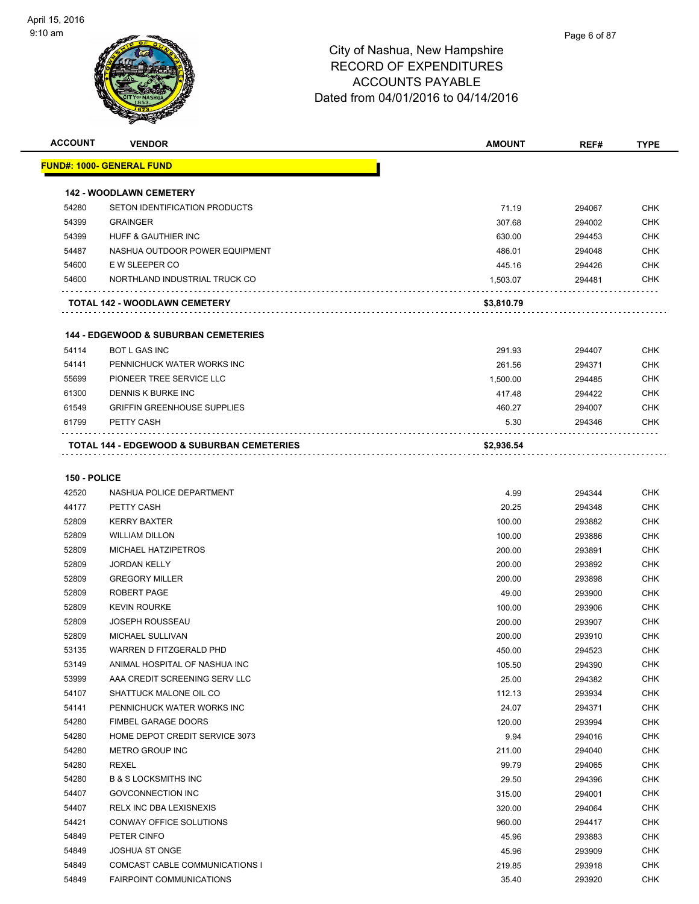# City of Nashua, New Hampshire
## RECORD OF EXPENDITURES
## ACCOUNTS PAYABLE
## Dated from 04/01/2016 to 04/14/2016

| ACCOUNT | VENDOR | AMOUNT | REF# | TYPE |
|---|---|---|---|---|
| **FUND#: 1000- GENERAL FUND** | | | | |
| **142 - WOODLAWN CEMETERY** | | | | |
| 54280 | SETON IDENTIFICATION PRODUCTS | 71.19 | 294067 | CHK |
| 54399 | GRAINGER | 307.68 | 294002 | CHK |
| 54399 | HUFF & GAUTHIER INC | 630.00 | 294453 | CHK |
| 54487 | NASHUA OUTDOOR POWER EQUIPMENT | 486.01 | 294048 | CHK |
| 54600 | E W SLEEPER CO | 445.16 | 294426 | CHK |
| 54600 | NORTHLAND INDUSTRIAL TRUCK CO | 1,503.07 | 294481 | CHK |
| | **TOTAL 142 - WOODLAWN CEMETERY** | **$3,810.79** | | |
| **144 - EDGEWOOD & SUBURBAN CEMETERIES** | | | | |
| 54114 | BOT L GAS INC | 291.93 | 294407 | CHK |
| 54141 | PENNICHUCK WATER WORKS INC | 261.56 | 294371 | CHK |
| 55699 | PIONEER TREE SERVICE LLC | 1,500.00 | 294485 | CHK |
| 61300 | DENNIS K BURKE INC | 417.48 | 294422 | CHK |
| 61549 | GRIFFIN GREENHOUSE SUPPLIES | 460.27 | 294007 | CHK |
| 61799 | PETTY CASH | 5.30 | 294346 | CHK |
| | **TOTAL 144 - EDGEWOOD & SUBURBAN CEMETERIES** | **$2,936.54** | | |
| **150 - POLICE** | | | | |
| 42520 | NASHUA POLICE DEPARTMENT | 4.99 | 294344 | CHK |
| 44177 | PETTY CASH | 20.25 | 294348 | CHK |
| 52809 | KERRY BAXTER | 100.00 | 293882 | CHK |
| 52809 | WILLIAM DILLON | 100.00 | 293886 | CHK |
| 52809 | MICHAEL HATZIPETROS | 200.00 | 293891 | CHK |
| 52809 | JORDAN KELLY | 200.00 | 293892 | CHK |
| 52809 | GREGORY MILLER | 200.00 | 293898 | CHK |
| 52809 | ROBERT PAGE | 49.00 | 293900 | CHK |
| 52809 | KEVIN ROURKE | 100.00 | 293906 | CHK |
| 52809 | JOSEPH ROUSSEAU | 200.00 | 293907 | CHK |
| 52809 | MICHAEL SULLIVAN | 200.00 | 293910 | CHK |
| 53135 | WARREN D FITZGERALD PHD | 450.00 | 294523 | CHK |
| 53149 | ANIMAL HOSPITAL OF NASHUA INC | 105.50 | 294390 | CHK |
| 53999 | AAA CREDIT SCREENING SERV LLC | 25.00 | 294382 | CHK |
| 54107 | SHATTUCK MALONE OIL CO | 112.13 | 293934 | CHK |
| 54141 | PENNICHUCK WATER WORKS INC | 24.07 | 294371 | CHK |
| 54280 | FIMBEL GARAGE DOORS | 120.00 | 293994 | CHK |
| 54280 | HOME DEPOT CREDIT SERVICE 3073 | 9.94 | 294016 | CHK |
| 54280 | METRO GROUP INC | 211.00 | 294040 | CHK |
| 54280 | REXEL | 99.79 | 294065 | CHK |
| 54280 | B & S LOCKSMITHS INC | 29.50 | 294396 | CHK |
| 54407 | GOVCONNECTION INC | 315.00 | 294001 | CHK |
| 54407 | RELX INC DBA LEXISNEXIS | 320.00 | 294064 | CHK |
| 54421 | CONWAY OFFICE SOLUTIONS | 960.00 | 294417 | CHK |
| 54849 | PETER CINFO | 45.96 | 293883 | CHK |
| 54849 | JOSHUA ST ONGE | 45.96 | 293909 | CHK |
| 54849 | COMCAST CABLE COMMUNICATIONS I | 219.85 | 293918 | CHK |
| 54849 | FAIRPOINT COMMUNICATIONS | 35.40 | 293920 | CHK |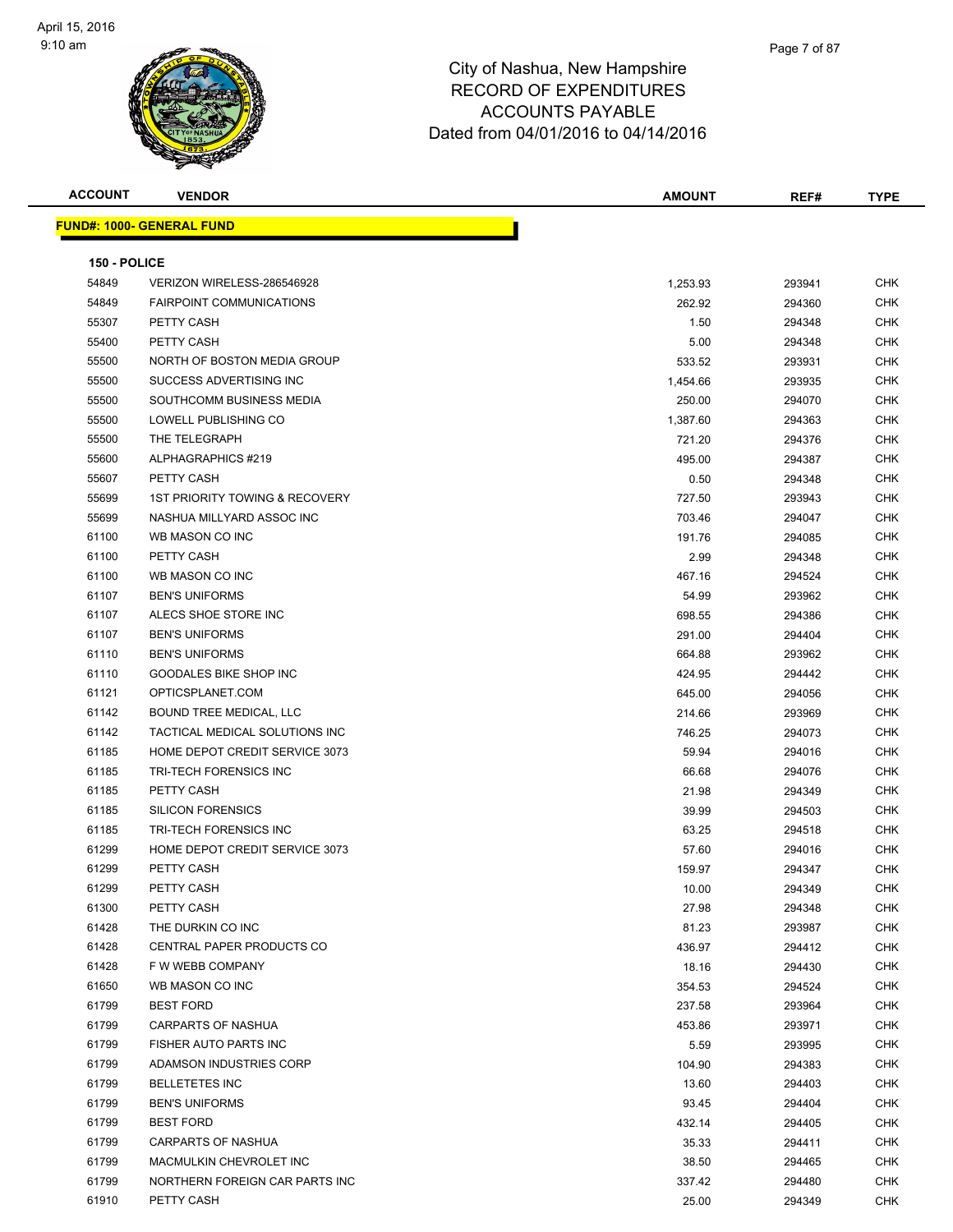# City of Nashua, New Hampshire
## RECORD OF EXPENDITURES
## ACCOUNTS PAYABLE
## Dated from 04/01/2016 to 04/14/2016

| ACCOUNT | VENDOR | AMOUNT | REF# | TYPE |
|---|---|---|---|---|

**FUND#: 1000- GENERAL FUND**

**150 - POLICE**

| ACCOUNT | VENDOR | AMOUNT | REF# | TYPE |
|---|---|---|---|---|
| 54849 | VERIZON WIRELESS-286546928 | 1,253.93 | 293941 | CHK |
| 54849 | FAIRPOINT COMMUNICATIONS | 262.92 | 294360 | CHK |
| 55307 | PETTY CASH | 1.50 | 294348 | CHK |
| 55400 | PETTY CASH | 5.00 | 294348 | CHK |
| 55500 | NORTH OF BOSTON MEDIA GROUP | 533.52 | 293931 | CHK |
| 55500 | SUCCESS ADVERTISING INC | 1,454.66 | 293935 | CHK |
| 55500 | SOUTHCOMM BUSINESS MEDIA | 250.00 | 294070 | CHK |
| 55500 | LOWELL PUBLISHING CO | 1,387.60 | 294363 | CHK |
| 55500 | THE TELEGRAPH | 721.20 | 294376 | CHK |
| 55600 | ALPHAGRAPHICS #219 | 495.00 | 294387 | CHK |
| 55607 | PETTY CASH | 0.50 | 294348 | CHK |
| 55699 | 1ST PRIORITY TOWING & RECOVERY | 727.50 | 293943 | CHK |
| 55699 | NASHUA MILLYARD ASSOC INC | 703.46 | 294047 | CHK |
| 61100 | WB MASON CO INC | 191.76 | 294085 | CHK |
| 61100 | PETTY CASH | 2.99 | 294348 | CHK |
| 61100 | WB MASON CO INC | 467.16 | 294524 | CHK |
| 61107 | BEN'S UNIFORMS | 54.99 | 293962 | CHK |
| 61107 | ALECS SHOE STORE INC | 698.55 | 294386 | CHK |
| 61107 | BEN'S UNIFORMS | 291.00 | 294404 | CHK |
| 61110 | BEN'S UNIFORMS | 664.88 | 293962 | CHK |
| 61110 | GOODALES BIKE SHOP INC | 424.95 | 294442 | CHK |
| 61121 | OPTICSPLANET.COM | 645.00 | 294056 | CHK |
| 61142 | BOUND TREE MEDICAL, LLC | 214.66 | 293969 | CHK |
| 61142 | TACTICAL MEDICAL SOLUTIONS INC | 746.25 | 294073 | CHK |
| 61185 | HOME DEPOT CREDIT SERVICE 3073 | 59.94 | 294016 | CHK |
| 61185 | TRI-TECH FORENSICS INC | 66.68 | 294076 | CHK |
| 61185 | PETTY CASH | 21.98 | 294349 | CHK |
| 61185 | SILICON FORENSICS | 39.99 | 294503 | CHK |
| 61185 | TRI-TECH FORENSICS INC | 63.25 | 294518 | CHK |
| 61299 | HOME DEPOT CREDIT SERVICE 3073 | 57.60 | 294016 | CHK |
| 61299 | PETTY CASH | 159.97 | 294347 | CHK |
| 61299 | PETTY CASH | 10.00 | 294349 | CHK |
| 61300 | PETTY CASH | 27.98 | 294348 | CHK |
| 61428 | THE DURKIN CO INC | 81.23 | 293987 | CHK |
| 61428 | CENTRAL PAPER PRODUCTS CO | 436.97 | 294412 | CHK |
| 61428 | F W WEBB COMPANY | 18.16 | 294430 | CHK |
| 61650 | WB MASON CO INC | 354.53 | 294524 | CHK |
| 61799 | BEST FORD | 237.58 | 293964 | CHK |
| 61799 | CARPARTS OF NASHUA | 453.86 | 293971 | CHK |
| 61799 | FISHER AUTO PARTS INC | 5.59 | 293995 | CHK |
| 61799 | ADAMSON INDUSTRIES CORP | 104.90 | 294383 | CHK |
| 61799 | BELLETETES INC | 13.60 | 294403 | CHK |
| 61799 | BEN'S UNIFORMS | 93.45 | 294404 | CHK |
| 61799 | BEST FORD | 432.14 | 294405 | CHK |
| 61799 | CARPARTS OF NASHUA | 35.33 | 294411 | CHK |
| 61799 | MACMULKIN CHEVROLET INC | 38.50 | 294465 | CHK |
| 61799 | NORTHERN FOREIGN CAR PARTS INC | 337.42 | 294480 | CHK |
| 61910 | PETTY CASH | 25.00 | 294349 | CHK |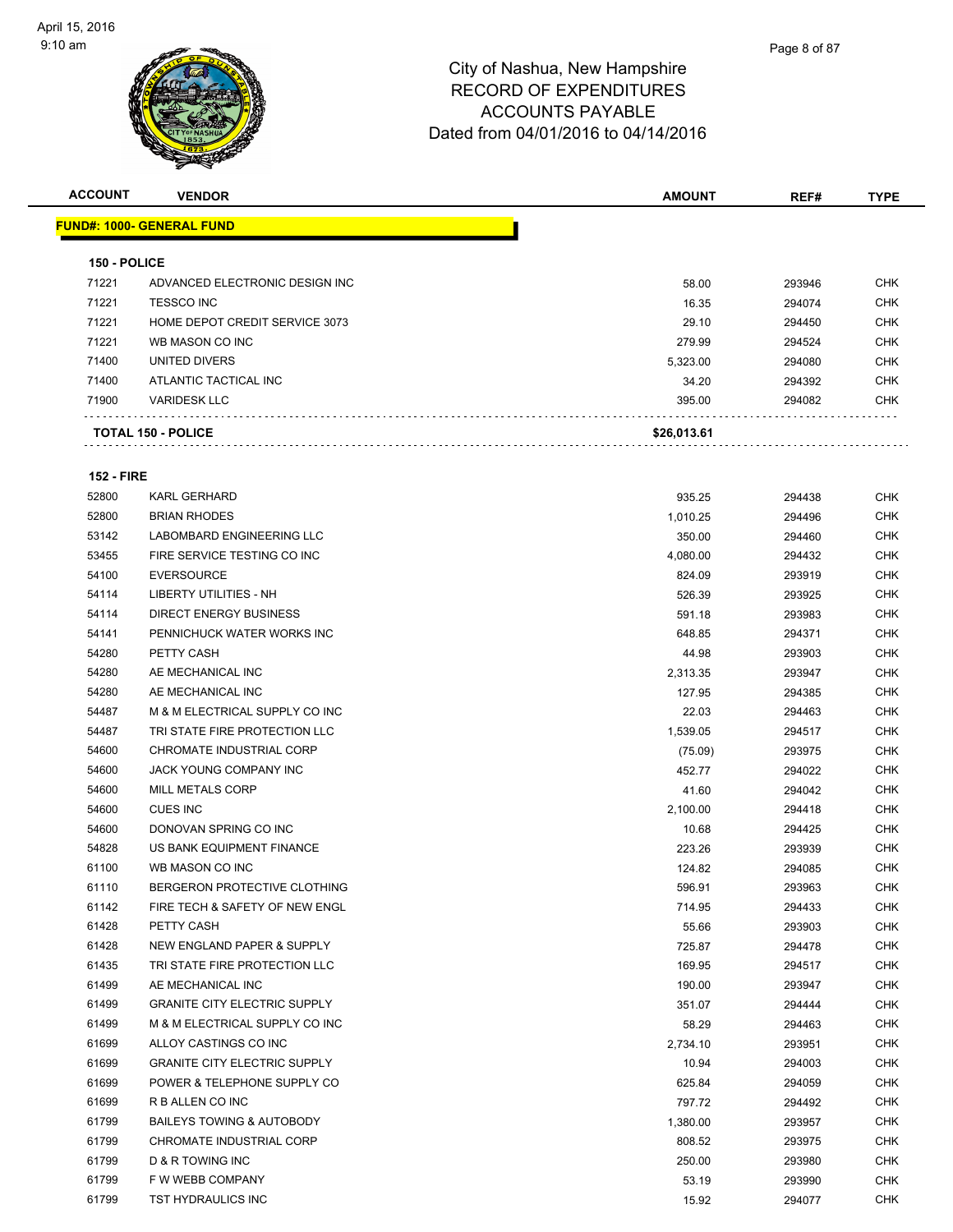# City of Nashua, New Hampshire
## RECORD OF EXPENDITURES
## ACCOUNTS PAYABLE
## Dated from 04/01/2016 to 04/14/2016

| ACCOUNT | VENDOR | AMOUNT | REF# | TYPE |
|---|---|---|---|---|
| **FUND#: 1000- GENERAL FUND** | | | | |
| **150 - POLICE** | | | | |
| 71221 | ADVANCED ELECTRONIC DESIGN INC | 58.00 | 293946 | CHK |
| 71221 | TESSCO INC | 16.35 | 294074 | CHK |
| 71221 | HOME DEPOT CREDIT SERVICE 3073 | 29.10 | 294450 | CHK |
| 71221 | WB MASON CO INC | 279.99 | 294524 | CHK |
| 71400 | UNITED DIVERS | 5,323.00 | 294080 | CHK |
| 71400 | ATLANTIC TACTICAL INC | 34.20 | 294392 | CHK |
| 71900 | VARIDESK LLC | 395.00 | 294082 | CHK |
| **TOTAL 150 - POLICE** | | **$26,013.61** | | |
| **152 - FIRE** | | | | |
| 52800 | KARL GERHARD | 935.25 | 294438 | CHK |
| 52800 | BRIAN RHODES | 1,010.25 | 294496 | CHK |
| 53142 | LABOMBARD ENGINEERING LLC | 350.00 | 294460 | CHK |
| 53455 | FIRE SERVICE TESTING CO INC | 4,080.00 | 294432 | CHK |
| 54100 | EVERSOURCE | 824.09 | 293919 | CHK |
| 54114 | LIBERTY UTILITIES - NH | 526.39 | 293925 | CHK |
| 54114 | DIRECT ENERGY BUSINESS | 591.18 | 293983 | CHK |
| 54141 | PENNICHUCK WATER WORKS INC | 648.85 | 294371 | CHK |
| 54280 | PETTY CASH | 44.98 | 293903 | CHK |
| 54280 | AE MECHANICAL INC | 2,313.35 | 293947 | CHK |
| 54280 | AE MECHANICAL INC | 127.95 | 294385 | CHK |
| 54487 | M & M ELECTRICAL SUPPLY CO INC | 22.03 | 294463 | CHK |
| 54487 | TRI STATE FIRE PROTECTION LLC | 1,539.05 | 294517 | CHK |
| 54600 | CHROMATE INDUSTRIAL CORP | (75.09) | 293975 | CHK |
| 54600 | JACK YOUNG COMPANY INC | 452.77 | 294022 | CHK |
| 54600 | MILL METALS CORP | 41.60 | 294042 | CHK |
| 54600 | CUES INC | 2,100.00 | 294418 | CHK |
| 54600 | DONOVAN SPRING CO INC | 10.68 | 294425 | CHK |
| 54828 | US BANK EQUIPMENT FINANCE | 223.26 | 293939 | CHK |
| 61100 | WB MASON CO INC | 124.82 | 294085 | CHK |
| 61110 | BERGERON PROTECTIVE CLOTHING | 596.91 | 293963 | CHK |
| 61142 | FIRE TECH & SAFETY OF NEW ENGL | 714.95 | 294433 | CHK |
| 61428 | PETTY CASH | 55.66 | 293903 | CHK |
| 61428 | NEW ENGLAND PAPER & SUPPLY | 725.87 | 294478 | CHK |
| 61435 | TRI STATE FIRE PROTECTION LLC | 169.95 | 294517 | CHK |
| 61499 | AE MECHANICAL INC | 190.00 | 293947 | CHK |
| 61499 | GRANITE CITY ELECTRIC SUPPLY | 351.07 | 294444 | CHK |
| 61499 | M & M ELECTRICAL SUPPLY CO INC | 58.29 | 294463 | CHK |
| 61699 | ALLOY CASTINGS CO INC | 2,734.10 | 293951 | CHK |
| 61699 | GRANITE CITY ELECTRIC SUPPLY | 10.94 | 294003 | CHK |
| 61699 | POWER & TELEPHONE SUPPLY CO | 625.84 | 294059 | CHK |
| 61699 | R B ALLEN CO INC | 797.72 | 294492 | CHK |
| 61799 | BAILEYS TOWING & AUTOBODY | 1,380.00 | 293957 | CHK |
| 61799 | CHROMATE INDUSTRIAL CORP | 808.52 | 293975 | CHK |
| 61799 | D & R TOWING INC | 250.00 | 293980 | CHK |
| 61799 | F W WEBB COMPANY | 53.19 | 293990 | CHK |
| 61799 | TST HYDRAULICS INC | 15.92 | 294077 | CHK |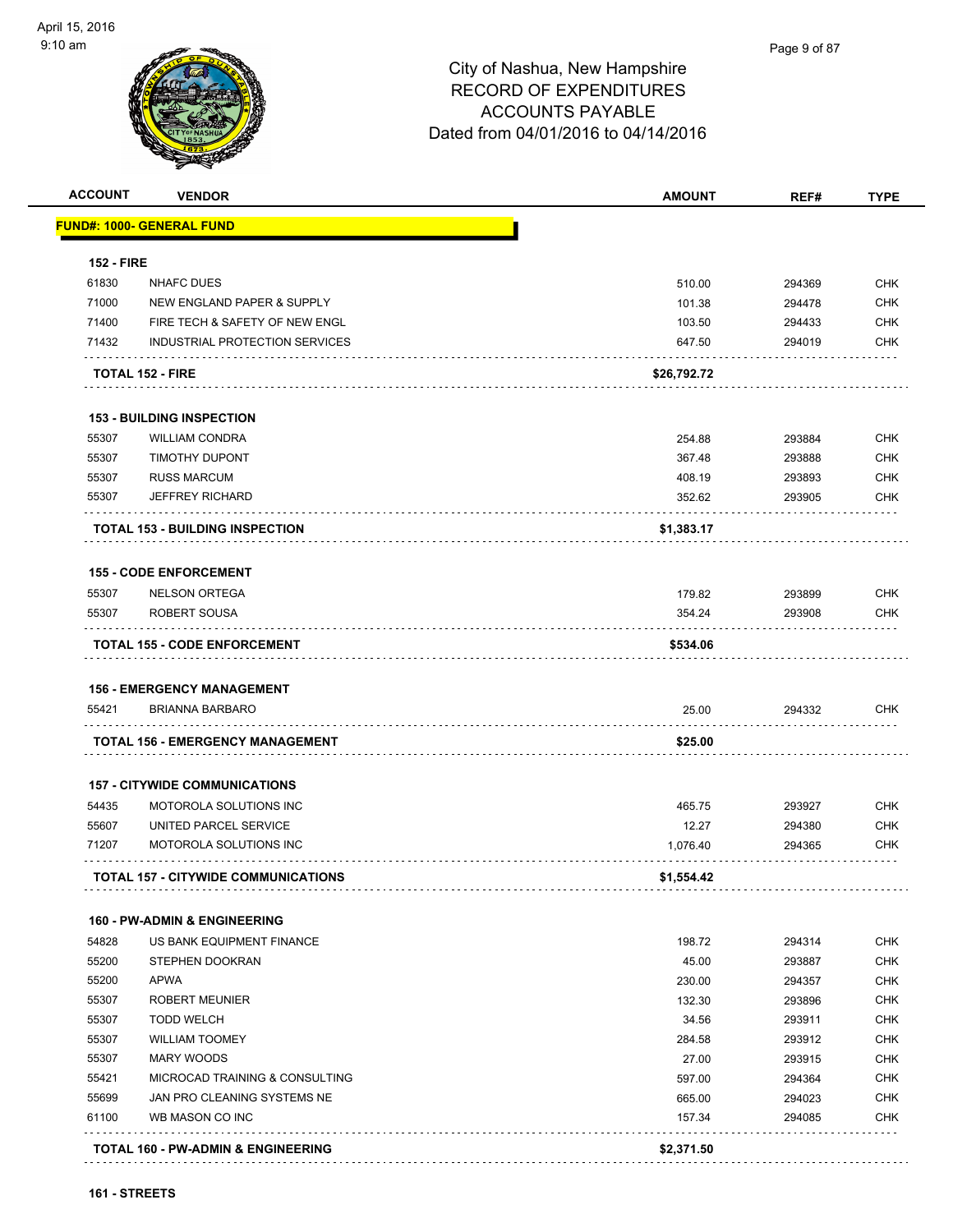City of Nashua, New Hampshire
RECORD OF EXPENDITURES
ACCOUNTS PAYABLE
Dated from 04/01/2016 to 04/14/2016

| ACCOUNT | VENDOR | AMOUNT | REF# | TYPE |
|---|---|---|---|---|
| **FUND#: 1000- GENERAL FUND** | | | | |
| **152 - FIRE** | | | | |
| 61830 | NHAFC DUES | 510.00 | 294369 | CHK |
| 71000 | NEW ENGLAND PAPER & SUPPLY | 101.38 | 294478 | CHK |
| 71400 | FIRE TECH & SAFETY OF NEW ENGL | 103.50 | 294433 | CHK |
| 71432 | INDUSTRIAL PROTECTION SERVICES | 647.50 | 294019 | CHK |
| **TOTAL 152 - FIRE** | | **$26,792.72** | | |
| **153 - BUILDING INSPECTION** | | | | |
| 55307 | WILLIAM CONDRA | 254.88 | 293884 | CHK |
| 55307 | TIMOTHY DUPONT | 367.48 | 293888 | CHK |
| 55307 | RUSS MARCUM | 408.19 | 293893 | CHK |
| 55307 | JEFFREY RICHARD | 352.62 | 293905 | CHK |
| **TOTAL 153 - BUILDING INSPECTION** | | **$1,383.17** | | |
| **155 - CODE ENFORCEMENT** | | | | |
| 55307 | NELSON ORTEGA | 179.82 | 293899 | CHK |
| 55307 | ROBERT SOUSA | 354.24 | 293908 | CHK |
| **TOTAL 155 - CODE ENFORCEMENT** | | **$534.06** | | |
| **156 - EMERGENCY MANAGEMENT** | | | | |
| 55421 | BRIANNA BARBARO | 25.00 | 294332 | CHK |
| **TOTAL 156 - EMERGENCY MANAGEMENT** | | **$25.00** | | |
| **157 - CITYWIDE COMMUNICATIONS** | | | | |
| 54435 | MOTOROLA SOLUTIONS INC | 465.75 | 293927 | CHK |
| 55607 | UNITED PARCEL SERVICE | 12.27 | 294380 | CHK |
| 71207 | MOTOROLA SOLUTIONS INC | 1,076.40 | 294365 | CHK |
| **TOTAL 157 - CITYWIDE COMMUNICATIONS** | | **$1,554.42** | | |
| **160 - PW-ADMIN & ENGINEERING** | | | | |
| 54828 | US BANK EQUIPMENT FINANCE | 198.72 | 294314 | CHK |
| 55200 | STEPHEN DOOKRAN | 45.00 | 293887 | CHK |
| 55200 | APWA | 230.00 | 294357 | CHK |
| 55307 | ROBERT MEUNIER | 132.30 | 293896 | CHK |
| 55307 | TODD WELCH | 34.56 | 293911 | CHK |
| 55307 | WILLIAM TOOMEY | 284.58 | 293912 | CHK |
| 55307 | MARY WOODS | 27.00 | 293915 | CHK |
| 55421 | MICROCAD TRAINING & CONSULTING | 597.00 | 294364 | CHK |
| 55699 | JAN PRO CLEANING SYSTEMS NE | 665.00 | 294023 | CHK |
| 61100 | WB MASON CO INC | 157.34 | 294085 | CHK |
| **TOTAL 160 - PW-ADMIN & ENGINEERING** | | **$2,371.50** | | |

**161 - STREETS**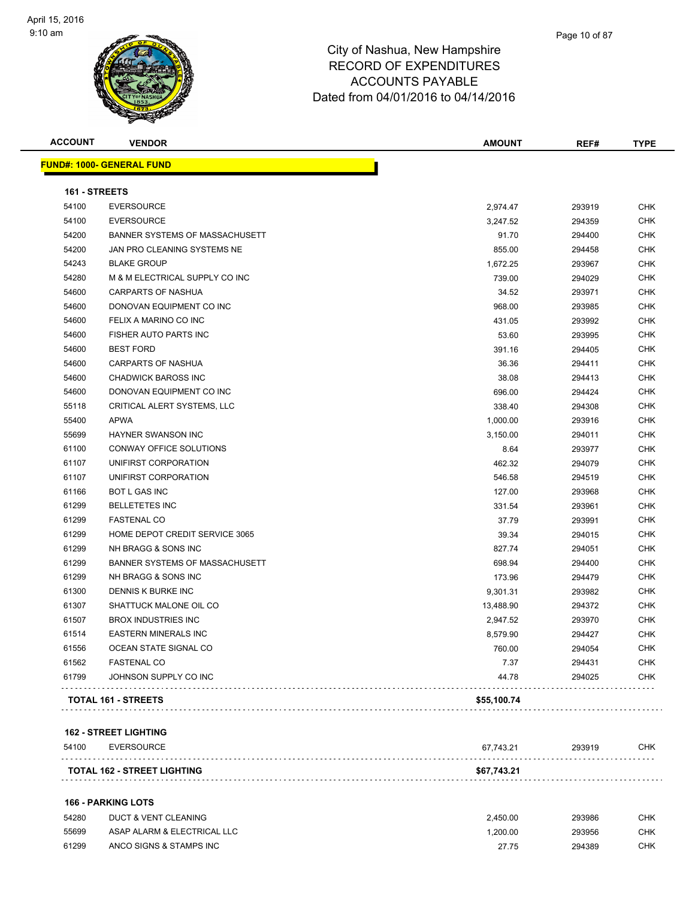City of Nashua, New Hampshire
RECORD OF EXPENDITURES
ACCOUNTS PAYABLE
Dated from 04/01/2016 to 04/14/2016

| ACCOUNT | VENDOR | AMOUNT | REF# | TYPE |
|---|---|---|---|---|
| **FUND#: 1000- GENERAL FUND** | | | | |
| **161 - STREETS** | | | | |
| 54100 | EVERSOURCE | 2,974.47 | 293919 | CHK |
| 54100 | EVERSOURCE | 3,247.52 | 294359 | CHK |
| 54200 | BANNER SYSTEMS OF MASSACHUSETT | 91.70 | 294400 | CHK |
| 54200 | JAN PRO CLEANING SYSTEMS NE | 855.00 | 294458 | CHK |
| 54243 | BLAKE GROUP | 1,672.25 | 293967 | CHK |
| 54280 | M & M ELECTRICAL SUPPLY CO INC | 739.00 | 294029 | CHK |
| 54600 | CARPARTS OF NASHUA | 34.52 | 293971 | CHK |
| 54600 | DONOVAN EQUIPMENT CO INC | 968.00 | 293985 | CHK |
| 54600 | FELIX A MARINO CO INC | 431.05 | 293992 | CHK |
| 54600 | FISHER AUTO PARTS INC | 53.60 | 293995 | CHK |
| 54600 | BEST FORD | 391.16 | 294405 | CHK |
| 54600 | CARPARTS OF NASHUA | 36.36 | 294411 | CHK |
| 54600 | CHADWICK BAROSS INC | 38.08 | 294413 | CHK |
| 54600 | DONOVAN EQUIPMENT CO INC | 696.00 | 294424 | CHK |
| 55118 | CRITICAL ALERT SYSTEMS, LLC | 338.40 | 294308 | CHK |
| 55400 | APWA | 1,000.00 | 293916 | CHK |
| 55699 | HAYNER SWANSON INC | 3,150.00 | 294011 | CHK |
| 61100 | CONWAY OFFICE SOLUTIONS | 8.64 | 293977 | CHK |
| 61107 | UNIFIRST CORPORATION | 462.32 | 294079 | CHK |
| 61107 | UNIFIRST CORPORATION | 546.58 | 294519 | CHK |
| 61166 | BOT L GAS INC | 127.00 | 293968 | CHK |
| 61299 | BELLETETES INC | 331.54 | 293961 | CHK |
| 61299 | FASTENAL CO | 37.79 | 293991 | CHK |
| 61299 | HOME DEPOT CREDIT SERVICE 3065 | 39.34 | 294015 | CHK |
| 61299 | NH BRAGG & SONS INC | 827.74 | 294051 | CHK |
| 61299 | BANNER SYSTEMS OF MASSACHUSETT | 698.94 | 294400 | CHK |
| 61299 | NH BRAGG & SONS INC | 173.96 | 294479 | CHK |
| 61300 | DENNIS K BURKE INC | 9,301.31 | 293982 | CHK |
| 61307 | SHATTUCK MALONE OIL CO | 13,488.90 | 294372 | CHK |
| 61507 | BROX INDUSTRIES INC | 2,947.52 | 293970 | CHK |
| 61514 | EASTERN MINERALS INC | 8,579.90 | 294427 | CHK |
| 61556 | OCEAN STATE SIGNAL CO | 760.00 | 294054 | CHK |
| 61562 | FASTENAL CO | 7.37 | 294431 | CHK |
| 61799 | JOHNSON SUPPLY CO INC | 44.78 | 294025 | CHK |
| **TOTAL 161 - STREETS** | | **$55,100.74** | | |
| **162 - STREET LIGHTING** | | | | |
| 54100 | EVERSOURCE | 67,743.21 | 293919 | CHK |
| **TOTAL 162 - STREET LIGHTING** | | **$67,743.21** | | |
| **166 - PARKING LOTS** | | | | |
| 54280 | DUCT & VENT CLEANING | 2,450.00 | 293986 | CHK |
| 55699 | ASAP ALARM & ELECTRICAL LLC | 1,200.00 | 293956 | CHK |
| 61299 | ANCO SIGNS & STAMPS INC | 27.75 | 294389 | CHK |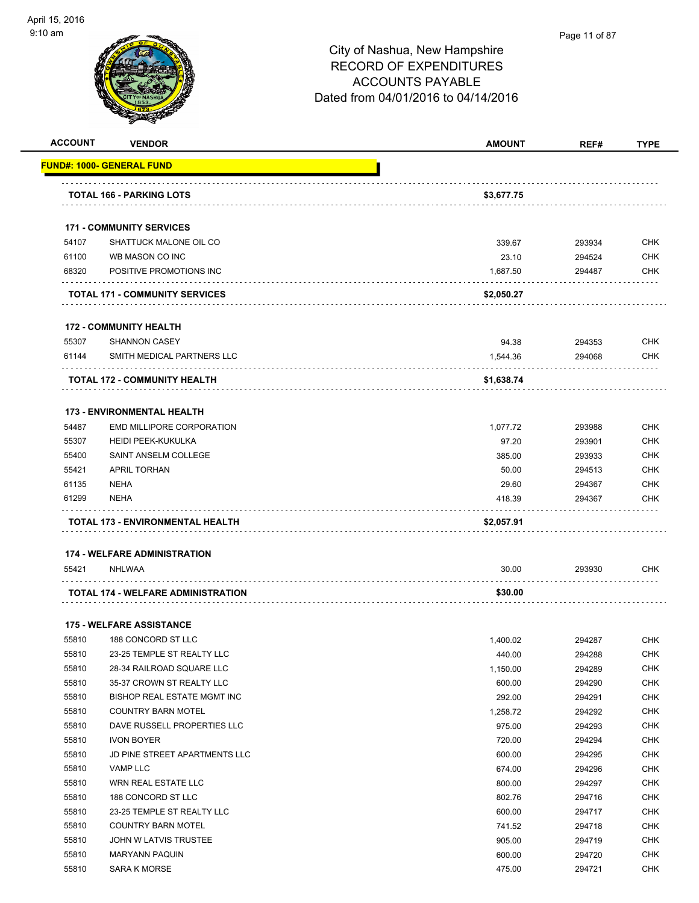# City of Nashua, New Hampshire
## RECORD OF EXPENDITURES
## ACCOUNTS PAYABLE
## Dated from 04/01/2016 to 04/14/2016

| ACCOUNT | VENDOR | AMOUNT | REF# | TYPE |
|---|---|---|---|---|
| **FUND#: 1000- GENERAL FUND** | | | | |
| | **TOTAL 166 - PARKING LOTS** | **$3,677.75** | | |
| | **171 - COMMUNITY SERVICES** | | | |
| 54107 | SHATTUCK MALONE OIL CO | 339.67 | 293934 | CHK |
| 61100 | WB MASON CO INC | 23.10 | 294524 | CHK |
| 68320 | POSITIVE PROMOTIONS INC | 1,687.50 | 294487 | CHK |
| | **TOTAL 171 - COMMUNITY SERVICES** | **$2,050.27** | | |
| | **172 - COMMUNITY HEALTH** | | | |
| 55307 | SHANNON CASEY | 94.38 | 294353 | CHK |
| 61144 | SMITH MEDICAL PARTNERS LLC | 1,544.36 | 294068 | CHK |
| | **TOTAL 172 - COMMUNITY HEALTH** | **$1,638.74** | | |
| | **173 - ENVIRONMENTAL HEALTH** | | | |
| 54487 | EMD MILLIPORE CORPORATION | 1,077.72 | 293988 | CHK |
| 55307 | HEIDI PEEK-KUKULKA | 97.20 | 293901 | CHK |
| 55400 | SAINT ANSELM COLLEGE | 385.00 | 293933 | CHK |
| 55421 | APRIL TORHAN | 50.00 | 294513 | CHK |
| 61135 | NEHA | 29.60 | 294367 | CHK |
| 61299 | NEHA | 418.39 | 294367 | CHK |
| | **TOTAL 173 - ENVIRONMENTAL HEALTH** | **$2,057.91** | | |
| | **174 - WELFARE ADMINISTRATION** | | | |
| 55421 | NHLWAA | 30.00 | 293930 | CHK |
| | **TOTAL 174 - WELFARE ADMINISTRATION** | **$30.00** | | |
| | **175 - WELFARE ASSISTANCE** | | | |
| 55810 | 188 CONCORD ST LLC | 1,400.02 | 294287 | CHK |
| 55810 | 23-25 TEMPLE ST REALTY LLC | 440.00 | 294288 | CHK |
| 55810 | 28-34 RAILROAD SQUARE LLC | 1,150.00 | 294289 | CHK |
| 55810 | 35-37 CROWN ST REALTY LLC | 600.00 | 294290 | CHK |
| 55810 | BISHOP REAL ESTATE MGMT INC | 292.00 | 294291 | CHK |
| 55810 | COUNTRY BARN MOTEL | 1,258.72 | 294292 | CHK |
| 55810 | DAVE RUSSELL PROPERTIES LLC | 975.00 | 294293 | CHK |
| 55810 | IVON BOYER | 720.00 | 294294 | CHK |
| 55810 | JD PINE STREET APARTMENTS LLC | 600.00 | 294295 | CHK |
| 55810 | VAMP LLC | 674.00 | 294296 | CHK |
| 55810 | WRN REAL ESTATE LLC | 800.00 | 294297 | CHK |
| 55810 | 188 CONCORD ST LLC | 802.76 | 294716 | CHK |
| 55810 | 23-25 TEMPLE ST REALTY LLC | 600.00 | 294717 | CHK |
| 55810 | COUNTRY BARN MOTEL | 741.52 | 294718 | CHK |
| 55810 | JOHN W LATVIS TRUSTEE | 905.00 | 294719 | CHK |
| 55810 | MARYANN PAQUIN | 600.00 | 294720 | CHK |
| 55810 | SARA K MORSE | 475.00 | 294721 | CHK |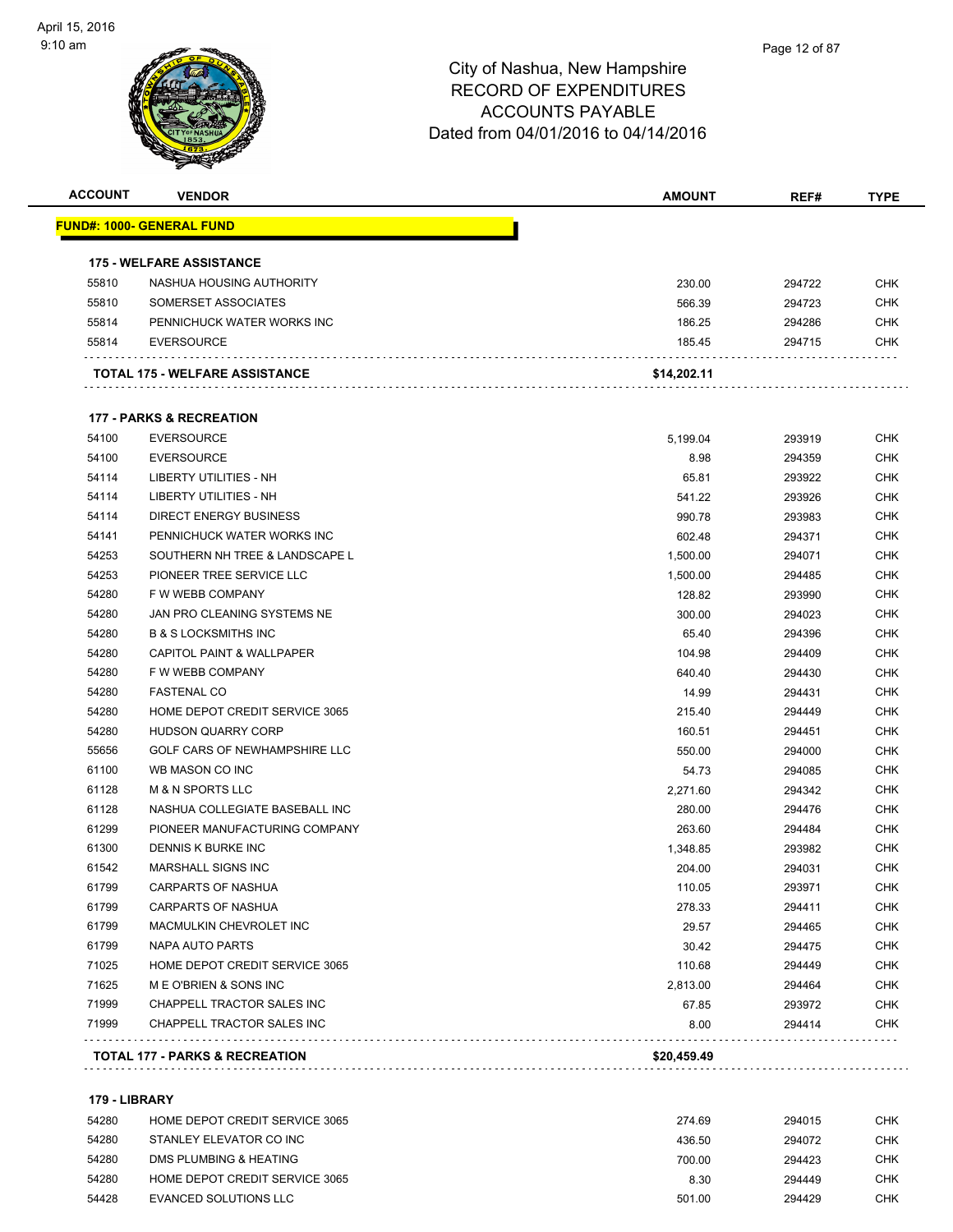# City of Nashua, New Hampshire
## RECORD OF EXPENDITURES
## ACCOUNTS PAYABLE
## Dated from 04/01/2016 to 04/14/2016

| ACCOUNT | VENDOR | AMOUNT | REF# | TYPE |
|---|---|---|---|---|
| **FUND#: 1000- GENERAL FUND** | | | | |
| **175 - WELFARE ASSISTANCE** | | | | |
| 55810 | NASHUA HOUSING AUTHORITY | 230.00 | 294722 | CHK |
| 55810 | SOMERSET ASSOCIATES | 566.39 | 294723 | CHK |
| 55814 | PENNICHUCK WATER WORKS INC | 186.25 | 294286 | CHK |
| 55814 | EVERSOURCE | 185.45 | 294715 | CHK |
| | **TOTAL 175 - WELFARE ASSISTANCE** | **$14,202.11** | | |
| **177 - PARKS & RECREATION** | | | | |
| 54100 | EVERSOURCE | 5,199.04 | 293919 | CHK |
| 54100 | EVERSOURCE | 8.98 | 294359 | CHK |
| 54114 | LIBERTY UTILITIES - NH | 65.81 | 293922 | CHK |
| 54114 | LIBERTY UTILITIES - NH | 541.22 | 293926 | CHK |
| 54114 | DIRECT ENERGY BUSINESS | 990.78 | 293983 | CHK |
| 54141 | PENNICHUCK WATER WORKS INC | 602.48 | 294371 | CHK |
| 54253 | SOUTHERN NH TREE & LANDSCAPE L | 1,500.00 | 294071 | CHK |
| 54253 | PIONEER TREE SERVICE LLC | 1,500.00 | 294485 | CHK |
| 54280 | F W WEBB COMPANY | 128.82 | 293990 | CHK |
| 54280 | JAN PRO CLEANING SYSTEMS NE | 300.00 | 294023 | CHK |
| 54280 | B & S LOCKSMITHS INC | 65.40 | 294396 | CHK |
| 54280 | CAPITOL PAINT & WALLPAPER | 104.98 | 294409 | CHK |
| 54280 | F W WEBB COMPANY | 640.40 | 294430 | CHK |
| 54280 | FASTENAL CO | 14.99 | 294431 | CHK |
| 54280 | HOME DEPOT CREDIT SERVICE 3065 | 215.40 | 294449 | CHK |
| 54280 | HUDSON QUARRY CORP | 160.51 | 294451 | CHK |
| 55656 | GOLF CARS OF NEWHAMPSHIRE LLC | 550.00 | 294000 | CHK |
| 61100 | WB MASON CO INC | 54.73 | 294085 | CHK |
| 61128 | M & N SPORTS LLC | 2,271.60 | 294342 | CHK |
| 61128 | NASHUA COLLEGIATE BASEBALL INC | 280.00 | 294476 | CHK |
| 61299 | PIONEER MANUFACTURING COMPANY | 263.60 | 294484 | CHK |
| 61300 | DENNIS K BURKE INC | 1,348.85 | 293982 | CHK |
| 61542 | MARSHALL SIGNS INC | 204.00 | 294031 | CHK |
| 61799 | CARPARTS OF NASHUA | 110.05 | 293971 | CHK |
| 61799 | CARPARTS OF NASHUA | 278.33 | 294411 | CHK |
| 61799 | MACMULKIN CHEVROLET INC | 29.57 | 294465 | CHK |
| 61799 | NAPA AUTO PARTS | 30.42 | 294475 | CHK |
| 71025 | HOME DEPOT CREDIT SERVICE 3065 | 110.68 | 294449 | CHK |
| 71625 | M E O'BRIEN & SONS INC | 2,813.00 | 294464 | CHK |
| 71999 | CHAPPELL TRACTOR SALES INC | 67.85 | 293972 | CHK |
| 71999 | CHAPPELL TRACTOR SALES INC | 8.00 | 294414 | CHK |
| | **TOTAL 177 - PARKS & RECREATION** | **$20,459.49** | | |
| **179 - LIBRARY** | | | | |
| 54280 | HOME DEPOT CREDIT SERVICE 3065 | 274.69 | 294015 | CHK |
| 54280 | STANLEY ELEVATOR CO INC | 436.50 | 294072 | CHK |
| 54280 | DMS PLUMBING & HEATING | 700.00 | 294423 | CHK |
| 54280 | HOME DEPOT CREDIT SERVICE 3065 | 8.30 | 294449 | CHK |
| 54428 | EVANCED SOLUTIONS LLC | 501.00 | 294429 | CHK |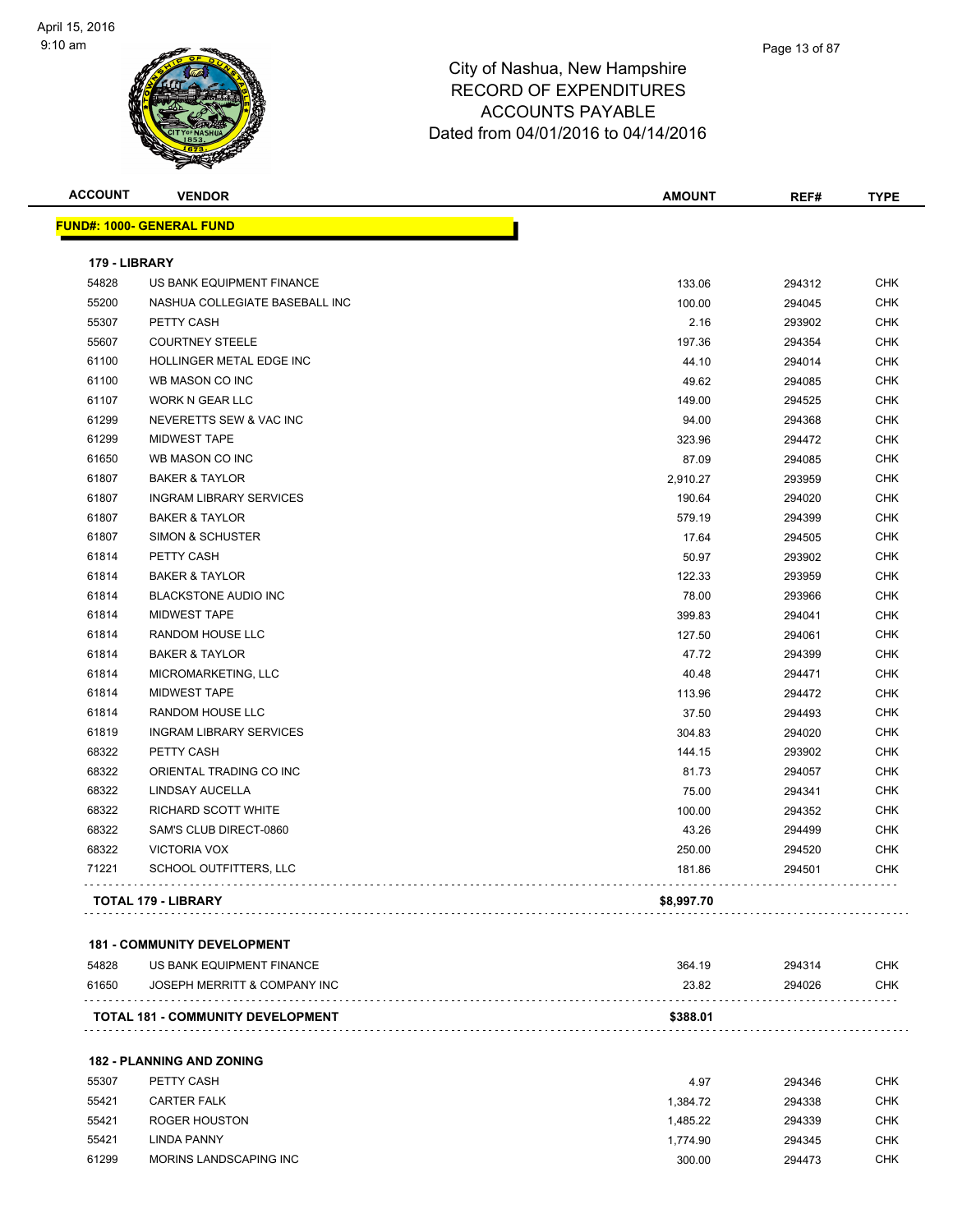# City of Nashua, New Hampshire
## RECORD OF EXPENDITURES
## ACCOUNTS PAYABLE
## Dated from 04/01/2016 to 04/14/2016

| ACCOUNT | VENDOR | AMOUNT | REF# | TYPE |
|---|---|---|---|---|
| **FUND#: 1000- GENERAL FUND** | | | | |
| **179 - LIBRARY** | | | | |
| 54828 | US BANK EQUIPMENT FINANCE | 133.06 | 294312 | CHK |
| 55200 | NASHUA COLLEGIATE BASEBALL INC | 100.00 | 294045 | CHK |
| 55307 | PETTY CASH | 2.16 | 293902 | CHK |
| 55607 | COURTNEY STEELE | 197.36 | 294354 | CHK |
| 61100 | HOLLINGER METAL EDGE INC | 44.10 | 294014 | CHK |
| 61100 | WB MASON CO INC | 49.62 | 294085 | CHK |
| 61107 | WORK N GEAR LLC | 149.00 | 294525 | CHK |
| 61299 | NEVERETTS SEW & VAC INC | 94.00 | 294368 | CHK |
| 61299 | MIDWEST TAPE | 323.96 | 294472 | CHK |
| 61650 | WB MASON CO INC | 87.09 | 294085 | CHK |
| 61807 | BAKER & TAYLOR | 2,910.27 | 293959 | CHK |
| 61807 | INGRAM LIBRARY SERVICES | 190.64 | 294020 | CHK |
| 61807 | BAKER & TAYLOR | 579.19 | 294399 | CHK |
| 61807 | SIMON & SCHUSTER | 17.64 | 294505 | CHK |
| 61814 | PETTY CASH | 50.97 | 293902 | CHK |
| 61814 | BAKER & TAYLOR | 122.33 | 293959 | CHK |
| 61814 | BLACKSTONE AUDIO INC | 78.00 | 293966 | CHK |
| 61814 | MIDWEST TAPE | 399.83 | 294041 | CHK |
| 61814 | RANDOM HOUSE LLC | 127.50 | 294061 | CHK |
| 61814 | BAKER & TAYLOR | 47.72 | 294399 | CHK |
| 61814 | MICROMARKETING, LLC | 40.48 | 294471 | CHK |
| 61814 | MIDWEST TAPE | 113.96 | 294472 | CHK |
| 61814 | RANDOM HOUSE LLC | 37.50 | 294493 | CHK |
| 61819 | INGRAM LIBRARY SERVICES | 304.83 | 294020 | CHK |
| 68322 | PETTY CASH | 144.15 | 293902 | CHK |
| 68322 | ORIENTAL TRADING CO INC | 81.73 | 294057 | CHK |
| 68322 | LINDSAY AUCELLA | 75.00 | 294341 | CHK |
| 68322 | RICHARD SCOTT WHITE | 100.00 | 294352 | CHK |
| 68322 | SAM'S CLUB DIRECT-0860 | 43.26 | 294499 | CHK |
| 68322 | VICTORIA VOX | 250.00 | 294520 | CHK |
| 71221 | SCHOOL OUTFITTERS, LLC | 181.86 | 294501 | CHK |
| | **TOTAL 179 - LIBRARY** | **$8,997.70** | | |
| **181 - COMMUNITY DEVELOPMENT** | | | | |
| 54828 | US BANK EQUIPMENT FINANCE | 364.19 | 294314 | CHK |
| 61650 | JOSEPH MERRITT & COMPANY INC | 23.82 | 294026 | CHK |
| | **TOTAL 181 - COMMUNITY DEVELOPMENT** | **$388.01** | | |
| **182 - PLANNING AND ZONING** | | | | |
| 55307 | PETTY CASH | 4.97 | 294346 | CHK |
| 55421 | CARTER FALK | 1,384.72 | 294338 | CHK |
| 55421 | ROGER HOUSTON | 1,485.22 | 294339 | CHK |
| 55421 | LINDA PANNY | 1,774.90 | 294345 | CHK |
| 61299 | MORINS LANDSCAPING INC | 300.00 | 294473 | CHK |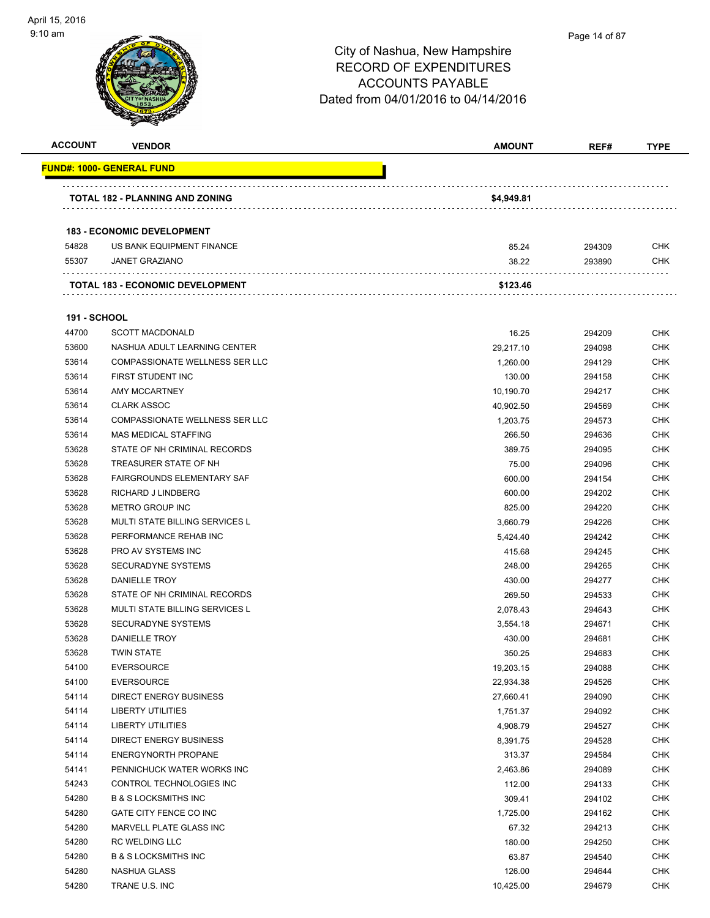City of Nashua, New Hampshire
RECORD OF EXPENDITURES
ACCOUNTS PAYABLE
Dated from 04/01/2016 to 04/14/2016

| ACCOUNT | VENDOR | AMOUNT | REF# | TYPE |
|---|---|---|---|---|
| **FUND#: 1000- GENERAL FUND** | | | | |
| | **TOTAL 182 - PLANNING AND ZONING** | **$4,949.81** | | |
| **183 - ECONOMIC DEVELOPMENT** | | | | |
| 54828 | US BANK EQUIPMENT FINANCE | 85.24 | 294309 | CHK |
| 55307 | JANET GRAZIANO | 38.22 | 293890 | CHK |
| | **TOTAL 183 - ECONOMIC DEVELOPMENT** | **$123.46** | | |
| **191 - SCHOOL** | | | | |
| 44700 | SCOTT MACDONALD | 16.25 | 294209 | CHK |
| 53600 | NASHUA ADULT LEARNING CENTER | 29,217.10 | 294098 | CHK |
| 53614 | COMPASSIONATE WELLNESS SER LLC | 1,260.00 | 294129 | CHK |
| 53614 | FIRST STUDENT INC | 130.00 | 294158 | CHK |
| 53614 | AMY MCCARTNEY | 10,190.70 | 294217 | CHK |
| 53614 | CLARK ASSOC | 40,902.50 | 294569 | CHK |
| 53614 | COMPASSIONATE WELLNESS SER LLC | 1,203.75 | 294573 | CHK |
| 53614 | MAS MEDICAL STAFFING | 266.50 | 294636 | CHK |
| 53628 | STATE OF NH CRIMINAL RECORDS | 389.75 | 294095 | CHK |
| 53628 | TREASURER STATE OF NH | 75.00 | 294096 | CHK |
| 53628 | FAIRGROUNDS ELEMENTARY SAF | 600.00 | 294154 | CHK |
| 53628 | RICHARD J LINDBERG | 600.00 | 294202 | CHK |
| 53628 | METRO GROUP INC | 825.00 | 294220 | CHK |
| 53628 | MULTI STATE BILLING SERVICES L | 3,660.79 | 294226 | CHK |
| 53628 | PERFORMANCE REHAB INC | 5,424.40 | 294242 | CHK |
| 53628 | PRO AV SYSTEMS INC | 415.68 | 294245 | CHK |
| 53628 | SECURADYNE SYSTEMS | 248.00 | 294265 | CHK |
| 53628 | DANIELLE TROY | 430.00 | 294277 | CHK |
| 53628 | STATE OF NH CRIMINAL RECORDS | 269.50 | 294533 | CHK |
| 53628 | MULTI STATE BILLING SERVICES L | 2,078.43 | 294643 | CHK |
| 53628 | SECURADYNE SYSTEMS | 3,554.18 | 294671 | CHK |
| 53628 | DANIELLE TROY | 430.00 | 294681 | CHK |
| 53628 | TWIN STATE | 350.25 | 294683 | CHK |
| 54100 | EVERSOURCE | 19,203.15 | 294088 | CHK |
| 54100 | EVERSOURCE | 22,934.38 | 294526 | CHK |
| 54114 | DIRECT ENERGY BUSINESS | 27,660.41 | 294090 | CHK |
| 54114 | LIBERTY UTILITIES | 1,751.37 | 294092 | CHK |
| 54114 | LIBERTY UTILITIES | 4,908.79 | 294527 | CHK |
| 54114 | DIRECT ENERGY BUSINESS | 8,391.75 | 294528 | CHK |
| 54114 | ENERGYNORTH PROPANE | 313.37 | 294584 | CHK |
| 54141 | PENNICHUCK WATER WORKS INC | 2,463.86 | 294089 | CHK |
| 54243 | CONTROL TECHNOLOGIES INC | 112.00 | 294133 | CHK |
| 54280 | B & S LOCKSMITHS INC | 309.41 | 294102 | CHK |
| 54280 | GATE CITY FENCE CO INC | 1,725.00 | 294162 | CHK |
| 54280 | MARVELL PLATE GLASS INC | 67.32 | 294213 | CHK |
| 54280 | RC WELDING LLC | 180.00 | 294250 | CHK |
| 54280 | B & S LOCKSMITHS INC | 63.87 | 294540 | CHK |
| 54280 | NASHUA GLASS | 126.00 | 294644 | CHK |
| 54280 | TRANE U.S. INC | 10,425.00 | 294679 | CHK |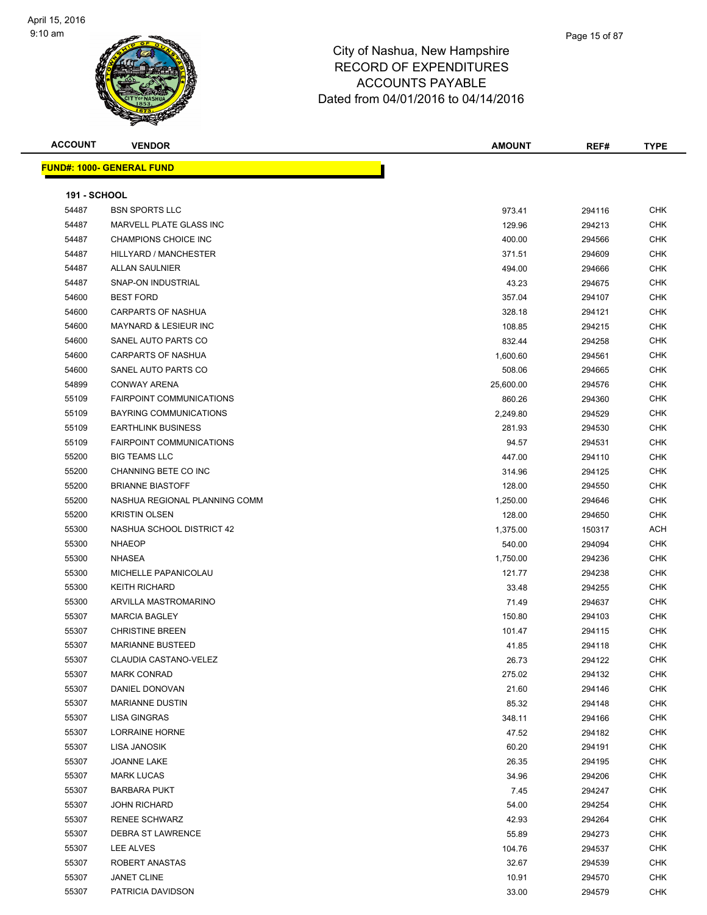# City of Nashua, New Hampshire
## RECORD OF EXPENDITURES
## ACCOUNTS PAYABLE
## Dated from 04/01/2016 to 04/14/2016

April 15, 2016
9:10 am

| ACCOUNT | VENDOR | AMOUNT | REF# | TYPE |
|---|---|---|---|---|

**FUND#: 1000- GENERAL FUND**

**191 - SCHOOL**

| ACCOUNT | VENDOR | AMOUNT | REF# | TYPE |
|---|---|---|---|---|
| 54487 | BSN SPORTS LLC | 973.41 | 294116 | CHK |
| 54487 | MARVELL PLATE GLASS INC | 129.96 | 294213 | CHK |
| 54487 | CHAMPIONS CHOICE INC | 400.00 | 294566 | CHK |
| 54487 | HILLYARD / MANCHESTER | 371.51 | 294609 | CHK |
| 54487 | ALLAN SAULNIER | 494.00 | 294666 | CHK |
| 54487 | SNAP-ON INDUSTRIAL | 43.23 | 294675 | CHK |
| 54600 | BEST FORD | 357.04 | 294107 | CHK |
| 54600 | CARPARTS OF NASHUA | 328.18 | 294121 | CHK |
| 54600 | MAYNARD & LESIEUR INC | 108.85 | 294215 | CHK |
| 54600 | SANEL AUTO PARTS CO | 832.44 | 294258 | CHK |
| 54600 | CARPARTS OF NASHUA | 1,600.60 | 294561 | CHK |
| 54600 | SANEL AUTO PARTS CO | 508.06 | 294665 | CHK |
| 54899 | CONWAY ARENA | 25,600.00 | 294576 | CHK |
| 55109 | FAIRPOINT COMMUNICATIONS | 860.26 | 294360 | CHK |
| 55109 | BAYRING COMMUNICATIONS | 2,249.80 | 294529 | CHK |
| 55109 | EARTHLINK BUSINESS | 281.93 | 294530 | CHK |
| 55109 | FAIRPOINT COMMUNICATIONS | 94.57 | 294531 | CHK |
| 55200 | BIG TEAMS LLC | 447.00 | 294110 | CHK |
| 55200 | CHANNING BETE CO INC | 314.96 | 294125 | CHK |
| 55200 | BRIANNE BIASTOFF | 128.00 | 294550 | CHK |
| 55200 | NASHUA REGIONAL PLANNING COMM | 1,250.00 | 294646 | CHK |
| 55200 | KRISTIN OLSEN | 128.00 | 294650 | CHK |
| 55300 | NASHUA SCHOOL DISTRICT 42 | 1,375.00 | 150317 | ACH |
| 55300 | NHAEOP | 540.00 | 294094 | CHK |
| 55300 | NHASEA | 1,750.00 | 294236 | CHK |
| 55300 | MICHELLE PAPANICOLAU | 121.77 | 294238 | CHK |
| 55300 | KEITH RICHARD | 33.48 | 294255 | CHK |
| 55300 | ARVILLA MASTROMARINO | 71.49 | 294637 | CHK |
| 55307 | MARCIA BAGLEY | 150.80 | 294103 | CHK |
| 55307 | CHRISTINE BREEN | 101.47 | 294115 | CHK |
| 55307 | MARIANNE BUSTEED | 41.85 | 294118 | CHK |
| 55307 | CLAUDIA CASTANO-VELEZ | 26.73 | 294122 | CHK |
| 55307 | MARK CONRAD | 275.02 | 294132 | CHK |
| 55307 | DANIEL DONOVAN | 21.60 | 294146 | CHK |
| 55307 | MARIANNE DUSTIN | 85.32 | 294148 | CHK |
| 55307 | LISA GINGRAS | 348.11 | 294166 | CHK |
| 55307 | LORRAINE HORNE | 47.52 | 294182 | CHK |
| 55307 | LISA JANOSIK | 60.20 | 294191 | CHK |
| 55307 | JOANNE LAKE | 26.35 | 294195 | CHK |
| 55307 | MARK LUCAS | 34.96 | 294206 | CHK |
| 55307 | BARBARA PUKT | 7.45 | 294247 | CHK |
| 55307 | JOHN RICHARD | 54.00 | 294254 | CHK |
| 55307 | RENEE SCHWARZ | 42.93 | 294264 | CHK |
| 55307 | DEBRA ST LAWRENCE | 55.89 | 294273 | CHK |
| 55307 | LEE ALVES | 104.76 | 294537 | CHK |
| 55307 | ROBERT ANASTAS | 32.67 | 294539 | CHK |
| 55307 | JANET CLINE | 10.91 | 294570 | CHK |
| 55307 | PATRICIA DAVIDSON | 33.00 | 294579 | CHK |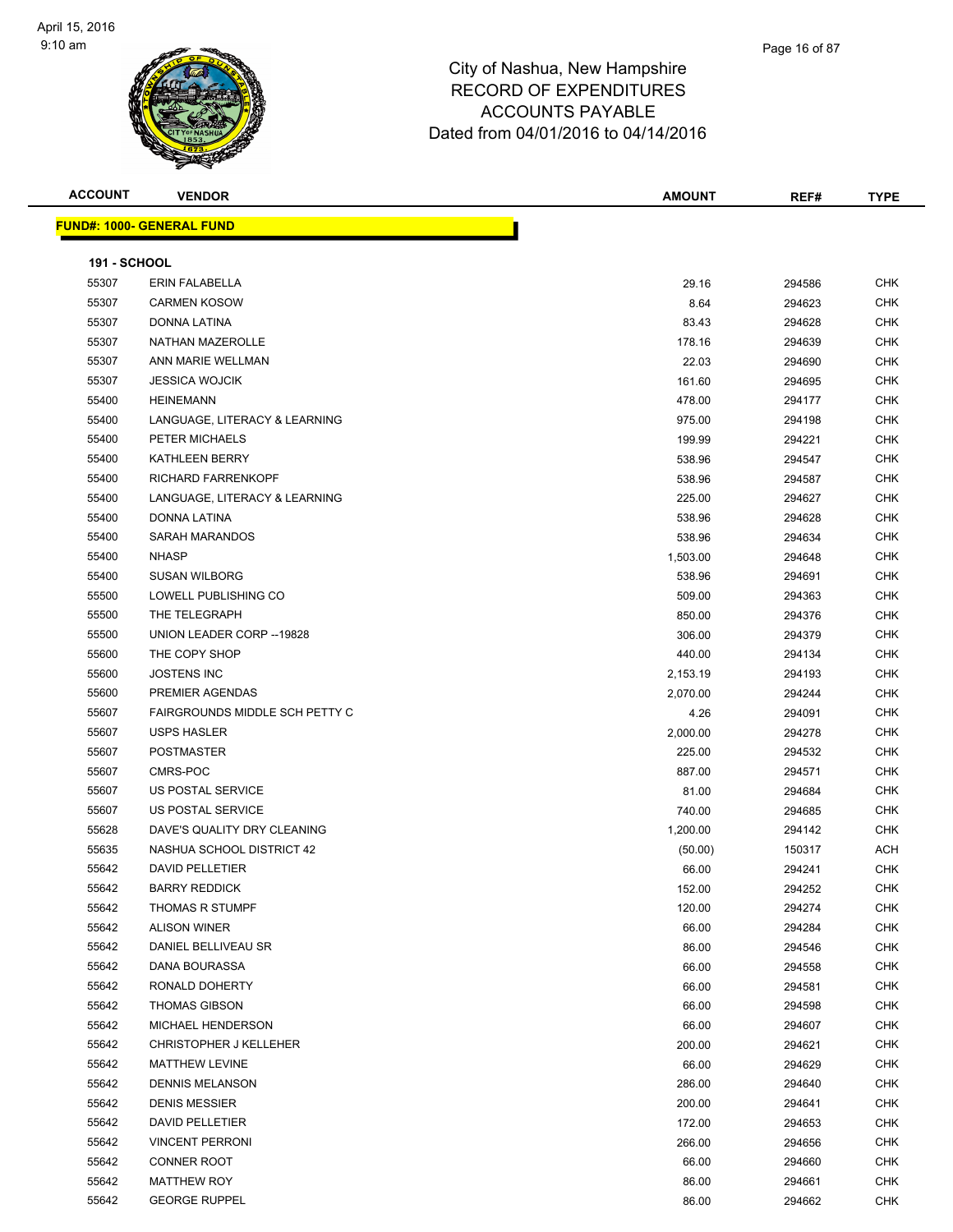# City of Nashua, New Hampshire
## RECORD OF EXPENDITURES
## ACCOUNTS PAYABLE
## Dated from 04/01/2016 to 04/14/2016

| ACCOUNT | VENDOR | AMOUNT | REF# | TYPE |
|---|---|---|---|---|
| **FUND#: 1000- GENERAL FUND** | | | | |
| **191 - SCHOOL** | | | | |
| 55307 | ERIN FALABELLA | 29.16 | 294586 | CHK |
| 55307 | CARMEN KOSOW | 8.64 | 294623 | CHK |
| 55307 | DONNA LATINA | 83.43 | 294628 | CHK |
| 55307 | NATHAN MAZEROLLE | 178.16 | 294639 | CHK |
| 55307 | ANN MARIE WELLMAN | 22.03 | 294690 | CHK |
| 55307 | JESSICA WOJCIK | 161.60 | 294695 | CHK |
| 55400 | HEINEMANN | 478.00 | 294177 | CHK |
| 55400 | LANGUAGE, LITERACY & LEARNING | 975.00 | 294198 | CHK |
| 55400 | PETER MICHAELS | 199.99 | 294221 | CHK |
| 55400 | KATHLEEN BERRY | 538.96 | 294547 | CHK |
| 55400 | RICHARD FARRENKOPF | 538.96 | 294587 | CHK |
| 55400 | LANGUAGE, LITERACY & LEARNING | 225.00 | 294627 | CHK |
| 55400 | DONNA LATINA | 538.96 | 294628 | CHK |
| 55400 | SARAH MARANDOS | 538.96 | 294634 | CHK |
| 55400 | NHASP | 1,503.00 | 294648 | CHK |
| 55400 | SUSAN WILBORG | 538.96 | 294691 | CHK |
| 55500 | LOWELL PUBLISHING CO | 509.00 | 294363 | CHK |
| 55500 | THE TELEGRAPH | 850.00 | 294376 | CHK |
| 55500 | UNION LEADER CORP --19828 | 306.00 | 294379 | CHK |
| 55600 | THE COPY SHOP | 440.00 | 294134 | CHK |
| 55600 | JOSTENS INC | 2,153.19 | 294193 | CHK |
| 55600 | PREMIER AGENDAS | 2,070.00 | 294244 | CHK |
| 55607 | FAIRGROUNDS MIDDLE SCH PETTY C | 4.26 | 294091 | CHK |
| 55607 | USPS HASLER | 2,000.00 | 294278 | CHK |
| 55607 | POSTMASTER | 225.00 | 294532 | CHK |
| 55607 | CMRS-POC | 887.00 | 294571 | CHK |
| 55607 | US POSTAL SERVICE | 81.00 | 294684 | CHK |
| 55607 | US POSTAL SERVICE | 740.00 | 294685 | CHK |
| 55628 | DAVE'S QUALITY DRY CLEANING | 1,200.00 | 294142 | CHK |
| 55635 | NASHUA SCHOOL DISTRICT 42 | (50.00) | 150317 | ACH |
| 55642 | DAVID PELLETIER | 66.00 | 294241 | CHK |
| 55642 | BARRY REDDICK | 152.00 | 294252 | CHK |
| 55642 | THOMAS R STUMPF | 120.00 | 294274 | CHK |
| 55642 | ALISON WINER | 66.00 | 294284 | CHK |
| 55642 | DANIEL BELLIVEAU SR | 86.00 | 294546 | CHK |
| 55642 | DANA BOURASSA | 66.00 | 294558 | CHK |
| 55642 | RONALD DOHERTY | 66.00 | 294581 | CHK |
| 55642 | THOMAS GIBSON | 66.00 | 294598 | CHK |
| 55642 | MICHAEL HENDERSON | 66.00 | 294607 | CHK |
| 55642 | CHRISTOPHER J KELLEHER | 200.00 | 294621 | CHK |
| 55642 | MATTHEW LEVINE | 66.00 | 294629 | CHK |
| 55642 | DENNIS MELANSON | 286.00 | 294640 | CHK |
| 55642 | DENIS MESSIER | 200.00 | 294641 | CHK |
| 55642 | DAVID PELLETIER | 172.00 | 294653 | CHK |
| 55642 | VINCENT PERRONI | 266.00 | 294656 | CHK |
| 55642 | CONNER ROOT | 66.00 | 294660 | CHK |
| 55642 | MATTHEW ROY | 86.00 | 294661 | CHK |
| 55642 | GEORGE RUPPEL | 86.00 | 294662 | CHK |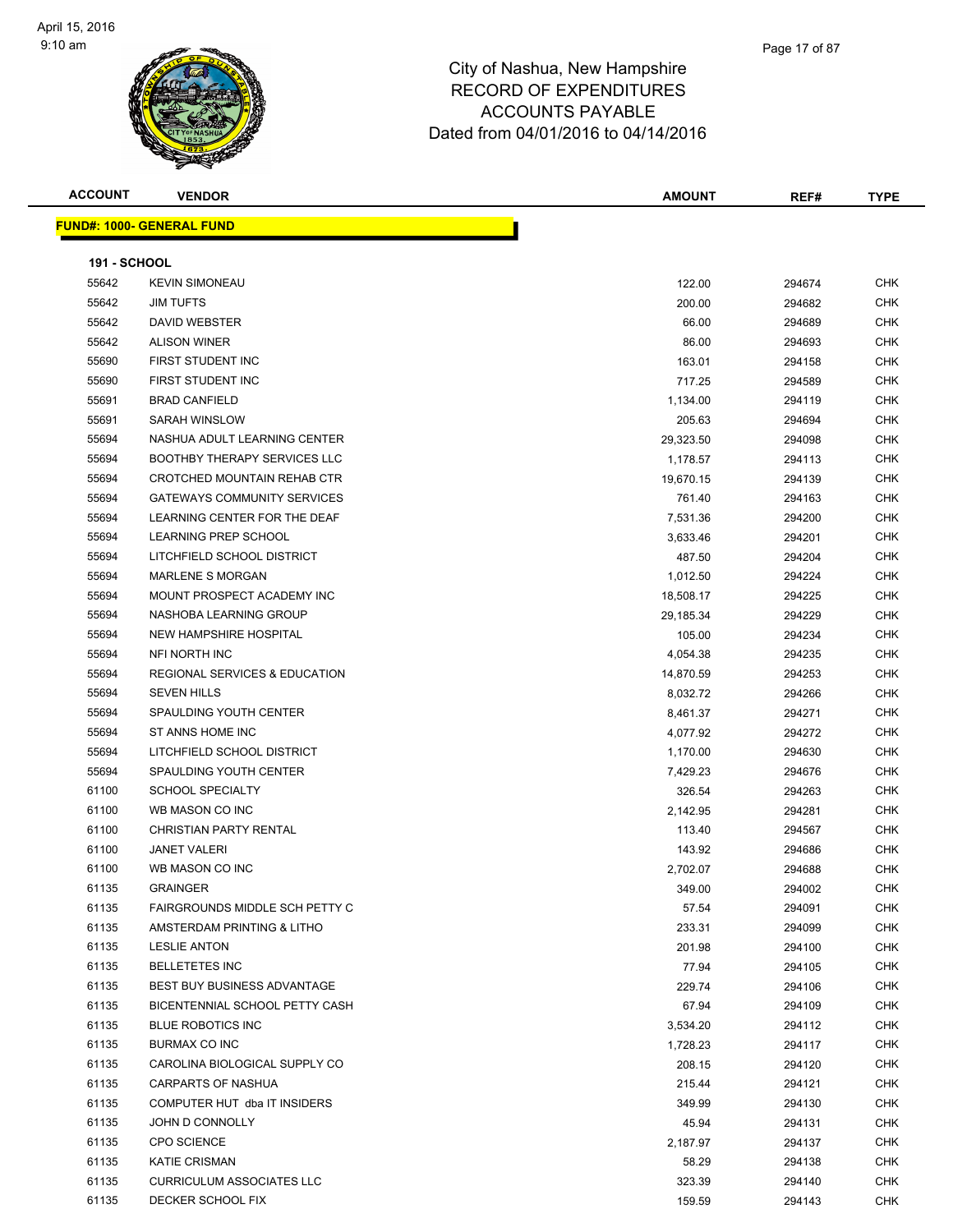# City of Nashua, New Hampshire
# RECORD OF EXPENDITURES
# ACCOUNTS PAYABLE
# Dated from 04/01/2016 to 04/14/2016

| ACCOUNT | VENDOR | AMOUNT | REF# | TYPE |
|---|---|---|---|---|

**FUND#: 1000- GENERAL FUND**

**191 - SCHOOL**

| ACCOUNT | VENDOR | AMOUNT | REF# | TYPE |
|---|---|---|---|---|
| 55642 | KEVIN SIMONEAU | 122.00 | 294674 | CHK |
| 55642 | JIM TUFTS | 200.00 | 294682 | CHK |
| 55642 | DAVID WEBSTER | 66.00 | 294689 | CHK |
| 55642 | ALISON WINER | 86.00 | 294693 | CHK |
| 55690 | FIRST STUDENT INC | 163.01 | 294158 | CHK |
| 55690 | FIRST STUDENT INC | 717.25 | 294589 | CHK |
| 55691 | BRAD CANFIELD | 1,134.00 | 294119 | CHK |
| 55691 | SARAH WINSLOW | 205.63 | 294694 | CHK |
| 55694 | NASHUA ADULT LEARNING CENTER | 29,323.50 | 294098 | CHK |
| 55694 | BOOTHBY THERAPY SERVICES LLC | 1,178.57 | 294113 | CHK |
| 55694 | CROTCHED MOUNTAIN REHAB CTR | 19,670.15 | 294139 | CHK |
| 55694 | GATEWAYS COMMUNITY SERVICES | 761.40 | 294163 | CHK |
| 55694 | LEARNING CENTER FOR THE DEAF | 7,531.36 | 294200 | CHK |
| 55694 | LEARNING PREP SCHOOL | 3,633.46 | 294201 | CHK |
| 55694 | LITCHFIELD SCHOOL DISTRICT | 487.50 | 294204 | CHK |
| 55694 | MARLENE S MORGAN | 1,012.50 | 294224 | CHK |
| 55694 | MOUNT PROSPECT ACADEMY INC | 18,508.17 | 294225 | CHK |
| 55694 | NASHOBA LEARNING GROUP | 29,185.34 | 294229 | CHK |
| 55694 | NEW HAMPSHIRE HOSPITAL | 105.00 | 294234 | CHK |
| 55694 | NFI NORTH INC | 4,054.38 | 294235 | CHK |
| 55694 | REGIONAL SERVICES & EDUCATION | 14,870.59 | 294253 | CHK |
| 55694 | SEVEN HILLS | 8,032.72 | 294266 | CHK |
| 55694 | SPAULDING YOUTH CENTER | 8,461.37 | 294271 | CHK |
| 55694 | ST ANNS HOME INC | 4,077.92 | 294272 | CHK |
| 55694 | LITCHFIELD SCHOOL DISTRICT | 1,170.00 | 294630 | CHK |
| 55694 | SPAULDING YOUTH CENTER | 7,429.23 | 294676 | CHK |
| 61100 | SCHOOL SPECIALTY | 326.54 | 294263 | CHK |
| 61100 | WB MASON CO INC | 2,142.95 | 294281 | CHK |
| 61100 | CHRISTIAN PARTY RENTAL | 113.40 | 294567 | CHK |
| 61100 | JANET VALERI | 143.92 | 294686 | CHK |
| 61100 | WB MASON CO INC | 2,702.07 | 294688 | CHK |
| 61135 | GRAINGER | 349.00 | 294002 | CHK |
| 61135 | FAIRGROUNDS MIDDLE SCH PETTY C | 57.54 | 294091 | CHK |
| 61135 | AMSTERDAM PRINTING & LITHO | 233.31 | 294099 | CHK |
| 61135 | LESLIE ANTON | 201.98 | 294100 | CHK |
| 61135 | BELLETETES INC | 77.94 | 294105 | CHK |
| 61135 | BEST BUY BUSINESS ADVANTAGE | 229.74 | 294106 | CHK |
| 61135 | BICENTENNIAL SCHOOL PETTY CASH | 67.94 | 294109 | CHK |
| 61135 | BLUE ROBOTICS INC | 3,534.20 | 294112 | CHK |
| 61135 | BURMAX CO INC | 1,728.23 | 294117 | CHK |
| 61135 | CAROLINA BIOLOGICAL SUPPLY CO | 208.15 | 294120 | CHK |
| 61135 | CARPARTS OF NASHUA | 215.44 | 294121 | CHK |
| 61135 | COMPUTER HUT dba IT INSIDERS | 349.99 | 294130 | CHK |
| 61135 | JOHN D CONNOLLY | 45.94 | 294131 | CHK |
| 61135 | CPO SCIENCE | 2,187.97 | 294137 | CHK |
| 61135 | KATIE CRISMAN | 58.29 | 294138 | CHK |
| 61135 | CURRICULUM ASSOCIATES LLC | 323.39 | 294140 | CHK |
| 61135 | DECKER SCHOOL FIX | 159.59 | 294143 | CHK |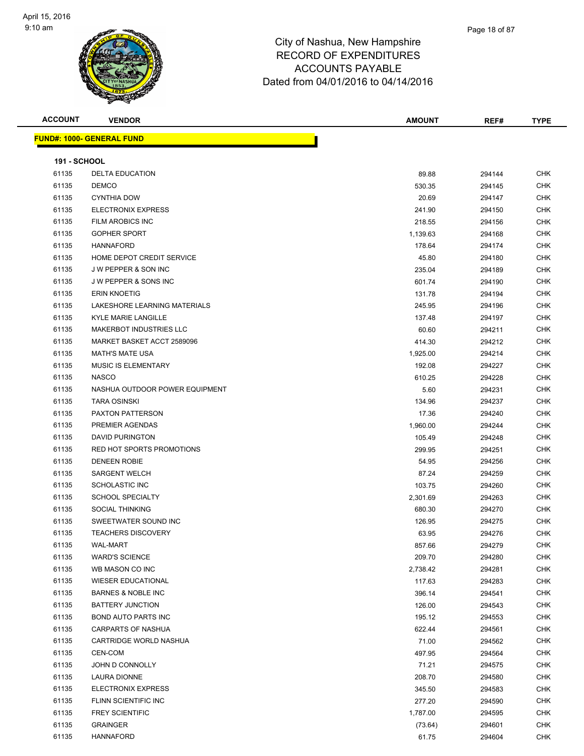# City of Nashua, New Hampshire
## RECORD OF EXPENDITURES
## ACCOUNTS PAYABLE
## Dated from 04/01/2016 to 04/14/2016

**FUND#: 1000- GENERAL FUND**

**191 - SCHOOL**

| ACCOUNT | VENDOR | AMOUNT | REF# | TYPE |
|---|---|---|---|---|
| 61135 | DELTA EDUCATION | 89.88 | 294144 | CHK |
| 61135 | DEMCO | 530.35 | 294145 | CHK |
| 61135 | CYNTHIA DOW | 20.69 | 294147 | CHK |
| 61135 | ELECTRONIX EXPRESS | 241.90 | 294150 | CHK |
| 61135 | FILM AROBICS INC | 218.55 | 294156 | CHK |
| 61135 | GOPHER SPORT | 1,139.63 | 294168 | CHK |
| 61135 | HANNAFORD | 178.64 | 294174 | CHK |
| 61135 | HOME DEPOT CREDIT SERVICE | 45.80 | 294180 | CHK |
| 61135 | J W PEPPER & SON INC | 235.04 | 294189 | CHK |
| 61135 | J W PEPPER & SONS INC | 601.74 | 294190 | CHK |
| 61135 | ERIN KNOETIG | 131.78 | 294194 | CHK |
| 61135 | LAKESHORE LEARNING MATERIALS | 245.95 | 294196 | CHK |
| 61135 | KYLE MARIE LANGILLE | 137.48 | 294197 | CHK |
| 61135 | MAKERBOT INDUSTRIES LLC | 60.60 | 294211 | CHK |
| 61135 | MARKET BASKET ACCT 2589096 | 414.30 | 294212 | CHK |
| 61135 | MATH'S MATE USA | 1,925.00 | 294214 | CHK |
| 61135 | MUSIC IS ELEMENTARY | 192.08 | 294227 | CHK |
| 61135 | NASCO | 610.25 | 294228 | CHK |
| 61135 | NASHUA OUTDOOR POWER EQUIPMENT | 5.60 | 294231 | CHK |
| 61135 | TARA OSINSKI | 134.96 | 294237 | CHK |
| 61135 | PAXTON PATTERSON | 17.36 | 294240 | CHK |
| 61135 | PREMIER AGENDAS | 1,960.00 | 294244 | CHK |
| 61135 | DAVID PURINGTON | 105.49 | 294248 | CHK |
| 61135 | RED HOT SPORTS PROMOTIONS | 299.95 | 294251 | CHK |
| 61135 | DENEEN ROBIE | 54.95 | 294256 | CHK |
| 61135 | SARGENT WELCH | 87.24 | 294259 | CHK |
| 61135 | SCHOLASTIC INC | 103.75 | 294260 | CHK |
| 61135 | SCHOOL SPECIALTY | 2,301.69 | 294263 | CHK |
| 61135 | SOCIAL THINKING | 680.30 | 294270 | CHK |
| 61135 | SWEETWATER SOUND INC | 126.95 | 294275 | CHK |
| 61135 | TEACHERS DISCOVERY | 63.95 | 294276 | CHK |
| 61135 | WAL-MART | 857.66 | 294279 | CHK |
| 61135 | WARD'S SCIENCE | 209.70 | 294280 | CHK |
| 61135 | WB MASON CO INC | 2,738.42 | 294281 | CHK |
| 61135 | WIESER EDUCATIONAL | 117.63 | 294283 | CHK |
| 61135 | BARNES & NOBLE INC | 396.14 | 294541 | CHK |
| 61135 | BATTERY JUNCTION | 126.00 | 294543 | CHK |
| 61135 | BOND AUTO PARTS INC | 195.12 | 294553 | CHK |
| 61135 | CARPARTS OF NASHUA | 622.44 | 294561 | CHK |
| 61135 | CARTRIDGE WORLD NASHUA | 71.00 | 294562 | CHK |
| 61135 | CEN-COM | 497.95 | 294564 | CHK |
| 61135 | JOHN D CONNOLLY | 71.21 | 294575 | CHK |
| 61135 | LAURA DIONNE | 208.70 | 294580 | CHK |
| 61135 | ELECTRONIX EXPRESS | 345.50 | 294583 | CHK |
| 61135 | FLINN SCIENTIFIC INC | 277.20 | 294590 | CHK |
| 61135 | FREY SCIENTIFIC | 1,787.00 | 294595 | CHK |
| 61135 | GRAINGER | (73.64) | 294601 | CHK |
| 61135 | HANNAFORD | 61.75 | 294604 | CHK |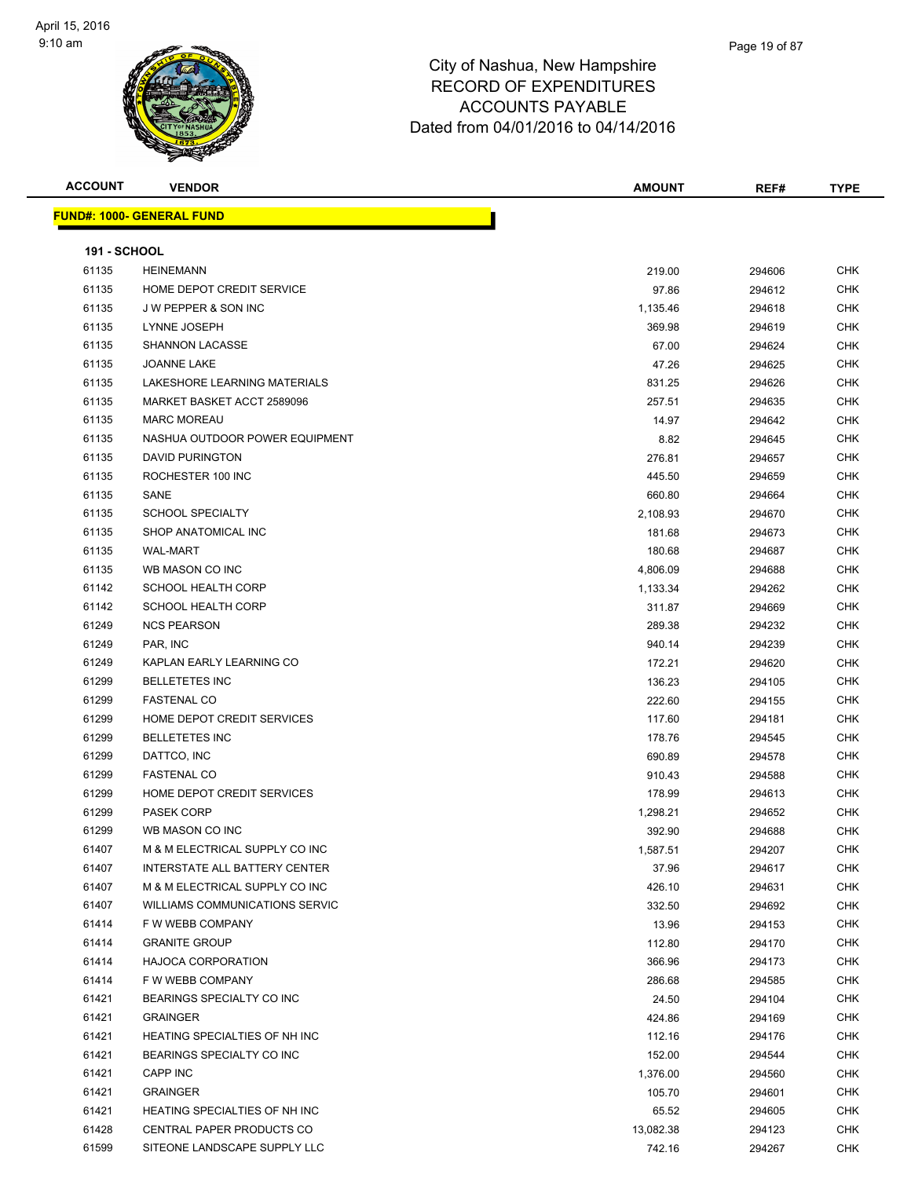# City of Nashua, New Hampshire
## RECORD OF EXPENDITURES
## ACCOUNTS PAYABLE
## Dated from 04/01/2016 to 04/14/2016

| ACCOUNT | VENDOR | AMOUNT | REF# | TYPE |
|---|---|---|---|---|

**FUND#: 1000- GENERAL FUND**

**191 - SCHOOL**

| ACCOUNT | VENDOR | AMOUNT | REF# | TYPE |
|---|---|---|---|---|
| 61135 | HEINEMANN | 219.00 | 294606 | CHK |
| 61135 | HOME DEPOT CREDIT SERVICE | 97.86 | 294612 | CHK |
| 61135 | J W PEPPER & SON INC | 1,135.46 | 294618 | CHK |
| 61135 | LYNNE JOSEPH | 369.98 | 294619 | CHK |
| 61135 | SHANNON LACASSE | 67.00 | 294624 | CHK |
| 61135 | JOANNE LAKE | 47.26 | 294625 | CHK |
| 61135 | LAKESHORE LEARNING MATERIALS | 831.25 | 294626 | CHK |
| 61135 | MARKET BASKET ACCT 2589096 | 257.51 | 294635 | CHK |
| 61135 | MARC MOREAU | 14.97 | 294642 | CHK |
| 61135 | NASHUA OUTDOOR POWER EQUIPMENT | 8.82 | 294645 | CHK |
| 61135 | DAVID PURINGTON | 276.81 | 294657 | CHK |
| 61135 | ROCHESTER 100 INC | 445.50 | 294659 | CHK |
| 61135 | SANE | 660.80 | 294664 | CHK |
| 61135 | SCHOOL SPECIALTY | 2,108.93 | 294670 | CHK |
| 61135 | SHOP ANATOMICAL INC | 181.68 | 294673 | CHK |
| 61135 | WAL-MART | 180.68 | 294687 | CHK |
| 61135 | WB MASON CO INC | 4,806.09 | 294688 | CHK |
| 61142 | SCHOOL HEALTH CORP | 1,133.34 | 294262 | CHK |
| 61142 | SCHOOL HEALTH CORP | 311.87 | 294669 | CHK |
| 61249 | NCS PEARSON | 289.38 | 294232 | CHK |
| 61249 | PAR, INC | 940.14 | 294239 | CHK |
| 61249 | KAPLAN EARLY LEARNING CO | 172.21 | 294620 | CHK |
| 61299 | BELLETETES INC | 136.23 | 294105 | CHK |
| 61299 | FASTENAL CO | 222.60 | 294155 | CHK |
| 61299 | HOME DEPOT CREDIT SERVICES | 117.60 | 294181 | CHK |
| 61299 | BELLETETES INC | 178.76 | 294545 | CHK |
| 61299 | DATTCO, INC | 690.89 | 294578 | CHK |
| 61299 | FASTENAL CO | 910.43 | 294588 | CHK |
| 61299 | HOME DEPOT CREDIT SERVICES | 178.99 | 294613 | CHK |
| 61299 | PASEK CORP | 1,298.21 | 294652 | CHK |
| 61299 | WB MASON CO INC | 392.90 | 294688 | CHK |
| 61407 | M & M ELECTRICAL SUPPLY CO INC | 1,587.51 | 294207 | CHK |
| 61407 | INTERSTATE ALL BATTERY CENTER | 37.96 | 294617 | CHK |
| 61407 | M & M ELECTRICAL SUPPLY CO INC | 426.10 | 294631 | CHK |
| 61407 | WILLIAMS COMMUNICATIONS SERVIC | 332.50 | 294692 | CHK |
| 61414 | F W WEBB COMPANY | 13.96 | 294153 | CHK |
| 61414 | GRANITE GROUP | 112.80 | 294170 | CHK |
| 61414 | HAJOCA CORPORATION | 366.96 | 294173 | CHK |
| 61414 | F W WEBB COMPANY | 286.68 | 294585 | CHK |
| 61421 | BEARINGS SPECIALTY CO INC | 24.50 | 294104 | CHK |
| 61421 | GRAINGER | 424.86 | 294169 | CHK |
| 61421 | HEATING SPECIALTIES OF NH INC | 112.16 | 294176 | CHK |
| 61421 | BEARINGS SPECIALTY CO INC | 152.00 | 294544 | CHK |
| 61421 | CAPP INC | 1,376.00 | 294560 | CHK |
| 61421 | GRAINGER | 105.70 | 294601 | CHK |
| 61421 | HEATING SPECIALTIES OF NH INC | 65.52 | 294605 | CHK |
| 61428 | CENTRAL PAPER PRODUCTS CO | 13,082.38 | 294123 | CHK |
| 61599 | SITEONE LANDSCAPE SUPPLY LLC | 742.16 | 294267 | CHK |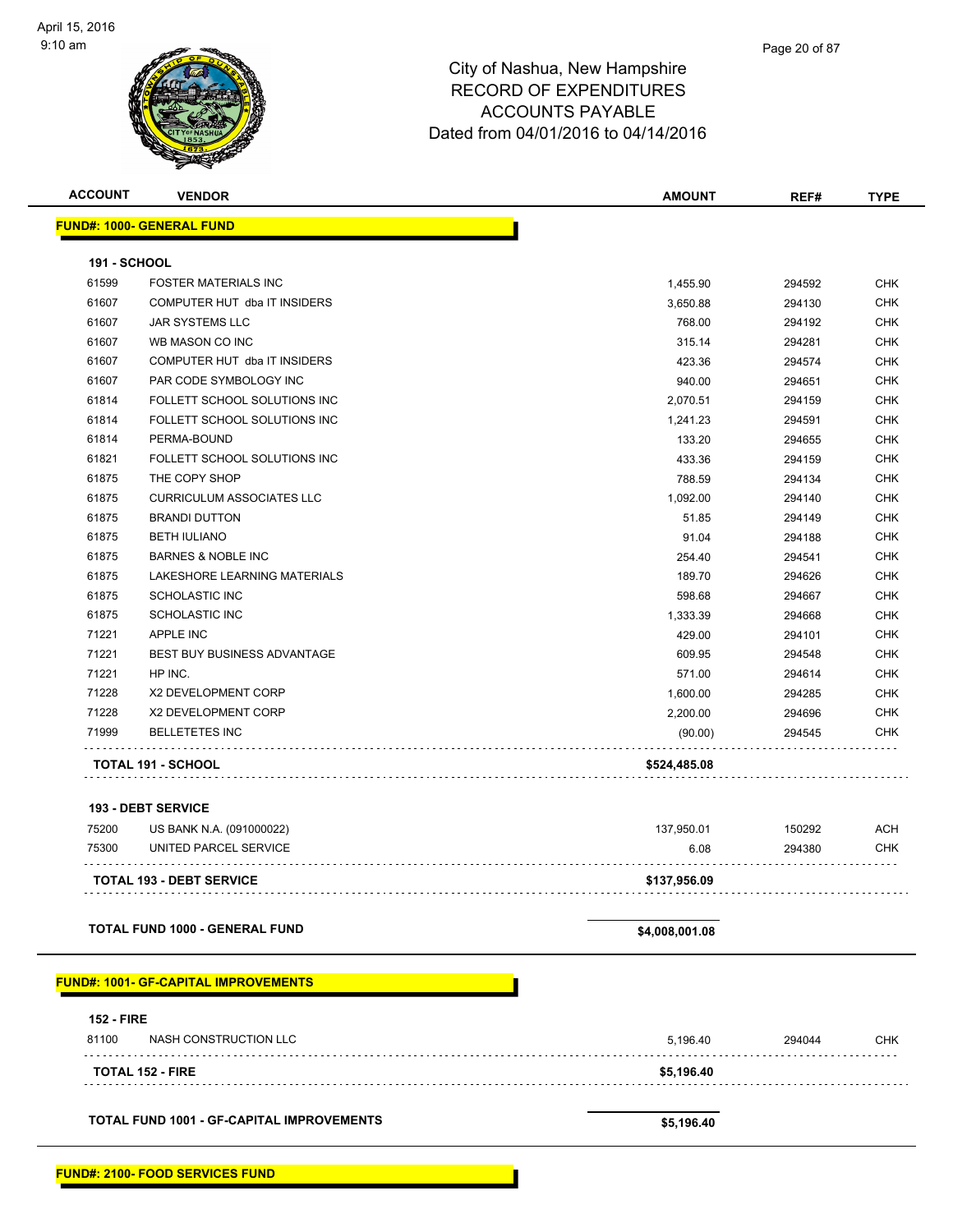City of Nashua, New Hampshire
RECORD OF EXPENDITURES
ACCOUNTS PAYABLE
Dated from 04/01/2016 to 04/14/2016

| ACCOUNT | VENDOR | AMOUNT | REF# | TYPE |
|---|---|---|---|---|
| **FUND#: 1000- GENERAL FUND** | | | | |
| **191 - SCHOOL** | | | | |
| 61599 | FOSTER MATERIALS INC | 1,455.90 | 294592 | CHK |
| 61607 | COMPUTER HUT dba IT INSIDERS | 3,650.88 | 294130 | CHK |
| 61607 | JAR SYSTEMS LLC | 768.00 | 294192 | CHK |
| 61607 | WB MASON CO INC | 315.14 | 294281 | CHK |
| 61607 | COMPUTER HUT dba IT INSIDERS | 423.36 | 294574 | CHK |
| 61607 | PAR CODE SYMBOLOGY INC | 940.00 | 294651 | CHK |
| 61814 | FOLLETT SCHOOL SOLUTIONS INC | 2,070.51 | 294159 | CHK |
| 61814 | FOLLETT SCHOOL SOLUTIONS INC | 1,241.23 | 294591 | CHK |
| 61814 | PERMA-BOUND | 133.20 | 294655 | CHK |
| 61821 | FOLLETT SCHOOL SOLUTIONS INC | 433.36 | 294159 | CHK |
| 61875 | THE COPY SHOP | 788.59 | 294134 | CHK |
| 61875 | CURRICULUM ASSOCIATES LLC | 1,092.00 | 294140 | CHK |
| 61875 | BRANDI DUTTON | 51.85 | 294149 | CHK |
| 61875 | BETH IULIANO | 91.04 | 294188 | CHK |
| 61875 | BARNES & NOBLE INC | 254.40 | 294541 | CHK |
| 61875 | LAKESHORE LEARNING MATERIALS | 189.70 | 294626 | CHK |
| 61875 | SCHOLASTIC INC | 598.68 | 294667 | CHK |
| 61875 | SCHOLASTIC INC | 1,333.39 | 294668 | CHK |
| 71221 | APPLE INC | 429.00 | 294101 | CHK |
| 71221 | BEST BUY BUSINESS ADVANTAGE | 609.95 | 294548 | CHK |
| 71221 | HP INC. | 571.00 | 294614 | CHK |
| 71228 | X2 DEVELOPMENT CORP | 1,600.00 | 294285 | CHK |
| 71228 | X2 DEVELOPMENT CORP | 2,200.00 | 294696 | CHK |
| 71999 | BELLETETES INC | (90.00) | 294545 | CHK |
| **TOTAL 191 - SCHOOL** | | **$524,485.08** | | |
| **193 - DEBT SERVICE** | | | | |
| 75200 | US BANK N.A. (091000022) | 137,950.01 | 150292 | ACH |
| 75300 | UNITED PARCEL SERVICE | 6.08 | 294380 | CHK |
| **TOTAL 193 - DEBT SERVICE** | | **$137,956.09** | | |
| **TOTAL FUND 1000 - GENERAL FUND** | | **$4,008,001.08** | | |
| **FUND#: 1001- GF-CAPITAL IMPROVEMENTS** | | | | |
| **152 - FIRE** | | | | |
| 81100 | NASH CONSTRUCTION LLC | 5,196.40 | 294044 | CHK |
| **TOTAL 152 - FIRE** | | **$5,196.40** | | |
| **TOTAL FUND 1001 - GF-CAPITAL IMPROVEMENTS** | | **$5,196.40** | | |
| **FUND#: 2100- FOOD SERVICES FUND** | | | | |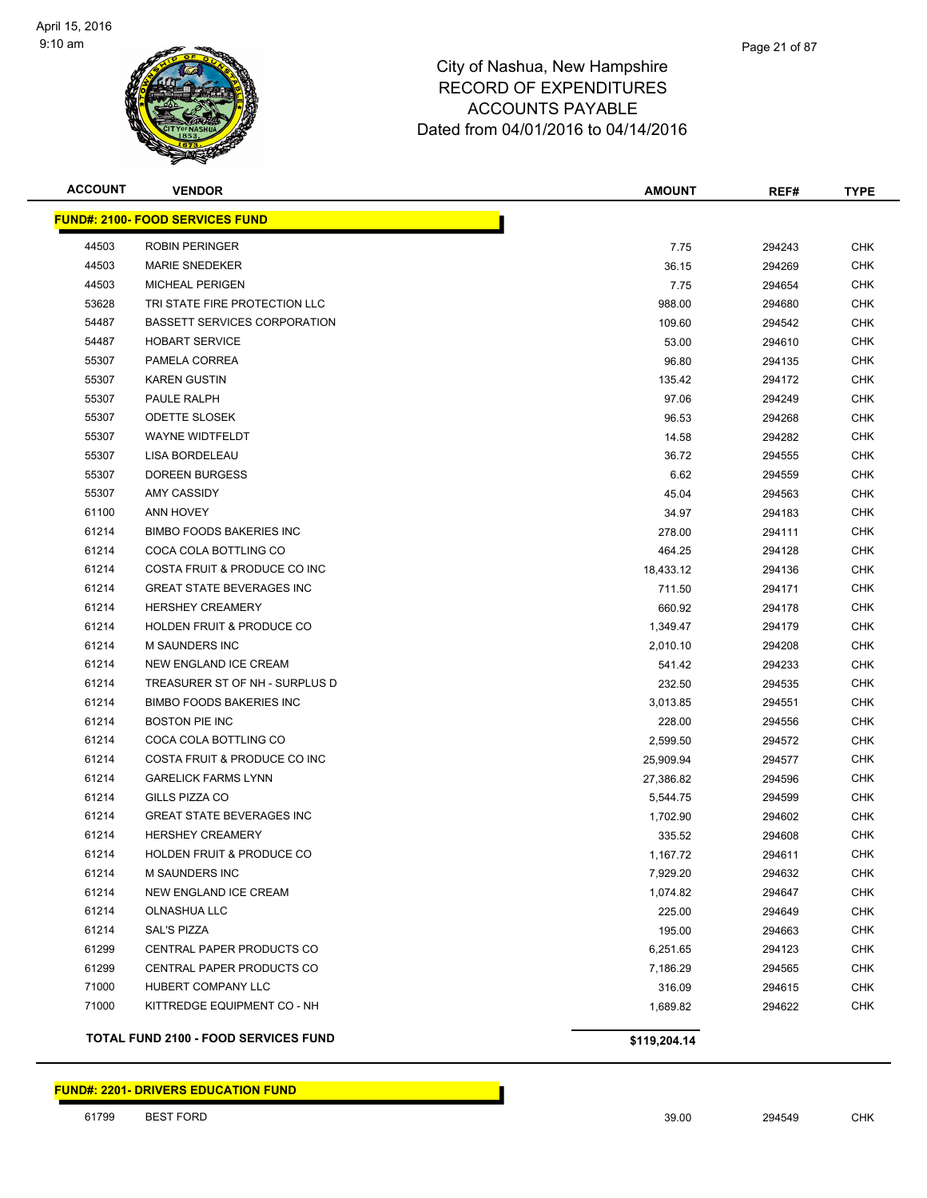# City of Nashua, New Hampshire
## RECORD OF EXPENDITURES
## ACCOUNTS PAYABLE
## Dated from 04/01/2016 to 04/14/2016

| ACCOUNT | VENDOR | AMOUNT | REF# | TYPE |
|---|---|---|---|---|
| **FUND#: 2100- FOOD SERVICES FUND** | | | | |
| 44503 | ROBIN PERINGER | 7.75 | 294243 | CHK |
| 44503 | MARIE SNEDEKER | 36.15 | 294269 | CHK |
| 44503 | MICHEAL PERIGEN | 7.75 | 294654 | CHK |
| 53628 | TRI STATE FIRE PROTECTION LLC | 988.00 | 294680 | CHK |
| 54487 | BASSETT SERVICES CORPORATION | 109.60 | 294542 | CHK |
| 54487 | HOBART SERVICE | 53.00 | 294610 | CHK |
| 55307 | PAMELA CORREA | 96.80 | 294135 | CHK |
| 55307 | KAREN GUSTIN | 135.42 | 294172 | CHK |
| 55307 | PAULE RALPH | 97.06 | 294249 | CHK |
| 55307 | ODETTE SLOSEK | 96.53 | 294268 | CHK |
| 55307 | WAYNE WIDTFELDT | 14.58 | 294282 | CHK |
| 55307 | LISA BORDELEAU | 36.72 | 294555 | CHK |
| 55307 | DOREEN BURGESS | 6.62 | 294559 | CHK |
| 55307 | AMY CASSIDY | 45.04 | 294563 | CHK |
| 61100 | ANN HOVEY | 34.97 | 294183 | CHK |
| 61214 | BIMBO FOODS BAKERIES INC | 278.00 | 294111 | CHK |
| 61214 | COCA COLA BOTTLING CO | 464.25 | 294128 | CHK |
| 61214 | COSTA FRUIT & PRODUCE CO INC | 18,433.12 | 294136 | CHK |
| 61214 | GREAT STATE BEVERAGES INC | 711.50 | 294171 | CHK |
| 61214 | HERSHEY CREAMERY | 660.92 | 294178 | CHK |
| 61214 | HOLDEN FRUIT & PRODUCE CO | 1,349.47 | 294179 | CHK |
| 61214 | M SAUNDERS INC | 2,010.10 | 294208 | CHK |
| 61214 | NEW ENGLAND ICE CREAM | 541.42 | 294233 | CHK |
| 61214 | TREASURER ST OF NH - SURPLUS D | 232.50 | 294535 | CHK |
| 61214 | BIMBO FOODS BAKERIES INC | 3,013.85 | 294551 | CHK |
| 61214 | BOSTON PIE INC | 228.00 | 294556 | CHK |
| 61214 | COCA COLA BOTTLING CO | 2,599.50 | 294572 | CHK |
| 61214 | COSTA FRUIT & PRODUCE CO INC | 25,909.94 | 294577 | CHK |
| 61214 | GARELICK FARMS LYNN | 27,386.82 | 294596 | CHK |
| 61214 | GILLS PIZZA CO | 5,544.75 | 294599 | CHK |
| 61214 | GREAT STATE BEVERAGES INC | 1,702.90 | 294602 | CHK |
| 61214 | HERSHEY CREAMERY | 335.52 | 294608 | CHK |
| 61214 | HOLDEN FRUIT & PRODUCE CO | 1,167.72 | 294611 | CHK |
| 61214 | M SAUNDERS INC | 7,929.20 | 294632 | CHK |
| 61214 | NEW ENGLAND ICE CREAM | 1,074.82 | 294647 | CHK |
| 61214 | OLNASHUA LLC | 225.00 | 294649 | CHK |
| 61214 | SAL'S PIZZA | 195.00 | 294663 | CHK |
| 61299 | CENTRAL PAPER PRODUCTS CO | 6,251.65 | 294123 | CHK |
| 61299 | CENTRAL PAPER PRODUCTS CO | 7,186.29 | 294565 | CHK |
| 71000 | HUBERT COMPANY LLC | 316.09 | 294615 | CHK |
| 71000 | KITTREDGE EQUIPMENT CO - NH | 1,689.82 | 294622 | CHK |
| **TOTAL FUND 2100 - FOOD SERVICES FUND** | | **$119,204.14** | | |

| ACCOUNT | VENDOR | AMOUNT | REF# | TYPE |
|---|---|---|---|---|
| **FUND#: 2201- DRIVERS EDUCATION FUND** | | | | |
| 61799 | BEST FORD | 39.00 | 294549 | CHK |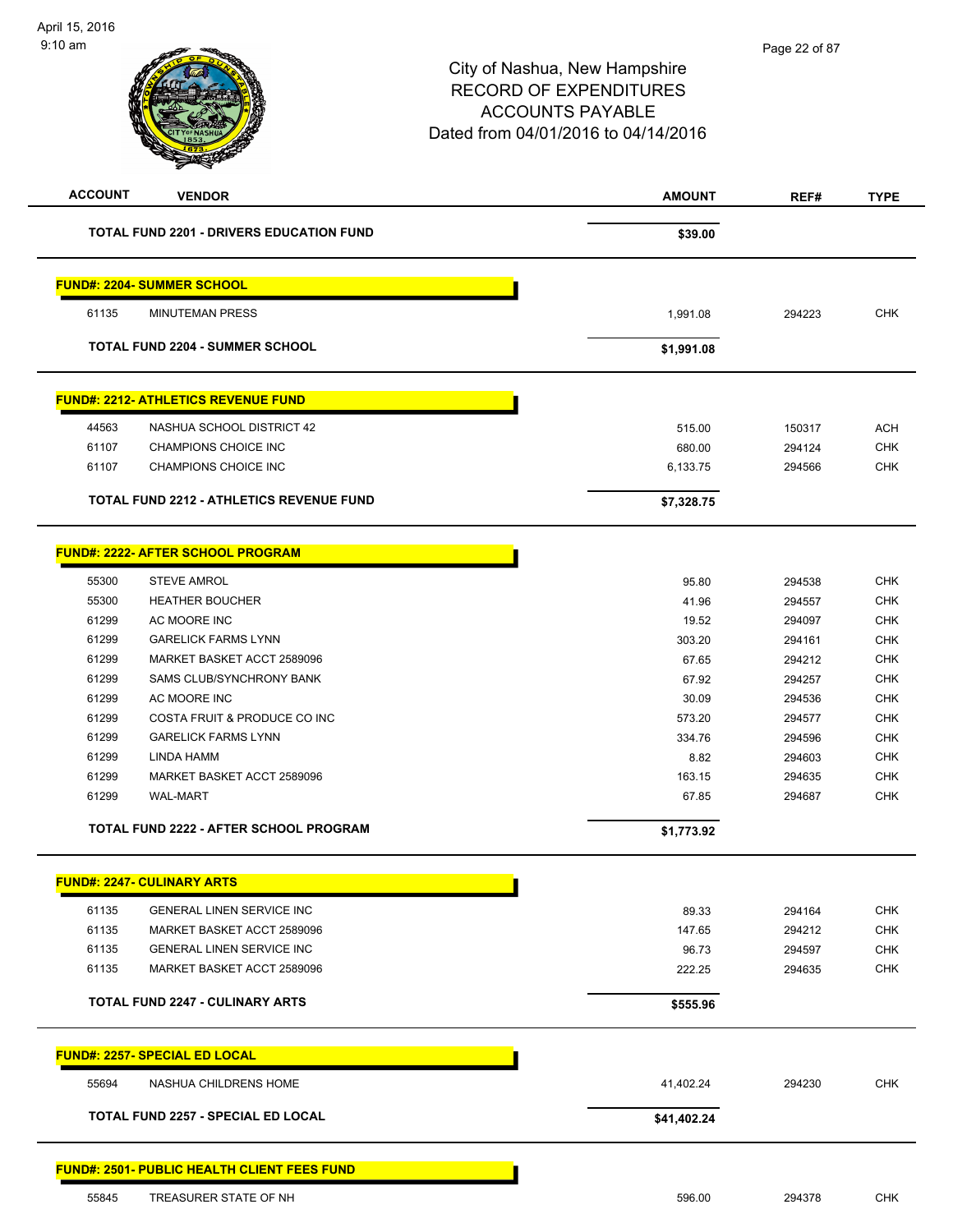City of Nashua, New Hampshire
RECORD OF EXPENDITURES
ACCOUNTS PAYABLE
Dated from 04/01/2016 to 04/14/2016

| ACCOUNT | VENDOR | AMOUNT | REF# | TYPE |
|---|---|---|---|---|
| | **TOTAL FUND 2201 - DRIVERS EDUCATION FUND** | **$39.00** | | |
| **FUND#: 2204- SUMMER SCHOOL** | | | | |
| 61135 | MINUTEMAN PRESS | 1,991.08 | 294223 | CHK |
| | **TOTAL FUND 2204 - SUMMER SCHOOL** | **$1,991.08** | | |
| **FUND#: 2212- ATHLETICS REVENUE FUND** | | | | |
| 44563 | NASHUA SCHOOL DISTRICT 42 | 515.00 | 150317 | ACH |
| 61107 | CHAMPIONS CHOICE INC | 680.00 | 294124 | CHK |
| 61107 | CHAMPIONS CHOICE INC | 6,133.75 | 294566 | CHK |
| | **TOTAL FUND 2212 - ATHLETICS REVENUE FUND** | **$7,328.75** | | |
| **FUND#: 2222- AFTER SCHOOL PROGRAM** | | | | |
| 55300 | STEVE AMROL | 95.80 | 294538 | CHK |
| 55300 | HEATHER BOUCHER | 41.96 | 294557 | CHK |
| 61299 | AC MOORE INC | 19.52 | 294097 | CHK |
| 61299 | GARELICK FARMS LYNN | 303.20 | 294161 | CHK |
| 61299 | MARKET BASKET ACCT 2589096 | 67.65 | 294212 | CHK |
| 61299 | SAMS CLUB/SYNCHRONY BANK | 67.92 | 294257 | CHK |
| 61299 | AC MOORE INC | 30.09 | 294536 | CHK |
| 61299 | COSTA FRUIT & PRODUCE CO INC | 573.20 | 294577 | CHK |
| 61299 | GARELICK FARMS LYNN | 334.76 | 294596 | CHK |
| 61299 | LINDA HAMM | 8.82 | 294603 | CHK |
| 61299 | MARKET BASKET ACCT 2589096 | 163.15 | 294635 | CHK |
| 61299 | WAL-MART | 67.85 | 294687 | CHK |
| | **TOTAL FUND 2222 - AFTER SCHOOL PROGRAM** | **$1,773.92** | | |
| **FUND#: 2247- CULINARY ARTS** | | | | |
| 61135 | GENERAL LINEN SERVICE INC | 89.33 | 294164 | CHK |
| 61135 | MARKET BASKET ACCT 2589096 | 147.65 | 294212 | CHK |
| 61135 | GENERAL LINEN SERVICE INC | 96.73 | 294597 | CHK |
| 61135 | MARKET BASKET ACCT 2589096 | 222.25 | 294635 | CHK |
| | **TOTAL FUND 2247 - CULINARY ARTS** | **$555.96** | | |
| **FUND#: 2257- SPECIAL ED LOCAL** | | | | |
| 55694 | NASHUA CHILDRENS HOME | 41,402.24 | 294230 | CHK |
| | **TOTAL FUND 2257 - SPECIAL ED LOCAL** | **$41,402.24** | | |
| **FUND#: 2501- PUBLIC HEALTH CLIENT FEES FUND** | | | | |
| 55845 | TREASURER STATE OF NH | 596.00 | 294378 | CHK |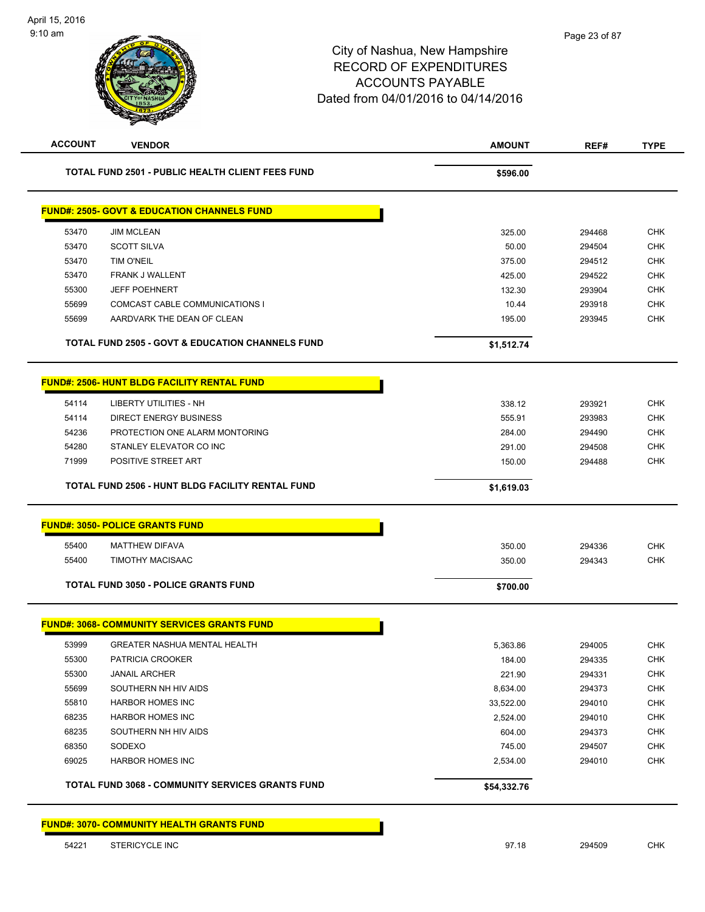City of Nashua, New Hampshire
RECORD OF EXPENDITURES
ACCOUNTS PAYABLE
Dated from 04/01/2016 to 04/14/2016

| ACCOUNT | VENDOR | AMOUNT | REF# | TYPE |
|---|---|---|---|---|
| | **TOTAL FUND 2501 - PUBLIC HEALTH CLIENT FEES FUND** | **$596.00** | | |

**FUND#: 2505- GOVT & EDUCATION CHANNELS FUND**

| ACCOUNT | VENDOR | AMOUNT | REF# | TYPE |
|---|---|---|---|---|
| 53470 | JIM MCLEAN | 325.00 | 294468 | CHK |
| 53470 | SCOTT SILVA | 50.00 | 294504 | CHK |
| 53470 | TIM O'NEIL | 375.00 | 294512 | CHK |
| 53470 | FRANK J WALLENT | 425.00 | 294522 | CHK |
| 55300 | JEFF POEHNERT | 132.30 | 293904 | CHK |
| 55699 | COMCAST CABLE COMMUNICATIONS I | 10.44 | 293918 | CHK |
| 55699 | AARDVARK THE DEAN OF CLEAN | 195.00 | 293945 | CHK |
| | **TOTAL FUND 2505 - GOVT & EDUCATION CHANNELS FUND** | **$1,512.74** | | |

**FUND#: 2506- HUNT BLDG FACILITY RENTAL FUND**

| ACCOUNT | VENDOR | AMOUNT | REF# | TYPE |
|---|---|---|---|---|
| 54114 | LIBERTY UTILITIES - NH | 338.12 | 293921 | CHK |
| 54114 | DIRECT ENERGY BUSINESS | 555.91 | 293983 | CHK |
| 54236 | PROTECTION ONE ALARM MONTORING | 284.00 | 294490 | CHK |
| 54280 | STANLEY ELEVATOR CO INC | 291.00 | 294508 | CHK |
| 71999 | POSITIVE STREET ART | 150.00 | 294488 | CHK |
| | **TOTAL FUND 2506 - HUNT BLDG FACILITY RENTAL FUND** | **$1,619.03** | | |

**FUND#: 3050- POLICE GRANTS FUND**

| ACCOUNT | VENDOR | AMOUNT | REF# | TYPE |
|---|---|---|---|---|
| 55400 | MATTHEW DIFAVA | 350.00 | 294336 | CHK |
| 55400 | TIMOTHY MACISAAC | 350.00 | 294343 | CHK |
| | **TOTAL FUND 3050 - POLICE GRANTS FUND** | **$700.00** | | |

**FUND#: 3068- COMMUNITY SERVICES GRANTS FUND**

| ACCOUNT | VENDOR | AMOUNT | REF# | TYPE |
|---|---|---|---|---|
| 53999 | GREATER NASHUA MENTAL HEALTH | 5,363.86 | 294005 | CHK |
| 55300 | PATRICIA CROOKER | 184.00 | 294335 | CHK |
| 55300 | JANAIL ARCHER | 221.90 | 294331 | CHK |
| 55699 | SOUTHERN NH HIV AIDS | 8,634.00 | 294373 | CHK |
| 55810 | HARBOR HOMES INC | 33,522.00 | 294010 | CHK |
| 68235 | HARBOR HOMES INC | 2,524.00 | 294010 | CHK |
| 68235 | SOUTHERN NH HIV AIDS | 604.00 | 294373 | CHK |
| 68350 | SODEXO | 745.00 | 294507 | CHK |
| 69025 | HARBOR HOMES INC | 2,534.00 | 294010 | CHK |
| | **TOTAL FUND 3068 - COMMUNITY SERVICES GRANTS FUND** | **$54,332.76** | | |

**FUND#: 3070- COMMUNITY HEALTH GRANTS FUND**

| ACCOUNT | VENDOR | AMOUNT | REF# | TYPE |
|---|---|---|---|---|
| 54221 | STERICYCLE INC | 97.18 | 294509 | CHK |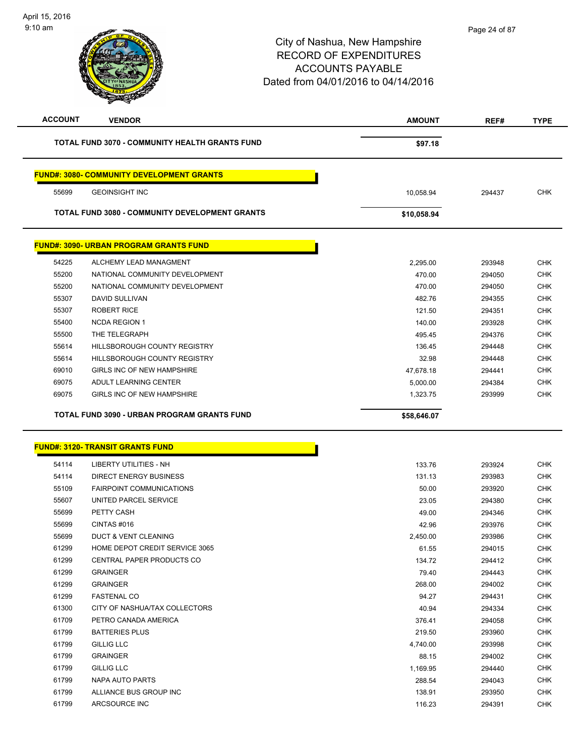City of Nashua, New Hampshire
RECORD OF EXPENDITURES
ACCOUNTS PAYABLE
Dated from 04/01/2016 to 04/14/2016

| ACCOUNT | VENDOR | AMOUNT | REF# | TYPE |
|---|---|---|---|---|
| | **TOTAL FUND 3070 - COMMUNITY HEALTH GRANTS FUND** | **$97.18** | | |

**FUND#: 3080- COMMUNITY DEVELOPMENT GRANTS**

| ACCOUNT | VENDOR | AMOUNT | REF# | TYPE |
|---|---|---|---|---|
| 55699 | GEOINSIGHT INC | 10,058.94 | 294437 | CHK |
| | **TOTAL FUND 3080 - COMMUNITY DEVELOPMENT GRANTS** | **$10,058.94** | | |

**FUND#: 3090- URBAN PROGRAM GRANTS FUND**

| ACCOUNT | VENDOR | AMOUNT | REF# | TYPE |
|---|---|---|---|---|
| 54225 | ALCHEMY LEAD MANAGMENT | 2,295.00 | 293948 | CHK |
| 55200 | NATIONAL COMMUNITY DEVELOPMENT | 470.00 | 294050 | CHK |
| 55200 | NATIONAL COMMUNITY DEVELOPMENT | 470.00 | 294050 | CHK |
| 55307 | DAVID SULLIVAN | 482.76 | 294355 | CHK |
| 55307 | ROBERT RICE | 121.50 | 294351 | CHK |
| 55400 | NCDA REGION 1 | 140.00 | 293928 | CHK |
| 55500 | THE TELEGRAPH | 495.45 | 294376 | CHK |
| 55614 | HILLSBOROUGH COUNTY REGISTRY | 136.45 | 294448 | CHK |
| 55614 | HILLSBOROUGH COUNTY REGISTRY | 32.98 | 294448 | CHK |
| 69010 | GIRLS INC OF NEW HAMPSHIRE | 47,678.18 | 294441 | CHK |
| 69075 | ADULT LEARNING CENTER | 5,000.00 | 294384 | CHK |
| 69075 | GIRLS INC OF NEW HAMPSHIRE | 1,323.75 | 293999 | CHK |
| | **TOTAL FUND 3090 - URBAN PROGRAM GRANTS FUND** | **$58,646.07** | | |

**FUND#: 3120- TRANSIT GRANTS FUND**

| ACCOUNT | VENDOR | AMOUNT | REF# | TYPE |
|---|---|---|---|---|
| 54114 | LIBERTY UTILITIES - NH | 133.76 | 293924 | CHK |
| 54114 | DIRECT ENERGY BUSINESS | 131.13 | 293983 | CHK |
| 55109 | FAIRPOINT COMMUNICATIONS | 50.00 | 293920 | CHK |
| 55607 | UNITED PARCEL SERVICE | 23.05 | 294380 | CHK |
| 55699 | PETTY CASH | 49.00 | 294346 | CHK |
| 55699 | CINTAS #016 | 42.96 | 293976 | CHK |
| 55699 | DUCT & VENT CLEANING | 2,450.00 | 293986 | CHK |
| 61299 | HOME DEPOT CREDIT SERVICE 3065 | 61.55 | 294015 | CHK |
| 61299 | CENTRAL PAPER PRODUCTS CO | 134.72 | 294412 | CHK |
| 61299 | GRAINGER | 79.40 | 294443 | CHK |
| 61299 | GRAINGER | 268.00 | 294002 | CHK |
| 61299 | FASTENAL CO | 94.27 | 294431 | CHK |
| 61300 | CITY OF NASHUA/TAX COLLECTORS | 40.94 | 294334 | CHK |
| 61709 | PETRO CANADA AMERICA | 376.41 | 294058 | CHK |
| 61799 | BATTERIES PLUS | 219.50 | 293960 | CHK |
| 61799 | GILLIG LLC | 4,740.00 | 293998 | CHK |
| 61799 | GRAINGER | 88.15 | 294002 | CHK |
| 61799 | GILLIG LLC | 1,169.95 | 294440 | CHK |
| 61799 | NAPA AUTO PARTS | 288.54 | 294043 | CHK |
| 61799 | ALLIANCE BUS GROUP INC | 138.91 | 293950 | CHK |
| 61799 | ARCSOURCE INC | 116.23 | 294391 | CHK |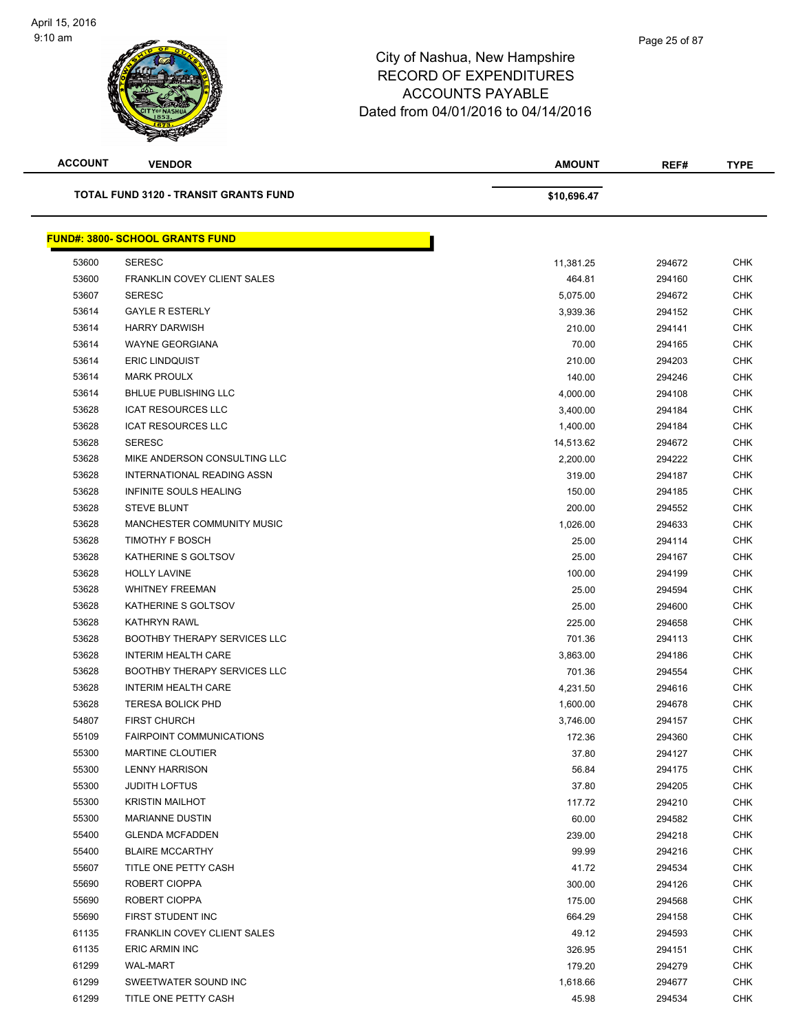# City of Nashua, New Hampshire
# RECORD OF EXPENDITURES
# ACCOUNTS PAYABLE
# Dated from 04/01/2016 to 04/14/2016

| ACCOUNT | VENDOR | AMOUNT | REF# | TYPE |
|---|---|---|---|---|
| | **TOTAL FUND 3120 - TRANSIT GRANTS FUND** | **$10,696.47** | | |

**FUND#: 3800- SCHOOL GRANTS FUND**

| ACCOUNT | VENDOR | AMOUNT | REF# | TYPE |
|---|---|---|---|---|
| 53600 | SERESC | 11,381.25 | 294672 | CHK |
| 53600 | FRANKLIN COVEY CLIENT SALES | 464.81 | 294160 | CHK |
| 53607 | SERESC | 5,075.00 | 294672 | CHK |
| 53614 | GAYLE R ESTERLY | 3,939.36 | 294152 | CHK |
| 53614 | HARRY DARWISH | 210.00 | 294141 | CHK |
| 53614 | WAYNE GEORGIANA | 70.00 | 294165 | CHK |
| 53614 | ERIC LINDQUIST | 210.00 | 294203 | CHK |
| 53614 | MARK PROULX | 140.00 | 294246 | CHK |
| 53614 | BHLUE PUBLISHING LLC | 4,000.00 | 294108 | CHK |
| 53628 | ICAT RESOURCES LLC | 3,400.00 | 294184 | CHK |
| 53628 | ICAT RESOURCES LLC | 1,400.00 | 294184 | CHK |
| 53628 | SERESC | 14,513.62 | 294672 | CHK |
| 53628 | MIKE ANDERSON CONSULTING LLC | 2,200.00 | 294222 | CHK |
| 53628 | INTERNATIONAL READING ASSN | 319.00 | 294187 | CHK |
| 53628 | INFINITE SOULS HEALING | 150.00 | 294185 | CHK |
| 53628 | STEVE BLUNT | 200.00 | 294552 | CHK |
| 53628 | MANCHESTER COMMUNITY MUSIC | 1,026.00 | 294633 | CHK |
| 53628 | TIMOTHY F BOSCH | 25.00 | 294114 | CHK |
| 53628 | KATHERINE S GOLTSOV | 25.00 | 294167 | CHK |
| 53628 | HOLLY LAVINE | 100.00 | 294199 | CHK |
| 53628 | WHITNEY FREEMAN | 25.00 | 294594 | CHK |
| 53628 | KATHERINE S GOLTSOV | 25.00 | 294600 | CHK |
| 53628 | KATHRYN RAWL | 225.00 | 294658 | CHK |
| 53628 | BOOTHBY THERAPY SERVICES LLC | 701.36 | 294113 | CHK |
| 53628 | INTERIM HEALTH CARE | 3,863.00 | 294186 | CHK |
| 53628 | BOOTHBY THERAPY SERVICES LLC | 701.36 | 294554 | CHK |
| 53628 | INTERIM HEALTH CARE | 4,231.50 | 294616 | CHK |
| 53628 | TERESA BOLICK PHD | 1,600.00 | 294678 | CHK |
| 54807 | FIRST CHURCH | 3,746.00 | 294157 | CHK |
| 55109 | FAIRPOINT COMMUNICATIONS | 172.36 | 294360 | CHK |
| 55300 | MARTINE CLOUTIER | 37.80 | 294127 | CHK |
| 55300 | LENNY HARRISON | 56.84 | 294175 | CHK |
| 55300 | JUDITH LOFTUS | 37.80 | 294205 | CHK |
| 55300 | KRISTIN MAILHOT | 117.72 | 294210 | CHK |
| 55300 | MARIANNE DUSTIN | 60.00 | 294582 | CHK |
| 55400 | GLENDA MCFADDEN | 239.00 | 294218 | CHK |
| 55400 | BLAIRE MCCARTHY | 99.99 | 294216 | CHK |
| 55607 | TITLE ONE PETTY CASH | 41.72 | 294534 | CHK |
| 55690 | ROBERT CIOPPA | 300.00 | 294126 | CHK |
| 55690 | ROBERT CIOPPA | 175.00 | 294568 | CHK |
| 55690 | FIRST STUDENT INC | 664.29 | 294158 | CHK |
| 61135 | FRANKLIN COVEY CLIENT SALES | 49.12 | 294593 | CHK |
| 61135 | ERIC ARMIN INC | 326.95 | 294151 | CHK |
| 61299 | WAL-MART | 179.20 | 294279 | CHK |
| 61299 | SWEETWATER SOUND INC | 1,618.66 | 294677 | CHK |
| 61299 | TITLE ONE PETTY CASH | 45.98 | 294534 | CHK |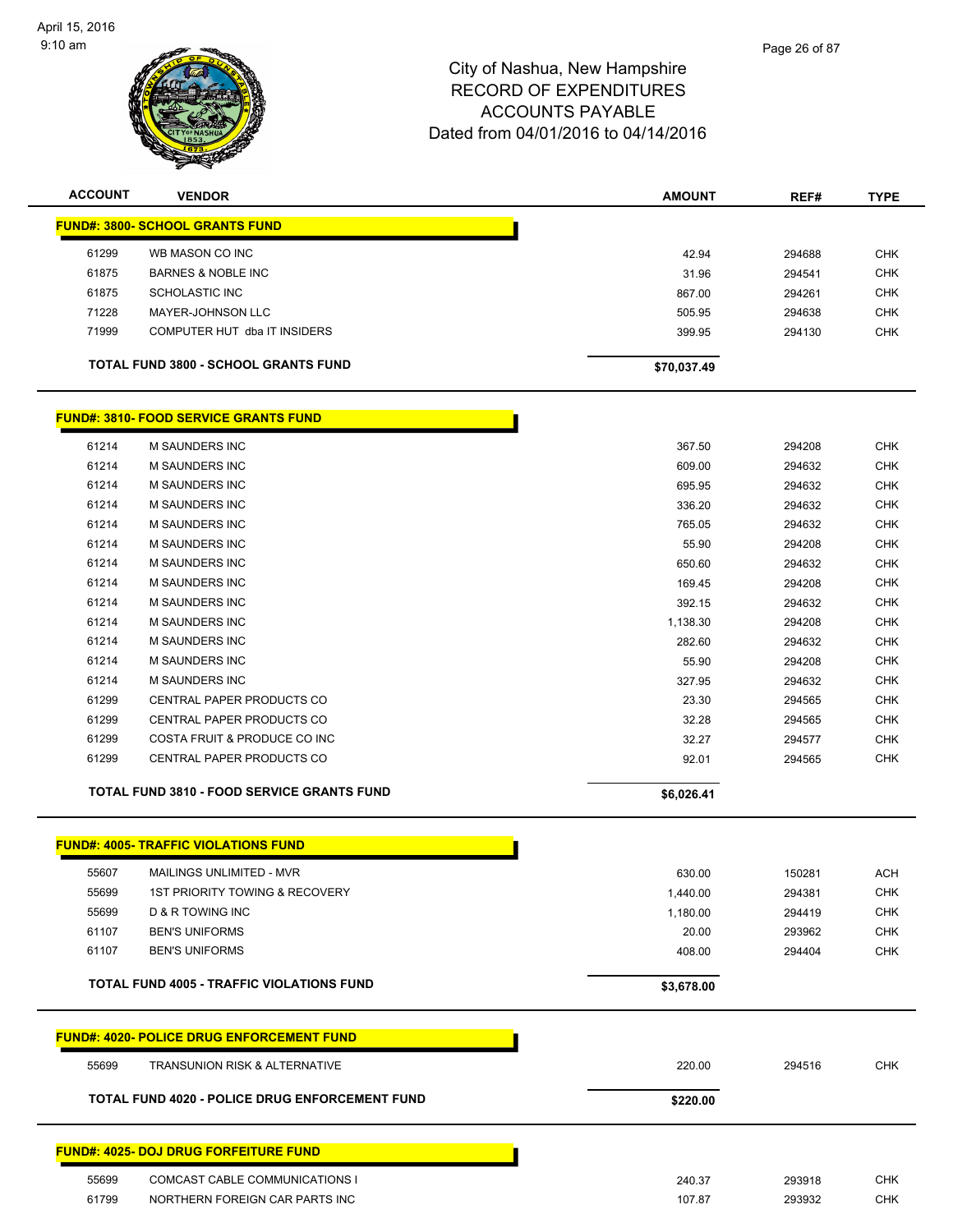# City of Nashua, New Hampshire
## RECORD OF EXPENDITURES
## ACCOUNTS PAYABLE
## Dated from 04/01/2016 to 04/14/2016

| ACCOUNT | VENDOR | AMOUNT | REF# | TYPE |
|---|---|---|---|---|
| **FUND#: 3800- SCHOOL GRANTS FUND** | | | | |
| 61299 | WB MASON CO INC | 42.94 | 294688 | CHK |
| 61875 | BARNES & NOBLE INC | 31.96 | 294541 | CHK |
| 61875 | SCHOLASTIC INC | 867.00 | 294261 | CHK |
| 71228 | MAYER-JOHNSON LLC | 505.95 | 294638 | CHK |
| 71999 | COMPUTER HUT dba IT INSIDERS | 399.95 | 294130 | CHK |
| | **TOTAL FUND 3800 - SCHOOL GRANTS FUND** | **$70,037.49** | | |
| **FUND#: 3810- FOOD SERVICE GRANTS FUND** | | | | |
| 61214 | M SAUNDERS INC | 367.50 | 294208 | CHK |
| 61214 | M SAUNDERS INC | 609.00 | 294632 | CHK |
| 61214 | M SAUNDERS INC | 695.95 | 294632 | CHK |
| 61214 | M SAUNDERS INC | 336.20 | 294632 | CHK |
| 61214 | M SAUNDERS INC | 765.05 | 294632 | CHK |
| 61214 | M SAUNDERS INC | 55.90 | 294208 | CHK |
| 61214 | M SAUNDERS INC | 650.60 | 294632 | CHK |
| 61214 | M SAUNDERS INC | 169.45 | 294208 | CHK |
| 61214 | M SAUNDERS INC | 392.15 | 294632 | CHK |
| 61214 | M SAUNDERS INC | 1,138.30 | 294208 | CHK |
| 61214 | M SAUNDERS INC | 282.60 | 294632 | CHK |
| 61214 | M SAUNDERS INC | 55.90 | 294208 | CHK |
| 61214 | M SAUNDERS INC | 327.95 | 294632 | CHK |
| 61299 | CENTRAL PAPER PRODUCTS CO | 23.30 | 294565 | CHK |
| 61299 | CENTRAL PAPER PRODUCTS CO | 32.28 | 294565 | CHK |
| 61299 | COSTA FRUIT & PRODUCE CO INC | 32.27 | 294577 | CHK |
| 61299 | CENTRAL PAPER PRODUCTS CO | 92.01 | 294565 | CHK |
| | **TOTAL FUND 3810 - FOOD SERVICE GRANTS FUND** | **$6,026.41** | | |
| **FUND#: 4005- TRAFFIC VIOLATIONS FUND** | | | | |
| 55607 | MAILINGS UNLIMITED - MVR | 630.00 | 150281 | ACH |
| 55699 | 1ST PRIORITY TOWING & RECOVERY | 1,440.00 | 294381 | CHK |
| 55699 | D & R TOWING INC | 1,180.00 | 294419 | CHK |
| 61107 | BEN'S UNIFORMS | 20.00 | 293962 | CHK |
| 61107 | BEN'S UNIFORMS | 408.00 | 294404 | CHK |
| | **TOTAL FUND 4005 - TRAFFIC VIOLATIONS FUND** | **$3,678.00** | | |
| **FUND#: 4020- POLICE DRUG ENFORCEMENT FUND** | | | | |
| 55699 | TRANSUNION RISK & ALTERNATIVE | 220.00 | 294516 | CHK |
| | **TOTAL FUND 4020 - POLICE DRUG ENFORCEMENT FUND** | **$220.00** | | |
| **FUND#: 4025- DOJ DRUG FORFEITURE FUND** | | | | |
| 55699 | COMCAST CABLE COMMUNICATIONS I | 240.37 | 293918 | CHK |
| 61799 | NORTHERN FOREIGN CAR PARTS INC | 107.87 | 293932 | CHK |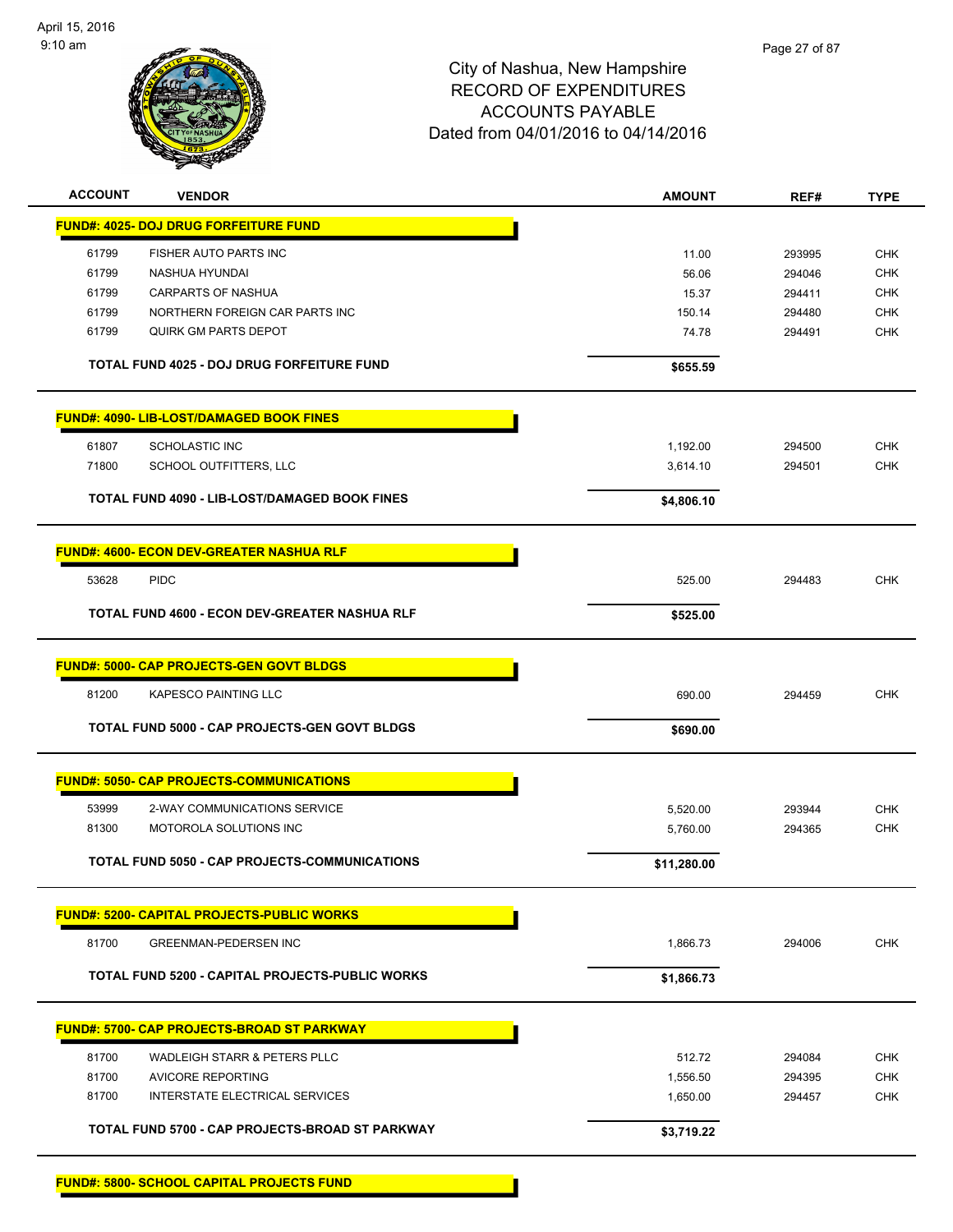# City of Nashua, New Hampshire
## RECORD OF EXPENDITURES
## ACCOUNTS PAYABLE
## Dated from 04/01/2016 to 04/14/2016

| ACCOUNT | VENDOR | AMOUNT | REF# | TYPE |
|---|---|---|---|---|
| **FUND#: 4025- DOJ DRUG FORFEITURE FUND** | | | | |
| 61799 | FISHER AUTO PARTS INC | 11.00 | 293995 | CHK |
| 61799 | NASHUA HYUNDAI | 56.06 | 294046 | CHK |
| 61799 | CARPARTS OF NASHUA | 15.37 | 294411 | CHK |
| 61799 | NORTHERN FOREIGN CAR PARTS INC | 150.14 | 294480 | CHK |
| 61799 | QUIRK GM PARTS DEPOT | 74.78 | 294491 | CHK |
| | **TOTAL FUND 4025 - DOJ DRUG FORFEITURE FUND** | **$655.59** | | |
| **FUND#: 4090- LIB-LOST/DAMAGED BOOK FINES** | | | | |
| 61807 | SCHOLASTIC INC | 1,192.00 | 294500 | CHK |
| 71800 | SCHOOL OUTFITTERS, LLC | 3,614.10 | 294501 | CHK |
| | **TOTAL FUND 4090 - LIB-LOST/DAMAGED BOOK FINES** | **$4,806.10** | | |
| **FUND#: 4600- ECON DEV-GREATER NASHUA RLF** | | | | |
| 53628 | PIDC | 525.00 | 294483 | CHK |
| | **TOTAL FUND 4600 - ECON DEV-GREATER NASHUA RLF** | **$525.00** | | |
| **FUND#: 5000- CAP PROJECTS-GEN GOVT BLDGS** | | | | |
| 81200 | KAPESCO PAINTING LLC | 690.00 | 294459 | CHK |
| | **TOTAL FUND 5000 - CAP PROJECTS-GEN GOVT BLDGS** | **$690.00** | | |
| **FUND#: 5050- CAP PROJECTS-COMMUNICATIONS** | | | | |
| 53999 | 2-WAY COMMUNICATIONS SERVICE | 5,520.00 | 293944 | CHK |
| 81300 | MOTOROLA SOLUTIONS INC | 5,760.00 | 294365 | CHK |
| | **TOTAL FUND 5050 - CAP PROJECTS-COMMUNICATIONS** | **$11,280.00** | | |
| **FUND#: 5200- CAPITAL PROJECTS-PUBLIC WORKS** | | | | |
| 81700 | GREENMAN-PEDERSEN INC | 1,866.73 | 294006 | CHK |
| | **TOTAL FUND 5200 - CAPITAL PROJECTS-PUBLIC WORKS** | **$1,866.73** | | |
| **FUND#: 5700- CAP PROJECTS-BROAD ST PARKWAY** | | | | |
| 81700 | WADLEIGH STARR & PETERS PLLC | 512.72 | 294084 | CHK |
| 81700 | AVICORE REPORTING | 1,556.50 | 294395 | CHK |
| 81700 | INTERSTATE ELECTRICAL SERVICES | 1,650.00 | 294457 | CHK |
| | **TOTAL FUND 5700 - CAP PROJECTS-BROAD ST PARKWAY** | **$3,719.22** | | |
| **FUND#: 5800- SCHOOL CAPITAL PROJECTS FUND** | | | | |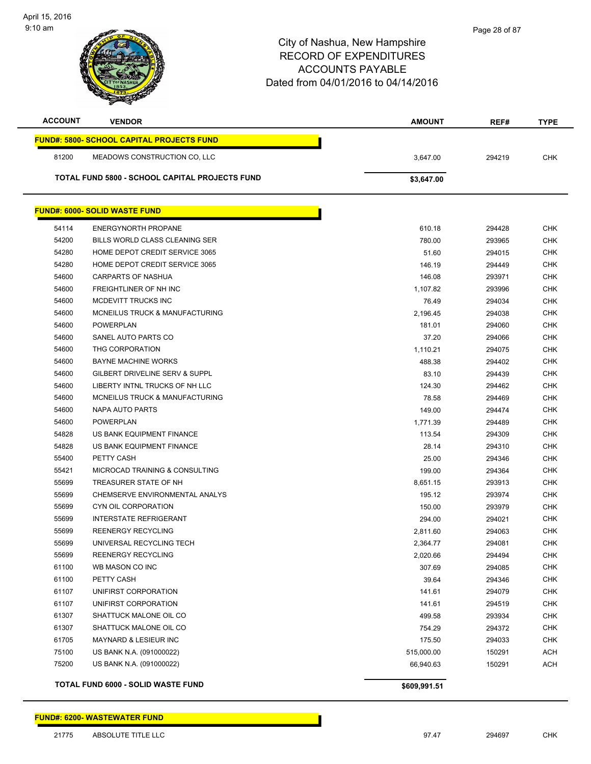City of Nashua, New Hampshire
RECORD OF EXPENDITURES
ACCOUNTS PAYABLE
Dated from 04/01/2016 to 04/14/2016

| ACCOUNT | VENDOR | AMOUNT | REF# | TYPE |
|---|---|---|---|---|
| **FUND#: 5800- SCHOOL CAPITAL PROJECTS FUND** | | | | |
| 81200 | MEADOWS CONSTRUCTION CO, LLC | 3,647.00 | 294219 | CHK |
| **TOTAL FUND 5800 - SCHOOL CAPITAL PROJECTS FUND** | | **$3,647.00** | | |
| **FUND#: 6000- SOLID WASTE FUND** | | | | |
| 54114 | ENERGYNORTH PROPANE | 610.18 | 294428 | CHK |
| 54200 | BILLS WORLD CLASS CLEANING SER | 780.00 | 293965 | CHK |
| 54280 | HOME DEPOT CREDIT SERVICE 3065 | 51.60 | 294015 | CHK |
| 54280 | HOME DEPOT CREDIT SERVICE 3065 | 146.19 | 294449 | CHK |
| 54600 | CARPARTS OF NASHUA | 146.08 | 293971 | CHK |
| 54600 | FREIGHTLINER OF NH INC | 1,107.82 | 293996 | CHK |
| 54600 | MCDEVITT TRUCKS INC | 76.49 | 294034 | CHK |
| 54600 | MCNEILUS TRUCK & MANUFACTURING | 2,196.45 | 294038 | CHK |
| 54600 | POWERPLAN | 181.01 | 294060 | CHK |
| 54600 | SANEL AUTO PARTS CO | 37.20 | 294066 | CHK |
| 54600 | THG CORPORATION | 1,110.21 | 294075 | CHK |
| 54600 | BAYNE MACHINE WORKS | 488.38 | 294402 | CHK |
| 54600 | GILBERT DRIVELINE SERV & SUPPL | 83.10 | 294439 | CHK |
| 54600 | LIBERTY INTNL TRUCKS OF NH LLC | 124.30 | 294462 | CHK |
| 54600 | MCNEILUS TRUCK & MANUFACTURING | 78.58 | 294469 | CHK |
| 54600 | NAPA AUTO PARTS | 149.00 | 294474 | CHK |
| 54600 | POWERPLAN | 1,771.39 | 294489 | CHK |
| 54828 | US BANK EQUIPMENT FINANCE | 113.54 | 294309 | CHK |
| 54828 | US BANK EQUIPMENT FINANCE | 28.14 | 294310 | CHK |
| 55400 | PETTY CASH | 25.00 | 294346 | CHK |
| 55421 | MICROCAD TRAINING & CONSULTING | 199.00 | 294364 | CHK |
| 55699 | TREASURER STATE OF NH | 8,651.15 | 293913 | CHK |
| 55699 | CHEMSERVE ENVIRONMENTAL ANALYS | 195.12 | 293974 | CHK |
| 55699 | CYN OIL CORPORATION | 150.00 | 293979 | CHK |
| 55699 | INTERSTATE REFRIGERANT | 294.00 | 294021 | CHK |
| 55699 | REENERGY RECYCLING | 2,811.60 | 294063 | CHK |
| 55699 | UNIVERSAL RECYCLING TECH | 2,364.77 | 294081 | CHK |
| 55699 | REENERGY RECYCLING | 2,020.66 | 294494 | CHK |
| 61100 | WB MASON CO INC | 307.69 | 294085 | CHK |
| 61100 | PETTY CASH | 39.64 | 294346 | CHK |
| 61107 | UNIFIRST CORPORATION | 141.61 | 294079 | CHK |
| 61107 | UNIFIRST CORPORATION | 141.61 | 294519 | CHK |
| 61307 | SHATTUCK MALONE OIL CO | 499.58 | 293934 | CHK |
| 61307 | SHATTUCK MALONE OIL CO | 754.29 | 294372 | CHK |
| 61705 | MAYNARD & LESIEUR INC | 175.50 | 294033 | CHK |
| 75100 | US BANK N.A. (091000022) | 515,000.00 | 150291 | ACH |
| 75200 | US BANK N.A. (091000022) | 66,940.63 | 150291 | ACH |
| **TOTAL FUND 6000 - SOLID WASTE FUND** | | **$609,991.51** | | |
| **FUND#: 6200- WASTEWATER FUND** | | | | |
| 21775 | ABSOLUTE TITLE LLC | 97.47 | 294697 | CHK |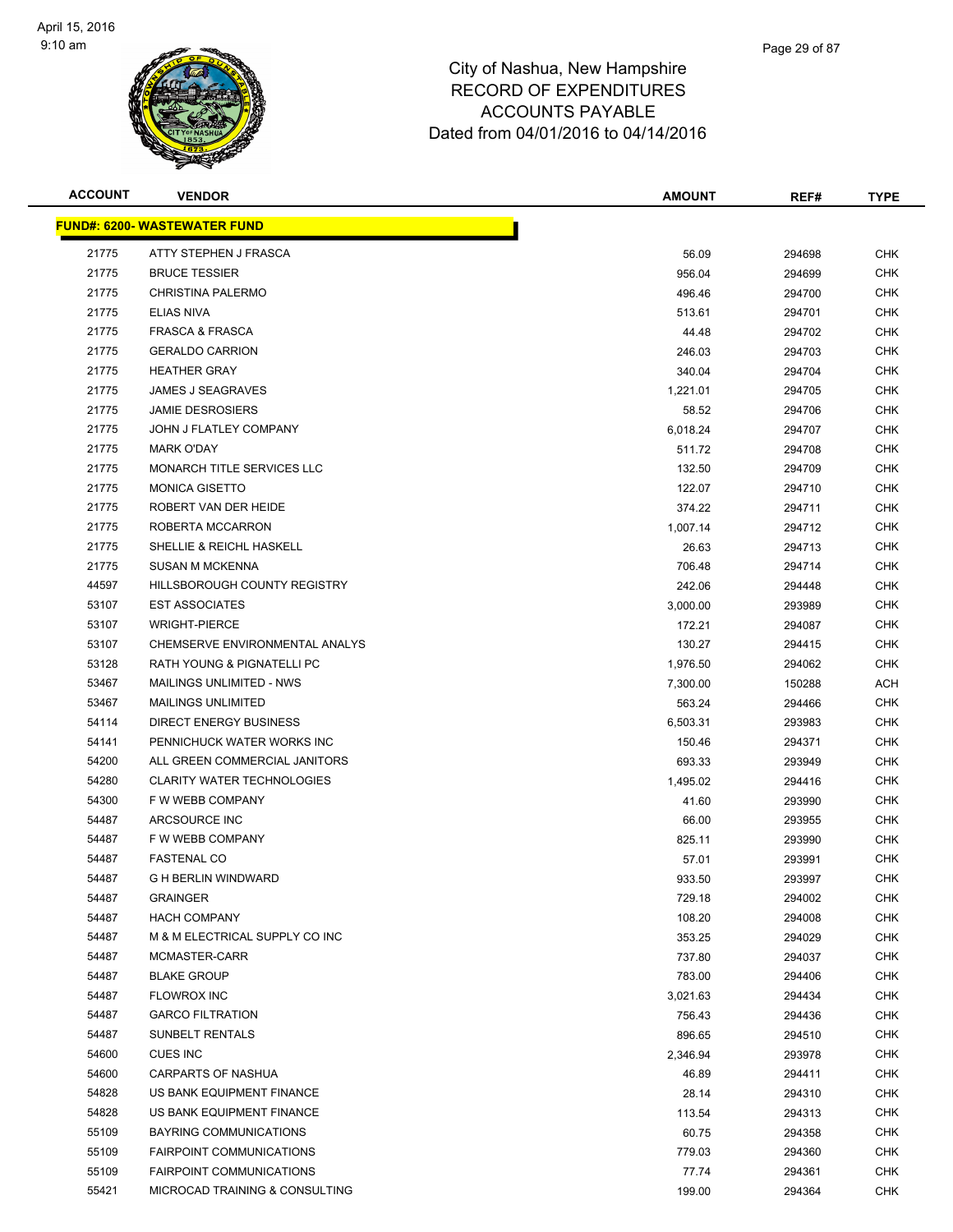# City of Nashua, New Hampshire
## RECORD OF EXPENDITURES
## ACCOUNTS PAYABLE
## Dated from 04/01/2016 to 04/14/2016

| ACCOUNT | VENDOR | AMOUNT | REF# | TYPE |
|---|---|---|---|---|
| **FUND#: 6200- WASTEWATER FUND** | | | | |
| 21775 | ATTY STEPHEN J FRASCA | 56.09 | 294698 | CHK |
| 21775 | BRUCE TESSIER | 956.04 | 294699 | CHK |
| 21775 | CHRISTINA PALERMO | 496.46 | 294700 | CHK |
| 21775 | ELIAS NIVA | 513.61 | 294701 | CHK |
| 21775 | FRASCA & FRASCA | 44.48 | 294702 | CHK |
| 21775 | GERALDO CARRION | 246.03 | 294703 | CHK |
| 21775 | HEATHER GRAY | 340.04 | 294704 | CHK |
| 21775 | JAMES J SEAGRAVES | 1,221.01 | 294705 | CHK |
| 21775 | JAMIE DESROSIERS | 58.52 | 294706 | CHK |
| 21775 | JOHN J FLATLEY COMPANY | 6,018.24 | 294707 | CHK |
| 21775 | MARK O'DAY | 511.72 | 294708 | CHK |
| 21775 | MONARCH TITLE SERVICES LLC | 132.50 | 294709 | CHK |
| 21775 | MONICA GISETTO | 122.07 | 294710 | CHK |
| 21775 | ROBERT VAN DER HEIDE | 374.22 | 294711 | CHK |
| 21775 | ROBERTA MCCARRON | 1,007.14 | 294712 | CHK |
| 21775 | SHELLIE & REICHL HASKELL | 26.63 | 294713 | CHK |
| 21775 | SUSAN M MCKENNA | 706.48 | 294714 | CHK |
| 44597 | HILLSBOROUGH COUNTY REGISTRY | 242.06 | 294448 | CHK |
| 53107 | EST ASSOCIATES | 3,000.00 | 293989 | CHK |
| 53107 | WRIGHT-PIERCE | 172.21 | 294087 | CHK |
| 53107 | CHEMSERVE ENVIRONMENTAL ANALYS | 130.27 | 294415 | CHK |
| 53128 | RATH YOUNG & PIGNATELLI PC | 1,976.50 | 294062 | CHK |
| 53467 | MAILINGS UNLIMITED - NWS | 7,300.00 | 150288 | ACH |
| 53467 | MAILINGS UNLIMITED | 563.24 | 294466 | CHK |
| 54114 | DIRECT ENERGY BUSINESS | 6,503.31 | 293983 | CHK |
| 54141 | PENNICHUCK WATER WORKS INC | 150.46 | 294371 | CHK |
| 54200 | ALL GREEN COMMERCIAL JANITORS | 693.33 | 293949 | CHK |
| 54280 | CLARITY WATER TECHNOLOGIES | 1,495.02 | 294416 | CHK |
| 54300 | F W WEBB COMPANY | 41.60 | 293990 | CHK |
| 54487 | ARCSOURCE INC | 66.00 | 293955 | CHK |
| 54487 | F W WEBB COMPANY | 825.11 | 293990 | CHK |
| 54487 | FASTENAL CO | 57.01 | 293991 | CHK |
| 54487 | G H BERLIN WINDWARD | 933.50 | 293997 | CHK |
| 54487 | GRAINGER | 729.18 | 294002 | CHK |
| 54487 | HACH COMPANY | 108.20 | 294008 | CHK |
| 54487 | M & M ELECTRICAL SUPPLY CO INC | 353.25 | 294029 | CHK |
| 54487 | MCMASTER-CARR | 737.80 | 294037 | CHK |
| 54487 | BLAKE GROUP | 783.00 | 294406 | CHK |
| 54487 | FLOWROX INC | 3,021.63 | 294434 | CHK |
| 54487 | GARCO FILTRATION | 756.43 | 294436 | CHK |
| 54487 | SUNBELT RENTALS | 896.65 | 294510 | CHK |
| 54600 | CUES INC | 2,346.94 | 293978 | CHK |
| 54600 | CARPARTS OF NASHUA | 46.89 | 294411 | CHK |
| 54828 | US BANK EQUIPMENT FINANCE | 28.14 | 294310 | CHK |
| 54828 | US BANK EQUIPMENT FINANCE | 113.54 | 294313 | CHK |
| 55109 | BAYRING COMMUNICATIONS | 60.75 | 294358 | CHK |
| 55109 | FAIRPOINT COMMUNICATIONS | 779.03 | 294360 | CHK |
| 55109 | FAIRPOINT COMMUNICATIONS | 77.74 | 294361 | CHK |
| 55421 | MICROCAD TRAINING & CONSULTING | 199.00 | 294364 | CHK |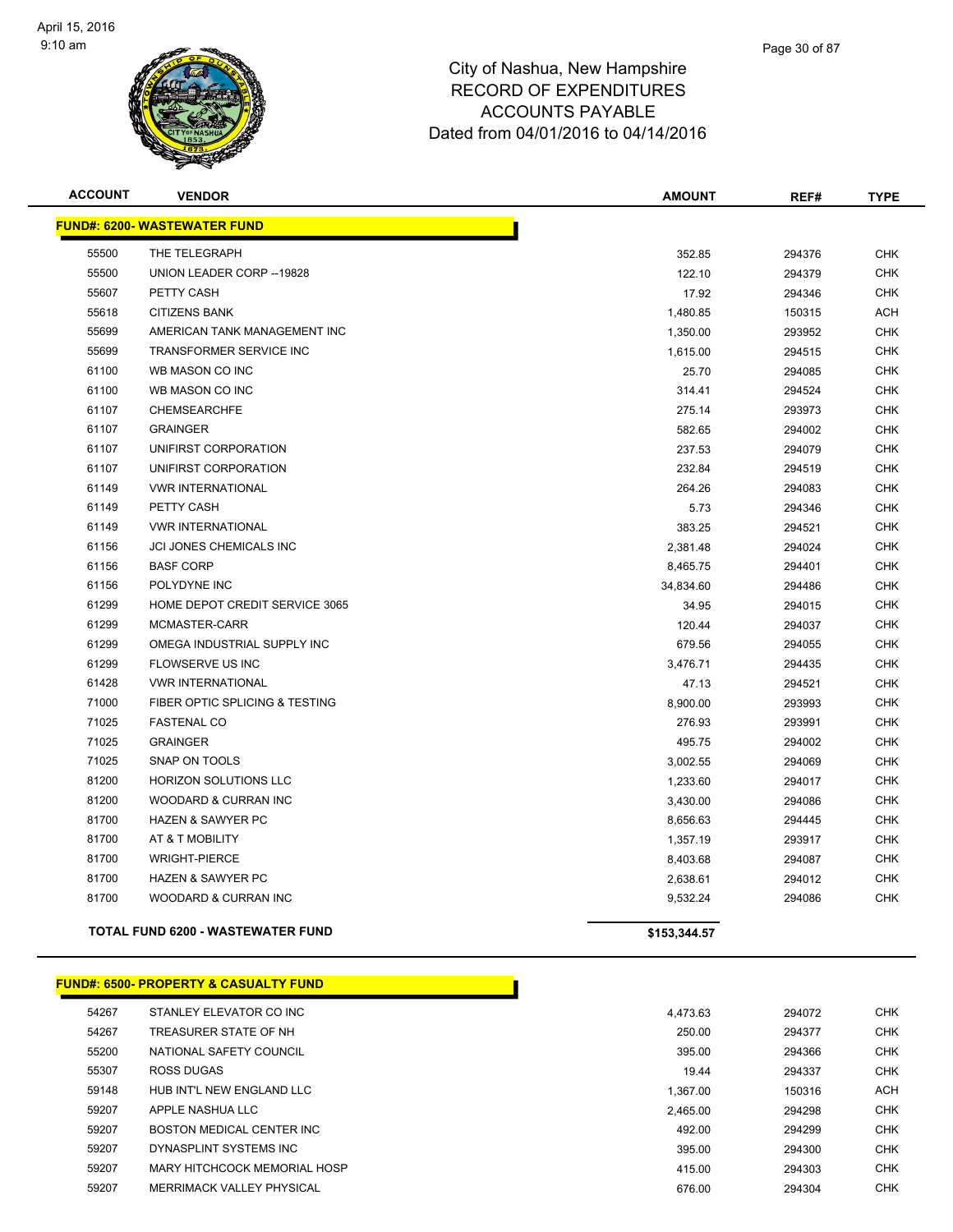# City of Nashua, New Hampshire
# RECORD OF EXPENDITURES
# ACCOUNTS PAYABLE
# Dated from 04/01/2016 to 04/14/2016

| ACCOUNT | VENDOR | AMOUNT | REF# | TYPE |
|---|---|---|---|---|
| **FUND#: 6200- WASTEWATER FUND** | | | | |
| 55500 | THE TELEGRAPH | 352.85 | 294376 | CHK |
| 55500 | UNION LEADER CORP --19828 | 122.10 | 294379 | CHK |
| 55607 | PETTY CASH | 17.92 | 294346 | CHK |
| 55618 | CITIZENS BANK | 1,480.85 | 150315 | ACH |
| 55699 | AMERICAN TANK MANAGEMENT INC | 1,350.00 | 293952 | CHK |
| 55699 | TRANSFORMER SERVICE INC | 1,615.00 | 294515 | CHK |
| 61100 | WB MASON CO INC | 25.70 | 294085 | CHK |
| 61100 | WB MASON CO INC | 314.41 | 294524 | CHK |
| 61107 | CHEMSEARCHFE | 275.14 | 293973 | CHK |
| 61107 | GRAINGER | 582.65 | 294002 | CHK |
| 61107 | UNIFIRST CORPORATION | 237.53 | 294079 | CHK |
| 61107 | UNIFIRST CORPORATION | 232.84 | 294519 | CHK |
| 61149 | VWR INTERNATIONAL | 264.26 | 294083 | CHK |
| 61149 | PETTY CASH | 5.73 | 294346 | CHK |
| 61149 | VWR INTERNATIONAL | 383.25 | 294521 | CHK |
| 61156 | JCI JONES CHEMICALS INC | 2,381.48 | 294024 | CHK |
| 61156 | BASF CORP | 8,465.75 | 294401 | CHK |
| 61156 | POLYDYNE INC | 34,834.60 | 294486 | CHK |
| 61299 | HOME DEPOT CREDIT SERVICE 3065 | 34.95 | 294015 | CHK |
| 61299 | MCMASTER-CARR | 120.44 | 294037 | CHK |
| 61299 | OMEGA INDUSTRIAL SUPPLY INC | 679.56 | 294055 | CHK |
| 61299 | FLOWSERVE US INC | 3,476.71 | 294435 | CHK |
| 61428 | VWR INTERNATIONAL | 47.13 | 294521 | CHK |
| 71000 | FIBER OPTIC SPLICING & TESTING | 8,900.00 | 293993 | CHK |
| 71025 | FASTENAL CO | 276.93 | 293991 | CHK |
| 71025 | GRAINGER | 495.75 | 294002 | CHK |
| 71025 | SNAP ON TOOLS | 3,002.55 | 294069 | CHK |
| 81200 | HORIZON SOLUTIONS LLC | 1,233.60 | 294017 | CHK |
| 81200 | WOODARD & CURRAN INC | 3,430.00 | 294086 | CHK |
| 81700 | HAZEN & SAWYER PC | 8,656.63 | 294445 | CHK |
| 81700 | AT & T MOBILITY | 1,357.19 | 293917 | CHK |
| 81700 | WRIGHT-PIERCE | 8,403.68 | 294087 | CHK |
| 81700 | HAZEN & SAWYER PC | 2,638.61 | 294012 | CHK |
| 81700 | WOODARD & CURRAN INC | 9,532.24 | 294086 | CHK |
| **TOTAL FUND 6200 - WASTEWATER FUND** | | **$153,344.57** | | |

| ACCOUNT | VENDOR | AMOUNT | REF# | TYPE |
|---|---|---|---|---|
| **FUND#: 6500- PROPERTY & CASUALTY FUND** | | | | |
| 54267 | STANLEY ELEVATOR CO INC | 4,473.63 | 294072 | CHK |
| 54267 | TREASURER STATE OF NH | 250.00 | 294377 | CHK |
| 55200 | NATIONAL SAFETY COUNCIL | 395.00 | 294366 | CHK |
| 55307 | ROSS DUGAS | 19.44 | 294337 | CHK |
| 59148 | HUB INT'L NEW ENGLAND LLC | 1,367.00 | 150316 | ACH |
| 59207 | APPLE NASHUA LLC | 2,465.00 | 294298 | CHK |
| 59207 | BOSTON MEDICAL CENTER INC | 492.00 | 294299 | CHK |
| 59207 | DYNASPLINT SYSTEMS INC | 395.00 | 294300 | CHK |
| 59207 | MARY HITCHCOCK MEMORIAL HOSP | 415.00 | 294303 | CHK |
| 59207 | MERRIMACK VALLEY PHYSICAL | 676.00 | 294304 | CHK |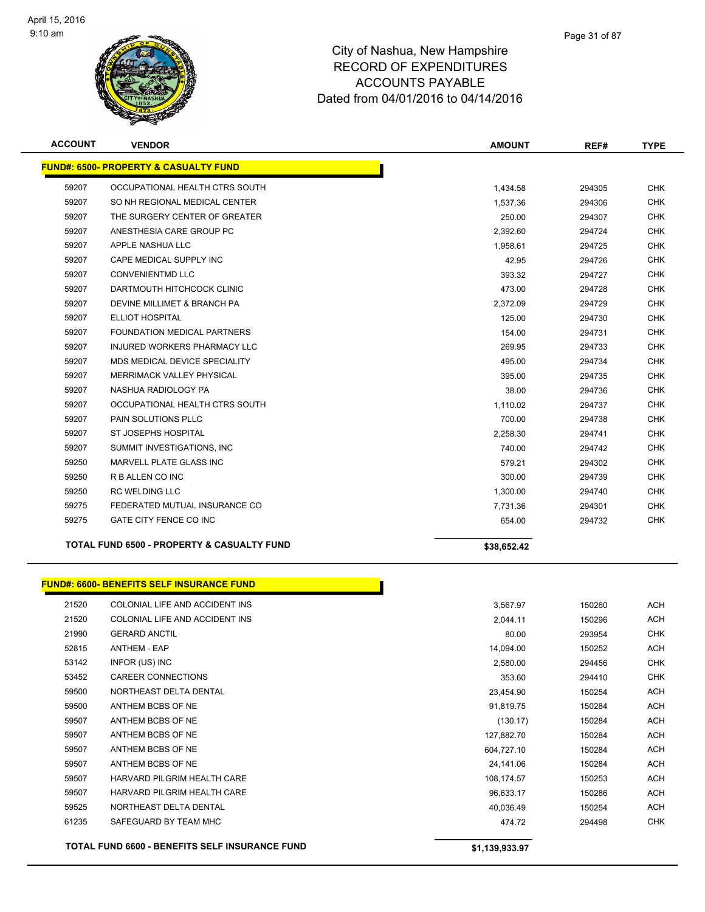# City of Nashua, New Hampshire
## RECORD OF EXPENDITURES
## ACCOUNTS PAYABLE
## Dated from 04/01/2016 to 04/14/2016

| ACCOUNT | VENDOR | AMOUNT | REF# | TYPE |
|---|---|---|---|---|
| **FUND#: 6500- PROPERTY & CASUALTY FUND** | | | | |
| 59207 | OCCUPATIONAL HEALTH CTRS SOUTH | 1,434.58 | 294305 | CHK |
| 59207 | SO NH REGIONAL MEDICAL CENTER | 1,537.36 | 294306 | CHK |
| 59207 | THE SURGERY CENTER OF GREATER | 250.00 | 294307 | CHK |
| 59207 | ANESTHESIA CARE GROUP PC | 2,392.60 | 294724 | CHK |
| 59207 | APPLE NASHUA LLC | 1,958.61 | 294725 | CHK |
| 59207 | CAPE MEDICAL SUPPLY INC | 42.95 | 294726 | CHK |
| 59207 | CONVENIENTMD LLC | 393.32 | 294727 | CHK |
| 59207 | DARTMOUTH HITCHCOCK CLINIC | 473.00 | 294728 | CHK |
| 59207 | DEVINE MILLIMET & BRANCH PA | 2,372.09 | 294729 | CHK |
| 59207 | ELLIOT HOSPITAL | 125.00 | 294730 | CHK |
| 59207 | FOUNDATION MEDICAL PARTNERS | 154.00 | 294731 | CHK |
| 59207 | INJURED WORKERS PHARMACY LLC | 269.95 | 294733 | CHK |
| 59207 | MDS MEDICAL DEVICE SPECIALITY | 495.00 | 294734 | CHK |
| 59207 | MERRIMACK VALLEY PHYSICAL | 395.00 | 294735 | CHK |
| 59207 | NASHUA RADIOLOGY PA | 38.00 | 294736 | CHK |
| 59207 | OCCUPATIONAL HEALTH CTRS SOUTH | 1,110.02 | 294737 | CHK |
| 59207 | PAIN SOLUTIONS PLLC | 700.00 | 294738 | CHK |
| 59207 | ST JOSEPHS HOSPITAL | 2,258.30 | 294741 | CHK |
| 59207 | SUMMIT INVESTIGATIONS, INC | 740.00 | 294742 | CHK |
| 59250 | MARVELL PLATE GLASS INC | 579.21 | 294302 | CHK |
| 59250 | R B ALLEN CO INC | 300.00 | 294739 | CHK |
| 59250 | RC WELDING LLC | 1,300.00 | 294740 | CHK |
| 59275 | FEDERATED MUTUAL INSURANCE CO | 7,731.36 | 294301 | CHK |
| 59275 | GATE CITY FENCE CO INC | 654.00 | 294732 | CHK |
| **TOTAL FUND 6500 - PROPERTY & CASUALTY FUND** | | **$38,652.42** | | |

| ACCOUNT | VENDOR | AMOUNT | REF# | TYPE |
|---|---|---|---|---|
| **FUND#: 6600- BENEFITS SELF INSURANCE FUND** | | | | |
| 21520 | COLONIAL LIFE AND ACCIDENT INS | 3,567.97 | 150260 | ACH |
| 21520 | COLONIAL LIFE AND ACCIDENT INS | 2,044.11 | 150296 | ACH |
| 21990 | GERARD ANCTIL | 80.00 | 293954 | CHK |
| 52815 | ANTHEM - EAP | 14,094.00 | 150252 | ACH |
| 53142 | INFOR (US) INC | 2,580.00 | 294456 | CHK |
| 53452 | CAREER CONNECTIONS | 353.60 | 294410 | CHK |
| 59500 | NORTHEAST DELTA DENTAL | 23,454.90 | 150254 | ACH |
| 59500 | ANTHEM BCBS OF NE | 91,819.75 | 150284 | ACH |
| 59507 | ANTHEM BCBS OF NE | (130.17) | 150284 | ACH |
| 59507 | ANTHEM BCBS OF NE | 127,882.70 | 150284 | ACH |
| 59507 | ANTHEM BCBS OF NE | 604,727.10 | 150284 | ACH |
| 59507 | ANTHEM BCBS OF NE | 24,141.06 | 150284 | ACH |
| 59507 | HARVARD PILGRIM HEALTH CARE | 108,174.57 | 150253 | ACH |
| 59507 | HARVARD PILGRIM HEALTH CARE | 96,633.17 | 150286 | ACH |
| 59525 | NORTHEAST DELTA DENTAL | 40,036.49 | 150254 | ACH |
| 61235 | SAFEGUARD BY TEAM MHC | 474.72 | 294498 | CHK |
| **TOTAL FUND 6600 - BENEFITS SELF INSURANCE FUND** | | **$1,139,933.97** | | |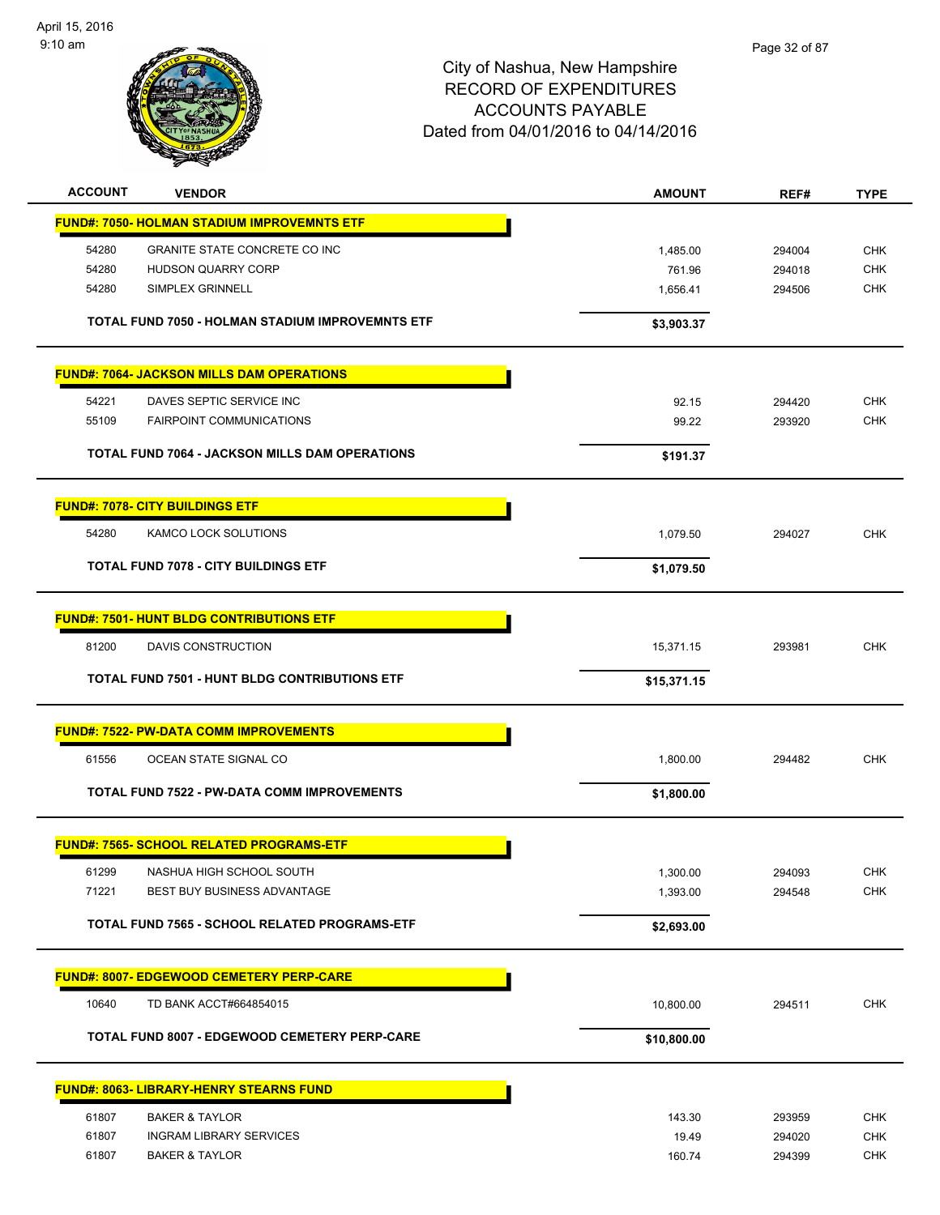City of Nashua, New Hampshire
RECORD OF EXPENDITURES
ACCOUNTS PAYABLE
Dated from 04/01/2016 to 04/14/2016

| ACCOUNT | VENDOR | AMOUNT | REF# | TYPE |
|---|---|---|---|---|
| **FUND#: 7050- HOLMAN STADIUM IMPROVEMNTS ETF** | | | | |
| 54280 | GRANITE STATE CONCRETE CO INC | 1,485.00 | 294004 | CHK |
| 54280 | HUDSON QUARRY CORP | 761.96 | 294018 | CHK |
| 54280 | SIMPLEX GRINNELL | 1,656.41 | 294506 | CHK |
| | **TOTAL FUND 7050 - HOLMAN STADIUM IMPROVEMNTS ETF** | **$3,903.37** | | |
| **FUND#: 7064- JACKSON MILLS DAM OPERATIONS** | | | | |
| 54221 | DAVES SEPTIC SERVICE INC | 92.15 | 294420 | CHK |
| 55109 | FAIRPOINT COMMUNICATIONS | 99.22 | 293920 | CHK |
| | **TOTAL FUND 7064 - JACKSON MILLS DAM OPERATIONS** | **$191.37** | | |
| **FUND#: 7078- CITY BUILDINGS ETF** | | | | |
| 54280 | KAMCO LOCK SOLUTIONS | 1,079.50 | 294027 | CHK |
| | **TOTAL FUND 7078 - CITY BUILDINGS ETF** | **$1,079.50** | | |
| **FUND#: 7501- HUNT BLDG CONTRIBUTIONS ETF** | | | | |
| 81200 | DAVIS CONSTRUCTION | 15,371.15 | 293981 | CHK |
| | **TOTAL FUND 7501 - HUNT BLDG CONTRIBUTIONS ETF** | **$15,371.15** | | |
| **FUND#: 7522- PW-DATA COMM IMPROVEMENTS** | | | | |
| 61556 | OCEAN STATE SIGNAL CO | 1,800.00 | 294482 | CHK |
| | **TOTAL FUND 7522 - PW-DATA COMM IMPROVEMENTS** | **$1,800.00** | | |
| **FUND#: 7565- SCHOOL RELATED PROGRAMS-ETF** | | | | |
| 61299 | NASHUA HIGH SCHOOL SOUTH | 1,300.00 | 294093 | CHK |
| 71221 | BEST BUY BUSINESS ADVANTAGE | 1,393.00 | 294548 | CHK |
| | **TOTAL FUND 7565 - SCHOOL RELATED PROGRAMS-ETF** | **$2,693.00** | | |
| **FUND#: 8007- EDGEWOOD CEMETERY PERP-CARE** | | | | |
| 10640 | TD BANK ACCT#664854015 | 10,800.00 | 294511 | CHK |
| | **TOTAL FUND 8007 - EDGEWOOD CEMETERY PERP-CARE** | **$10,800.00** | | |
| **FUND#: 8063- LIBRARY-HENRY STEARNS FUND** | | | | |
| 61807 | BAKER & TAYLOR | 143.30 | 293959 | CHK |
| 61807 | INGRAM LIBRARY SERVICES | 19.49 | 294020 | CHK |
| 61807 | BAKER & TAYLOR | 160.74 | 294399 | CHK |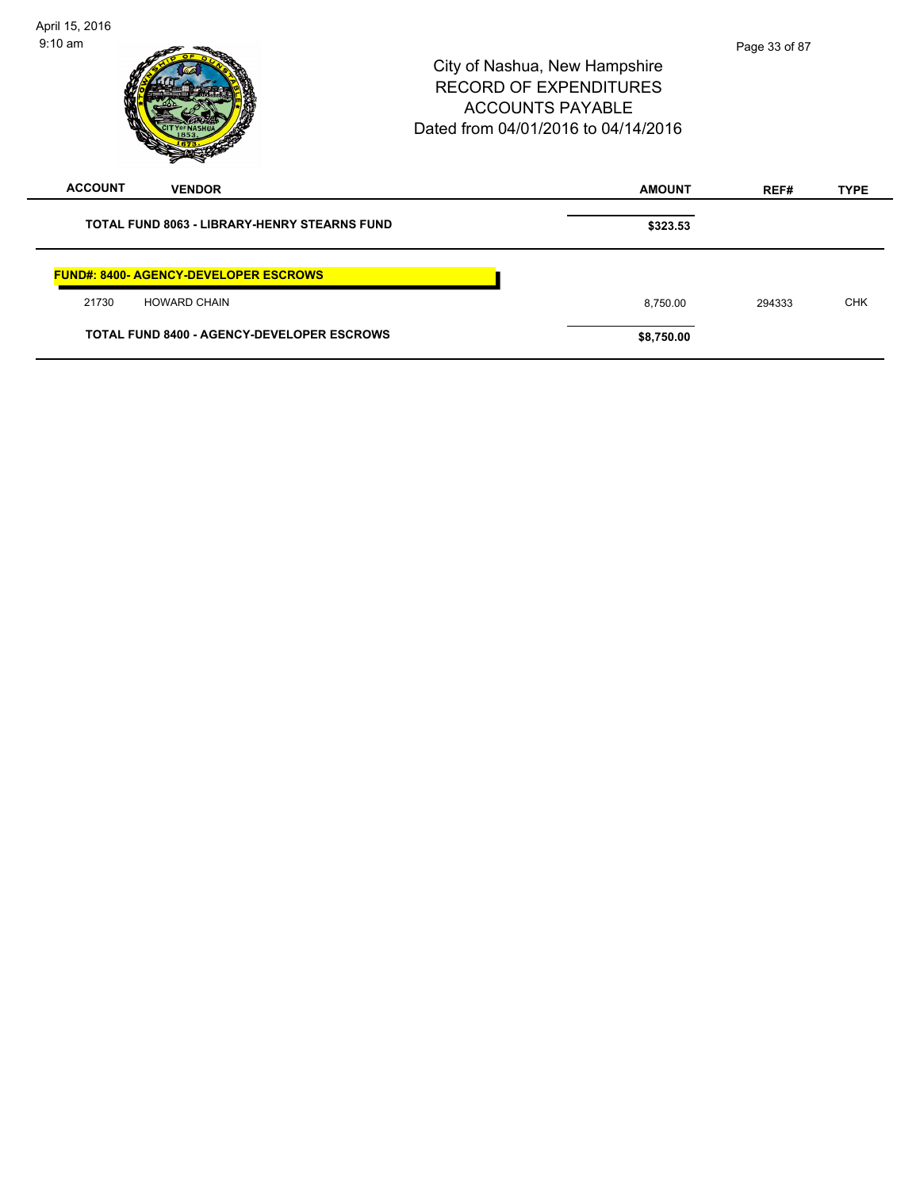City of Nashua, New Hampshire
RECORD OF EXPENDITURES
ACCOUNTS PAYABLE
Dated from 04/01/2016 to 04/14/2016

| ACCOUNT | VENDOR | AMOUNT | REF# | TYPE |
|---|---|---|---|---|
| | **TOTAL FUND 8063 - LIBRARY-HENRY STEARNS FUND** | **$323.53** | | |
| | **FUND#: 8400- AGENCY-DEVELOPER ESCROWS** | | | |
| 21730 | HOWARD CHAIN | 8,750.00 | 294333 | CHK |
| | **TOTAL FUND 8400 - AGENCY-DEVELOPER ESCROWS** | **$8,750.00** | | |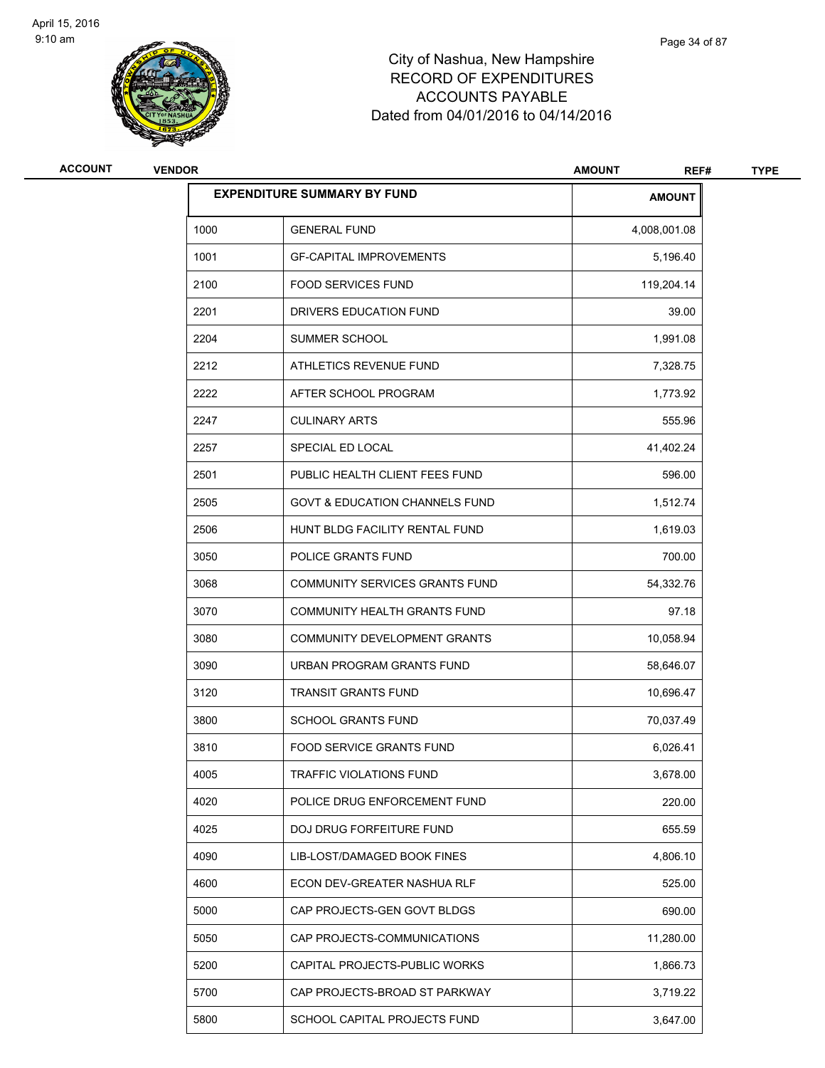City of Nashua, New Hampshire
RECORD OF EXPENDITURES
ACCOUNTS PAYABLE
Dated from 04/01/2016 to 04/14/2016

| ACCOUNT | VENDOR | AMOUNT | REF# | TYPE |
|---|---|---|---|---|

| EXPENDITURE SUMMARY BY FUND | | AMOUNT |
|---|---|---|
| 1000 | GENERAL FUND | 4,008,001.08 |
| 1001 | GF-CAPITAL IMPROVEMENTS | 5,196.40 |
| 2100 | FOOD SERVICES FUND | 119,204.14 |
| 2201 | DRIVERS EDUCATION FUND | 39.00 |
| 2204 | SUMMER SCHOOL | 1,991.08 |
| 2212 | ATHLETICS REVENUE FUND | 7,328.75 |
| 2222 | AFTER SCHOOL PROGRAM | 1,773.92 |
| 2247 | CULINARY ARTS | 555.96 |
| 2257 | SPECIAL ED LOCAL | 41,402.24 |
| 2501 | PUBLIC HEALTH CLIENT FEES FUND | 596.00 |
| 2505 | GOVT & EDUCATION CHANNELS FUND | 1,512.74 |
| 2506 | HUNT BLDG FACILITY RENTAL FUND | 1,619.03 |
| 3050 | POLICE GRANTS FUND | 700.00 |
| 3068 | COMMUNITY SERVICES GRANTS FUND | 54,332.76 |
| 3070 | COMMUNITY HEALTH GRANTS FUND | 97.18 |
| 3080 | COMMUNITY DEVELOPMENT GRANTS | 10,058.94 |
| 3090 | URBAN PROGRAM GRANTS FUND | 58,646.07 |
| 3120 | TRANSIT GRANTS FUND | 10,696.47 |
| 3800 | SCHOOL GRANTS FUND | 70,037.49 |
| 3810 | FOOD SERVICE GRANTS FUND | 6,026.41 |
| 4005 | TRAFFIC VIOLATIONS FUND | 3,678.00 |
| 4020 | POLICE DRUG ENFORCEMENT FUND | 220.00 |
| 4025 | DOJ DRUG FORFEITURE FUND | 655.59 |
| 4090 | LIB-LOST/DAMAGED BOOK FINES | 4,806.10 |
| 4600 | ECON DEV-GREATER NASHUA RLF | 525.00 |
| 5000 | CAP PROJECTS-GEN GOVT BLDGS | 690.00 |
| 5050 | CAP PROJECTS-COMMUNICATIONS | 11,280.00 |
| 5200 | CAPITAL PROJECTS-PUBLIC WORKS | 1,866.73 |
| 5700 | CAP PROJECTS-BROAD ST PARKWAY | 3,719.22 |
| 5800 | SCHOOL CAPITAL PROJECTS FUND | 3,647.00 |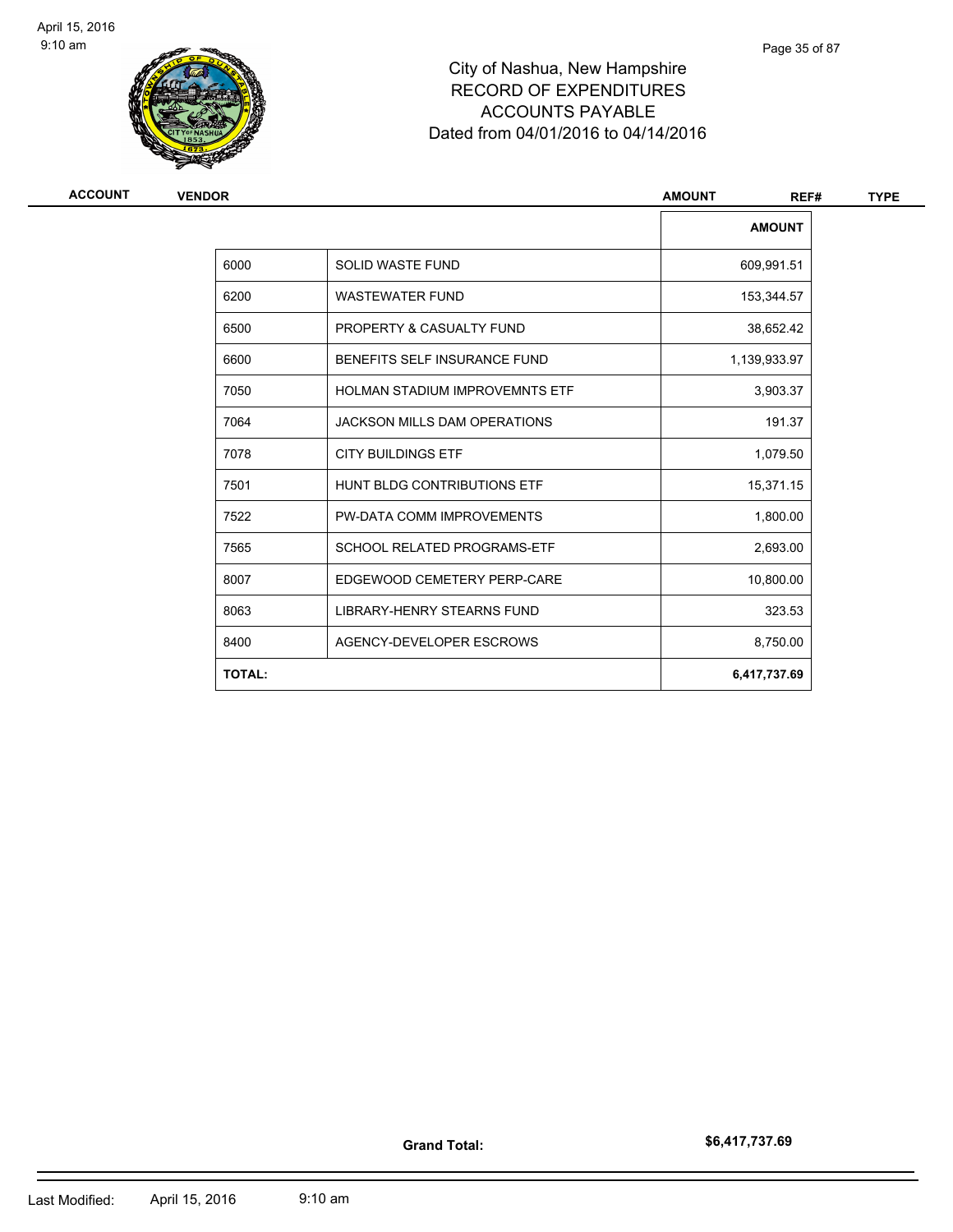City of Nashua, New Hampshire
RECORD OF EXPENDITURES
ACCOUNTS PAYABLE
Dated from 04/01/2016 to 04/14/2016

| ACCOUNT | VENDOR | AMOUNT | REF# | TYPE |
|---|---|---|---|---|

| | | AMOUNT |
|---|---|---|
| 6000 | SOLID WASTE FUND | 609,991.51 |
| 6200 | WASTEWATER FUND | 153,344.57 |
| 6500 | PROPERTY & CASUALTY FUND | 38,652.42 |
| 6600 | BENEFITS SELF INSURANCE FUND | 1,139,933.97 |
| 7050 | HOLMAN STADIUM IMPROVEMNTS ETF | 3,903.37 |
| 7064 | JACKSON MILLS DAM OPERATIONS | 191.37 |
| 7078 | CITY BUILDINGS ETF | 1,079.50 |
| 7501 | HUNT BLDG CONTRIBUTIONS ETF | 15,371.15 |
| 7522 | PW-DATA COMM IMPROVEMENTS | 1,800.00 |
| 7565 | SCHOOL RELATED PROGRAMS-ETF | 2,693.00 |
| 8007 | EDGEWOOD CEMETERY PERP-CARE | 10,800.00 |
| 8063 | LIBRARY-HENRY STEARNS FUND | 323.53 |
| 8400 | AGENCY-DEVELOPER ESCROWS | 8,750.00 |
| **TOTAL:** | | **6,417,737.69** |

**Grand Total:** **$6,417,737.69**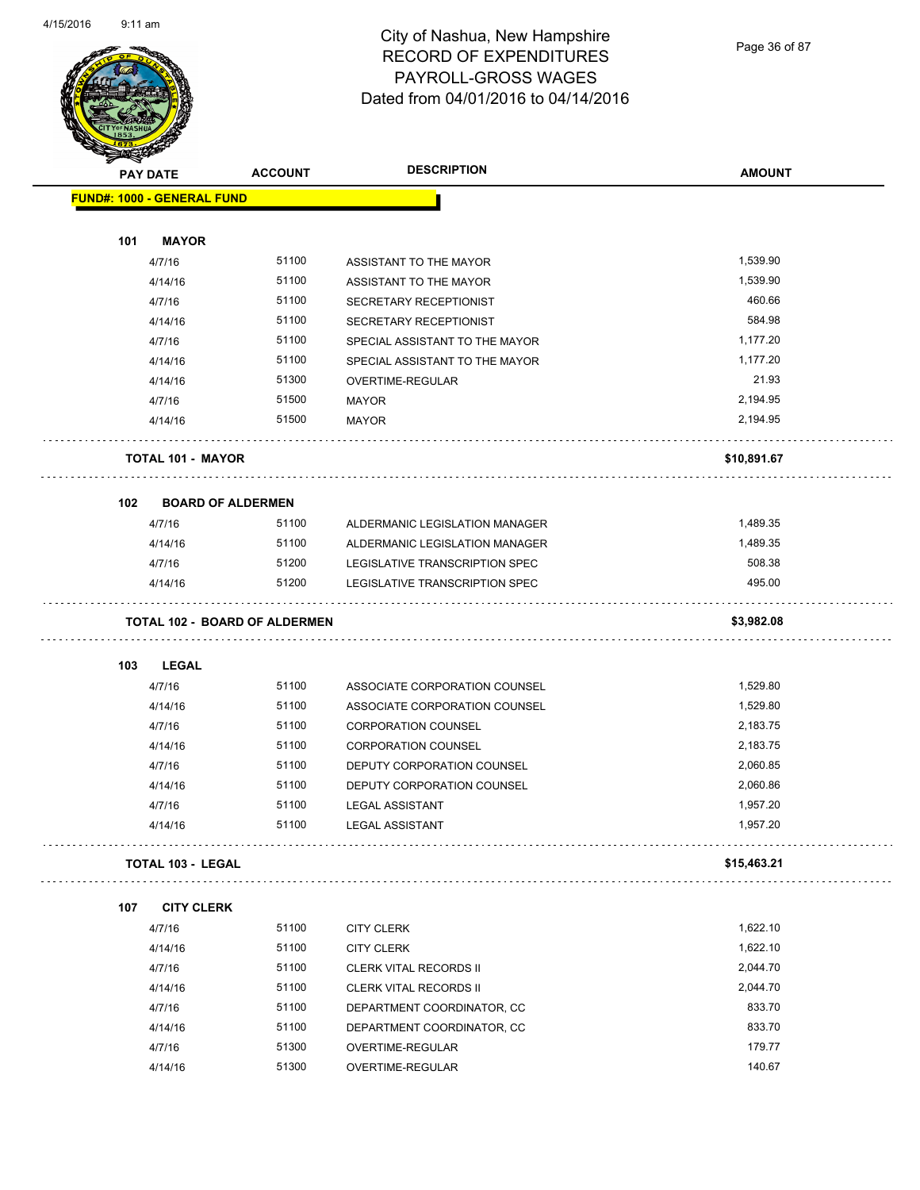# City of Nashua, New Hampshire
## RECORD OF EXPENDITURES
## PAYROLL-GROSS WAGES
## Dated from 04/01/2016 to 04/14/2016

**FUND#: 1000 - GENERAL FUND**

| PAY DATE | ACCOUNT | DESCRIPTION | AMOUNT |
|---|---|---|---|
| **101 MAYOR** | | | |
| 4/7/16 | 51100 | ASSISTANT TO THE MAYOR | 1,539.90 |
| 4/14/16 | 51100 | ASSISTANT TO THE MAYOR | 1,539.90 |
| 4/7/16 | 51100 | SECRETARY RECEPTIONIST | 460.66 |
| 4/14/16 | 51100 | SECRETARY RECEPTIONIST | 584.98 |
| 4/7/16 | 51100 | SPECIAL ASSISTANT TO THE MAYOR | 1,177.20 |
| 4/14/16 | 51100 | SPECIAL ASSISTANT TO THE MAYOR | 1,177.20 |
| 4/14/16 | 51300 | OVERTIME-REGULAR | 21.93 |
| 4/7/16 | 51500 | MAYOR | 2,194.95 |
| 4/14/16 | 51500 | MAYOR | 2,194.95 |
| **TOTAL 101 - MAYOR** | | | **$10,891.67** |
| **102 BOARD OF ALDERMEN** | | | |
| 4/7/16 | 51100 | ALDERMANIC LEGISLATION MANAGER | 1,489.35 |
| 4/14/16 | 51100 | ALDERMANIC LEGISLATION MANAGER | 1,489.35 |
| 4/7/16 | 51200 | LEGISLATIVE TRANSCRIPTION SPEC | 508.38 |
| 4/14/16 | 51200 | LEGISLATIVE TRANSCRIPTION SPEC | 495.00 |
| **TOTAL 102 - BOARD OF ALDERMEN** | | | **$3,982.08** |
| **103 LEGAL** | | | |
| 4/7/16 | 51100 | ASSOCIATE CORPORATION COUNSEL | 1,529.80 |
| 4/14/16 | 51100 | ASSOCIATE CORPORATION COUNSEL | 1,529.80 |
| 4/7/16 | 51100 | CORPORATION COUNSEL | 2,183.75 |
| 4/14/16 | 51100 | CORPORATION COUNSEL | 2,183.75 |
| 4/7/16 | 51100 | DEPUTY CORPORATION COUNSEL | 2,060.85 |
| 4/14/16 | 51100 | DEPUTY CORPORATION COUNSEL | 2,060.86 |
| 4/7/16 | 51100 | LEGAL ASSISTANT | 1,957.20 |
| 4/14/16 | 51100 | LEGAL ASSISTANT | 1,957.20 |
| **TOTAL 103 - LEGAL** | | | **$15,463.21** |
| **107 CITY CLERK** | | | |
| 4/7/16 | 51100 | CITY CLERK | 1,622.10 |
| 4/14/16 | 51100 | CITY CLERK | 1,622.10 |
| 4/7/16 | 51100 | CLERK VITAL RECORDS II | 2,044.70 |
| 4/14/16 | 51100 | CLERK VITAL RECORDS II | 2,044.70 |
| 4/7/16 | 51100 | DEPARTMENT COORDINATOR, CC | 833.70 |
| 4/14/16 | 51100 | DEPARTMENT COORDINATOR, CC | 833.70 |
| 4/7/16 | 51300 | OVERTIME-REGULAR | 179.77 |
| 4/14/16 | 51300 | OVERTIME-REGULAR | 140.67 |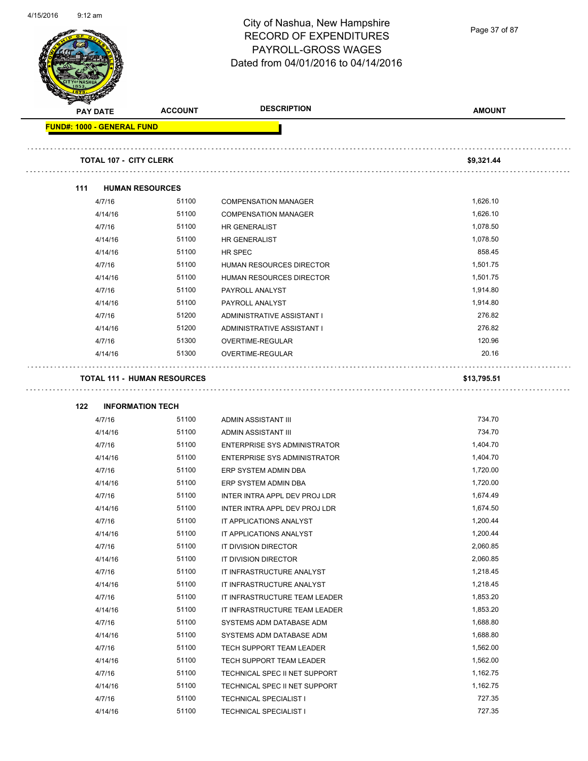# City of Nashua, New Hampshire
## RECORD OF EXPENDITURES
## PAYROLL-GROSS WAGES
### Dated from 04/01/2016 to 04/14/2016

| PAY DATE | ACCOUNT | DESCRIPTION | AMOUNT |
|---|---|---|---|
| **FUND#: 1000 - GENERAL FUND** | | | |
| **TOTAL 107 - CITY CLERK** | | | **$9,321.44** |
| **111 HUMAN RESOURCES** | | | |
| 4/7/16 | 51100 | COMPENSATION MANAGER | 1,626.10 |
| 4/14/16 | 51100 | COMPENSATION MANAGER | 1,626.10 |
| 4/7/16 | 51100 | HR GENERALIST | 1,078.50 |
| 4/14/16 | 51100 | HR GENERALIST | 1,078.50 |
| 4/14/16 | 51100 | HR SPEC | 858.45 |
| 4/7/16 | 51100 | HUMAN RESOURCES DIRECTOR | 1,501.75 |
| 4/14/16 | 51100 | HUMAN RESOURCES DIRECTOR | 1,501.75 |
| 4/7/16 | 51100 | PAYROLL ANALYST | 1,914.80 |
| 4/14/16 | 51100 | PAYROLL ANALYST | 1,914.80 |
| 4/7/16 | 51200 | ADMINISTRATIVE ASSISTANT I | 276.82 |
| 4/14/16 | 51200 | ADMINISTRATIVE ASSISTANT I | 276.82 |
| 4/7/16 | 51300 | OVERTIME-REGULAR | 120.96 |
| 4/14/16 | 51300 | OVERTIME-REGULAR | 20.16 |
| **TOTAL 111 - HUMAN RESOURCES** | | | **$13,795.51** |
| **122 INFORMATION TECH** | | | |
| 4/7/16 | 51100 | ADMIN ASSISTANT III | 734.70 |
| 4/14/16 | 51100 | ADMIN ASSISTANT III | 734.70 |
| 4/7/16 | 51100 | ENTERPRISE SYS ADMINISTRATOR | 1,404.70 |
| 4/14/16 | 51100 | ENTERPRISE SYS ADMINISTRATOR | 1,404.70 |
| 4/7/16 | 51100 | ERP SYSTEM ADMIN DBA | 1,720.00 |
| 4/14/16 | 51100 | ERP SYSTEM ADMIN DBA | 1,720.00 |
| 4/7/16 | 51100 | INTER INTRA APPL DEV PROJ LDR | 1,674.49 |
| 4/14/16 | 51100 | INTER INTRA APPL DEV PROJ LDR | 1,674.50 |
| 4/7/16 | 51100 | IT APPLICATIONS ANALYST | 1,200.44 |
| 4/14/16 | 51100 | IT APPLICATIONS ANALYST | 1,200.44 |
| 4/7/16 | 51100 | IT DIVISION DIRECTOR | 2,060.85 |
| 4/14/16 | 51100 | IT DIVISION DIRECTOR | 2,060.85 |
| 4/7/16 | 51100 | IT INFRASTRUCTURE ANALYST | 1,218.45 |
| 4/14/16 | 51100 | IT INFRASTRUCTURE ANALYST | 1,218.45 |
| 4/7/16 | 51100 | IT INFRASTRUCTURE TEAM LEADER | 1,853.20 |
| 4/14/16 | 51100 | IT INFRASTRUCTURE TEAM LEADER | 1,853.20 |
| 4/7/16 | 51100 | SYSTEMS ADM DATABASE ADM | 1,688.80 |
| 4/14/16 | 51100 | SYSTEMS ADM DATABASE ADM | 1,688.80 |
| 4/7/16 | 51100 | TECH SUPPORT TEAM LEADER | 1,562.00 |
| 4/14/16 | 51100 | TECH SUPPORT TEAM LEADER | 1,562.00 |
| 4/7/16 | 51100 | TECHNICAL SPEC II NET SUPPORT | 1,162.75 |
| 4/14/16 | 51100 | TECHNICAL SPEC II NET SUPPORT | 1,162.75 |
| 4/7/16 | 51100 | TECHNICAL SPECIALIST I | 727.35 |
| 4/14/16 | 51100 | TECHNICAL SPECIALIST I | 727.35 |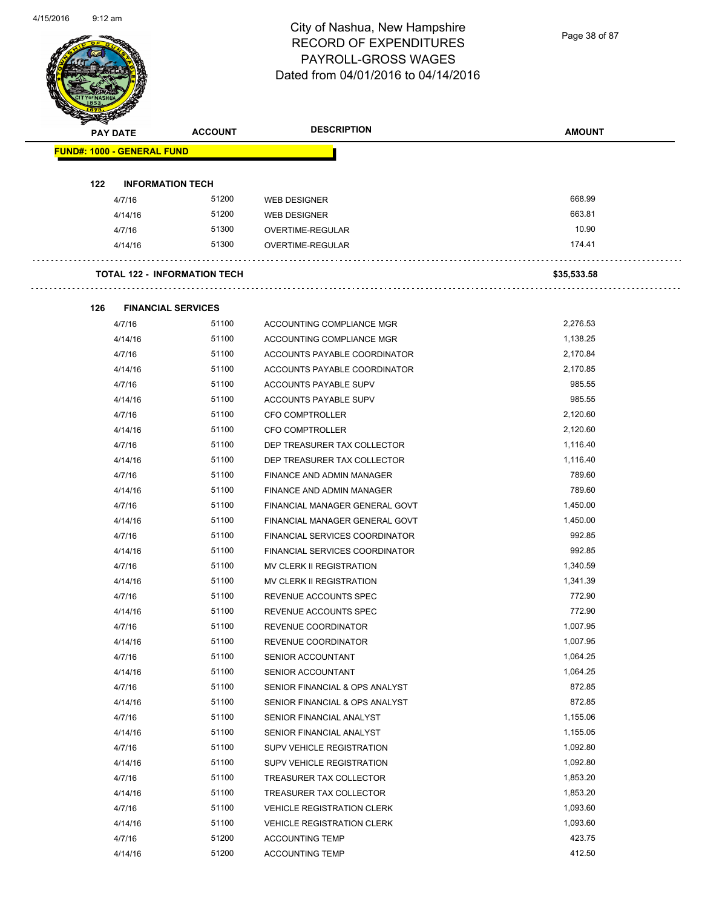# City of Nashua, New Hampshire
## RECORD OF EXPENDITURES
## PAYROLL-GROSS WAGES
## Dated from 04/01/2016 to 04/14/2016

| PAY DATE | ACCOUNT | DESCRIPTION | AMOUNT |
|---|---|---|---|
| **FUND#: 1000 - GENERAL FUND** | | | |
| **122 INFORMATION TECH** | | | |
| 4/7/16 | 51200 | WEB DESIGNER | 668.99 |
| 4/14/16 | 51200 | WEB DESIGNER | 663.81 |
| 4/7/16 | 51300 | OVERTIME-REGULAR | 10.90 |
| 4/14/16 | 51300 | OVERTIME-REGULAR | 174.41 |
| **TOTAL 122 - INFORMATION TECH** | | | **$35,533.58** |
| **126 FINANCIAL SERVICES** | | | |
| 4/7/16 | 51100 | ACCOUNTING COMPLIANCE MGR | 2,276.53 |
| 4/14/16 | 51100 | ACCOUNTING COMPLIANCE MGR | 1,138.25 |
| 4/7/16 | 51100 | ACCOUNTS PAYABLE COORDINATOR | 2,170.84 |
| 4/14/16 | 51100 | ACCOUNTS PAYABLE COORDINATOR | 2,170.85 |
| 4/7/16 | 51100 | ACCOUNTS PAYABLE SUPV | 985.55 |
| 4/14/16 | 51100 | ACCOUNTS PAYABLE SUPV | 985.55 |
| 4/7/16 | 51100 | CFO COMPTROLLER | 2,120.60 |
| 4/14/16 | 51100 | CFO COMPTROLLER | 2,120.60 |
| 4/7/16 | 51100 | DEP TREASURER TAX COLLECTOR | 1,116.40 |
| 4/14/16 | 51100 | DEP TREASURER TAX COLLECTOR | 1,116.40 |
| 4/7/16 | 51100 | FINANCE AND ADMIN MANAGER | 789.60 |
| 4/14/16 | 51100 | FINANCE AND ADMIN MANAGER | 789.60 |
| 4/7/16 | 51100 | FINANCIAL MANAGER GENERAL GOVT | 1,450.00 |
| 4/14/16 | 51100 | FINANCIAL MANAGER GENERAL GOVT | 1,450.00 |
| 4/7/16 | 51100 | FINANCIAL SERVICES COORDINATOR | 992.85 |
| 4/14/16 | 51100 | FINANCIAL SERVICES COORDINATOR | 992.85 |
| 4/7/16 | 51100 | MV CLERK II REGISTRATION | 1,340.59 |
| 4/14/16 | 51100 | MV CLERK II REGISTRATION | 1,341.39 |
| 4/7/16 | 51100 | REVENUE ACCOUNTS SPEC | 772.90 |
| 4/14/16 | 51100 | REVENUE ACCOUNTS SPEC | 772.90 |
| 4/7/16 | 51100 | REVENUE COORDINATOR | 1,007.95 |
| 4/14/16 | 51100 | REVENUE COORDINATOR | 1,007.95 |
| 4/7/16 | 51100 | SENIOR ACCOUNTANT | 1,064.25 |
| 4/14/16 | 51100 | SENIOR ACCOUNTANT | 1,064.25 |
| 4/7/16 | 51100 | SENIOR FINANCIAL & OPS ANALYST | 872.85 |
| 4/14/16 | 51100 | SENIOR FINANCIAL & OPS ANALYST | 872.85 |
| 4/7/16 | 51100 | SENIOR FINANCIAL ANALYST | 1,155.06 |
| 4/14/16 | 51100 | SENIOR FINANCIAL ANALYST | 1,155.05 |
| 4/7/16 | 51100 | SUPV VEHICLE REGISTRATION | 1,092.80 |
| 4/14/16 | 51100 | SUPV VEHICLE REGISTRATION | 1,092.80 |
| 4/7/16 | 51100 | TREASURER TAX COLLECTOR | 1,853.20 |
| 4/14/16 | 51100 | TREASURER TAX COLLECTOR | 1,853.20 |
| 4/7/16 | 51100 | VEHICLE REGISTRATION CLERK | 1,093.60 |
| 4/14/16 | 51100 | VEHICLE REGISTRATION CLERK | 1,093.60 |
| 4/7/16 | 51200 | ACCOUNTING TEMP | 423.75 |
| 4/14/16 | 51200 | ACCOUNTING TEMP | 412.50 |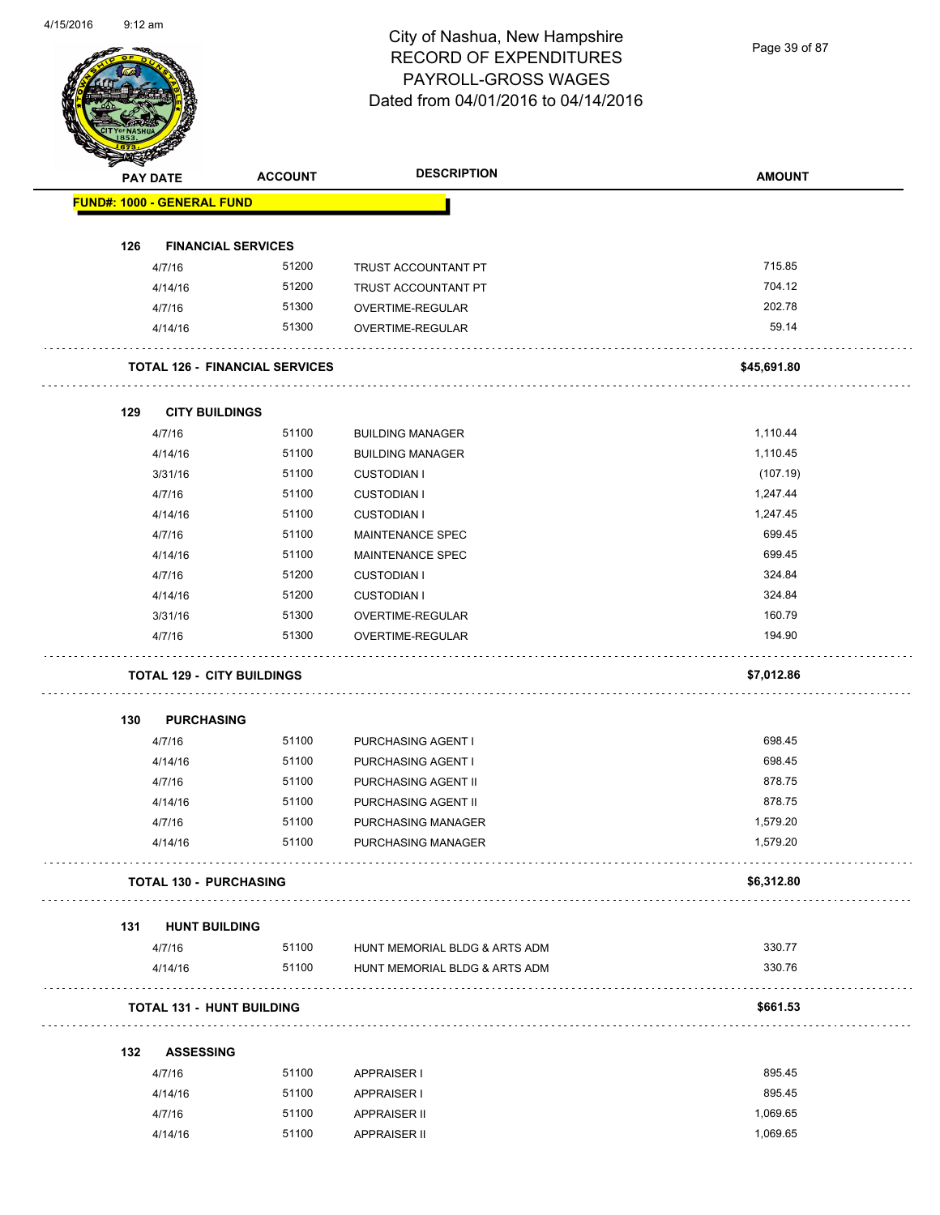# City of Nashua, New Hampshire
## RECORD OF EXPENDITURES
## PAYROLL-GROSS WAGES
## Dated from 04/01/2016 to 04/14/2016

| PAY DATE | ACCOUNT | DESCRIPTION | AMOUNT |
|---|---|---|---|
| **FUND#: 1000 - GENERAL FUND** | | | |
| **126 FINANCIAL SERVICES** | | | |
| 4/7/16 | 51200 | TRUST ACCOUNTANT PT | 715.85 |
| 4/14/16 | 51200 | TRUST ACCOUNTANT PT | 704.12 |
| 4/7/16 | 51300 | OVERTIME-REGULAR | 202.78 |
| 4/14/16 | 51300 | OVERTIME-REGULAR | 59.14 |
| **TOTAL 126 - FINANCIAL SERVICES** | | | **$45,691.80** |
| **129 CITY BUILDINGS** | | | |
| 4/7/16 | 51100 | BUILDING MANAGER | 1,110.44 |
| 4/14/16 | 51100 | BUILDING MANAGER | 1,110.45 |
| 3/31/16 | 51100 | CUSTODIAN I | (107.19) |
| 4/7/16 | 51100 | CUSTODIAN I | 1,247.44 |
| 4/14/16 | 51100 | CUSTODIAN I | 1,247.45 |
| 4/7/16 | 51100 | MAINTENANCE SPEC | 699.45 |
| 4/14/16 | 51100 | MAINTENANCE SPEC | 699.45 |
| 4/7/16 | 51200 | CUSTODIAN I | 324.84 |
| 4/14/16 | 51200 | CUSTODIAN I | 324.84 |
| 3/31/16 | 51300 | OVERTIME-REGULAR | 160.79 |
| 4/7/16 | 51300 | OVERTIME-REGULAR | 194.90 |
| **TOTAL 129 - CITY BUILDINGS** | | | **$7,012.86** |
| **130 PURCHASING** | | | |
| 4/7/16 | 51100 | PURCHASING AGENT I | 698.45 |
| 4/14/16 | 51100 | PURCHASING AGENT I | 698.45 |
| 4/7/16 | 51100 | PURCHASING AGENT II | 878.75 |
| 4/14/16 | 51100 | PURCHASING AGENT II | 878.75 |
| 4/7/16 | 51100 | PURCHASING MANAGER | 1,579.20 |
| 4/14/16 | 51100 | PURCHASING MANAGER | 1,579.20 |
| **TOTAL 130 - PURCHASING** | | | **$6,312.80** |
| **131 HUNT BUILDING** | | | |
| 4/7/16 | 51100 | HUNT MEMORIAL BLDG & ARTS ADM | 330.77 |
| 4/14/16 | 51100 | HUNT MEMORIAL BLDG & ARTS ADM | 330.76 |
| **TOTAL 131 - HUNT BUILDING** | | | **$661.53** |
| **132 ASSESSING** | | | |
| 4/7/16 | 51100 | APPRAISER I | 895.45 |
| 4/14/16 | 51100 | APPRAISER I | 895.45 |
| 4/7/16 | 51100 | APPRAISER II | 1,069.65 |
| 4/14/16 | 51100 | APPRAISER II | 1,069.65 |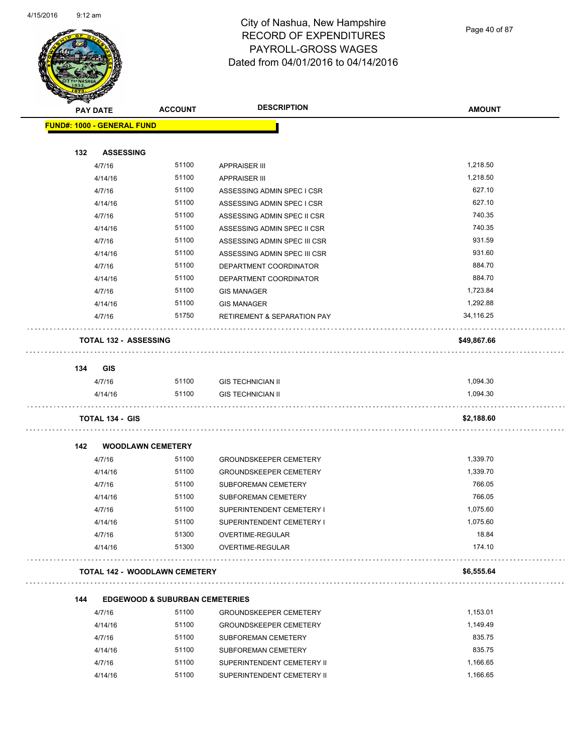# City of Nashua, New Hampshire
## RECORD OF EXPENDITURES
## PAYROLL-GROSS WAGES
## Dated from 04/01/2016 to 04/14/2016

| PAY DATE | ACCOUNT | DESCRIPTION | AMOUNT |
|---|---|---|---|
| **FUND#: 1000 - GENERAL FUND** | | | |
| **132 ASSESSING** | | | |
| 4/7/16 | 51100 | APPRAISER III | 1,218.50 |
| 4/14/16 | 51100 | APPRAISER III | 1,218.50 |
| 4/7/16 | 51100 | ASSESSING ADMIN SPEC I CSR | 627.10 |
| 4/14/16 | 51100 | ASSESSING ADMIN SPEC I CSR | 627.10 |
| 4/7/16 | 51100 | ASSESSING ADMIN SPEC II CSR | 740.35 |
| 4/14/16 | 51100 | ASSESSING ADMIN SPEC II CSR | 740.35 |
| 4/7/16 | 51100 | ASSESSING ADMIN SPEC III CSR | 931.59 |
| 4/14/16 | 51100 | ASSESSING ADMIN SPEC III CSR | 931.60 |
| 4/7/16 | 51100 | DEPARTMENT COORDINATOR | 884.70 |
| 4/14/16 | 51100 | DEPARTMENT COORDINATOR | 884.70 |
| 4/7/16 | 51100 | GIS MANAGER | 1,723.84 |
| 4/14/16 | 51100 | GIS MANAGER | 1,292.88 |
| 4/7/16 | 51750 | RETIREMENT & SEPARATION PAY | 34,116.25 |
| **TOTAL 132 - ASSESSING** | | | **$49,867.66** |
| **134 GIS** | | | |
| 4/7/16 | 51100 | GIS TECHNICIAN II | 1,094.30 |
| 4/14/16 | 51100 | GIS TECHNICIAN II | 1,094.30 |
| **TOTAL 134 - GIS** | | | **$2,188.60** |
| **142 WOODLAWN CEMETERY** | | | |
| 4/7/16 | 51100 | GROUNDSKEEPER CEMETERY | 1,339.70 |
| 4/14/16 | 51100 | GROUNDSKEEPER CEMETERY | 1,339.70 |
| 4/7/16 | 51100 | SUBFOREMAN CEMETERY | 766.05 |
| 4/14/16 | 51100 | SUBFOREMAN CEMETERY | 766.05 |
| 4/7/16 | 51100 | SUPERINTENDENT CEMETERY I | 1,075.60 |
| 4/14/16 | 51100 | SUPERINTENDENT CEMETERY I | 1,075.60 |
| 4/7/16 | 51300 | OVERTIME-REGULAR | 18.84 |
| 4/14/16 | 51300 | OVERTIME-REGULAR | 174.10 |
| **TOTAL 142 - WOODLAWN CEMETERY** | | | **$6,555.64** |
| **144 EDGEWOOD & SUBURBAN CEMETERIES** | | | |
| 4/7/16 | 51100 | GROUNDSKEEPER CEMETERY | 1,153.01 |
| 4/14/16 | 51100 | GROUNDSKEEPER CEMETERY | 1,149.49 |
| 4/7/16 | 51100 | SUBFOREMAN CEMETERY | 835.75 |
| 4/14/16 | 51100 | SUBFOREMAN CEMETERY | 835.75 |
| 4/7/16 | 51100 | SUPERINTENDENT CEMETERY II | 1,166.65 |
| 4/14/16 | 51100 | SUPERINTENDENT CEMETERY II | 1,166.65 |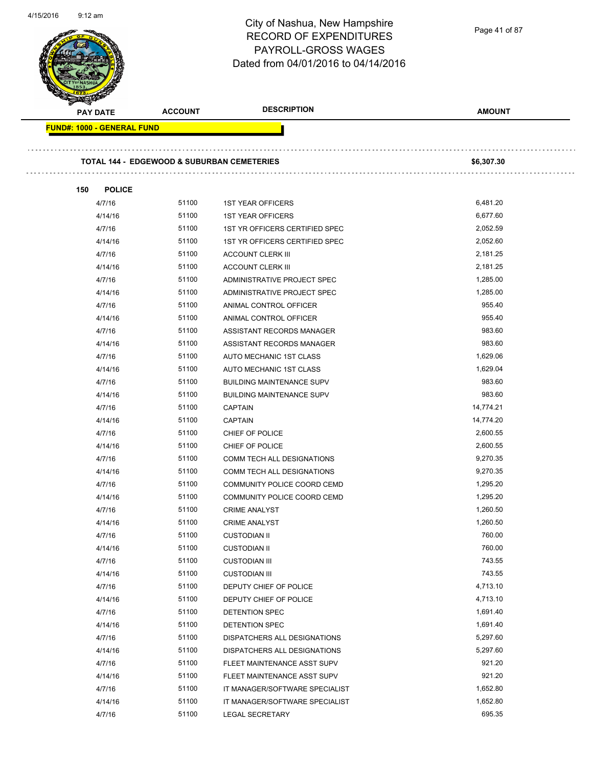# City of Nashua, New Hampshire
# RECORD OF EXPENDITURES
# PAYROLL-GROSS WAGES
Dated from 04/01/2016 to 04/14/2016

| PAY DATE | ACCOUNT | DESCRIPTION | AMOUNT |
|---|---|---|---|

**FUND#: 1000 - GENERAL FUND**

**TOTAL 144 - EDGEWOOD & SUBURBAN CEMETERIES** **$6,307.30**

**150 POLICE**

| PAY DATE | ACCOUNT | DESCRIPTION | AMOUNT |
|---|---|---|---|
| 4/7/16 | 51100 | 1ST YEAR OFFICERS | 6,481.20 |
| 4/14/16 | 51100 | 1ST YEAR OFFICERS | 6,677.60 |
| 4/7/16 | 51100 | 1ST YR OFFICERS CERTIFIED SPEC | 2,052.59 |
| 4/14/16 | 51100 | 1ST YR OFFICERS CERTIFIED SPEC | 2,052.60 |
| 4/7/16 | 51100 | ACCOUNT CLERK III | 2,181.25 |
| 4/14/16 | 51100 | ACCOUNT CLERK III | 2,181.25 |
| 4/7/16 | 51100 | ADMINISTRATIVE PROJECT SPEC | 1,285.00 |
| 4/14/16 | 51100 | ADMINISTRATIVE PROJECT SPEC | 1,285.00 |
| 4/7/16 | 51100 | ANIMAL CONTROL OFFICER | 955.40 |
| 4/14/16 | 51100 | ANIMAL CONTROL OFFICER | 955.40 |
| 4/7/16 | 51100 | ASSISTANT RECORDS MANAGER | 983.60 |
| 4/14/16 | 51100 | ASSISTANT RECORDS MANAGER | 983.60 |
| 4/7/16 | 51100 | AUTO MECHANIC 1ST CLASS | 1,629.06 |
| 4/14/16 | 51100 | AUTO MECHANIC 1ST CLASS | 1,629.04 |
| 4/7/16 | 51100 | BUILDING MAINTENANCE SUPV | 983.60 |
| 4/14/16 | 51100 | BUILDING MAINTENANCE SUPV | 983.60 |
| 4/7/16 | 51100 | CAPTAIN | 14,774.21 |
| 4/14/16 | 51100 | CAPTAIN | 14,774.20 |
| 4/7/16 | 51100 | CHIEF OF POLICE | 2,600.55 |
| 4/14/16 | 51100 | CHIEF OF POLICE | 2,600.55 |
| 4/7/16 | 51100 | COMM TECH ALL DESIGNATIONS | 9,270.35 |
| 4/14/16 | 51100 | COMM TECH ALL DESIGNATIONS | 9,270.35 |
| 4/7/16 | 51100 | COMMUNITY POLICE COORD CEMD | 1,295.20 |
| 4/14/16 | 51100 | COMMUNITY POLICE COORD CEMD | 1,295.20 |
| 4/7/16 | 51100 | CRIME ANALYST | 1,260.50 |
| 4/14/16 | 51100 | CRIME ANALYST | 1,260.50 |
| 4/7/16 | 51100 | CUSTODIAN II | 760.00 |
| 4/14/16 | 51100 | CUSTODIAN II | 760.00 |
| 4/7/16 | 51100 | CUSTODIAN III | 743.55 |
| 4/14/16 | 51100 | CUSTODIAN III | 743.55 |
| 4/7/16 | 51100 | DEPUTY CHIEF OF POLICE | 4,713.10 |
| 4/14/16 | 51100 | DEPUTY CHIEF OF POLICE | 4,713.10 |
| 4/7/16 | 51100 | DETENTION SPEC | 1,691.40 |
| 4/14/16 | 51100 | DETENTION SPEC | 1,691.40 |
| 4/7/16 | 51100 | DISPATCHERS ALL DESIGNATIONS | 5,297.60 |
| 4/14/16 | 51100 | DISPATCHERS ALL DESIGNATIONS | 5,297.60 |
| 4/7/16 | 51100 | FLEET MAINTENANCE ASST SUPV | 921.20 |
| 4/14/16 | 51100 | FLEET MAINTENANCE ASST SUPV | 921.20 |
| 4/7/16 | 51100 | IT MANAGER/SOFTWARE SPECIALIST | 1,652.80 |
| 4/14/16 | 51100 | IT MANAGER/SOFTWARE SPECIALIST | 1,652.80 |
| 4/7/16 | 51100 | LEGAL SECRETARY | 695.35 |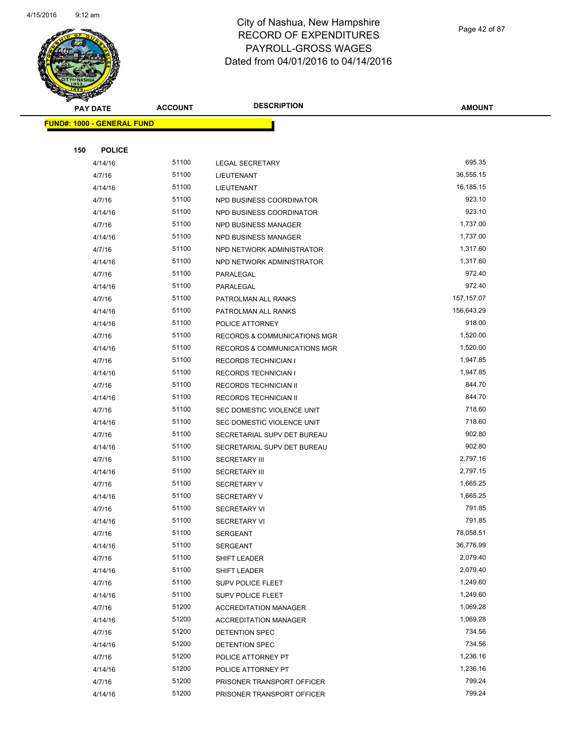# City of Nashua, New Hampshire
# RECORD OF EXPENDITURES
# PAYROLL-GROSS WAGES
# Dated from 04/01/2016 to 04/14/2016

| PAY DATE | ACCOUNT | DESCRIPTION | AMOUNT |
|---|---|---|---|

**FUND#: 1000 - GENERAL FUND**

**150 POLICE**

| PAY DATE | ACCOUNT | DESCRIPTION | AMOUNT |
|---|---|---|---|
| 4/14/16 | 51100 | LEGAL SECRETARY | 695.35 |
| 4/7/16 | 51100 | LIEUTENANT | 36,555.15 |
| 4/14/16 | 51100 | LIEUTENANT | 16,185.15 |
| 4/7/16 | 51100 | NPD BUSINESS COORDINATOR | 923.10 |
| 4/14/16 | 51100 | NPD BUSINESS COORDINATOR | 923.10 |
| 4/7/16 | 51100 | NPD BUSINESS MANAGER | 1,737.00 |
| 4/14/16 | 51100 | NPD BUSINESS MANAGER | 1,737.00 |
| 4/7/16 | 51100 | NPD NETWORK ADMINISTRATOR | 1,317.60 |
| 4/14/16 | 51100 | NPD NETWORK ADMINISTRATOR | 1,317.60 |
| 4/7/16 | 51100 | PARALEGAL | 972.40 |
| 4/14/16 | 51100 | PARALEGAL | 972.40 |
| 4/7/16 | 51100 | PATROLMAN ALL RANKS | 157,157.07 |
| 4/14/16 | 51100 | PATROLMAN ALL RANKS | 156,643.29 |
| 4/14/16 | 51100 | POLICE ATTORNEY | 918.00 |
| 4/7/16 | 51100 | RECORDS & COMMUNICATIONS MGR | 1,520.00 |
| 4/14/16 | 51100 | RECORDS & COMMUNICATIONS MGR | 1,520.00 |
| 4/7/16 | 51100 | RECORDS TECHNICIAN I | 1,947.85 |
| 4/14/16 | 51100 | RECORDS TECHNICIAN I | 1,947.85 |
| 4/7/16 | 51100 | RECORDS TECHNICIAN II | 844.70 |
| 4/14/16 | 51100 | RECORDS TECHNICIAN II | 844.70 |
| 4/7/16 | 51100 | SEC DOMESTIC VIOLENCE UNIT | 718.60 |
| 4/14/16 | 51100 | SEC DOMESTIC VIOLENCE UNIT | 718.60 |
| 4/7/16 | 51100 | SECRETARIAL SUPV DET BUREAU | 902.80 |
| 4/14/16 | 51100 | SECRETARIAL SUPV DET BUREAU | 902.80 |
| 4/7/16 | 51100 | SECRETARY III | 2,797.16 |
| 4/14/16 | 51100 | SECRETARY III | 2,797.15 |
| 4/7/16 | 51100 | SECRETARY V | 1,665.25 |
| 4/14/16 | 51100 | SECRETARY V | 1,665.25 |
| 4/7/16 | 51100 | SECRETARY VI | 791.85 |
| 4/14/16 | 51100 | SECRETARY VI | 791.85 |
| 4/7/16 | 51100 | SERGEANT | 78,058.51 |
| 4/14/16 | 51100 | SERGEANT | 36,776.99 |
| 4/7/16 | 51100 | SHIFT LEADER | 2,079.40 |
| 4/14/16 | 51100 | SHIFT LEADER | 2,079.40 |
| 4/7/16 | 51100 | SUPV POLICE FLEET | 1,249.60 |
| 4/14/16 | 51100 | SUPV POLICE FLEET | 1,249.60 |
| 4/7/16 | 51200 | ACCREDITATION MANAGER | 1,069.28 |
| 4/14/16 | 51200 | ACCREDITATION MANAGER | 1,069.28 |
| 4/7/16 | 51200 | DETENTION SPEC | 734.56 |
| 4/14/16 | 51200 | DETENTION SPEC | 734.56 |
| 4/7/16 | 51200 | POLICE ATTORNEY PT | 1,236.16 |
| 4/14/16 | 51200 | POLICE ATTORNEY PT | 1,236.16 |
| 4/7/16 | 51200 | PRISONER TRANSPORT OFFICER | 799.24 |
| 4/14/16 | 51200 | PRISONER TRANSPORT OFFICER | 799.24 |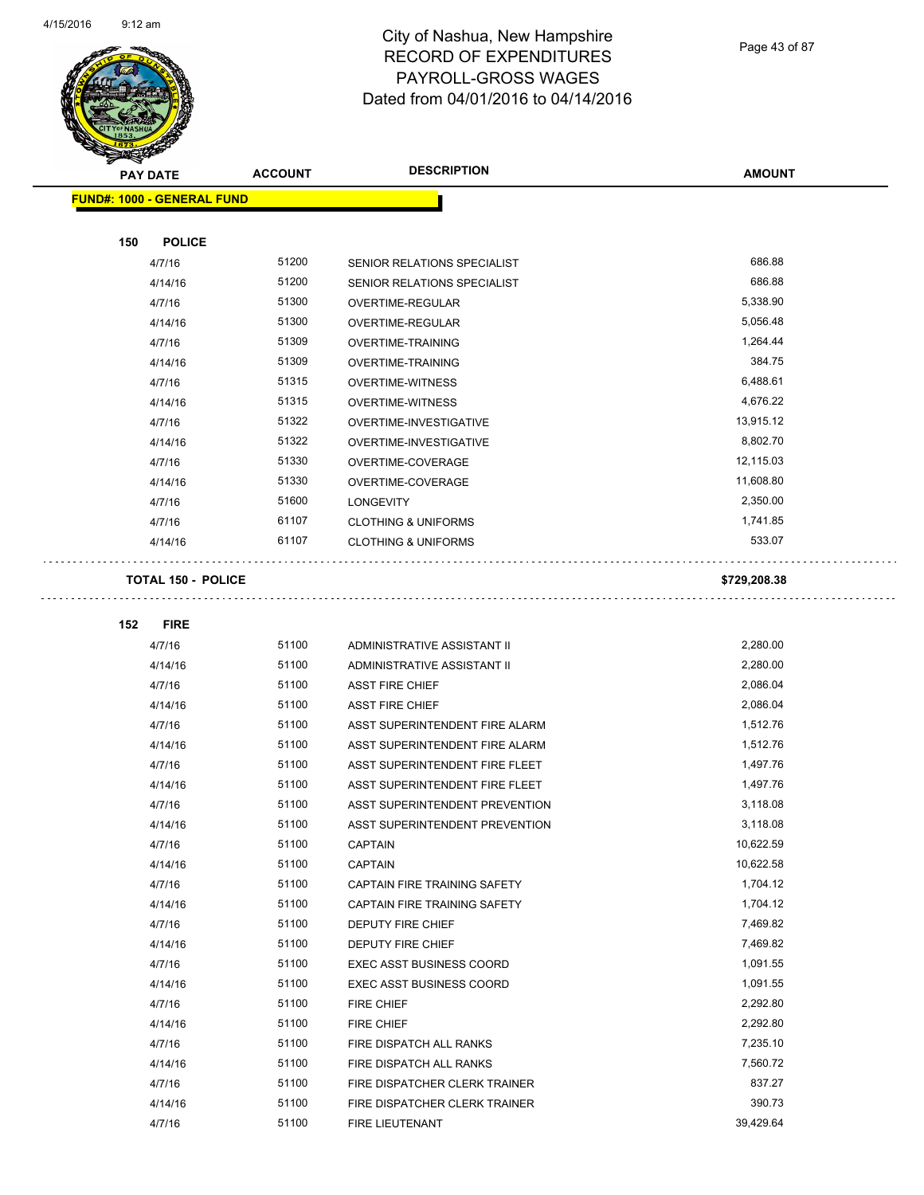# City of Nashua, New Hampshire
# RECORD OF EXPENDITURES
# PAYROLL-GROSS WAGES
# Dated from 04/01/2016 to 04/14/2016

| PAY DATE | ACCOUNT | DESCRIPTION | AMOUNT |
|---|---|---|---|
| **FUND#: 1000 - GENERAL FUND** | | | |
| **150 POLICE** | | | |
| 4/7/16 | 51200 | SENIOR RELATIONS SPECIALIST | 686.88 |
| 4/14/16 | 51200 | SENIOR RELATIONS SPECIALIST | 686.88 |
| 4/7/16 | 51300 | OVERTIME-REGULAR | 5,338.90 |
| 4/14/16 | 51300 | OVERTIME-REGULAR | 5,056.48 |
| 4/7/16 | 51309 | OVERTIME-TRAINING | 1,264.44 |
| 4/14/16 | 51309 | OVERTIME-TRAINING | 384.75 |
| 4/7/16 | 51315 | OVERTIME-WITNESS | 6,488.61 |
| 4/14/16 | 51315 | OVERTIME-WITNESS | 4,676.22 |
| 4/7/16 | 51322 | OVERTIME-INVESTIGATIVE | 13,915.12 |
| 4/14/16 | 51322 | OVERTIME-INVESTIGATIVE | 8,802.70 |
| 4/7/16 | 51330 | OVERTIME-COVERAGE | 12,115.03 |
| 4/14/16 | 51330 | OVERTIME-COVERAGE | 11,608.80 |
| 4/7/16 | 51600 | LONGEVITY | 2,350.00 |
| 4/7/16 | 61107 | CLOTHING & UNIFORMS | 1,741.85 |
| 4/14/16 | 61107 | CLOTHING & UNIFORMS | 533.07 |
| **TOTAL 150 - POLICE** | | | **$729,208.38** |
| **152 FIRE** | | | |
| 4/7/16 | 51100 | ADMINISTRATIVE ASSISTANT II | 2,280.00 |
| 4/14/16 | 51100 | ADMINISTRATIVE ASSISTANT II | 2,280.00 |
| 4/7/16 | 51100 | ASST FIRE CHIEF | 2,086.04 |
| 4/14/16 | 51100 | ASST FIRE CHIEF | 2,086.04 |
| 4/7/16 | 51100 | ASST SUPERINTENDENT FIRE ALARM | 1,512.76 |
| 4/14/16 | 51100 | ASST SUPERINTENDENT FIRE ALARM | 1,512.76 |
| 4/7/16 | 51100 | ASST SUPERINTENDENT FIRE FLEET | 1,497.76 |
| 4/14/16 | 51100 | ASST SUPERINTENDENT FIRE FLEET | 1,497.76 |
| 4/7/16 | 51100 | ASST SUPERINTENDENT PREVENTION | 3,118.08 |
| 4/14/16 | 51100 | ASST SUPERINTENDENT PREVENTION | 3,118.08 |
| 4/7/16 | 51100 | CAPTAIN | 10,622.59 |
| 4/14/16 | 51100 | CAPTAIN | 10,622.58 |
| 4/7/16 | 51100 | CAPTAIN FIRE TRAINING SAFETY | 1,704.12 |
| 4/14/16 | 51100 | CAPTAIN FIRE TRAINING SAFETY | 1,704.12 |
| 4/7/16 | 51100 | DEPUTY FIRE CHIEF | 7,469.82 |
| 4/14/16 | 51100 | DEPUTY FIRE CHIEF | 7,469.82 |
| 4/7/16 | 51100 | EXEC ASST BUSINESS COORD | 1,091.55 |
| 4/14/16 | 51100 | EXEC ASST BUSINESS COORD | 1,091.55 |
| 4/7/16 | 51100 | FIRE CHIEF | 2,292.80 |
| 4/14/16 | 51100 | FIRE CHIEF | 2,292.80 |
| 4/7/16 | 51100 | FIRE DISPATCH ALL RANKS | 7,235.10 |
| 4/14/16 | 51100 | FIRE DISPATCH ALL RANKS | 7,560.72 |
| 4/7/16 | 51100 | FIRE DISPATCHER CLERK TRAINER | 837.27 |
| 4/14/16 | 51100 | FIRE DISPATCHER CLERK TRAINER | 390.73 |
| 4/7/16 | 51100 | FIRE LIEUTENANT | 39,429.64 |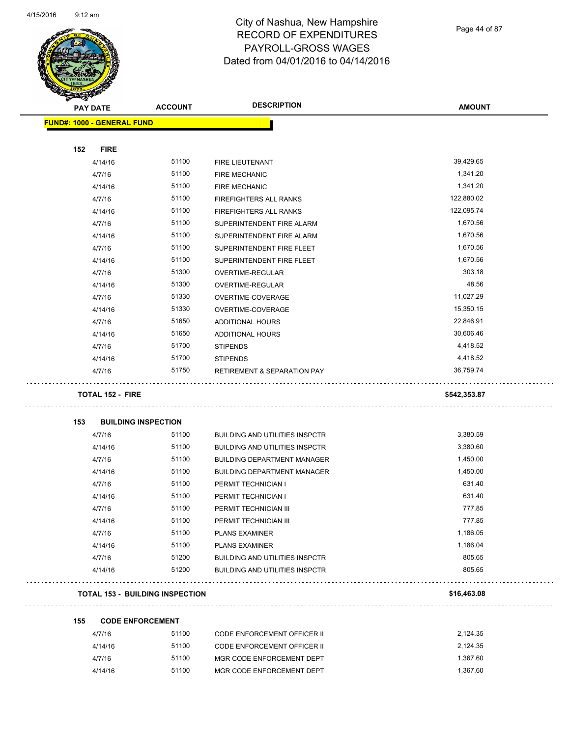# City of Nashua, New Hampshire
## RECORD OF EXPENDITURES
## PAYROLL-GROSS WAGES
## Dated from 04/01/2016 to 04/14/2016

| PAY DATE | ACCOUNT | DESCRIPTION | AMOUNT |
|---|---|---|---|
| **FUND#: 1000 - GENERAL FUND** | | | |
| **152 FIRE** | | | |
| 4/14/16 | 51100 | FIRE LIEUTENANT | 39,429.65 |
| 4/7/16 | 51100 | FIRE MECHANIC | 1,341.20 |
| 4/14/16 | 51100 | FIRE MECHANIC | 1,341.20 |
| 4/7/16 | 51100 | FIREFIGHTERS ALL RANKS | 122,880.02 |
| 4/14/16 | 51100 | FIREFIGHTERS ALL RANKS | 122,095.74 |
| 4/7/16 | 51100 | SUPERINTENDENT FIRE ALARM | 1,670.56 |
| 4/14/16 | 51100 | SUPERINTENDENT FIRE ALARM | 1,670.56 |
| 4/7/16 | 51100 | SUPERINTENDENT FIRE FLEET | 1,670.56 |
| 4/14/16 | 51100 | SUPERINTENDENT FIRE FLEET | 1,670.56 |
| 4/7/16 | 51300 | OVERTIME-REGULAR | 303.18 |
| 4/14/16 | 51300 | OVERTIME-REGULAR | 48.56 |
| 4/7/16 | 51330 | OVERTIME-COVERAGE | 11,027.29 |
| 4/14/16 | 51330 | OVERTIME-COVERAGE | 15,350.15 |
| 4/7/16 | 51650 | ADDITIONAL HOURS | 22,846.91 |
| 4/14/16 | 51650 | ADDITIONAL HOURS | 30,606.46 |
| 4/7/16 | 51700 | STIPENDS | 4,418.52 |
| 4/14/16 | 51700 | STIPENDS | 4,418.52 |
| 4/7/16 | 51750 | RETIREMENT & SEPARATION PAY | 36,759.74 |
| **TOTAL 152 - FIRE** | | | **$542,353.87** |
| **153 BUILDING INSPECTION** | | | |
| 4/7/16 | 51100 | BUILDING AND UTILITIES INSPCTR | 3,380.59 |
| 4/14/16 | 51100 | BUILDING AND UTILITIES INSPCTR | 3,380.60 |
| 4/7/16 | 51100 | BUILDING DEPARTMENT MANAGER | 1,450.00 |
| 4/14/16 | 51100 | BUILDING DEPARTMENT MANAGER | 1,450.00 |
| 4/7/16 | 51100 | PERMIT TECHNICIAN I | 631.40 |
| 4/14/16 | 51100 | PERMIT TECHNICIAN I | 631.40 |
| 4/7/16 | 51100 | PERMIT TECHNICIAN III | 777.85 |
| 4/14/16 | 51100 | PERMIT TECHNICIAN III | 777.85 |
| 4/7/16 | 51100 | PLANS EXAMINER | 1,186.05 |
| 4/14/16 | 51100 | PLANS EXAMINER | 1,186.04 |
| 4/7/16 | 51200 | BUILDING AND UTILITIES INSPCTR | 805.65 |
| 4/14/16 | 51200 | BUILDING AND UTILITIES INSPCTR | 805.65 |
| **TOTAL 153 - BUILDING INSPECTION** | | | **$16,463.08** |
| **155 CODE ENFORCEMENT** | | | |
| 4/7/16 | 51100 | CODE ENFORCEMENT OFFICER II | 2,124.35 |
| 4/14/16 | 51100 | CODE ENFORCEMENT OFFICER II | 2,124.35 |
| 4/7/16 | 51100 | MGR CODE ENFORCEMENT DEPT | 1,367.60 |
| 4/14/16 | 51100 | MGR CODE ENFORCEMENT DEPT | 1,367.60 |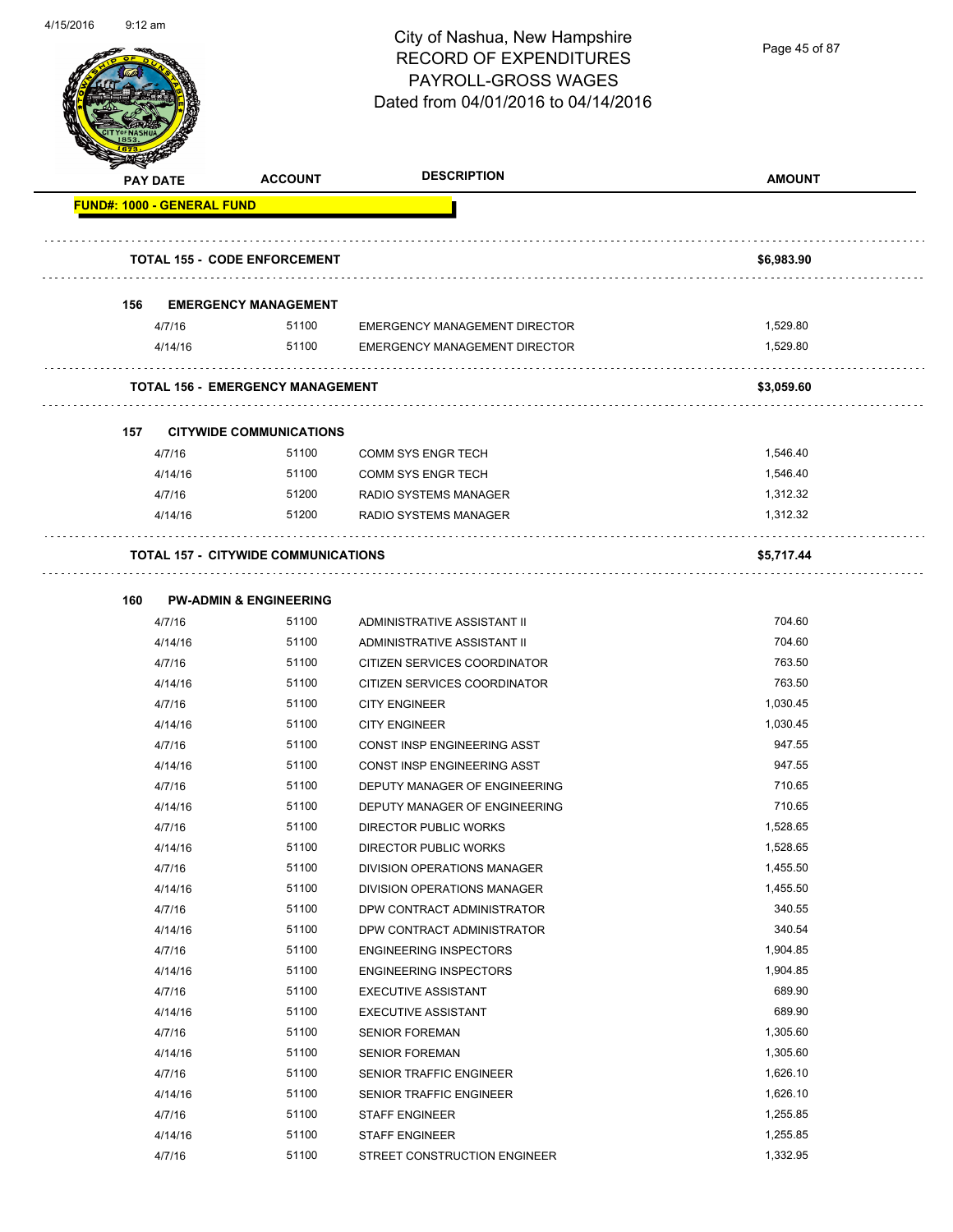City of Nashua, New Hampshire
RECORD OF EXPENDITURES
PAYROLL-GROSS WAGES
Dated from 04/01/2016 to 04/14/2016

| PAY DATE | ACCOUNT | DESCRIPTION | AMOUNT |
|---|---|---|---|
| **FUND#: 1000 - GENERAL FUND** | | | |
| **TOTAL 155 - CODE ENFORCEMENT** | | | **$6,983.90** |
| **156 EMERGENCY MANAGEMENT** | | | |
| 4/7/16 | 51100 | EMERGENCY MANAGEMENT DIRECTOR | 1,529.80 |
| 4/14/16 | 51100 | EMERGENCY MANAGEMENT DIRECTOR | 1,529.80 |
| **TOTAL 156 - EMERGENCY MANAGEMENT** | | | **$3,059.60** |
| **157 CITYWIDE COMMUNICATIONS** | | | |
| 4/7/16 | 51100 | COMM SYS ENGR TECH | 1,546.40 |
| 4/14/16 | 51100 | COMM SYS ENGR TECH | 1,546.40 |
| 4/7/16 | 51200 | RADIO SYSTEMS MANAGER | 1,312.32 |
| 4/14/16 | 51200 | RADIO SYSTEMS MANAGER | 1,312.32 |
| **TOTAL 157 - CITYWIDE COMMUNICATIONS** | | | **$5,717.44** |
| **160 PW-ADMIN & ENGINEERING** | | | |
| 4/7/16 | 51100 | ADMINISTRATIVE ASSISTANT II | 704.60 |
| 4/14/16 | 51100 | ADMINISTRATIVE ASSISTANT II | 704.60 |
| 4/7/16 | 51100 | CITIZEN SERVICES COORDINATOR | 763.50 |
| 4/14/16 | 51100 | CITIZEN SERVICES COORDINATOR | 763.50 |
| 4/7/16 | 51100 | CITY ENGINEER | 1,030.45 |
| 4/14/16 | 51100 | CITY ENGINEER | 1,030.45 |
| 4/7/16 | 51100 | CONST INSP ENGINEERING ASST | 947.55 |
| 4/14/16 | 51100 | CONST INSP ENGINEERING ASST | 947.55 |
| 4/7/16 | 51100 | DEPUTY MANAGER OF ENGINEERING | 710.65 |
| 4/14/16 | 51100 | DEPUTY MANAGER OF ENGINEERING | 710.65 |
| 4/7/16 | 51100 | DIRECTOR PUBLIC WORKS | 1,528.65 |
| 4/14/16 | 51100 | DIRECTOR PUBLIC WORKS | 1,528.65 |
| 4/7/16 | 51100 | DIVISION OPERATIONS MANAGER | 1,455.50 |
| 4/14/16 | 51100 | DIVISION OPERATIONS MANAGER | 1,455.50 |
| 4/7/16 | 51100 | DPW CONTRACT ADMINISTRATOR | 340.55 |
| 4/14/16 | 51100 | DPW CONTRACT ADMINISTRATOR | 340.54 |
| 4/7/16 | 51100 | ENGINEERING INSPECTORS | 1,904.85 |
| 4/14/16 | 51100 | ENGINEERING INSPECTORS | 1,904.85 |
| 4/7/16 | 51100 | EXECUTIVE ASSISTANT | 689.90 |
| 4/14/16 | 51100 | EXECUTIVE ASSISTANT | 689.90 |
| 4/7/16 | 51100 | SENIOR FOREMAN | 1,305.60 |
| 4/14/16 | 51100 | SENIOR FOREMAN | 1,305.60 |
| 4/7/16 | 51100 | SENIOR TRAFFIC ENGINEER | 1,626.10 |
| 4/14/16 | 51100 | SENIOR TRAFFIC ENGINEER | 1,626.10 |
| 4/7/16 | 51100 | STAFF ENGINEER | 1,255.85 |
| 4/14/16 | 51100 | STAFF ENGINEER | 1,255.85 |
| 4/7/16 | 51100 | STREET CONSTRUCTION ENGINEER | 1,332.95 |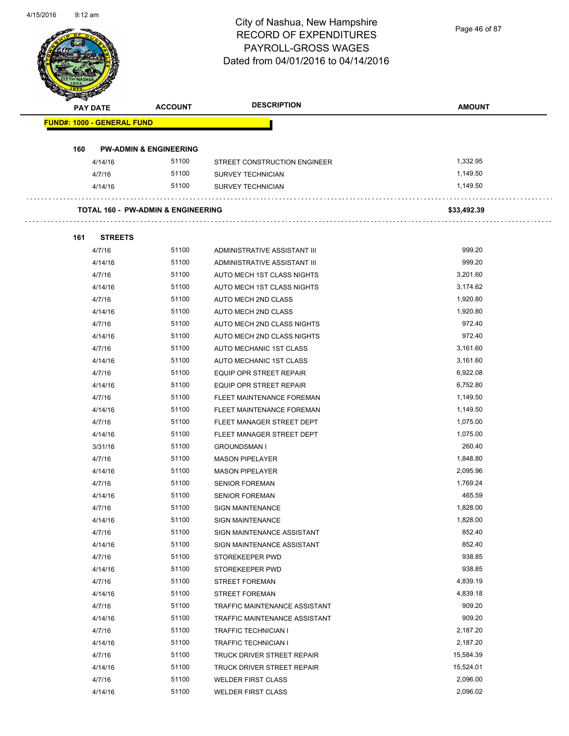# City of Nashua, New Hampshire
## RECORD OF EXPENDITURES
## PAYROLL-GROSS WAGES
## Dated from 04/01/2016 to 04/14/2016

| PAY DATE | ACCOUNT | DESCRIPTION | AMOUNT |
|---|---|---|---|
| **FUND#: 1000 - GENERAL FUND** | | | |
| **160 PW-ADMIN & ENGINEERING** | | | |
| 4/14/16 | 51100 | STREET CONSTRUCTION ENGINEER | 1,332.95 |
| 4/7/16 | 51100 | SURVEY TECHNICIAN | 1,149.50 |
| 4/14/16 | 51100 | SURVEY TECHNICIAN | 1,149.50 |
| **TOTAL 160 - PW-ADMIN & ENGINEERING** | | | **$33,492.39** |
| **161 STREETS** | | | |
| 4/7/16 | 51100 | ADMINISTRATIVE ASSISTANT III | 999.20 |
| 4/14/16 | 51100 | ADMINISTRATIVE ASSISTANT III | 999.20 |
| 4/7/16 | 51100 | AUTO MECH 1ST CLASS NIGHTS | 3,201.60 |
| 4/14/16 | 51100 | AUTO MECH 1ST CLASS NIGHTS | 3,174.62 |
| 4/7/16 | 51100 | AUTO MECH 2ND CLASS | 1,920.80 |
| 4/14/16 | 51100 | AUTO MECH 2ND CLASS | 1,920.80 |
| 4/7/16 | 51100 | AUTO MECH 2ND CLASS NIGHTS | 972.40 |
| 4/14/16 | 51100 | AUTO MECH 2ND CLASS NIGHTS | 972.40 |
| 4/7/16 | 51100 | AUTO MECHANIC 1ST CLASS | 3,161.60 |
| 4/14/16 | 51100 | AUTO MECHANIC 1ST CLASS | 3,161.60 |
| 4/7/16 | 51100 | EQUIP OPR STREET REPAIR | 6,922.08 |
| 4/14/16 | 51100 | EQUIP OPR STREET REPAIR | 6,752.80 |
| 4/7/16 | 51100 | FLEET MAINTENANCE FOREMAN | 1,149.50 |
| 4/14/16 | 51100 | FLEET MAINTENANCE FOREMAN | 1,149.50 |
| 4/7/16 | 51100 | FLEET MANAGER STREET DEPT | 1,075.00 |
| 4/14/16 | 51100 | FLEET MANAGER STREET DEPT | 1,075.00 |
| 3/31/16 | 51100 | GROUNDSMAN I | 260.40 |
| 4/7/16 | 51100 | MASON PIPELAYER | 1,848.80 |
| 4/14/16 | 51100 | MASON PIPELAYER | 2,095.96 |
| 4/7/16 | 51100 | SENIOR FOREMAN | 1,769.24 |
| 4/14/16 | 51100 | SENIOR FOREMAN | 465.59 |
| 4/7/16 | 51100 | SIGN MAINTENANCE | 1,828.00 |
| 4/14/16 | 51100 | SIGN MAINTENANCE | 1,828.00 |
| 4/7/16 | 51100 | SIGN MAINTENANCE ASSISTANT | 852.40 |
| 4/14/16 | 51100 | SIGN MAINTENANCE ASSISTANT | 852.40 |
| 4/7/16 | 51100 | STOREKEEPER PWD | 938.85 |
| 4/14/16 | 51100 | STOREKEEPER PWD | 938.85 |
| 4/7/16 | 51100 | STREET FOREMAN | 4,839.19 |
| 4/14/16 | 51100 | STREET FOREMAN | 4,839.18 |
| 4/7/16 | 51100 | TRAFFIC MAINTENANCE ASSISTANT | 909.20 |
| 4/14/16 | 51100 | TRAFFIC MAINTENANCE ASSISTANT | 909.20 |
| 4/7/16 | 51100 | TRAFFIC TECHNICIAN I | 2,187.20 |
| 4/14/16 | 51100 | TRAFFIC TECHNICIAN I | 2,187.20 |
| 4/7/16 | 51100 | TRUCK DRIVER STREET REPAIR | 15,584.39 |
| 4/14/16 | 51100 | TRUCK DRIVER STREET REPAIR | 15,524.01 |
| 4/7/16 | 51100 | WELDER FIRST CLASS | 2,096.00 |
| 4/14/16 | 51100 | WELDER FIRST CLASS | 2,096.02 |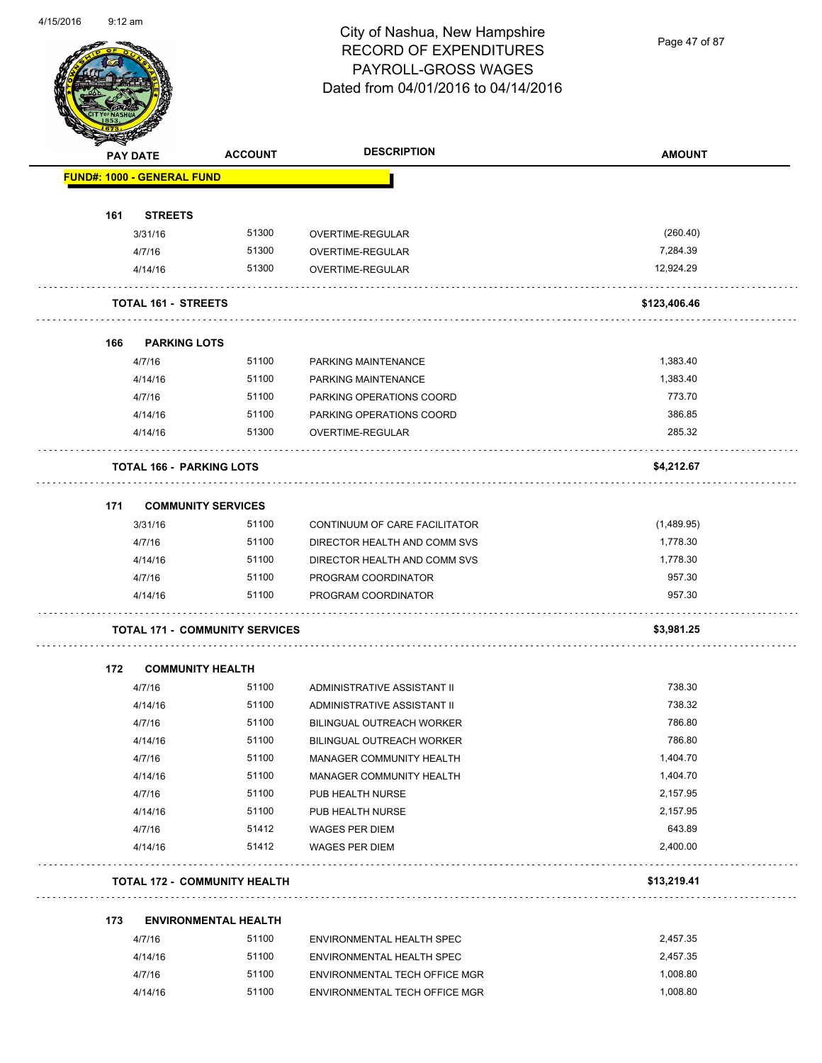# City of Nashua, New Hampshire
# RECORD OF EXPENDITURES
# PAYROLL-GROSS WAGES
# Dated from 04/01/2016 to 04/14/2016

| PAY DATE | ACCOUNT | DESCRIPTION | AMOUNT |
|---|---|---|---|
| **FUND#: 1000 - GENERAL FUND** | | | |
| **161 STREETS** | | | |
| 3/31/16 | 51300 | OVERTIME-REGULAR | (260.40) |
| 4/7/16 | 51300 | OVERTIME-REGULAR | 7,284.39 |
| 4/14/16 | 51300 | OVERTIME-REGULAR | 12,924.29 |
| **TOTAL 161 - STREETS** | | | **$123,406.46** |
| **166 PARKING LOTS** | | | |
| 4/7/16 | 51100 | PARKING MAINTENANCE | 1,383.40 |
| 4/14/16 | 51100 | PARKING MAINTENANCE | 1,383.40 |
| 4/7/16 | 51100 | PARKING OPERATIONS COORD | 773.70 |
| 4/14/16 | 51100 | PARKING OPERATIONS COORD | 386.85 |
| 4/14/16 | 51300 | OVERTIME-REGULAR | 285.32 |
| **TOTAL 166 - PARKING LOTS** | | | **$4,212.67** |
| **171 COMMUNITY SERVICES** | | | |
| 3/31/16 | 51100 | CONTINUUM OF CARE FACILITATOR | (1,489.95) |
| 4/7/16 | 51100 | DIRECTOR HEALTH AND COMM SVS | 1,778.30 |
| 4/14/16 | 51100 | DIRECTOR HEALTH AND COMM SVS | 1,778.30 |
| 4/7/16 | 51100 | PROGRAM COORDINATOR | 957.30 |
| 4/14/16 | 51100 | PROGRAM COORDINATOR | 957.30 |
| **TOTAL 171 - COMMUNITY SERVICES** | | | **$3,981.25** |
| **172 COMMUNITY HEALTH** | | | |
| 4/7/16 | 51100 | ADMINISTRATIVE ASSISTANT II | 738.30 |
| 4/14/16 | 51100 | ADMINISTRATIVE ASSISTANT II | 738.32 |
| 4/7/16 | 51100 | BILINGUAL OUTREACH WORKER | 786.80 |
| 4/14/16 | 51100 | BILINGUAL OUTREACH WORKER | 786.80 |
| 4/7/16 | 51100 | MANAGER COMMUNITY HEALTH | 1,404.70 |
| 4/14/16 | 51100 | MANAGER COMMUNITY HEALTH | 1,404.70 |
| 4/7/16 | 51100 | PUB HEALTH NURSE | 2,157.95 |
| 4/14/16 | 51100 | PUB HEALTH NURSE | 2,157.95 |
| 4/7/16 | 51412 | WAGES PER DIEM | 643.89 |
| 4/14/16 | 51412 | WAGES PER DIEM | 2,400.00 |
| **TOTAL 172 - COMMUNITY HEALTH** | | | **$13,219.41** |
| **173 ENVIRONMENTAL HEALTH** | | | |
| 4/7/16 | 51100 | ENVIRONMENTAL HEALTH SPEC | 2,457.35 |
| 4/14/16 | 51100 | ENVIRONMENTAL HEALTH SPEC | 2,457.35 |
| 4/7/16 | 51100 | ENVIRONMENTAL TECH OFFICE MGR | 1,008.80 |
| 4/14/16 | 51100 | ENVIRONMENTAL TECH OFFICE MGR | 1,008.80 |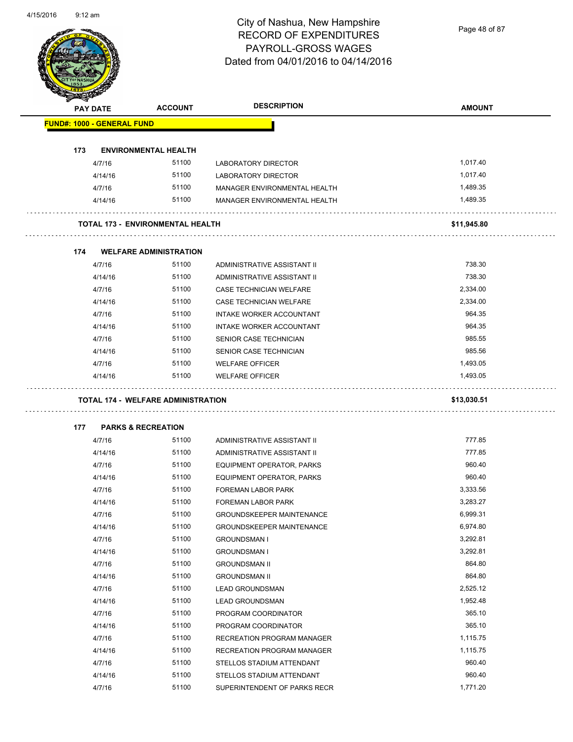City of Nashua, New Hampshire
RECORD OF EXPENDITURES
PAYROLL-GROSS WAGES
Dated from 04/01/2016 to 04/14/2016

| PAY DATE | ACCOUNT | DESCRIPTION | AMOUNT |
|---|---|---|---|
| **FUND#: 1000 - GENERAL FUND** | | | |
| **173 ENVIRONMENTAL HEALTH** | | | |
| 4/7/16 | 51100 | LABORATORY DIRECTOR | 1,017.40 |
| 4/14/16 | 51100 | LABORATORY DIRECTOR | 1,017.40 |
| 4/7/16 | 51100 | MANAGER ENVIRONMENTAL HEALTH | 1,489.35 |
| 4/14/16 | 51100 | MANAGER ENVIRONMENTAL HEALTH | 1,489.35 |
| **TOTAL 173 - ENVIRONMENTAL HEALTH** | | | **$11,945.80** |
| **174 WELFARE ADMINISTRATION** | | | |
| 4/7/16 | 51100 | ADMINISTRATIVE ASSISTANT II | 738.30 |
| 4/14/16 | 51100 | ADMINISTRATIVE ASSISTANT II | 738.30 |
| 4/7/16 | 51100 | CASE TECHNICIAN WELFARE | 2,334.00 |
| 4/14/16 | 51100 | CASE TECHNICIAN WELFARE | 2,334.00 |
| 4/7/16 | 51100 | INTAKE WORKER ACCOUNTANT | 964.35 |
| 4/14/16 | 51100 | INTAKE WORKER ACCOUNTANT | 964.35 |
| 4/7/16 | 51100 | SENIOR CASE TECHNICIAN | 985.55 |
| 4/14/16 | 51100 | SENIOR CASE TECHNICIAN | 985.56 |
| 4/7/16 | 51100 | WELFARE OFFICER | 1,493.05 |
| 4/14/16 | 51100 | WELFARE OFFICER | 1,493.05 |
| **TOTAL 174 - WELFARE ADMINISTRATION** | | | **$13,030.51** |
| **177 PARKS & RECREATION** | | | |
| 4/7/16 | 51100 | ADMINISTRATIVE ASSISTANT II | 777.85 |
| 4/14/16 | 51100 | ADMINISTRATIVE ASSISTANT II | 777.85 |
| 4/7/16 | 51100 | EQUIPMENT OPERATOR, PARKS | 960.40 |
| 4/14/16 | 51100 | EQUIPMENT OPERATOR, PARKS | 960.40 |
| 4/7/16 | 51100 | FOREMAN LABOR PARK | 3,333.56 |
| 4/14/16 | 51100 | FOREMAN LABOR PARK | 3,283.27 |
| 4/7/16 | 51100 | GROUNDSKEEPER MAINTENANCE | 6,999.31 |
| 4/14/16 | 51100 | GROUNDSKEEPER MAINTENANCE | 6,974.80 |
| 4/7/16 | 51100 | GROUNDSMAN I | 3,292.81 |
| 4/14/16 | 51100 | GROUNDSMAN I | 3,292.81 |
| 4/7/16 | 51100 | GROUNDSMAN II | 864.80 |
| 4/14/16 | 51100 | GROUNDSMAN II | 864.80 |
| 4/7/16 | 51100 | LEAD GROUNDSMAN | 2,525.12 |
| 4/14/16 | 51100 | LEAD GROUNDSMAN | 1,952.48 |
| 4/7/16 | 51100 | PROGRAM COORDINATOR | 365.10 |
| 4/14/16 | 51100 | PROGRAM COORDINATOR | 365.10 |
| 4/7/16 | 51100 | RECREATION PROGRAM MANAGER | 1,115.75 |
| 4/14/16 | 51100 | RECREATION PROGRAM MANAGER | 1,115.75 |
| 4/7/16 | 51100 | STELLOS STADIUM ATTENDANT | 960.40 |
| 4/14/16 | 51100 | STELLOS STADIUM ATTENDANT | 960.40 |
| 4/7/16 | 51100 | SUPERINTENDENT OF PARKS RECR | 1,771.20 |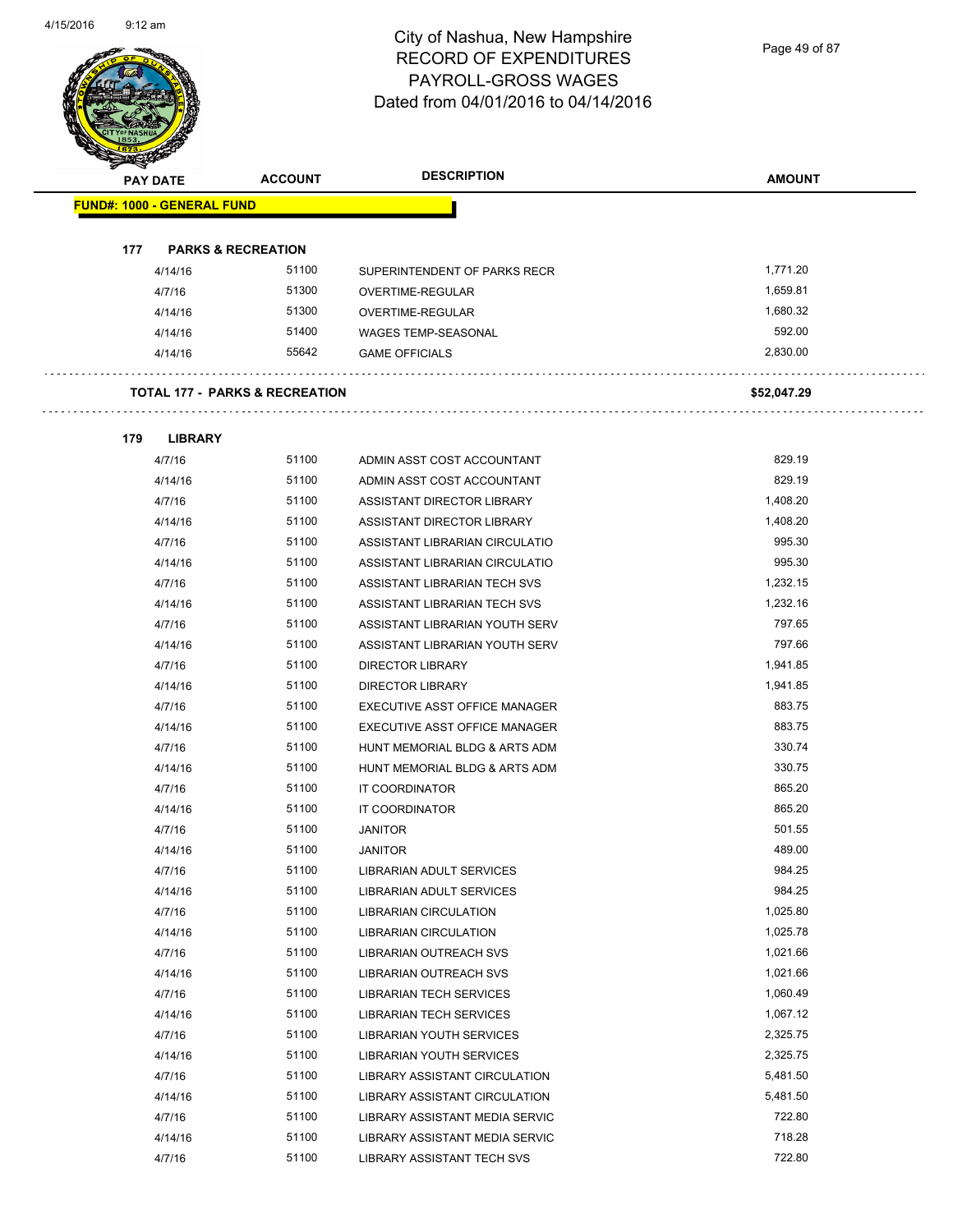# City of Nashua, New Hampshire
## RECORD OF EXPENDITURES
## PAYROLL-GROSS WAGES
## Dated from 04/01/2016 to 04/14/2016

| PAY DATE | ACCOUNT | DESCRIPTION | AMOUNT |
|---|---|---|---|
| **FUND#: 1000 - GENERAL FUND** | | | |
| **177 PARKS & RECREATION** | | | |
| 4/14/16 | 51100 | SUPERINTENDENT OF PARKS RECR | 1,771.20 |
| 4/7/16 | 51300 | OVERTIME-REGULAR | 1,659.81 |
| 4/14/16 | 51300 | OVERTIME-REGULAR | 1,680.32 |
| 4/14/16 | 51400 | WAGES TEMP-SEASONAL | 592.00 |
| 4/14/16 | 55642 | GAME OFFICIALS | 2,830.00 |
| **TOTAL 177 - PARKS & RECREATION** | | | **$52,047.29** |
| **179 LIBRARY** | | | |
| 4/7/16 | 51100 | ADMIN ASST COST ACCOUNTANT | 829.19 |
| 4/14/16 | 51100 | ADMIN ASST COST ACCOUNTANT | 829.19 |
| 4/7/16 | 51100 | ASSISTANT DIRECTOR LIBRARY | 1,408.20 |
| 4/14/16 | 51100 | ASSISTANT DIRECTOR LIBRARY | 1,408.20 |
| 4/7/16 | 51100 | ASSISTANT LIBRARIAN CIRCULATIO | 995.30 |
| 4/14/16 | 51100 | ASSISTANT LIBRARIAN CIRCULATIO | 995.30 |
| 4/7/16 | 51100 | ASSISTANT LIBRARIAN TECH SVS | 1,232.15 |
| 4/14/16 | 51100 | ASSISTANT LIBRARIAN TECH SVS | 1,232.16 |
| 4/7/16 | 51100 | ASSISTANT LIBRARIAN YOUTH SERV | 797.65 |
| 4/14/16 | 51100 | ASSISTANT LIBRARIAN YOUTH SERV | 797.66 |
| 4/7/16 | 51100 | DIRECTOR LIBRARY | 1,941.85 |
| 4/14/16 | 51100 | DIRECTOR LIBRARY | 1,941.85 |
| 4/7/16 | 51100 | EXECUTIVE ASST OFFICE MANAGER | 883.75 |
| 4/14/16 | 51100 | EXECUTIVE ASST OFFICE MANAGER | 883.75 |
| 4/7/16 | 51100 | HUNT MEMORIAL BLDG & ARTS ADM | 330.74 |
| 4/14/16 | 51100 | HUNT MEMORIAL BLDG & ARTS ADM | 330.75 |
| 4/7/16 | 51100 | IT COORDINATOR | 865.20 |
| 4/14/16 | 51100 | IT COORDINATOR | 865.20 |
| 4/7/16 | 51100 | JANITOR | 501.55 |
| 4/14/16 | 51100 | JANITOR | 489.00 |
| 4/7/16 | 51100 | LIBRARIAN ADULT SERVICES | 984.25 |
| 4/14/16 | 51100 | LIBRARIAN ADULT SERVICES | 984.25 |
| 4/7/16 | 51100 | LIBRARIAN CIRCULATION | 1,025.80 |
| 4/14/16 | 51100 | LIBRARIAN CIRCULATION | 1,025.78 |
| 4/7/16 | 51100 | LIBRARIAN OUTREACH SVS | 1,021.66 |
| 4/14/16 | 51100 | LIBRARIAN OUTREACH SVS | 1,021.66 |
| 4/7/16 | 51100 | LIBRARIAN TECH SERVICES | 1,060.49 |
| 4/14/16 | 51100 | LIBRARIAN TECH SERVICES | 1,067.12 |
| 4/7/16 | 51100 | LIBRARIAN YOUTH SERVICES | 2,325.75 |
| 4/14/16 | 51100 | LIBRARIAN YOUTH SERVICES | 2,325.75 |
| 4/7/16 | 51100 | LIBRARY ASSISTANT CIRCULATION | 5,481.50 |
| 4/14/16 | 51100 | LIBRARY ASSISTANT CIRCULATION | 5,481.50 |
| 4/7/16 | 51100 | LIBRARY ASSISTANT MEDIA SERVIC | 722.80 |
| 4/14/16 | 51100 | LIBRARY ASSISTANT MEDIA SERVIC | 718.28 |
| 4/7/16 | 51100 | LIBRARY ASSISTANT TECH SVS | 722.80 |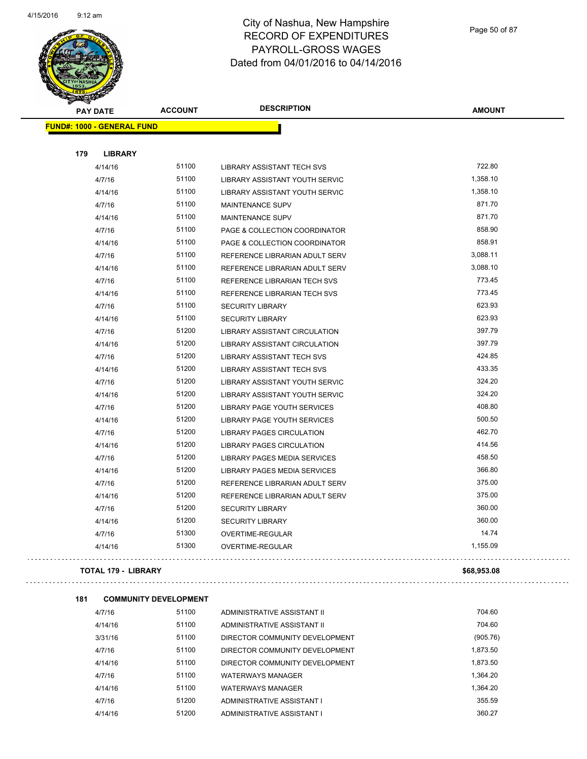# City of Nashua, New Hampshire
# RECORD OF EXPENDITURES
# PAYROLL-GROSS WAGES
# Dated from 04/01/2016 to 04/14/2016

| PAY DATE | ACCOUNT | DESCRIPTION | AMOUNT |
|---|---|---|---|

**FUND#: 1000 - GENERAL FUND**

**179 LIBRARY**

| PAY DATE | ACCOUNT | DESCRIPTION | AMOUNT |
|---|---|---|---|
| 4/14/16 | 51100 | LIBRARY ASSISTANT TECH SVS | 722.80 |
| 4/7/16 | 51100 | LIBRARY ASSISTANT YOUTH SERVIC | 1,358.10 |
| 4/14/16 | 51100 | LIBRARY ASSISTANT YOUTH SERVIC | 1,358.10 |
| 4/7/16 | 51100 | MAINTENANCE SUPV | 871.70 |
| 4/14/16 | 51100 | MAINTENANCE SUPV | 871.70 |
| 4/7/16 | 51100 | PAGE & COLLECTION COORDINATOR | 858.90 |
| 4/14/16 | 51100 | PAGE & COLLECTION COORDINATOR | 858.91 |
| 4/7/16 | 51100 | REFERENCE LIBRARIAN ADULT SERV | 3,088.11 |
| 4/14/16 | 51100 | REFERENCE LIBRARIAN ADULT SERV | 3,088.10 |
| 4/7/16 | 51100 | REFERENCE LIBRARIAN TECH SVS | 773.45 |
| 4/14/16 | 51100 | REFERENCE LIBRARIAN TECH SVS | 773.45 |
| 4/7/16 | 51100 | SECURITY LIBRARY | 623.93 |
| 4/14/16 | 51100 | SECURITY LIBRARY | 623.93 |
| 4/7/16 | 51200 | LIBRARY ASSISTANT CIRCULATION | 397.79 |
| 4/14/16 | 51200 | LIBRARY ASSISTANT CIRCULATION | 397.79 |
| 4/7/16 | 51200 | LIBRARY ASSISTANT TECH SVS | 424.85 |
| 4/14/16 | 51200 | LIBRARY ASSISTANT TECH SVS | 433.35 |
| 4/7/16 | 51200 | LIBRARY ASSISTANT YOUTH SERVIC | 324.20 |
| 4/14/16 | 51200 | LIBRARY ASSISTANT YOUTH SERVIC | 324.20 |
| 4/7/16 | 51200 | LIBRARY PAGE YOUTH SERVICES | 408.80 |
| 4/14/16 | 51200 | LIBRARY PAGE YOUTH SERVICES | 500.50 |
| 4/7/16 | 51200 | LIBRARY PAGES CIRCULATION | 462.70 |
| 4/14/16 | 51200 | LIBRARY PAGES CIRCULATION | 414.56 |
| 4/7/16 | 51200 | LIBRARY PAGES MEDIA SERVICES | 458.50 |
| 4/14/16 | 51200 | LIBRARY PAGES MEDIA SERVICES | 366.80 |
| 4/7/16 | 51200 | REFERENCE LIBRARIAN ADULT SERV | 375.00 |
| 4/14/16 | 51200 | REFERENCE LIBRARIAN ADULT SERV | 375.00 |
| 4/7/16 | 51200 | SECURITY LIBRARY | 360.00 |
| 4/14/16 | 51200 | SECURITY LIBRARY | 360.00 |
| 4/7/16 | 51300 | OVERTIME-REGULAR | 14.74 |
| 4/14/16 | 51300 | OVERTIME-REGULAR | 1,155.09 |

**TOTAL 179 - LIBRARY** **$68,953.08**

**181 COMMUNITY DEVELOPMENT**

| PAY DATE | ACCOUNT | DESCRIPTION | AMOUNT |
|---|---|---|---|
| 4/7/16 | 51100 | ADMINISTRATIVE ASSISTANT II | 704.60 |
| 4/14/16 | 51100 | ADMINISTRATIVE ASSISTANT II | 704.60 |
| 3/31/16 | 51100 | DIRECTOR COMMUNITY DEVELOPMENT | (905.76) |
| 4/7/16 | 51100 | DIRECTOR COMMUNITY DEVELOPMENT | 1,873.50 |
| 4/14/16 | 51100 | DIRECTOR COMMUNITY DEVELOPMENT | 1,873.50 |
| 4/7/16 | 51100 | WATERWAYS MANAGER | 1,364.20 |
| 4/14/16 | 51100 | WATERWAYS MANAGER | 1,364.20 |
| 4/7/16 | 51200 | ADMINISTRATIVE ASSISTANT I | 355.59 |
| 4/14/16 | 51200 | ADMINISTRATIVE ASSISTANT I | 360.27 |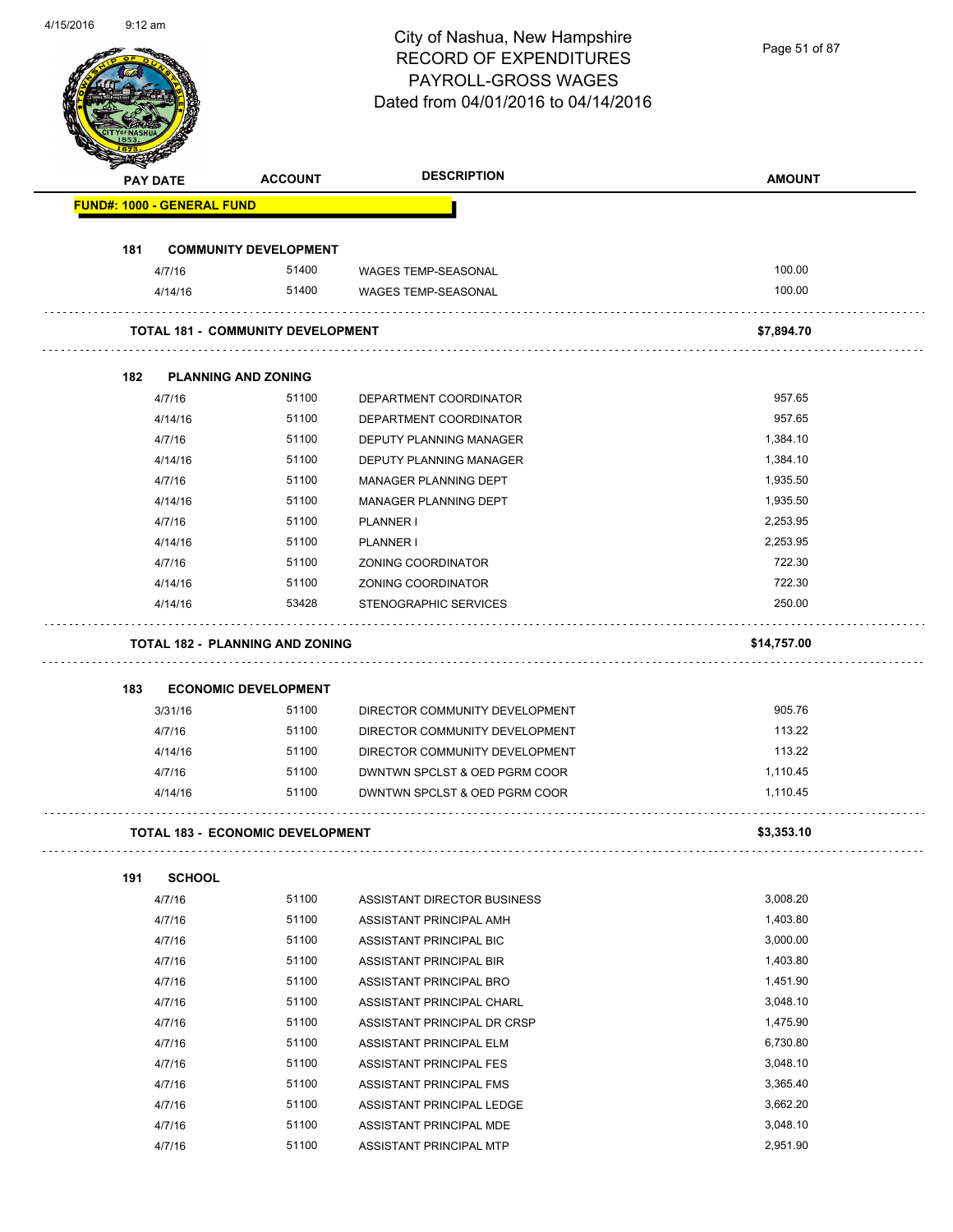# City of Nashua, New Hampshire
## RECORD OF EXPENDITURES
## PAYROLL-GROSS WAGES
## Dated from 04/01/2016 to 04/14/2016

| PAY DATE | ACCOUNT | DESCRIPTION | AMOUNT |
|---|---|---|---|
| **FUND#: 1000 - GENERAL FUND** | | | |
| **181 COMMUNITY DEVELOPMENT** | | | |
| 4/7/16 | 51400 | WAGES TEMP-SEASONAL | 100.00 |
| 4/14/16 | 51400 | WAGES TEMP-SEASONAL | 100.00 |
| **TOTAL 181 - COMMUNITY DEVELOPMENT** | | | **$7,894.70** |
| **182 PLANNING AND ZONING** | | | |
| 4/7/16 | 51100 | DEPARTMENT COORDINATOR | 957.65 |
| 4/14/16 | 51100 | DEPARTMENT COORDINATOR | 957.65 |
| 4/7/16 | 51100 | DEPUTY PLANNING MANAGER | 1,384.10 |
| 4/14/16 | 51100 | DEPUTY PLANNING MANAGER | 1,384.10 |
| 4/7/16 | 51100 | MANAGER PLANNING DEPT | 1,935.50 |
| 4/14/16 | 51100 | MANAGER PLANNING DEPT | 1,935.50 |
| 4/7/16 | 51100 | PLANNER I | 2,253.95 |
| 4/14/16 | 51100 | PLANNER I | 2,253.95 |
| 4/7/16 | 51100 | ZONING COORDINATOR | 722.30 |
| 4/14/16 | 51100 | ZONING COORDINATOR | 722.30 |
| 4/14/16 | 53428 | STENOGRAPHIC SERVICES | 250.00 |
| **TOTAL 182 - PLANNING AND ZONING** | | | **$14,757.00** |
| **183 ECONOMIC DEVELOPMENT** | | | |
| 3/31/16 | 51100 | DIRECTOR COMMUNITY DEVELOPMENT | 905.76 |
| 4/7/16 | 51100 | DIRECTOR COMMUNITY DEVELOPMENT | 113.22 |
| 4/14/16 | 51100 | DIRECTOR COMMUNITY DEVELOPMENT | 113.22 |
| 4/7/16 | 51100 | DWNTWN SPCLST & OED PGRM COOR | 1,110.45 |
| 4/14/16 | 51100 | DWNTWN SPCLST & OED PGRM COOR | 1,110.45 |
| **TOTAL 183 - ECONOMIC DEVELOPMENT** | | | **$3,353.10** |
| **191 SCHOOL** | | | |
| 4/7/16 | 51100 | ASSISTANT DIRECTOR BUSINESS | 3,008.20 |
| 4/7/16 | 51100 | ASSISTANT PRINCIPAL AMH | 1,403.80 |
| 4/7/16 | 51100 | ASSISTANT PRINCIPAL BIC | 3,000.00 |
| 4/7/16 | 51100 | ASSISTANT PRINCIPAL BIR | 1,403.80 |
| 4/7/16 | 51100 | ASSISTANT PRINCIPAL BRO | 1,451.90 |
| 4/7/16 | 51100 | ASSISTANT PRINCIPAL CHARL | 3,048.10 |
| 4/7/16 | 51100 | ASSISTANT PRINCIPAL DR CRSP | 1,475.90 |
| 4/7/16 | 51100 | ASSISTANT PRINCIPAL ELM | 6,730.80 |
| 4/7/16 | 51100 | ASSISTANT PRINCIPAL FES | 3,048.10 |
| 4/7/16 | 51100 | ASSISTANT PRINCIPAL FMS | 3,365.40 |
| 4/7/16 | 51100 | ASSISTANT PRINCIPAL LEDGE | 3,662.20 |
| 4/7/16 | 51100 | ASSISTANT PRINCIPAL MDE | 3,048.10 |
| 4/7/16 | 51100 | ASSISTANT PRINCIPAL MTP | 2,951.90 |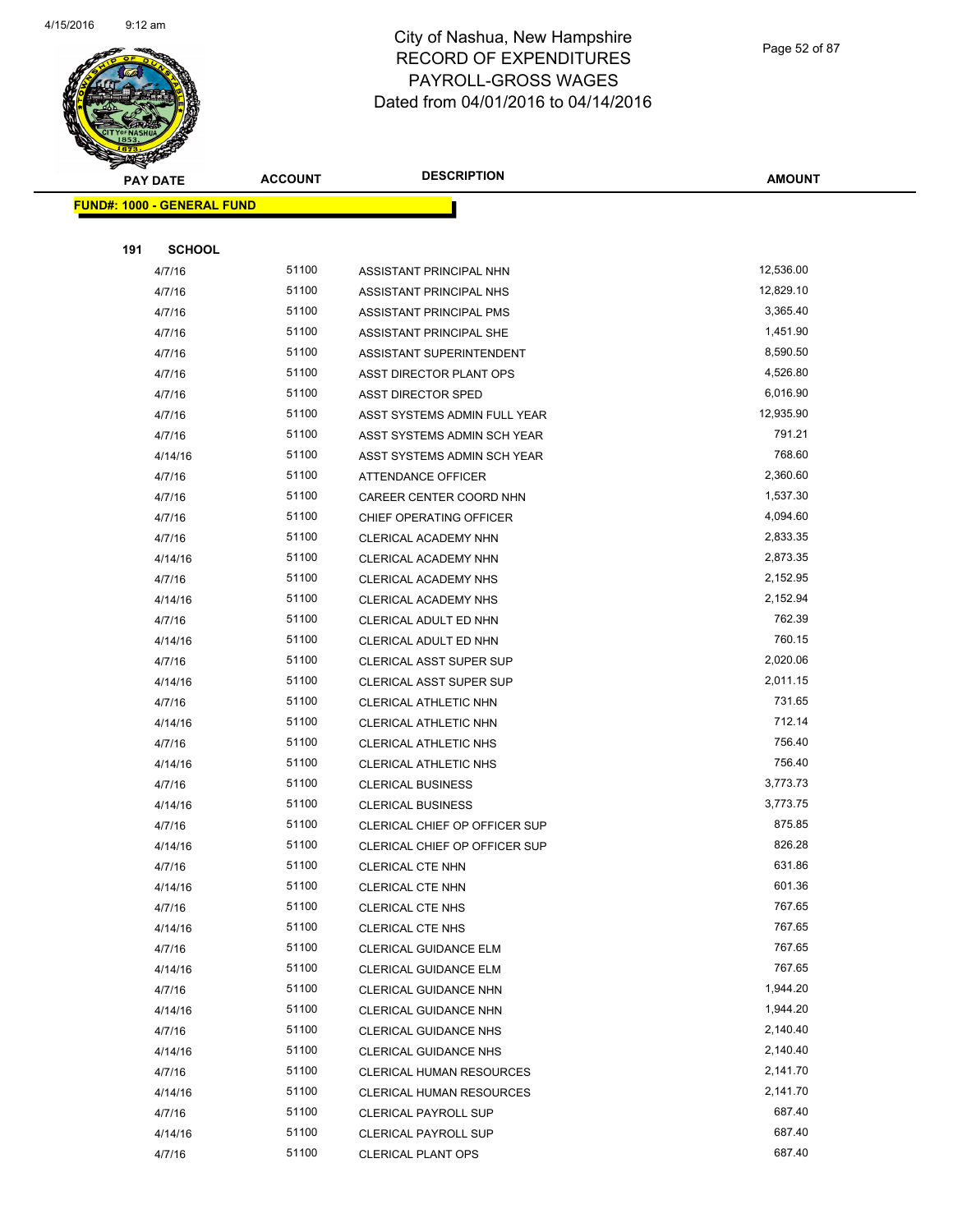# City of Nashua, New Hampshire
# RECORD OF EXPENDITURES
# PAYROLL-GROSS WAGES
# Dated from 04/01/2016 to 04/14/2016

| PAY DATE | ACCOUNT | DESCRIPTION | AMOUNT |
|---|---|---|---|

**FUND#: 1000 - GENERAL FUND**

**191 SCHOOL**

| PAY DATE | ACCOUNT | DESCRIPTION | AMOUNT |
|---|---|---|---|
| 4/7/16 | 51100 | ASSISTANT PRINCIPAL NHN | 12,536.00 |
| 4/7/16 | 51100 | ASSISTANT PRINCIPAL NHS | 12,829.10 |
| 4/7/16 | 51100 | ASSISTANT PRINCIPAL PMS | 3,365.40 |
| 4/7/16 | 51100 | ASSISTANT PRINCIPAL SHE | 1,451.90 |
| 4/7/16 | 51100 | ASSISTANT SUPERINTENDENT | 8,590.50 |
| 4/7/16 | 51100 | ASST DIRECTOR PLANT OPS | 4,526.80 |
| 4/7/16 | 51100 | ASST DIRECTOR SPED | 6,016.90 |
| 4/7/16 | 51100 | ASST SYSTEMS ADMIN FULL YEAR | 12,935.90 |
| 4/7/16 | 51100 | ASST SYSTEMS ADMIN SCH YEAR | 791.21 |
| 4/14/16 | 51100 | ASST SYSTEMS ADMIN SCH YEAR | 768.60 |
| 4/7/16 | 51100 | ATTENDANCE OFFICER | 2,360.60 |
| 4/7/16 | 51100 | CAREER CENTER COORD NHN | 1,537.30 |
| 4/7/16 | 51100 | CHIEF OPERATING OFFICER | 4,094.60 |
| 4/7/16 | 51100 | CLERICAL ACADEMY NHN | 2,833.35 |
| 4/14/16 | 51100 | CLERICAL ACADEMY NHN | 2,873.35 |
| 4/7/16 | 51100 | CLERICAL ACADEMY NHS | 2,152.95 |
| 4/14/16 | 51100 | CLERICAL ACADEMY NHS | 2,152.94 |
| 4/7/16 | 51100 | CLERICAL ADULT ED NHN | 762.39 |
| 4/14/16 | 51100 | CLERICAL ADULT ED NHN | 760.15 |
| 4/7/16 | 51100 | CLERICAL ASST SUPER SUP | 2,020.06 |
| 4/14/16 | 51100 | CLERICAL ASST SUPER SUP | 2,011.15 |
| 4/7/16 | 51100 | CLERICAL ATHLETIC NHN | 731.65 |
| 4/14/16 | 51100 | CLERICAL ATHLETIC NHN | 712.14 |
| 4/7/16 | 51100 | CLERICAL ATHLETIC NHS | 756.40 |
| 4/14/16 | 51100 | CLERICAL ATHLETIC NHS | 756.40 |
| 4/7/16 | 51100 | CLERICAL BUSINESS | 3,773.73 |
| 4/14/16 | 51100 | CLERICAL BUSINESS | 3,773.75 |
| 4/7/16 | 51100 | CLERICAL CHIEF OP OFFICER SUP | 875.85 |
| 4/14/16 | 51100 | CLERICAL CHIEF OP OFFICER SUP | 826.28 |
| 4/7/16 | 51100 | CLERICAL CTE NHN | 631.86 |
| 4/14/16 | 51100 | CLERICAL CTE NHN | 601.36 |
| 4/7/16 | 51100 | CLERICAL CTE NHS | 767.65 |
| 4/14/16 | 51100 | CLERICAL CTE NHS | 767.65 |
| 4/7/16 | 51100 | CLERICAL GUIDANCE ELM | 767.65 |
| 4/14/16 | 51100 | CLERICAL GUIDANCE ELM | 767.65 |
| 4/7/16 | 51100 | CLERICAL GUIDANCE NHN | 1,944.20 |
| 4/14/16 | 51100 | CLERICAL GUIDANCE NHN | 1,944.20 |
| 4/7/16 | 51100 | CLERICAL GUIDANCE NHS | 2,140.40 |
| 4/14/16 | 51100 | CLERICAL GUIDANCE NHS | 2,140.40 |
| 4/7/16 | 51100 | CLERICAL HUMAN RESOURCES | 2,141.70 |
| 4/14/16 | 51100 | CLERICAL HUMAN RESOURCES | 2,141.70 |
| 4/7/16 | 51100 | CLERICAL PAYROLL SUP | 687.40 |
| 4/14/16 | 51100 | CLERICAL PAYROLL SUP | 687.40 |
| 4/7/16 | 51100 | CLERICAL PLANT OPS | 687.40 |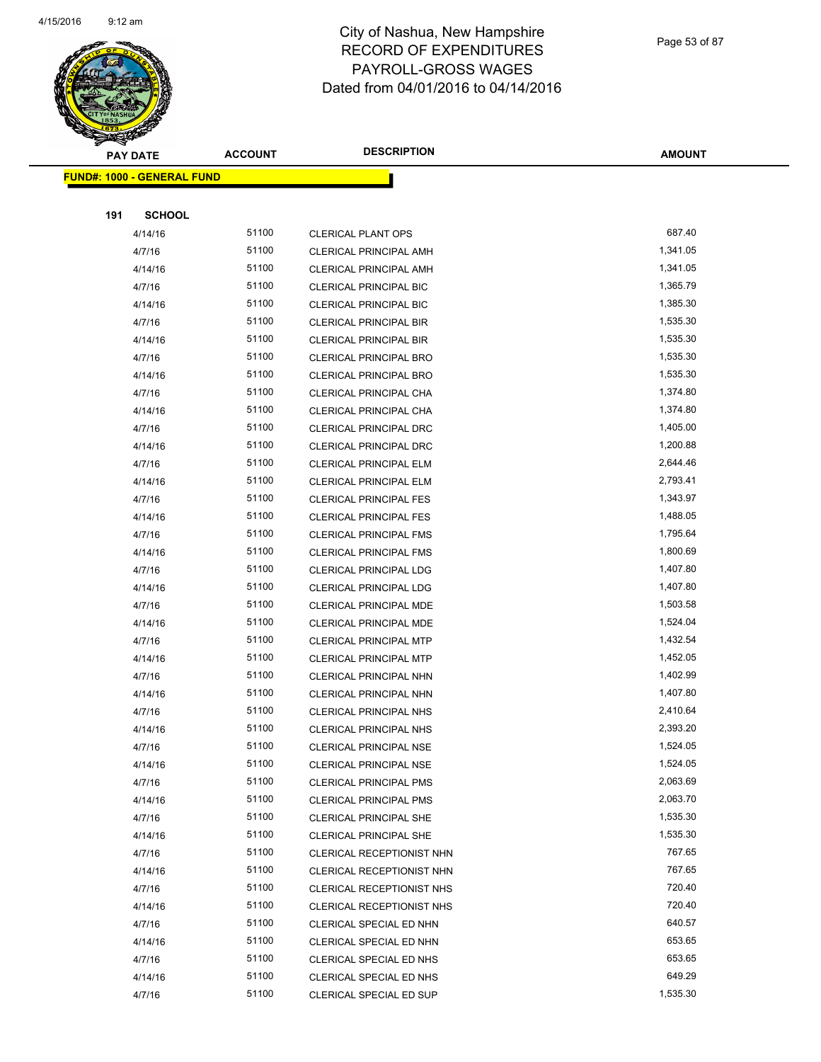# City of Nashua, New Hampshire
## RECORD OF EXPENDITURES
## PAYROLL-GROSS WAGES
## Dated from 04/01/2016 to 04/14/2016

| PAY DATE | ACCOUNT | DESCRIPTION | AMOUNT |
|---|---|---|---|

**FUND#: 1000 - GENERAL FUND**

**191 SCHOOL**

| PAY DATE | ACCOUNT | DESCRIPTION | AMOUNT |
|---|---|---|---|
| 4/14/16 | 51100 | CLERICAL PLANT OPS | 687.40 |
| 4/7/16 | 51100 | CLERICAL PRINCIPAL AMH | 1,341.05 |
| 4/14/16 | 51100 | CLERICAL PRINCIPAL AMH | 1,341.05 |
| 4/7/16 | 51100 | CLERICAL PRINCIPAL BIC | 1,365.79 |
| 4/14/16 | 51100 | CLERICAL PRINCIPAL BIC | 1,385.30 |
| 4/7/16 | 51100 | CLERICAL PRINCIPAL BIR | 1,535.30 |
| 4/14/16 | 51100 | CLERICAL PRINCIPAL BIR | 1,535.30 |
| 4/7/16 | 51100 | CLERICAL PRINCIPAL BRO | 1,535.30 |
| 4/14/16 | 51100 | CLERICAL PRINCIPAL BRO | 1,535.30 |
| 4/7/16 | 51100 | CLERICAL PRINCIPAL CHA | 1,374.80 |
| 4/14/16 | 51100 | CLERICAL PRINCIPAL CHA | 1,374.80 |
| 4/7/16 | 51100 | CLERICAL PRINCIPAL DRC | 1,405.00 |
| 4/14/16 | 51100 | CLERICAL PRINCIPAL DRC | 1,200.88 |
| 4/7/16 | 51100 | CLERICAL PRINCIPAL ELM | 2,644.46 |
| 4/14/16 | 51100 | CLERICAL PRINCIPAL ELM | 2,793.41 |
| 4/7/16 | 51100 | CLERICAL PRINCIPAL FES | 1,343.97 |
| 4/14/16 | 51100 | CLERICAL PRINCIPAL FES | 1,488.05 |
| 4/7/16 | 51100 | CLERICAL PRINCIPAL FMS | 1,795.64 |
| 4/14/16 | 51100 | CLERICAL PRINCIPAL FMS | 1,800.69 |
| 4/7/16 | 51100 | CLERICAL PRINCIPAL LDG | 1,407.80 |
| 4/14/16 | 51100 | CLERICAL PRINCIPAL LDG | 1,407.80 |
| 4/7/16 | 51100 | CLERICAL PRINCIPAL MDE | 1,503.58 |
| 4/14/16 | 51100 | CLERICAL PRINCIPAL MDE | 1,524.04 |
| 4/7/16 | 51100 | CLERICAL PRINCIPAL MTP | 1,432.54 |
| 4/14/16 | 51100 | CLERICAL PRINCIPAL MTP | 1,452.05 |
| 4/7/16 | 51100 | CLERICAL PRINCIPAL NHN | 1,402.99 |
| 4/14/16 | 51100 | CLERICAL PRINCIPAL NHN | 1,407.80 |
| 4/7/16 | 51100 | CLERICAL PRINCIPAL NHS | 2,410.64 |
| 4/14/16 | 51100 | CLERICAL PRINCIPAL NHS | 2,393.20 |
| 4/7/16 | 51100 | CLERICAL PRINCIPAL NSE | 1,524.05 |
| 4/14/16 | 51100 | CLERICAL PRINCIPAL NSE | 1,524.05 |
| 4/7/16 | 51100 | CLERICAL PRINCIPAL PMS | 2,063.69 |
| 4/14/16 | 51100 | CLERICAL PRINCIPAL PMS | 2,063.70 |
| 4/7/16 | 51100 | CLERICAL PRINCIPAL SHE | 1,535.30 |
| 4/14/16 | 51100 | CLERICAL PRINCIPAL SHE | 1,535.30 |
| 4/7/16 | 51100 | CLERICAL RECEPTIONIST NHN | 767.65 |
| 4/14/16 | 51100 | CLERICAL RECEPTIONIST NHN | 767.65 |
| 4/7/16 | 51100 | CLERICAL RECEPTIONIST NHS | 720.40 |
| 4/14/16 | 51100 | CLERICAL RECEPTIONIST NHS | 720.40 |
| 4/7/16 | 51100 | CLERICAL SPECIAL ED NHN | 640.57 |
| 4/14/16 | 51100 | CLERICAL SPECIAL ED NHN | 653.65 |
| 4/7/16 | 51100 | CLERICAL SPECIAL ED NHS | 653.65 |
| 4/14/16 | 51100 | CLERICAL SPECIAL ED NHS | 649.29 |
| 4/7/16 | 51100 | CLERICAL SPECIAL ED SUP | 1,535.30 |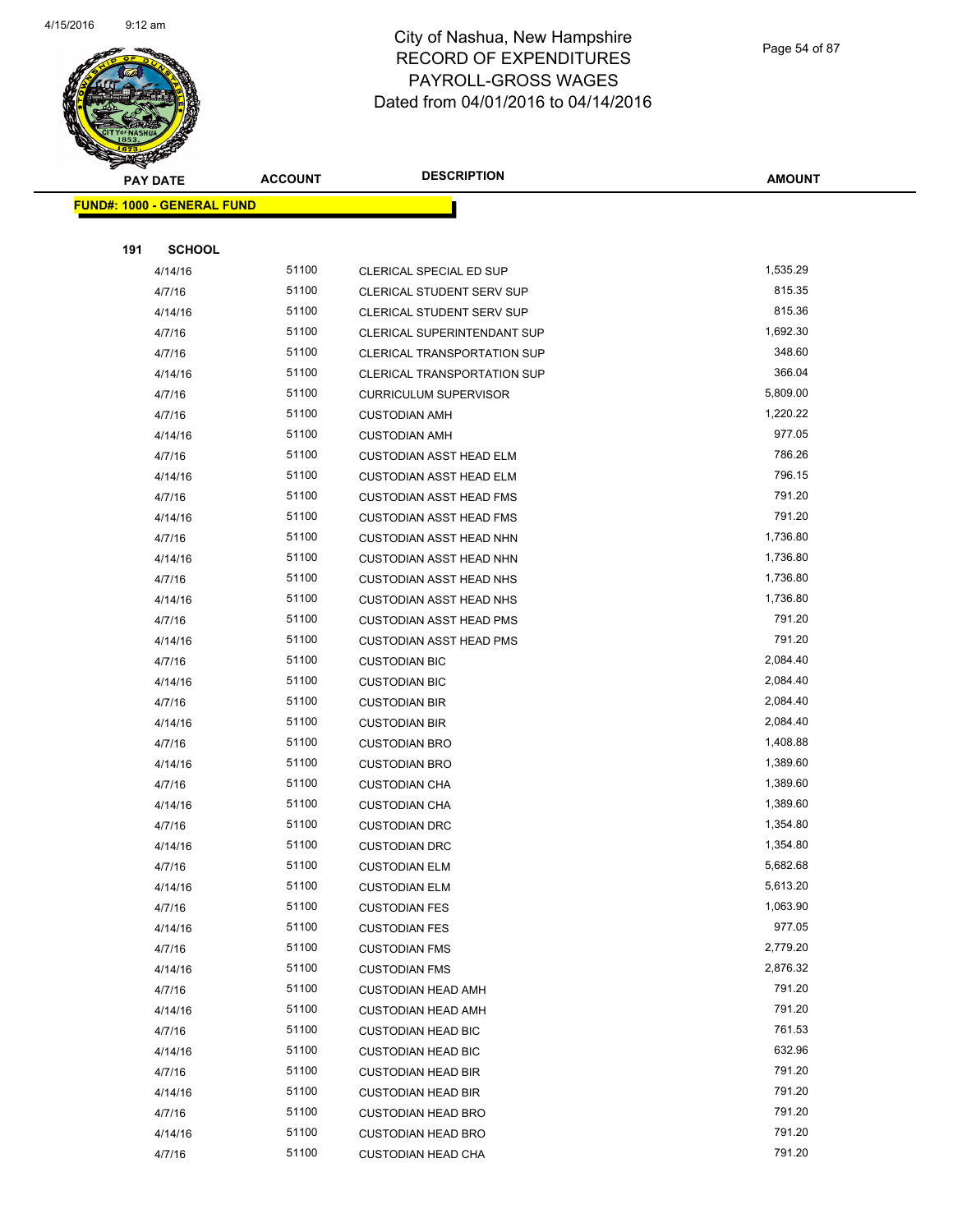# City of Nashua, New Hampshire
## RECORD OF EXPENDITURES
## PAYROLL-GROSS WAGES
## Dated from 04/01/2016 to 04/14/2016

**FUND#: 1000 - GENERAL FUND**

**191 SCHOOL**

| PAY DATE | ACCOUNT | DESCRIPTION | AMOUNT |
|---|---|---|---|
| 4/14/16 | 51100 | CLERICAL SPECIAL ED SUP | 1,535.29 |
| 4/7/16 | 51100 | CLERICAL STUDENT SERV SUP | 815.35 |
| 4/14/16 | 51100 | CLERICAL STUDENT SERV SUP | 815.36 |
| 4/7/16 | 51100 | CLERICAL SUPERINTENDANT SUP | 1,692.30 |
| 4/7/16 | 51100 | CLERICAL TRANSPORTATION SUP | 348.60 |
| 4/14/16 | 51100 | CLERICAL TRANSPORTATION SUP | 366.04 |
| 4/7/16 | 51100 | CURRICULUM SUPERVISOR | 5,809.00 |
| 4/7/16 | 51100 | CUSTODIAN AMH | 1,220.22 |
| 4/14/16 | 51100 | CUSTODIAN AMH | 977.05 |
| 4/7/16 | 51100 | CUSTODIAN ASST HEAD ELM | 786.26 |
| 4/14/16 | 51100 | CUSTODIAN ASST HEAD ELM | 796.15 |
| 4/7/16 | 51100 | CUSTODIAN ASST HEAD FMS | 791.20 |
| 4/14/16 | 51100 | CUSTODIAN ASST HEAD FMS | 791.20 |
| 4/7/16 | 51100 | CUSTODIAN ASST HEAD NHN | 1,736.80 |
| 4/14/16 | 51100 | CUSTODIAN ASST HEAD NHN | 1,736.80 |
| 4/7/16 | 51100 | CUSTODIAN ASST HEAD NHS | 1,736.80 |
| 4/14/16 | 51100 | CUSTODIAN ASST HEAD NHS | 1,736.80 |
| 4/7/16 | 51100 | CUSTODIAN ASST HEAD PMS | 791.20 |
| 4/14/16 | 51100 | CUSTODIAN ASST HEAD PMS | 791.20 |
| 4/7/16 | 51100 | CUSTODIAN BIC | 2,084.40 |
| 4/14/16 | 51100 | CUSTODIAN BIC | 2,084.40 |
| 4/7/16 | 51100 | CUSTODIAN BIR | 2,084.40 |
| 4/14/16 | 51100 | CUSTODIAN BIR | 2,084.40 |
| 4/7/16 | 51100 | CUSTODIAN BRO | 1,408.88 |
| 4/14/16 | 51100 | CUSTODIAN BRO | 1,389.60 |
| 4/7/16 | 51100 | CUSTODIAN CHA | 1,389.60 |
| 4/14/16 | 51100 | CUSTODIAN CHA | 1,389.60 |
| 4/7/16 | 51100 | CUSTODIAN DRC | 1,354.80 |
| 4/14/16 | 51100 | CUSTODIAN DRC | 1,354.80 |
| 4/7/16 | 51100 | CUSTODIAN ELM | 5,682.68 |
| 4/14/16 | 51100 | CUSTODIAN ELM | 5,613.20 |
| 4/7/16 | 51100 | CUSTODIAN FES | 1,063.90 |
| 4/14/16 | 51100 | CUSTODIAN FES | 977.05 |
| 4/7/16 | 51100 | CUSTODIAN FMS | 2,779.20 |
| 4/14/16 | 51100 | CUSTODIAN FMS | 2,876.32 |
| 4/7/16 | 51100 | CUSTODIAN HEAD AMH | 791.20 |
| 4/14/16 | 51100 | CUSTODIAN HEAD AMH | 791.20 |
| 4/7/16 | 51100 | CUSTODIAN HEAD BIC | 761.53 |
| 4/14/16 | 51100 | CUSTODIAN HEAD BIC | 632.96 |
| 4/7/16 | 51100 | CUSTODIAN HEAD BIR | 791.20 |
| 4/14/16 | 51100 | CUSTODIAN HEAD BIR | 791.20 |
| 4/7/16 | 51100 | CUSTODIAN HEAD BRO | 791.20 |
| 4/14/16 | 51100 | CUSTODIAN HEAD BRO | 791.20 |
| 4/7/16 | 51100 | CUSTODIAN HEAD CHA | 791.20 |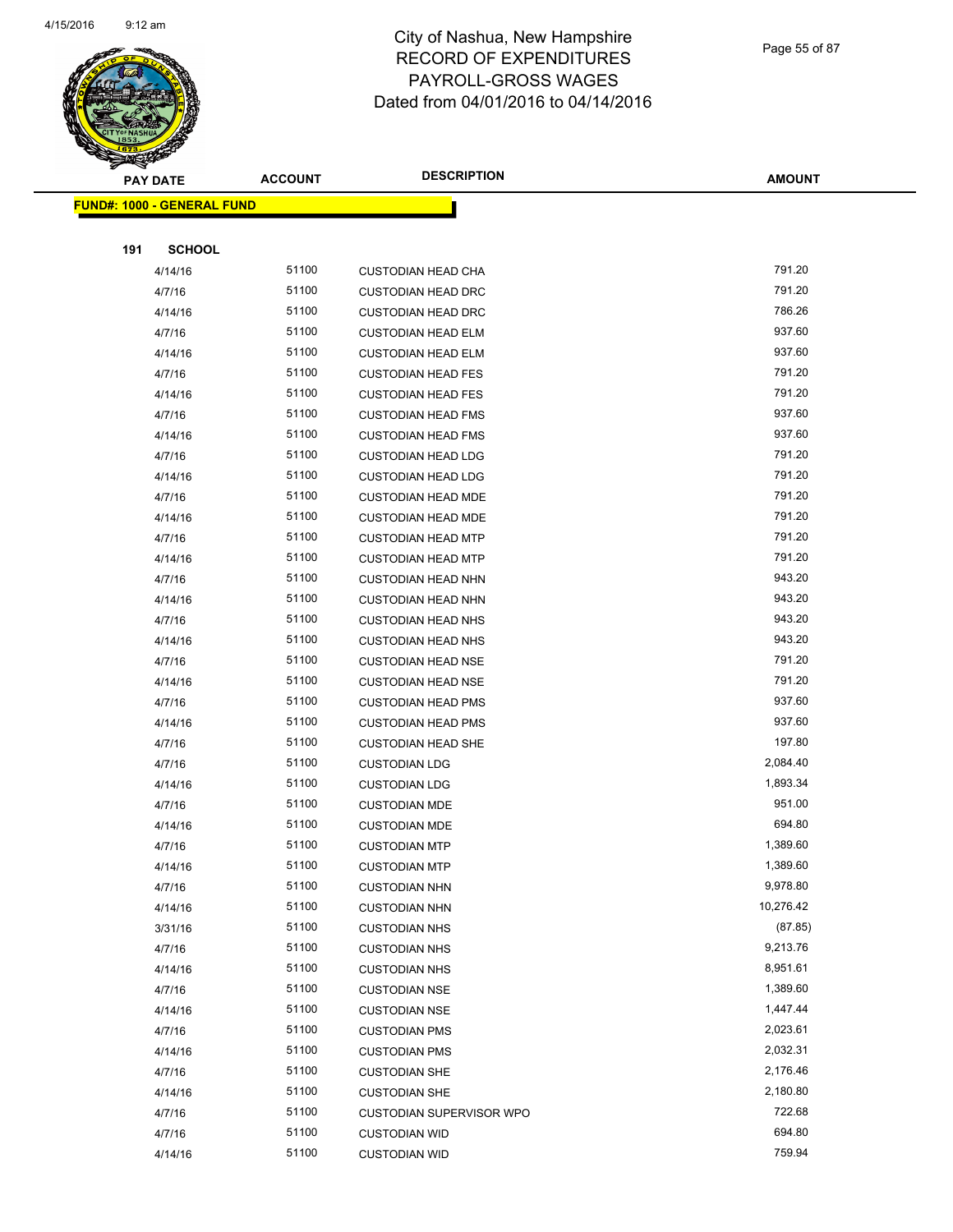# City of Nashua, New Hampshire
# RECORD OF EXPENDITURES
# PAYROLL-GROSS WAGES
# Dated from 04/01/2016 to 04/14/2016

| PAY DATE | ACCOUNT | DESCRIPTION | AMOUNT |
|---|---|---|---|

**FUND#: 1000 - GENERAL FUND**

**191 SCHOOL**

| PAY DATE | ACCOUNT | DESCRIPTION | AMOUNT |
|---|---|---|---|
| 4/14/16 | 51100 | CUSTODIAN HEAD CHA | 791.20 |
| 4/7/16 | 51100 | CUSTODIAN HEAD DRC | 791.20 |
| 4/14/16 | 51100 | CUSTODIAN HEAD DRC | 786.26 |
| 4/7/16 | 51100 | CUSTODIAN HEAD ELM | 937.60 |
| 4/14/16 | 51100 | CUSTODIAN HEAD ELM | 937.60 |
| 4/7/16 | 51100 | CUSTODIAN HEAD FES | 791.20 |
| 4/14/16 | 51100 | CUSTODIAN HEAD FES | 791.20 |
| 4/7/16 | 51100 | CUSTODIAN HEAD FMS | 937.60 |
| 4/14/16 | 51100 | CUSTODIAN HEAD FMS | 937.60 |
| 4/7/16 | 51100 | CUSTODIAN HEAD LDG | 791.20 |
| 4/14/16 | 51100 | CUSTODIAN HEAD LDG | 791.20 |
| 4/7/16 | 51100 | CUSTODIAN HEAD MDE | 791.20 |
| 4/14/16 | 51100 | CUSTODIAN HEAD MDE | 791.20 |
| 4/7/16 | 51100 | CUSTODIAN HEAD MTP | 791.20 |
| 4/14/16 | 51100 | CUSTODIAN HEAD MTP | 791.20 |
| 4/7/16 | 51100 | CUSTODIAN HEAD NHN | 943.20 |
| 4/14/16 | 51100 | CUSTODIAN HEAD NHN | 943.20 |
| 4/7/16 | 51100 | CUSTODIAN HEAD NHS | 943.20 |
| 4/14/16 | 51100 | CUSTODIAN HEAD NHS | 943.20 |
| 4/7/16 | 51100 | CUSTODIAN HEAD NSE | 791.20 |
| 4/14/16 | 51100 | CUSTODIAN HEAD NSE | 791.20 |
| 4/7/16 | 51100 | CUSTODIAN HEAD PMS | 937.60 |
| 4/14/16 | 51100 | CUSTODIAN HEAD PMS | 937.60 |
| 4/7/16 | 51100 | CUSTODIAN HEAD SHE | 197.80 |
| 4/7/16 | 51100 | CUSTODIAN LDG | 2,084.40 |
| 4/14/16 | 51100 | CUSTODIAN LDG | 1,893.34 |
| 4/7/16 | 51100 | CUSTODIAN MDE | 951.00 |
| 4/14/16 | 51100 | CUSTODIAN MDE | 694.80 |
| 4/7/16 | 51100 | CUSTODIAN MTP | 1,389.60 |
| 4/14/16 | 51100 | CUSTODIAN MTP | 1,389.60 |
| 4/7/16 | 51100 | CUSTODIAN NHN | 9,978.80 |
| 4/14/16 | 51100 | CUSTODIAN NHN | 10,276.42 |
| 3/31/16 | 51100 | CUSTODIAN NHS | (87.85) |
| 4/7/16 | 51100 | CUSTODIAN NHS | 9,213.76 |
| 4/14/16 | 51100 | CUSTODIAN NHS | 8,951.61 |
| 4/7/16 | 51100 | CUSTODIAN NSE | 1,389.60 |
| 4/14/16 | 51100 | CUSTODIAN NSE | 1,447.44 |
| 4/7/16 | 51100 | CUSTODIAN PMS | 2,023.61 |
| 4/14/16 | 51100 | CUSTODIAN PMS | 2,032.31 |
| 4/7/16 | 51100 | CUSTODIAN SHE | 2,176.46 |
| 4/14/16 | 51100 | CUSTODIAN SHE | 2,180.80 |
| 4/7/16 | 51100 | CUSTODIAN SUPERVISOR WPO | 722.68 |
| 4/7/16 | 51100 | CUSTODIAN WID | 694.80 |
| 4/14/16 | 51100 | CUSTODIAN WID | 759.94 |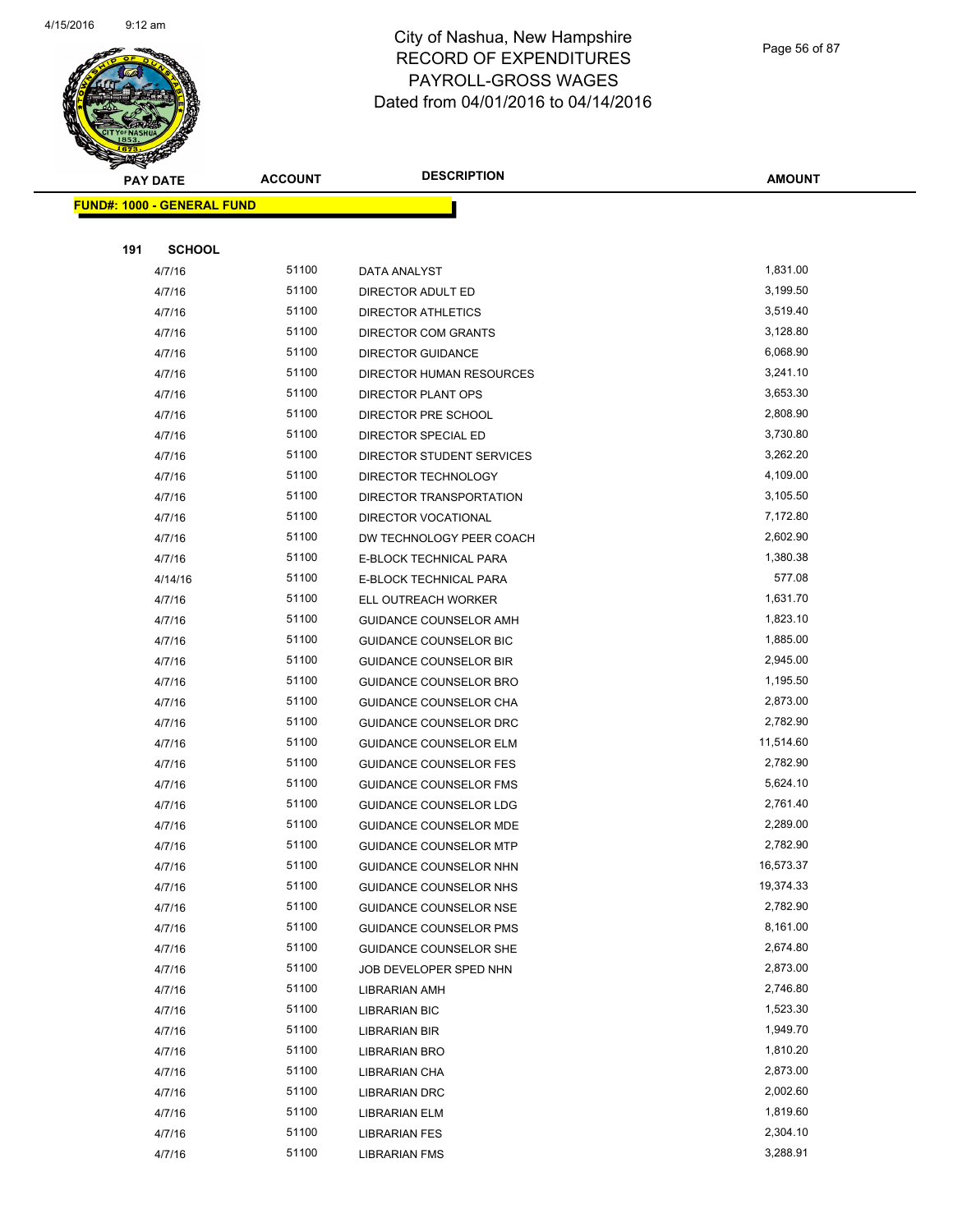# City of Nashua, New Hampshire
# RECORD OF EXPENDITURES
# PAYROLL-GROSS WAGES
# Dated from 04/01/2016 to 04/14/2016

| PAY DATE | ACCOUNT | DESCRIPTION | AMOUNT |
|---|---|---|---|

**FUND#: 1000 - GENERAL FUND**

**191 SCHOOL**

| PAY DATE | ACCOUNT | DESCRIPTION | AMOUNT |
|---|---|---|---|
| 4/7/16 | 51100 | DATA ANALYST | 1,831.00 |
| 4/7/16 | 51100 | DIRECTOR ADULT ED | 3,199.50 |
| 4/7/16 | 51100 | DIRECTOR ATHLETICS | 3,519.40 |
| 4/7/16 | 51100 | DIRECTOR COM GRANTS | 3,128.80 |
| 4/7/16 | 51100 | DIRECTOR GUIDANCE | 6,068.90 |
| 4/7/16 | 51100 | DIRECTOR HUMAN RESOURCES | 3,241.10 |
| 4/7/16 | 51100 | DIRECTOR PLANT OPS | 3,653.30 |
| 4/7/16 | 51100 | DIRECTOR PRE SCHOOL | 2,808.90 |
| 4/7/16 | 51100 | DIRECTOR SPECIAL ED | 3,730.80 |
| 4/7/16 | 51100 | DIRECTOR STUDENT SERVICES | 3,262.20 |
| 4/7/16 | 51100 | DIRECTOR TECHNOLOGY | 4,109.00 |
| 4/7/16 | 51100 | DIRECTOR TRANSPORTATION | 3,105.50 |
| 4/7/16 | 51100 | DIRECTOR VOCATIONAL | 7,172.80 |
| 4/7/16 | 51100 | DW TECHNOLOGY PEER COACH | 2,602.90 |
| 4/7/16 | 51100 | E-BLOCK TECHNICAL PARA | 1,380.38 |
| 4/14/16 | 51100 | E-BLOCK TECHNICAL PARA | 577.08 |
| 4/7/16 | 51100 | ELL OUTREACH WORKER | 1,631.70 |
| 4/7/16 | 51100 | GUIDANCE COUNSELOR AMH | 1,823.10 |
| 4/7/16 | 51100 | GUIDANCE COUNSELOR BIC | 1,885.00 |
| 4/7/16 | 51100 | GUIDANCE COUNSELOR BIR | 2,945.00 |
| 4/7/16 | 51100 | GUIDANCE COUNSELOR BRO | 1,195.50 |
| 4/7/16 | 51100 | GUIDANCE COUNSELOR CHA | 2,873.00 |
| 4/7/16 | 51100 | GUIDANCE COUNSELOR DRC | 2,782.90 |
| 4/7/16 | 51100 | GUIDANCE COUNSELOR ELM | 11,514.60 |
| 4/7/16 | 51100 | GUIDANCE COUNSELOR FES | 2,782.90 |
| 4/7/16 | 51100 | GUIDANCE COUNSELOR FMS | 5,624.10 |
| 4/7/16 | 51100 | GUIDANCE COUNSELOR LDG | 2,761.40 |
| 4/7/16 | 51100 | GUIDANCE COUNSELOR MDE | 2,289.00 |
| 4/7/16 | 51100 | GUIDANCE COUNSELOR MTP | 2,782.90 |
| 4/7/16 | 51100 | GUIDANCE COUNSELOR NHN | 16,573.37 |
| 4/7/16 | 51100 | GUIDANCE COUNSELOR NHS | 19,374.33 |
| 4/7/16 | 51100 | GUIDANCE COUNSELOR NSE | 2,782.90 |
| 4/7/16 | 51100 | GUIDANCE COUNSELOR PMS | 8,161.00 |
| 4/7/16 | 51100 | GUIDANCE COUNSELOR SHE | 2,674.80 |
| 4/7/16 | 51100 | JOB DEVELOPER SPED NHN | 2,873.00 |
| 4/7/16 | 51100 | LIBRARIAN AMH | 2,746.80 |
| 4/7/16 | 51100 | LIBRARIAN BIC | 1,523.30 |
| 4/7/16 | 51100 | LIBRARIAN BIR | 1,949.70 |
| 4/7/16 | 51100 | LIBRARIAN BRO | 1,810.20 |
| 4/7/16 | 51100 | LIBRARIAN CHA | 2,873.00 |
| 4/7/16 | 51100 | LIBRARIAN DRC | 2,002.60 |
| 4/7/16 | 51100 | LIBRARIAN ELM | 1,819.60 |
| 4/7/16 | 51100 | LIBRARIAN FES | 2,304.10 |
| 4/7/16 | 51100 | LIBRARIAN FMS | 3,288.91 |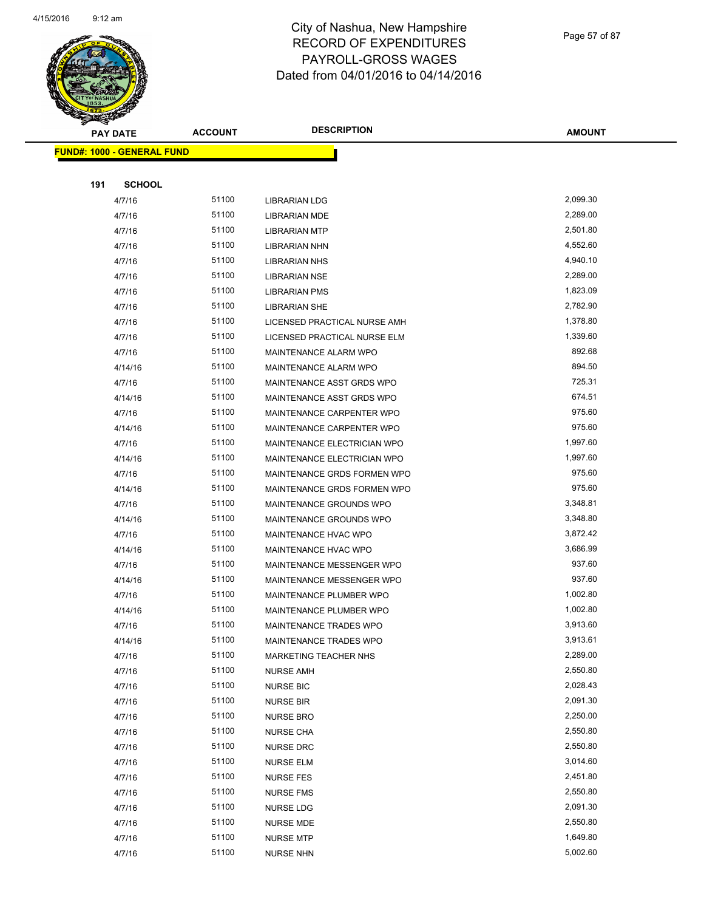# City of Nashua, New Hampshire
# RECORD OF EXPENDITURES
# PAYROLL-GROSS WAGES
# Dated from 04/01/2016 to 04/14/2016

**FUND#: 1000 - GENERAL FUND**

**191 SCHOOL**

| PAY DATE | ACCOUNT | DESCRIPTION | AMOUNT |
|---|---|---|---|
| 4/7/16 | 51100 | LIBRARIAN LDG | 2,099.30 |
| 4/7/16 | 51100 | LIBRARIAN MDE | 2,289.00 |
| 4/7/16 | 51100 | LIBRARIAN MTP | 2,501.80 |
| 4/7/16 | 51100 | LIBRARIAN NHN | 4,552.60 |
| 4/7/16 | 51100 | LIBRARIAN NHS | 4,940.10 |
| 4/7/16 | 51100 | LIBRARIAN NSE | 2,289.00 |
| 4/7/16 | 51100 | LIBRARIAN PMS | 1,823.09 |
| 4/7/16 | 51100 | LIBRARIAN SHE | 2,782.90 |
| 4/7/16 | 51100 | LICENSED PRACTICAL NURSE AMH | 1,378.80 |
| 4/7/16 | 51100 | LICENSED PRACTICAL NURSE ELM | 1,339.60 |
| 4/7/16 | 51100 | MAINTENANCE ALARM WPO | 892.68 |
| 4/14/16 | 51100 | MAINTENANCE ALARM WPO | 894.50 |
| 4/7/16 | 51100 | MAINTENANCE ASST GRDS WPO | 725.31 |
| 4/14/16 | 51100 | MAINTENANCE ASST GRDS WPO | 674.51 |
| 4/7/16 | 51100 | MAINTENANCE CARPENTER WPO | 975.60 |
| 4/14/16 | 51100 | MAINTENANCE CARPENTER WPO | 975.60 |
| 4/7/16 | 51100 | MAINTENANCE ELECTRICIAN WPO | 1,997.60 |
| 4/14/16 | 51100 | MAINTENANCE ELECTRICIAN WPO | 1,997.60 |
| 4/7/16 | 51100 | MAINTENANCE GRDS FORMEN WPO | 975.60 |
| 4/14/16 | 51100 | MAINTENANCE GRDS FORMEN WPO | 975.60 |
| 4/7/16 | 51100 | MAINTENANCE GROUNDS WPO | 3,348.81 |
| 4/14/16 | 51100 | MAINTENANCE GROUNDS WPO | 3,348.80 |
| 4/7/16 | 51100 | MAINTENANCE HVAC WPO | 3,872.42 |
| 4/14/16 | 51100 | MAINTENANCE HVAC WPO | 3,686.99 |
| 4/7/16 | 51100 | MAINTENANCE MESSENGER WPO | 937.60 |
| 4/14/16 | 51100 | MAINTENANCE MESSENGER WPO | 937.60 |
| 4/7/16 | 51100 | MAINTENANCE PLUMBER WPO | 1,002.80 |
| 4/14/16 | 51100 | MAINTENANCE PLUMBER WPO | 1,002.80 |
| 4/7/16 | 51100 | MAINTENANCE TRADES WPO | 3,913.60 |
| 4/14/16 | 51100 | MAINTENANCE TRADES WPO | 3,913.61 |
| 4/7/16 | 51100 | MARKETING TEACHER NHS | 2,289.00 |
| 4/7/16 | 51100 | NURSE AMH | 2,550.80 |
| 4/7/16 | 51100 | NURSE BIC | 2,028.43 |
| 4/7/16 | 51100 | NURSE BIR | 2,091.30 |
| 4/7/16 | 51100 | NURSE BRO | 2,250.00 |
| 4/7/16 | 51100 | NURSE CHA | 2,550.80 |
| 4/7/16 | 51100 | NURSE DRC | 2,550.80 |
| 4/7/16 | 51100 | NURSE ELM | 3,014.60 |
| 4/7/16 | 51100 | NURSE FES | 2,451.80 |
| 4/7/16 | 51100 | NURSE FMS | 2,550.80 |
| 4/7/16 | 51100 | NURSE LDG | 2,091.30 |
| 4/7/16 | 51100 | NURSE MDE | 2,550.80 |
| 4/7/16 | 51100 | NURSE MTP | 1,649.80 |
| 4/7/16 | 51100 | NURSE NHN | 5,002.60 |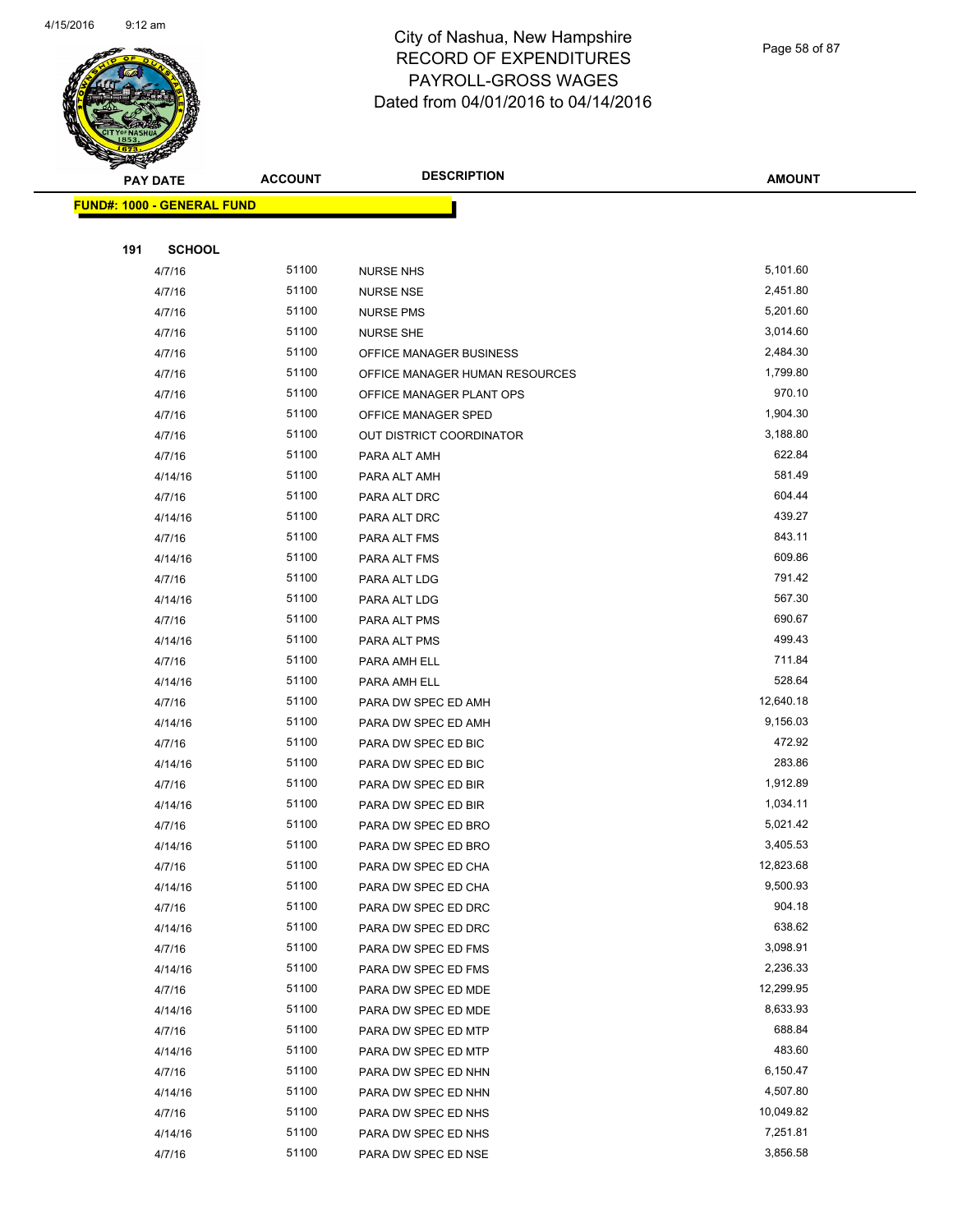# City of Nashua, New Hampshire
# RECORD OF EXPENDITURES
# PAYROLL-GROSS WAGES
# Dated from 04/01/2016 to 04/14/2016

| PAY DATE | ACCOUNT | DESCRIPTION | AMOUNT |
|---|---|---|---|

**FUND#: 1000 - GENERAL FUND**

**191 SCHOOL**

| PAY DATE | ACCOUNT | DESCRIPTION | AMOUNT |
|---|---|---|---|
| 4/7/16 | 51100 | NURSE NHS | 5,101.60 |
| 4/7/16 | 51100 | NURSE NSE | 2,451.80 |
| 4/7/16 | 51100 | NURSE PMS | 5,201.60 |
| 4/7/16 | 51100 | NURSE SHE | 3,014.60 |
| 4/7/16 | 51100 | OFFICE MANAGER BUSINESS | 2,484.30 |
| 4/7/16 | 51100 | OFFICE MANAGER HUMAN RESOURCES | 1,799.80 |
| 4/7/16 | 51100 | OFFICE MANAGER PLANT OPS | 970.10 |
| 4/7/16 | 51100 | OFFICE MANAGER SPED | 1,904.30 |
| 4/7/16 | 51100 | OUT DISTRICT COORDINATOR | 3,188.80 |
| 4/7/16 | 51100 | PARA ALT AMH | 622.84 |
| 4/14/16 | 51100 | PARA ALT AMH | 581.49 |
| 4/7/16 | 51100 | PARA ALT DRC | 604.44 |
| 4/14/16 | 51100 | PARA ALT DRC | 439.27 |
| 4/7/16 | 51100 | PARA ALT FMS | 843.11 |
| 4/14/16 | 51100 | PARA ALT FMS | 609.86 |
| 4/7/16 | 51100 | PARA ALT LDG | 791.42 |
| 4/14/16 | 51100 | PARA ALT LDG | 567.30 |
| 4/7/16 | 51100 | PARA ALT PMS | 690.67 |
| 4/14/16 | 51100 | PARA ALT PMS | 499.43 |
| 4/7/16 | 51100 | PARA AMH ELL | 711.84 |
| 4/14/16 | 51100 | PARA AMH ELL | 528.64 |
| 4/7/16 | 51100 | PARA DW SPEC ED AMH | 12,640.18 |
| 4/14/16 | 51100 | PARA DW SPEC ED AMH | 9,156.03 |
| 4/7/16 | 51100 | PARA DW SPEC ED BIC | 472.92 |
| 4/14/16 | 51100 | PARA DW SPEC ED BIC | 283.86 |
| 4/7/16 | 51100 | PARA DW SPEC ED BIR | 1,912.89 |
| 4/14/16 | 51100 | PARA DW SPEC ED BIR | 1,034.11 |
| 4/7/16 | 51100 | PARA DW SPEC ED BRO | 5,021.42 |
| 4/14/16 | 51100 | PARA DW SPEC ED BRO | 3,405.53 |
| 4/7/16 | 51100 | PARA DW SPEC ED CHA | 12,823.68 |
| 4/14/16 | 51100 | PARA DW SPEC ED CHA | 9,500.93 |
| 4/7/16 | 51100 | PARA DW SPEC ED DRC | 904.18 |
| 4/14/16 | 51100 | PARA DW SPEC ED DRC | 638.62 |
| 4/7/16 | 51100 | PARA DW SPEC ED FMS | 3,098.91 |
| 4/14/16 | 51100 | PARA DW SPEC ED FMS | 2,236.33 |
| 4/7/16 | 51100 | PARA DW SPEC ED MDE | 12,299.95 |
| 4/14/16 | 51100 | PARA DW SPEC ED MDE | 8,633.93 |
| 4/7/16 | 51100 | PARA DW SPEC ED MTP | 688.84 |
| 4/14/16 | 51100 | PARA DW SPEC ED MTP | 483.60 |
| 4/7/16 | 51100 | PARA DW SPEC ED NHN | 6,150.47 |
| 4/14/16 | 51100 | PARA DW SPEC ED NHN | 4,507.80 |
| 4/7/16 | 51100 | PARA DW SPEC ED NHS | 10,049.82 |
| 4/14/16 | 51100 | PARA DW SPEC ED NHS | 7,251.81 |
| 4/7/16 | 51100 | PARA DW SPEC ED NSE | 3,856.58 |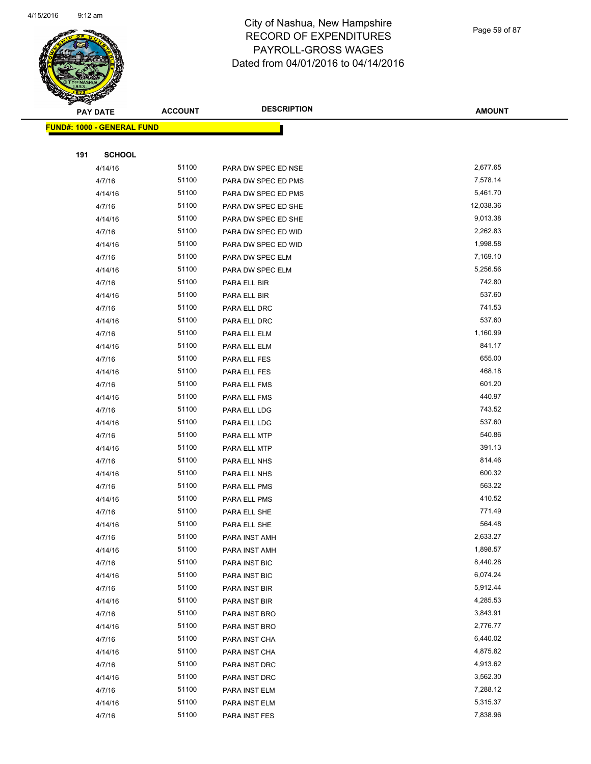# City of Nashua, New Hampshire
## RECORD OF EXPENDITURES
## PAYROLL-GROSS WAGES
## Dated from 04/01/2016 to 04/14/2016

| PAY DATE | ACCOUNT | DESCRIPTION | AMOUNT |
|---|---|---|---|

**FUND#: 1000 - GENERAL FUND**

**191 SCHOOL**

| PAY DATE | ACCOUNT | DESCRIPTION | AMOUNT |
|---|---|---|---|
| 4/14/16 | 51100 | PARA DW SPEC ED NSE | 2,677.65 |
| 4/7/16 | 51100 | PARA DW SPEC ED PMS | 7,578.14 |
| 4/14/16 | 51100 | PARA DW SPEC ED PMS | 5,461.70 |
| 4/7/16 | 51100 | PARA DW SPEC ED SHE | 12,038.36 |
| 4/14/16 | 51100 | PARA DW SPEC ED SHE | 9,013.38 |
| 4/7/16 | 51100 | PARA DW SPEC ED WID | 2,262.83 |
| 4/14/16 | 51100 | PARA DW SPEC ED WID | 1,998.58 |
| 4/7/16 | 51100 | PARA DW SPEC ELM | 7,169.10 |
| 4/14/16 | 51100 | PARA DW SPEC ELM | 5,256.56 |
| 4/7/16 | 51100 | PARA ELL BIR | 742.80 |
| 4/14/16 | 51100 | PARA ELL BIR | 537.60 |
| 4/7/16 | 51100 | PARA ELL DRC | 741.53 |
| 4/14/16 | 51100 | PARA ELL DRC | 537.60 |
| 4/7/16 | 51100 | PARA ELL ELM | 1,160.99 |
| 4/14/16 | 51100 | PARA ELL ELM | 841.17 |
| 4/7/16 | 51100 | PARA ELL FES | 655.00 |
| 4/14/16 | 51100 | PARA ELL FES | 468.18 |
| 4/7/16 | 51100 | PARA ELL FMS | 601.20 |
| 4/14/16 | 51100 | PARA ELL FMS | 440.97 |
| 4/7/16 | 51100 | PARA ELL LDG | 743.52 |
| 4/14/16 | 51100 | PARA ELL LDG | 537.60 |
| 4/7/16 | 51100 | PARA ELL MTP | 540.86 |
| 4/14/16 | 51100 | PARA ELL MTP | 391.13 |
| 4/7/16 | 51100 | PARA ELL NHS | 814.46 |
| 4/14/16 | 51100 | PARA ELL NHS | 600.32 |
| 4/7/16 | 51100 | PARA ELL PMS | 563.22 |
| 4/14/16 | 51100 | PARA ELL PMS | 410.52 |
| 4/7/16 | 51100 | PARA ELL SHE | 771.49 |
| 4/14/16 | 51100 | PARA ELL SHE | 564.48 |
| 4/7/16 | 51100 | PARA INST AMH | 2,633.27 |
| 4/14/16 | 51100 | PARA INST AMH | 1,898.57 |
| 4/7/16 | 51100 | PARA INST BIC | 8,440.28 |
| 4/14/16 | 51100 | PARA INST BIC | 6,074.24 |
| 4/7/16 | 51100 | PARA INST BIR | 5,912.44 |
| 4/14/16 | 51100 | PARA INST BIR | 4,285.53 |
| 4/7/16 | 51100 | PARA INST BRO | 3,843.91 |
| 4/14/16 | 51100 | PARA INST BRO | 2,776.77 |
| 4/7/16 | 51100 | PARA INST CHA | 6,440.02 |
| 4/14/16 | 51100 | PARA INST CHA | 4,875.82 |
| 4/7/16 | 51100 | PARA INST DRC | 4,913.62 |
| 4/14/16 | 51100 | PARA INST DRC | 3,562.30 |
| 4/7/16 | 51100 | PARA INST ELM | 7,288.12 |
| 4/14/16 | 51100 | PARA INST ELM | 5,315.37 |
| 4/7/16 | 51100 | PARA INST FES | 7,838.96 |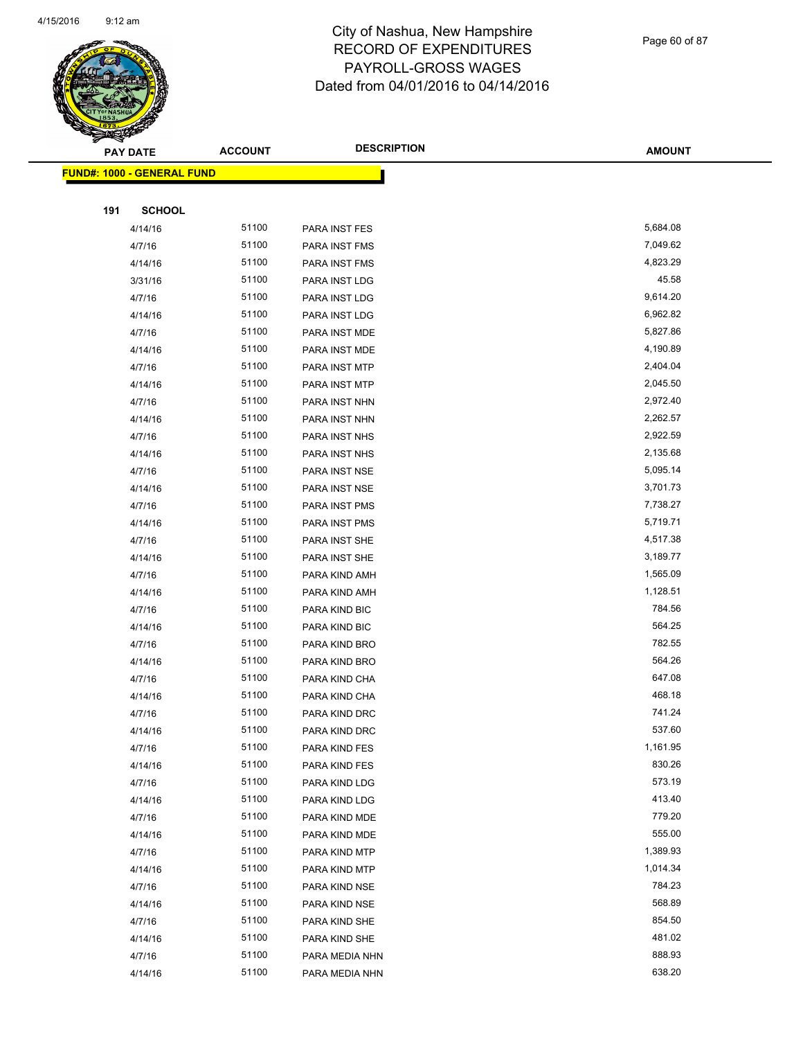# City of Nashua, New Hampshire
## RECORD OF EXPENDITURES
## PAYROLL-GROSS WAGES
## Dated from 04/01/2016 to 04/14/2016

| PAY DATE | ACCOUNT | DESCRIPTION | AMOUNT |
|---|---|---|---|
| **FUND#: 1000 - GENERAL FUND** | | | |
| **191 SCHOOL** | | | |
| 4/14/16 | 51100 | PARA INST FES | 5,684.08 |
| 4/7/16 | 51100 | PARA INST FMS | 7,049.62 |
| 4/14/16 | 51100 | PARA INST FMS | 4,823.29 |
| 3/31/16 | 51100 | PARA INST LDG | 45.58 |
| 4/7/16 | 51100 | PARA INST LDG | 9,614.20 |
| 4/14/16 | 51100 | PARA INST LDG | 6,962.82 |
| 4/7/16 | 51100 | PARA INST MDE | 5,827.86 |
| 4/14/16 | 51100 | PARA INST MDE | 4,190.89 |
| 4/7/16 | 51100 | PARA INST MTP | 2,404.04 |
| 4/14/16 | 51100 | PARA INST MTP | 2,045.50 |
| 4/7/16 | 51100 | PARA INST NHN | 2,972.40 |
| 4/14/16 | 51100 | PARA INST NHN | 2,262.57 |
| 4/7/16 | 51100 | PARA INST NHS | 2,922.59 |
| 4/14/16 | 51100 | PARA INST NHS | 2,135.68 |
| 4/7/16 | 51100 | PARA INST NSE | 5,095.14 |
| 4/14/16 | 51100 | PARA INST NSE | 3,701.73 |
| 4/7/16 | 51100 | PARA INST PMS | 7,738.27 |
| 4/14/16 | 51100 | PARA INST PMS | 5,719.71 |
| 4/7/16 | 51100 | PARA INST SHE | 4,517.38 |
| 4/14/16 | 51100 | PARA INST SHE | 3,189.77 |
| 4/7/16 | 51100 | PARA KIND AMH | 1,565.09 |
| 4/14/16 | 51100 | PARA KIND AMH | 1,128.51 |
| 4/7/16 | 51100 | PARA KIND BIC | 784.56 |
| 4/14/16 | 51100 | PARA KIND BIC | 564.25 |
| 4/7/16 | 51100 | PARA KIND BRO | 782.55 |
| 4/14/16 | 51100 | PARA KIND BRO | 564.26 |
| 4/7/16 | 51100 | PARA KIND CHA | 647.08 |
| 4/14/16 | 51100 | PARA KIND CHA | 468.18 |
| 4/7/16 | 51100 | PARA KIND DRC | 741.24 |
| 4/14/16 | 51100 | PARA KIND DRC | 537.60 |
| 4/7/16 | 51100 | PARA KIND FES | 1,161.95 |
| 4/14/16 | 51100 | PARA KIND FES | 830.26 |
| 4/7/16 | 51100 | PARA KIND LDG | 573.19 |
| 4/14/16 | 51100 | PARA KIND LDG | 413.40 |
| 4/7/16 | 51100 | PARA KIND MDE | 779.20 |
| 4/14/16 | 51100 | PARA KIND MDE | 555.00 |
| 4/7/16 | 51100 | PARA KIND MTP | 1,389.93 |
| 4/14/16 | 51100 | PARA KIND MTP | 1,014.34 |
| 4/7/16 | 51100 | PARA KIND NSE | 784.23 |
| 4/14/16 | 51100 | PARA KIND NSE | 568.89 |
| 4/7/16 | 51100 | PARA KIND SHE | 854.50 |
| 4/14/16 | 51100 | PARA KIND SHE | 481.02 |
| 4/7/16 | 51100 | PARA MEDIA NHN | 888.93 |
| 4/14/16 | 51100 | PARA MEDIA NHN | 638.20 |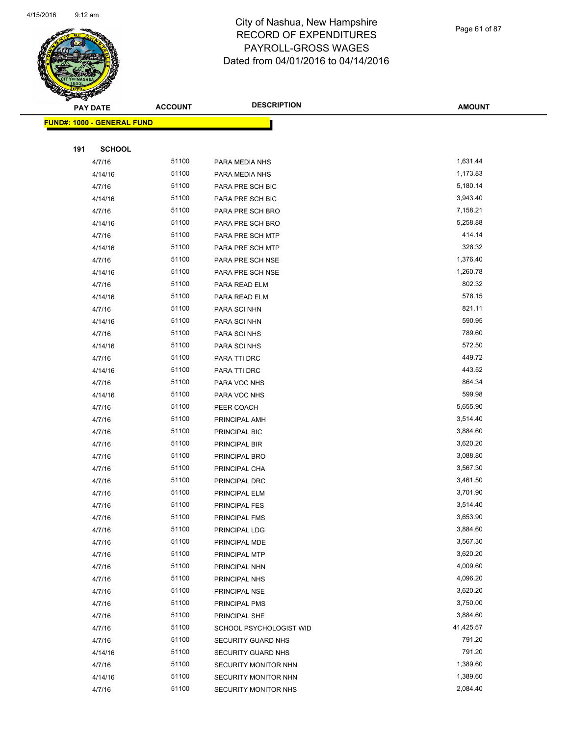# City of Nashua, New Hampshire
# RECORD OF EXPENDITURES
# PAYROLL-GROSS WAGES
# Dated from 04/01/2016 to 04/14/2016

| PAY DATE | ACCOUNT | DESCRIPTION | AMOUNT |
|---|---|---|---|

**FUND#: 1000 - GENERAL FUND**

**191 SCHOOL**

| PAY DATE | ACCOUNT | DESCRIPTION | AMOUNT |
|---|---|---|---|
| 4/7/16 | 51100 | PARA MEDIA NHS | 1,631.44 |
| 4/14/16 | 51100 | PARA MEDIA NHS | 1,173.83 |
| 4/7/16 | 51100 | PARA PRE SCH BIC | 5,180.14 |
| 4/14/16 | 51100 | PARA PRE SCH BIC | 3,943.40 |
| 4/7/16 | 51100 | PARA PRE SCH BRO | 7,158.21 |
| 4/14/16 | 51100 | PARA PRE SCH BRO | 5,258.88 |
| 4/7/16 | 51100 | PARA PRE SCH MTP | 414.14 |
| 4/14/16 | 51100 | PARA PRE SCH MTP | 328.32 |
| 4/7/16 | 51100 | PARA PRE SCH NSE | 1,376.40 |
| 4/14/16 | 51100 | PARA PRE SCH NSE | 1,260.78 |
| 4/7/16 | 51100 | PARA READ ELM | 802.32 |
| 4/14/16 | 51100 | PARA READ ELM | 578.15 |
| 4/7/16 | 51100 | PARA SCI NHN | 821.11 |
| 4/14/16 | 51100 | PARA SCI NHN | 590.95 |
| 4/7/16 | 51100 | PARA SCI NHS | 789.60 |
| 4/14/16 | 51100 | PARA SCI NHS | 572.50 |
| 4/7/16 | 51100 | PARA TTI DRC | 449.72 |
| 4/14/16 | 51100 | PARA TTI DRC | 443.52 |
| 4/7/16 | 51100 | PARA VOC NHS | 864.34 |
| 4/14/16 | 51100 | PARA VOC NHS | 599.98 |
| 4/7/16 | 51100 | PEER COACH | 5,655.90 |
| 4/7/16 | 51100 | PRINCIPAL AMH | 3,514.40 |
| 4/7/16 | 51100 | PRINCIPAL BIC | 3,884.60 |
| 4/7/16 | 51100 | PRINCIPAL BIR | 3,620.20 |
| 4/7/16 | 51100 | PRINCIPAL BRO | 3,088.80 |
| 4/7/16 | 51100 | PRINCIPAL CHA | 3,567.30 |
| 4/7/16 | 51100 | PRINCIPAL DRC | 3,461.50 |
| 4/7/16 | 51100 | PRINCIPAL ELM | 3,701.90 |
| 4/7/16 | 51100 | PRINCIPAL FES | 3,514.40 |
| 4/7/16 | 51100 | PRINCIPAL FMS | 3,653.90 |
| 4/7/16 | 51100 | PRINCIPAL LDG | 3,884.60 |
| 4/7/16 | 51100 | PRINCIPAL MDE | 3,567.30 |
| 4/7/16 | 51100 | PRINCIPAL MTP | 3,620.20 |
| 4/7/16 | 51100 | PRINCIPAL NHN | 4,009.60 |
| 4/7/16 | 51100 | PRINCIPAL NHS | 4,096.20 |
| 4/7/16 | 51100 | PRINCIPAL NSE | 3,620.20 |
| 4/7/16 | 51100 | PRINCIPAL PMS | 3,750.00 |
| 4/7/16 | 51100 | PRINCIPAL SHE | 3,884.60 |
| 4/7/16 | 51100 | SCHOOL PSYCHOLOGIST WID | 41,425.57 |
| 4/7/16 | 51100 | SECURITY GUARD NHS | 791.20 |
| 4/14/16 | 51100 | SECURITY GUARD NHS | 791.20 |
| 4/7/16 | 51100 | SECURITY MONITOR NHN | 1,389.60 |
| 4/14/16 | 51100 | SECURITY MONITOR NHN | 1,389.60 |
| 4/7/16 | 51100 | SECURITY MONITOR NHS | 2,084.40 |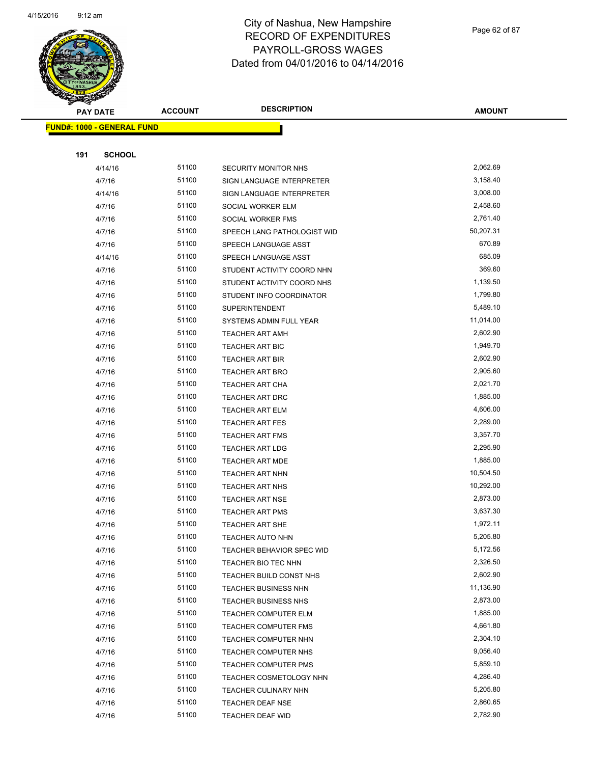# City of Nashua, New Hampshire
# RECORD OF EXPENDITURES
# PAYROLL-GROSS WAGES
# Dated from 04/01/2016 to 04/14/2016

**FUND#: 1000 - GENERAL FUND**

**191 SCHOOL**

| PAY DATE | ACCOUNT | DESCRIPTION | AMOUNT |
|---|---|---|---|
| 4/14/16 | 51100 | SECURITY MONITOR NHS | 2,062.69 |
| 4/7/16 | 51100 | SIGN LANGUAGE INTERPRETER | 3,158.40 |
| 4/14/16 | 51100 | SIGN LANGUAGE INTERPRETER | 3,008.00 |
| 4/7/16 | 51100 | SOCIAL WORKER ELM | 2,458.60 |
| 4/7/16 | 51100 | SOCIAL WORKER FMS | 2,761.40 |
| 4/7/16 | 51100 | SPEECH LANG PATHOLOGIST WID | 50,207.31 |
| 4/7/16 | 51100 | SPEECH LANGUAGE ASST | 670.89 |
| 4/14/16 | 51100 | SPEECH LANGUAGE ASST | 685.09 |
| 4/7/16 | 51100 | STUDENT ACTIVITY COORD NHN | 369.60 |
| 4/7/16 | 51100 | STUDENT ACTIVITY COORD NHS | 1,139.50 |
| 4/7/16 | 51100 | STUDENT INFO COORDINATOR | 1,799.80 |
| 4/7/16 | 51100 | SUPERINTENDENT | 5,489.10 |
| 4/7/16 | 51100 | SYSTEMS ADMIN FULL YEAR | 11,014.00 |
| 4/7/16 | 51100 | TEACHER ART AMH | 2,602.90 |
| 4/7/16 | 51100 | TEACHER ART BIC | 1,949.70 |
| 4/7/16 | 51100 | TEACHER ART BIR | 2,602.90 |
| 4/7/16 | 51100 | TEACHER ART BRO | 2,905.60 |
| 4/7/16 | 51100 | TEACHER ART CHA | 2,021.70 |
| 4/7/16 | 51100 | TEACHER ART DRC | 1,885.00 |
| 4/7/16 | 51100 | TEACHER ART ELM | 4,606.00 |
| 4/7/16 | 51100 | TEACHER ART FES | 2,289.00 |
| 4/7/16 | 51100 | TEACHER ART FMS | 3,357.70 |
| 4/7/16 | 51100 | TEACHER ART LDG | 2,295.90 |
| 4/7/16 | 51100 | TEACHER ART MDE | 1,885.00 |
| 4/7/16 | 51100 | TEACHER ART NHN | 10,504.50 |
| 4/7/16 | 51100 | TEACHER ART NHS | 10,292.00 |
| 4/7/16 | 51100 | TEACHER ART NSE | 2,873.00 |
| 4/7/16 | 51100 | TEACHER ART PMS | 3,637.30 |
| 4/7/16 | 51100 | TEACHER ART SHE | 1,972.11 |
| 4/7/16 | 51100 | TEACHER AUTO NHN | 5,205.80 |
| 4/7/16 | 51100 | TEACHER BEHAVIOR SPEC WID | 5,172.56 |
| 4/7/16 | 51100 | TEACHER BIO TEC NHN | 2,326.50 |
| 4/7/16 | 51100 | TEACHER BUILD CONST NHS | 2,602.90 |
| 4/7/16 | 51100 | TEACHER BUSINESS NHN | 11,136.90 |
| 4/7/16 | 51100 | TEACHER BUSINESS NHS | 2,873.00 |
| 4/7/16 | 51100 | TEACHER COMPUTER ELM | 1,885.00 |
| 4/7/16 | 51100 | TEACHER COMPUTER FMS | 4,661.80 |
| 4/7/16 | 51100 | TEACHER COMPUTER NHN | 2,304.10 |
| 4/7/16 | 51100 | TEACHER COMPUTER NHS | 9,056.40 |
| 4/7/16 | 51100 | TEACHER COMPUTER PMS | 5,859.10 |
| 4/7/16 | 51100 | TEACHER COSMETOLOGY NHN | 4,286.40 |
| 4/7/16 | 51100 | TEACHER CULINARY NHN | 5,205.80 |
| 4/7/16 | 51100 | TEACHER DEAF NSE | 2,860.65 |
| 4/7/16 | 51100 | TEACHER DEAF WID | 2,782.90 |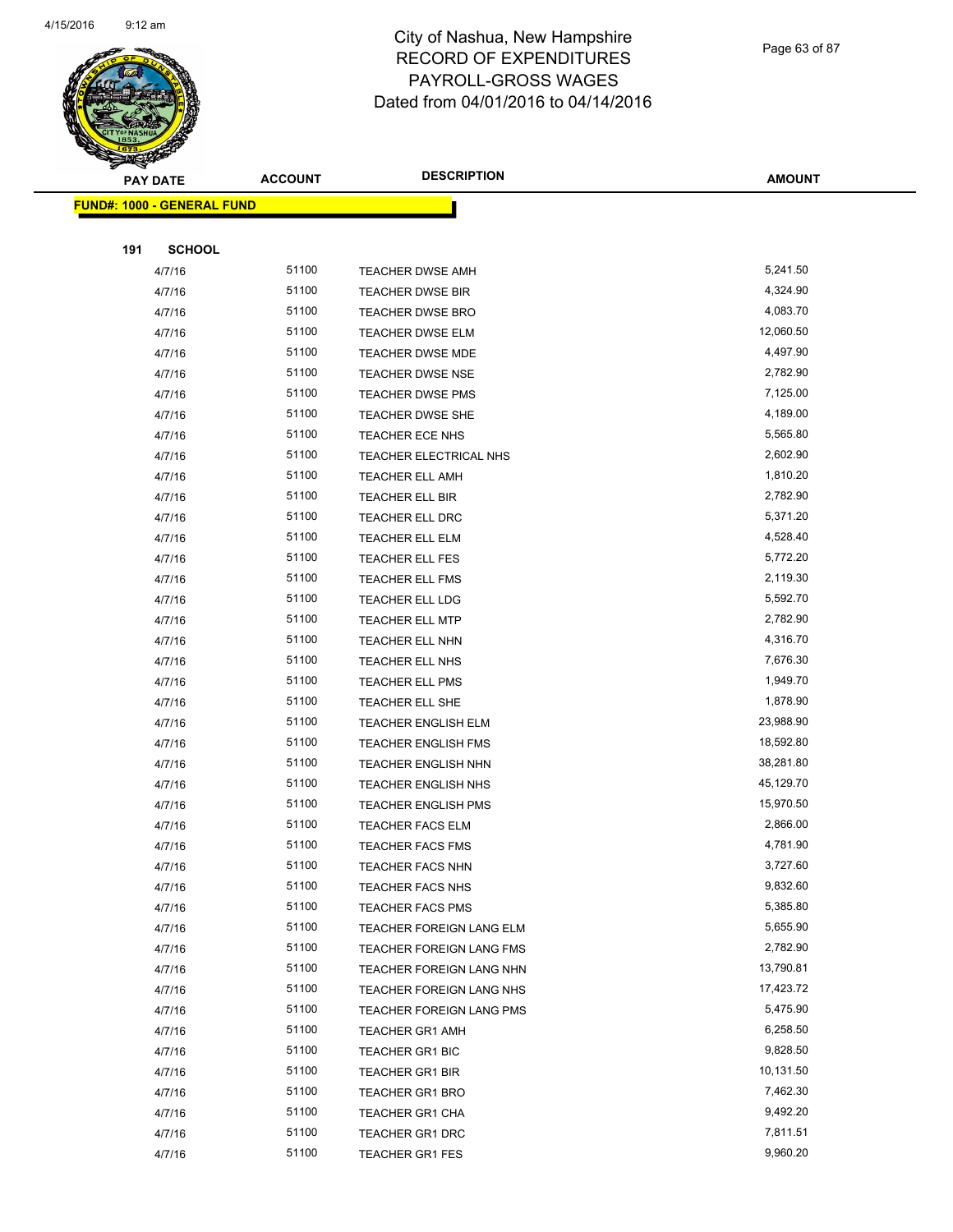# City of Nashua, New Hampshire
# RECORD OF EXPENDITURES
# PAYROLL-GROSS WAGES
# Dated from 04/01/2016 to 04/14/2016

| PAY DATE | ACCOUNT | DESCRIPTION | AMOUNT |
|---|---|---|---|

**FUND#: 1000 - GENERAL FUND**

**191 SCHOOL**

| PAY DATE | ACCOUNT | DESCRIPTION | AMOUNT |
|---|---|---|---|
| 4/7/16 | 51100 | TEACHER DWSE AMH | 5,241.50 |
| 4/7/16 | 51100 | TEACHER DWSE BIR | 4,324.90 |
| 4/7/16 | 51100 | TEACHER DWSE BRO | 4,083.70 |
| 4/7/16 | 51100 | TEACHER DWSE ELM | 12,060.50 |
| 4/7/16 | 51100 | TEACHER DWSE MDE | 4,497.90 |
| 4/7/16 | 51100 | TEACHER DWSE NSE | 2,782.90 |
| 4/7/16 | 51100 | TEACHER DWSE PMS | 7,125.00 |
| 4/7/16 | 51100 | TEACHER DWSE SHE | 4,189.00 |
| 4/7/16 | 51100 | TEACHER ECE NHS | 5,565.80 |
| 4/7/16 | 51100 | TEACHER ELECTRICAL NHS | 2,602.90 |
| 4/7/16 | 51100 | TEACHER ELL AMH | 1,810.20 |
| 4/7/16 | 51100 | TEACHER ELL BIR | 2,782.90 |
| 4/7/16 | 51100 | TEACHER ELL DRC | 5,371.20 |
| 4/7/16 | 51100 | TEACHER ELL ELM | 4,528.40 |
| 4/7/16 | 51100 | TEACHER ELL FES | 5,772.20 |
| 4/7/16 | 51100 | TEACHER ELL FMS | 2,119.30 |
| 4/7/16 | 51100 | TEACHER ELL LDG | 5,592.70 |
| 4/7/16 | 51100 | TEACHER ELL MTP | 2,782.90 |
| 4/7/16 | 51100 | TEACHER ELL NHN | 4,316.70 |
| 4/7/16 | 51100 | TEACHER ELL NHS | 7,676.30 |
| 4/7/16 | 51100 | TEACHER ELL PMS | 1,949.70 |
| 4/7/16 | 51100 | TEACHER ELL SHE | 1,878.90 |
| 4/7/16 | 51100 | TEACHER ENGLISH ELM | 23,988.90 |
| 4/7/16 | 51100 | TEACHER ENGLISH FMS | 18,592.80 |
| 4/7/16 | 51100 | TEACHER ENGLISH NHN | 38,281.80 |
| 4/7/16 | 51100 | TEACHER ENGLISH NHS | 45,129.70 |
| 4/7/16 | 51100 | TEACHER ENGLISH PMS | 15,970.50 |
| 4/7/16 | 51100 | TEACHER FACS ELM | 2,866.00 |
| 4/7/16 | 51100 | TEACHER FACS FMS | 4,781.90 |
| 4/7/16 | 51100 | TEACHER FACS NHN | 3,727.60 |
| 4/7/16 | 51100 | TEACHER FACS NHS | 9,832.60 |
| 4/7/16 | 51100 | TEACHER FACS PMS | 5,385.80 |
| 4/7/16 | 51100 | TEACHER FOREIGN LANG ELM | 5,655.90 |
| 4/7/16 | 51100 | TEACHER FOREIGN LANG FMS | 2,782.90 |
| 4/7/16 | 51100 | TEACHER FOREIGN LANG NHN | 13,790.81 |
| 4/7/16 | 51100 | TEACHER FOREIGN LANG NHS | 17,423.72 |
| 4/7/16 | 51100 | TEACHER FOREIGN LANG PMS | 5,475.90 |
| 4/7/16 | 51100 | TEACHER GR1 AMH | 6,258.50 |
| 4/7/16 | 51100 | TEACHER GR1 BIC | 9,828.50 |
| 4/7/16 | 51100 | TEACHER GR1 BIR | 10,131.50 |
| 4/7/16 | 51100 | TEACHER GR1 BRO | 7,462.30 |
| 4/7/16 | 51100 | TEACHER GR1 CHA | 9,492.20 |
| 4/7/16 | 51100 | TEACHER GR1 DRC | 7,811.51 |
| 4/7/16 | 51100 | TEACHER GR1 FES | 9,960.20 |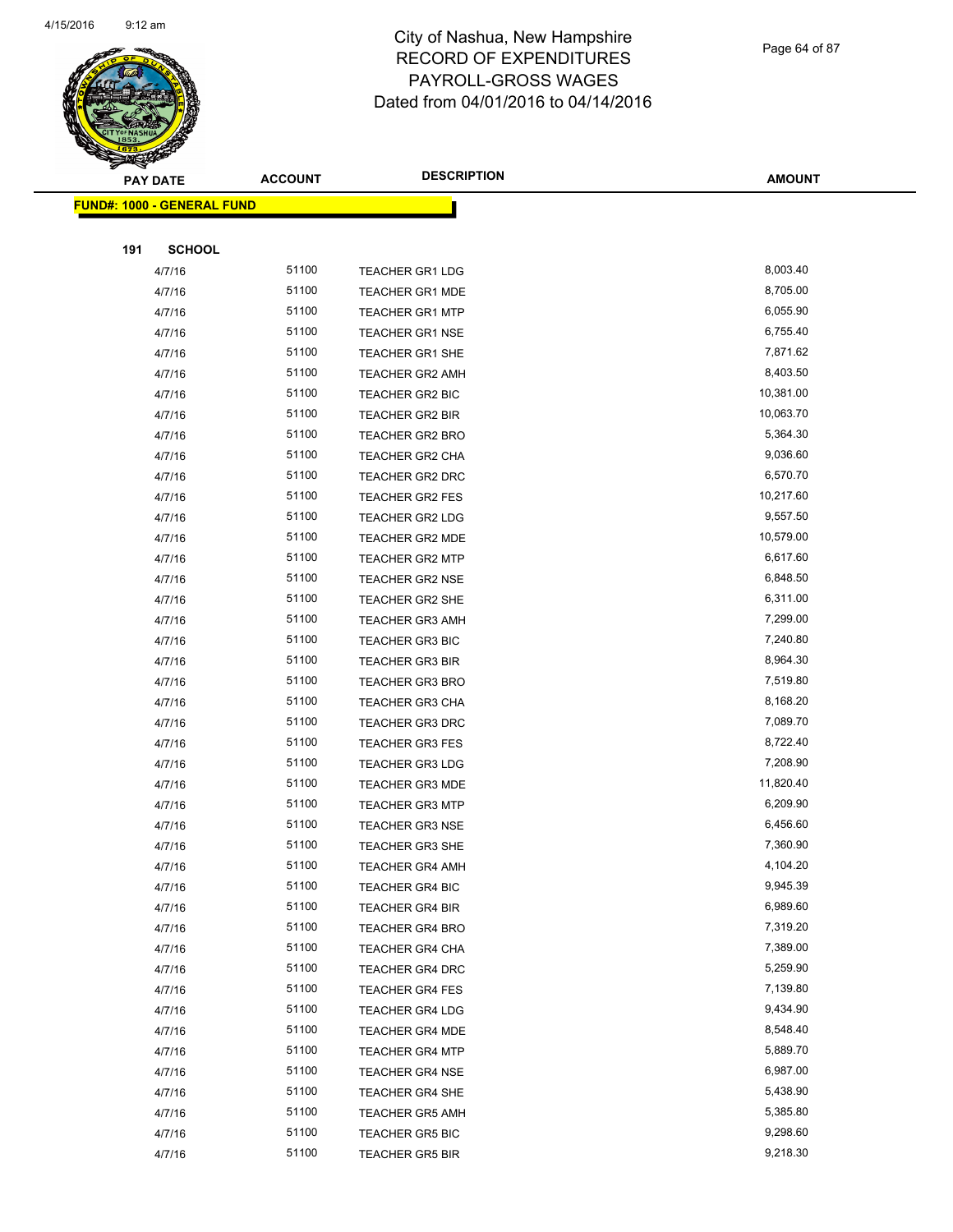# City of Nashua, New Hampshire
# RECORD OF EXPENDITURES
# PAYROLL-GROSS WAGES
# Dated from 04/01/2016 to 04/14/2016

| PAY DATE | ACCOUNT | DESCRIPTION | AMOUNT |
|---|---|---|---|

**FUND#: 1000 - GENERAL FUND**

**191 SCHOOL**

| PAY DATE | ACCOUNT | DESCRIPTION | AMOUNT |
|---|---|---|---|
| 4/7/16 | 51100 | TEACHER GR1 LDG | 8,003.40 |
| 4/7/16 | 51100 | TEACHER GR1 MDE | 8,705.00 |
| 4/7/16 | 51100 | TEACHER GR1 MTP | 6,055.90 |
| 4/7/16 | 51100 | TEACHER GR1 NSE | 6,755.40 |
| 4/7/16 | 51100 | TEACHER GR1 SHE | 7,871.62 |
| 4/7/16 | 51100 | TEACHER GR2 AMH | 8,403.50 |
| 4/7/16 | 51100 | TEACHER GR2 BIC | 10,381.00 |
| 4/7/16 | 51100 | TEACHER GR2 BIR | 10,063.70 |
| 4/7/16 | 51100 | TEACHER GR2 BRO | 5,364.30 |
| 4/7/16 | 51100 | TEACHER GR2 CHA | 9,036.60 |
| 4/7/16 | 51100 | TEACHER GR2 DRC | 6,570.70 |
| 4/7/16 | 51100 | TEACHER GR2 FES | 10,217.60 |
| 4/7/16 | 51100 | TEACHER GR2 LDG | 9,557.50 |
| 4/7/16 | 51100 | TEACHER GR2 MDE | 10,579.00 |
| 4/7/16 | 51100 | TEACHER GR2 MTP | 6,617.60 |
| 4/7/16 | 51100 | TEACHER GR2 NSE | 6,848.50 |
| 4/7/16 | 51100 | TEACHER GR2 SHE | 6,311.00 |
| 4/7/16 | 51100 | TEACHER GR3 AMH | 7,299.00 |
| 4/7/16 | 51100 | TEACHER GR3 BIC | 7,240.80 |
| 4/7/16 | 51100 | TEACHER GR3 BIR | 8,964.30 |
| 4/7/16 | 51100 | TEACHER GR3 BRO | 7,519.80 |
| 4/7/16 | 51100 | TEACHER GR3 CHA | 8,168.20 |
| 4/7/16 | 51100 | TEACHER GR3 DRC | 7,089.70 |
| 4/7/16 | 51100 | TEACHER GR3 FES | 8,722.40 |
| 4/7/16 | 51100 | TEACHER GR3 LDG | 7,208.90 |
| 4/7/16 | 51100 | TEACHER GR3 MDE | 11,820.40 |
| 4/7/16 | 51100 | TEACHER GR3 MTP | 6,209.90 |
| 4/7/16 | 51100 | TEACHER GR3 NSE | 6,456.60 |
| 4/7/16 | 51100 | TEACHER GR3 SHE | 7,360.90 |
| 4/7/16 | 51100 | TEACHER GR4 AMH | 4,104.20 |
| 4/7/16 | 51100 | TEACHER GR4 BIC | 9,945.39 |
| 4/7/16 | 51100 | TEACHER GR4 BIR | 6,989.60 |
| 4/7/16 | 51100 | TEACHER GR4 BRO | 7,319.20 |
| 4/7/16 | 51100 | TEACHER GR4 CHA | 7,389.00 |
| 4/7/16 | 51100 | TEACHER GR4 DRC | 5,259.90 |
| 4/7/16 | 51100 | TEACHER GR4 FES | 7,139.80 |
| 4/7/16 | 51100 | TEACHER GR4 LDG | 9,434.90 |
| 4/7/16 | 51100 | TEACHER GR4 MDE | 8,548.40 |
| 4/7/16 | 51100 | TEACHER GR4 MTP | 5,889.70 |
| 4/7/16 | 51100 | TEACHER GR4 NSE | 6,987.00 |
| 4/7/16 | 51100 | TEACHER GR4 SHE | 5,438.90 |
| 4/7/16 | 51100 | TEACHER GR5 AMH | 5,385.80 |
| 4/7/16 | 51100 | TEACHER GR5 BIC | 9,298.60 |
| 4/7/16 | 51100 | TEACHER GR5 BIR | 9,218.30 |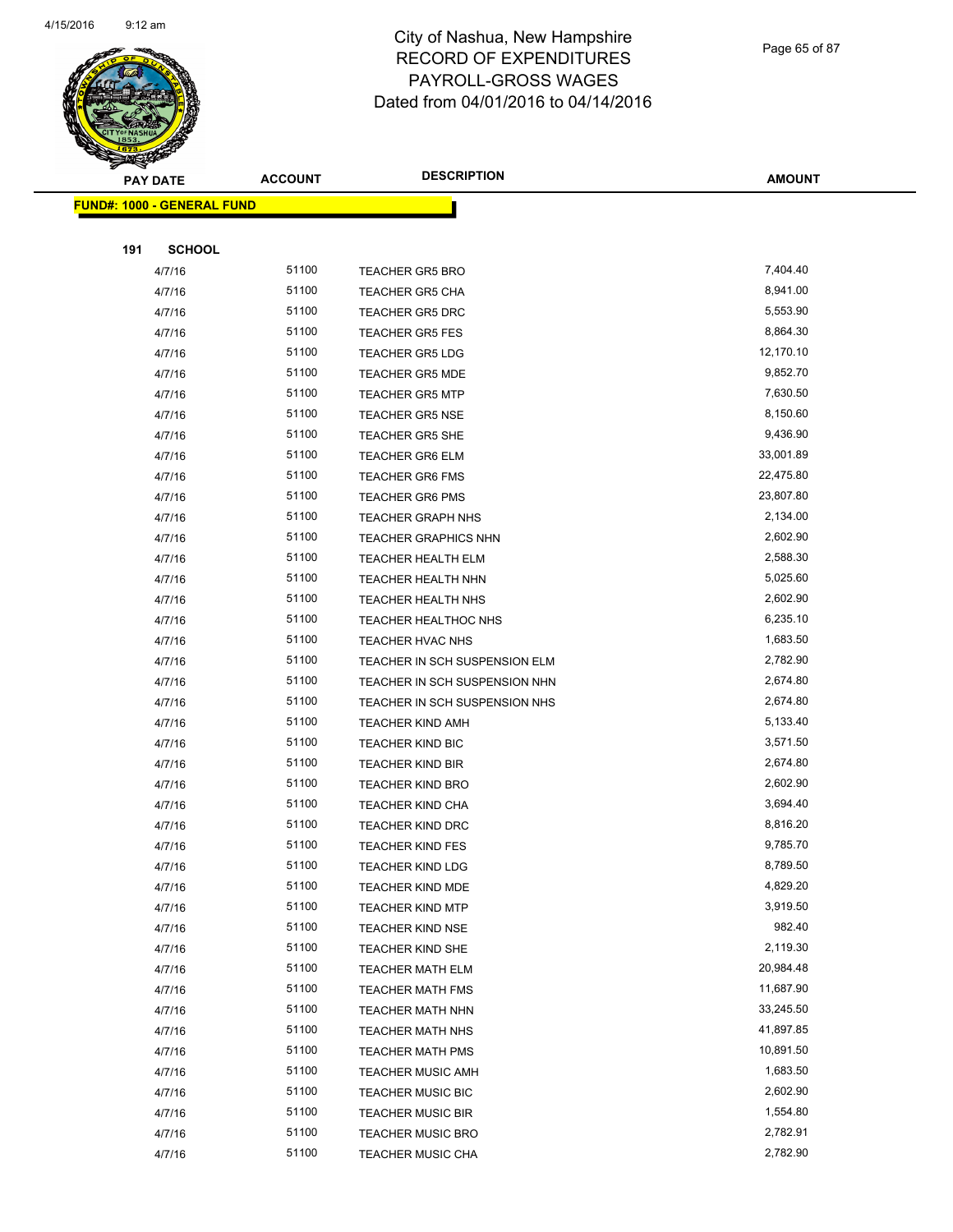# City of Nashua, New Hampshire
# RECORD OF EXPENDITURES
# PAYROLL-GROSS WAGES
# Dated from 04/01/2016 to 04/14/2016

| PAY DATE | ACCOUNT | DESCRIPTION | AMOUNT |
|---|---|---|---|

**FUND#: 1000 - GENERAL FUND**

**191 SCHOOL**

| PAY DATE | ACCOUNT | DESCRIPTION | AMOUNT |
|---|---|---|---|
| 4/7/16 | 51100 | TEACHER GR5 BRO | 7,404.40 |
| 4/7/16 | 51100 | TEACHER GR5 CHA | 8,941.00 |
| 4/7/16 | 51100 | TEACHER GR5 DRC | 5,553.90 |
| 4/7/16 | 51100 | TEACHER GR5 FES | 8,864.30 |
| 4/7/16 | 51100 | TEACHER GR5 LDG | 12,170.10 |
| 4/7/16 | 51100 | TEACHER GR5 MDE | 9,852.70 |
| 4/7/16 | 51100 | TEACHER GR5 MTP | 7,630.50 |
| 4/7/16 | 51100 | TEACHER GR5 NSE | 8,150.60 |
| 4/7/16 | 51100 | TEACHER GR5 SHE | 9,436.90 |
| 4/7/16 | 51100 | TEACHER GR6 ELM | 33,001.89 |
| 4/7/16 | 51100 | TEACHER GR6 FMS | 22,475.80 |
| 4/7/16 | 51100 | TEACHER GR6 PMS | 23,807.80 |
| 4/7/16 | 51100 | TEACHER GRAPH NHS | 2,134.00 |
| 4/7/16 | 51100 | TEACHER GRAPHICS NHN | 2,602.90 |
| 4/7/16 | 51100 | TEACHER HEALTH ELM | 2,588.30 |
| 4/7/16 | 51100 | TEACHER HEALTH NHN | 5,025.60 |
| 4/7/16 | 51100 | TEACHER HEALTH NHS | 2,602.90 |
| 4/7/16 | 51100 | TEACHER HEALTHOC NHS | 6,235.10 |
| 4/7/16 | 51100 | TEACHER HVAC NHS | 1,683.50 |
| 4/7/16 | 51100 | TEACHER IN SCH SUSPENSION ELM | 2,782.90 |
| 4/7/16 | 51100 | TEACHER IN SCH SUSPENSION NHN | 2,674.80 |
| 4/7/16 | 51100 | TEACHER IN SCH SUSPENSION NHS | 2,674.80 |
| 4/7/16 | 51100 | TEACHER KIND AMH | 5,133.40 |
| 4/7/16 | 51100 | TEACHER KIND BIC | 3,571.50 |
| 4/7/16 | 51100 | TEACHER KIND BIR | 2,674.80 |
| 4/7/16 | 51100 | TEACHER KIND BRO | 2,602.90 |
| 4/7/16 | 51100 | TEACHER KIND CHA | 3,694.40 |
| 4/7/16 | 51100 | TEACHER KIND DRC | 8,816.20 |
| 4/7/16 | 51100 | TEACHER KIND FES | 9,785.70 |
| 4/7/16 | 51100 | TEACHER KIND LDG | 8,789.50 |
| 4/7/16 | 51100 | TEACHER KIND MDE | 4,829.20 |
| 4/7/16 | 51100 | TEACHER KIND MTP | 3,919.50 |
| 4/7/16 | 51100 | TEACHER KIND NSE | 982.40 |
| 4/7/16 | 51100 | TEACHER KIND SHE | 2,119.30 |
| 4/7/16 | 51100 | TEACHER MATH ELM | 20,984.48 |
| 4/7/16 | 51100 | TEACHER MATH FMS | 11,687.90 |
| 4/7/16 | 51100 | TEACHER MATH NHN | 33,245.50 |
| 4/7/16 | 51100 | TEACHER MATH NHS | 41,897.85 |
| 4/7/16 | 51100 | TEACHER MATH PMS | 10,891.50 |
| 4/7/16 | 51100 | TEACHER MUSIC AMH | 1,683.50 |
| 4/7/16 | 51100 | TEACHER MUSIC BIC | 2,602.90 |
| 4/7/16 | 51100 | TEACHER MUSIC BIR | 1,554.80 |
| 4/7/16 | 51100 | TEACHER MUSIC BRO | 2,782.91 |
| 4/7/16 | 51100 | TEACHER MUSIC CHA | 2,782.90 |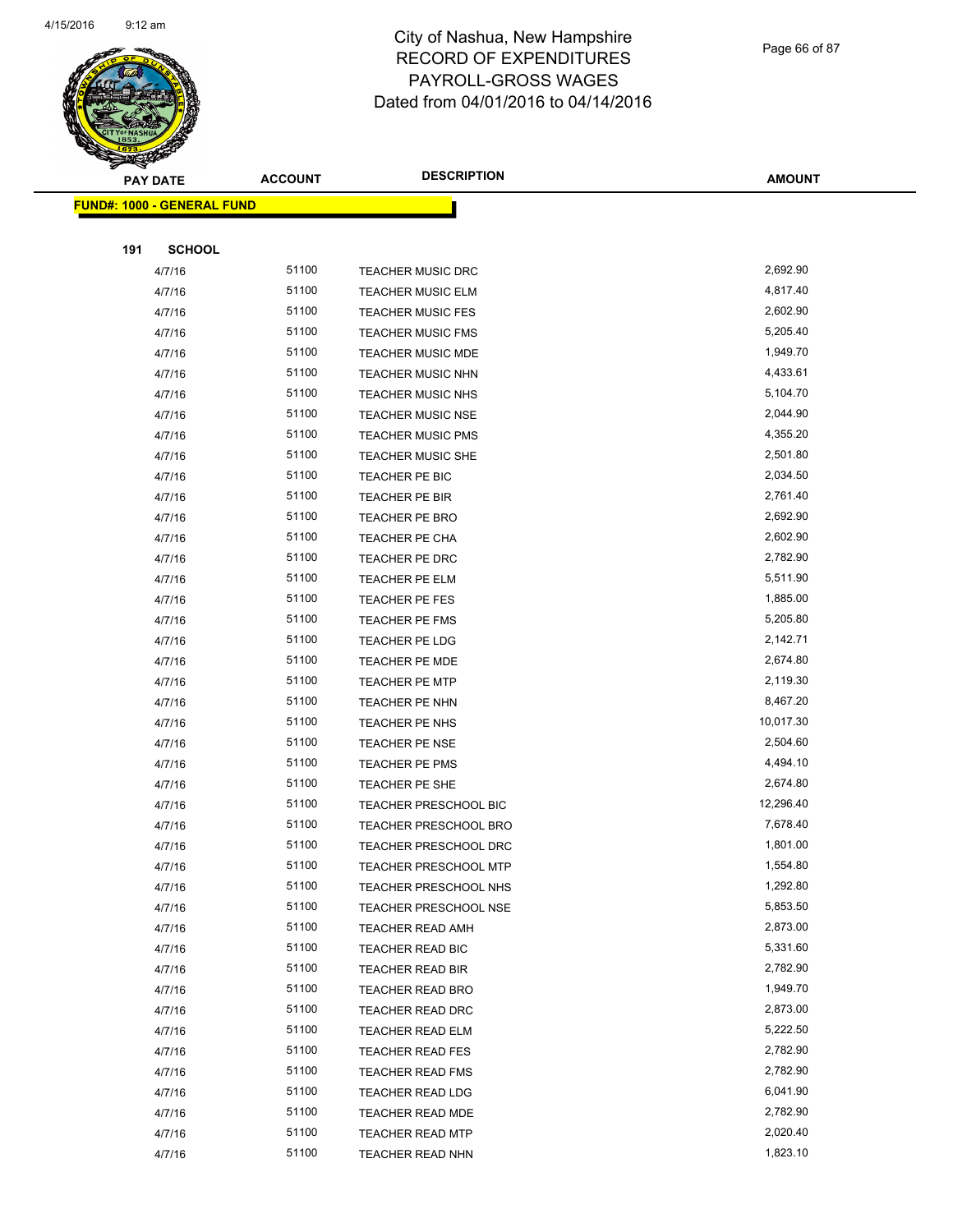# City of Nashua, New Hampshire
## RECORD OF EXPENDITURES
## PAYROLL-GROSS WAGES
## Dated from 04/01/2016 to 04/14/2016

| PAY DATE | ACCOUNT | DESCRIPTION | AMOUNT |
|---|---|---|---|

**FUND#: 1000 - GENERAL FUND**

**191 SCHOOL**

| PAY DATE | ACCOUNT | DESCRIPTION | AMOUNT |
|---|---|---|---|
| 4/7/16 | 51100 | TEACHER MUSIC DRC | 2,692.90 |
| 4/7/16 | 51100 | TEACHER MUSIC ELM | 4,817.40 |
| 4/7/16 | 51100 | TEACHER MUSIC FES | 2,602.90 |
| 4/7/16 | 51100 | TEACHER MUSIC FMS | 5,205.40 |
| 4/7/16 | 51100 | TEACHER MUSIC MDE | 1,949.70 |
| 4/7/16 | 51100 | TEACHER MUSIC NHN | 4,433.61 |
| 4/7/16 | 51100 | TEACHER MUSIC NHS | 5,104.70 |
| 4/7/16 | 51100 | TEACHER MUSIC NSE | 2,044.90 |
| 4/7/16 | 51100 | TEACHER MUSIC PMS | 4,355.20 |
| 4/7/16 | 51100 | TEACHER MUSIC SHE | 2,501.80 |
| 4/7/16 | 51100 | TEACHER PE BIC | 2,034.50 |
| 4/7/16 | 51100 | TEACHER PE BIR | 2,761.40 |
| 4/7/16 | 51100 | TEACHER PE BRO | 2,692.90 |
| 4/7/16 | 51100 | TEACHER PE CHA | 2,602.90 |
| 4/7/16 | 51100 | TEACHER PE DRC | 2,782.90 |
| 4/7/16 | 51100 | TEACHER PE ELM | 5,511.90 |
| 4/7/16 | 51100 | TEACHER PE FES | 1,885.00 |
| 4/7/16 | 51100 | TEACHER PE FMS | 5,205.80 |
| 4/7/16 | 51100 | TEACHER PE LDG | 2,142.71 |
| 4/7/16 | 51100 | TEACHER PE MDE | 2,674.80 |
| 4/7/16 | 51100 | TEACHER PE MTP | 2,119.30 |
| 4/7/16 | 51100 | TEACHER PE NHN | 8,467.20 |
| 4/7/16 | 51100 | TEACHER PE NHS | 10,017.30 |
| 4/7/16 | 51100 | TEACHER PE NSE | 2,504.60 |
| 4/7/16 | 51100 | TEACHER PE PMS | 4,494.10 |
| 4/7/16 | 51100 | TEACHER PE SHE | 2,674.80 |
| 4/7/16 | 51100 | TEACHER PRESCHOOL BIC | 12,296.40 |
| 4/7/16 | 51100 | TEACHER PRESCHOOL BRO | 7,678.40 |
| 4/7/16 | 51100 | TEACHER PRESCHOOL DRC | 1,801.00 |
| 4/7/16 | 51100 | TEACHER PRESCHOOL MTP | 1,554.80 |
| 4/7/16 | 51100 | TEACHER PRESCHOOL NHS | 1,292.80 |
| 4/7/16 | 51100 | TEACHER PRESCHOOL NSE | 5,853.50 |
| 4/7/16 | 51100 | TEACHER READ AMH | 2,873.00 |
| 4/7/16 | 51100 | TEACHER READ BIC | 5,331.60 |
| 4/7/16 | 51100 | TEACHER READ BIR | 2,782.90 |
| 4/7/16 | 51100 | TEACHER READ BRO | 1,949.70 |
| 4/7/16 | 51100 | TEACHER READ DRC | 2,873.00 |
| 4/7/16 | 51100 | TEACHER READ ELM | 5,222.50 |
| 4/7/16 | 51100 | TEACHER READ FES | 2,782.90 |
| 4/7/16 | 51100 | TEACHER READ FMS | 2,782.90 |
| 4/7/16 | 51100 | TEACHER READ LDG | 6,041.90 |
| 4/7/16 | 51100 | TEACHER READ MDE | 2,782.90 |
| 4/7/16 | 51100 | TEACHER READ MTP | 2,020.40 |
| 4/7/16 | 51100 | TEACHER READ NHN | 1,823.10 |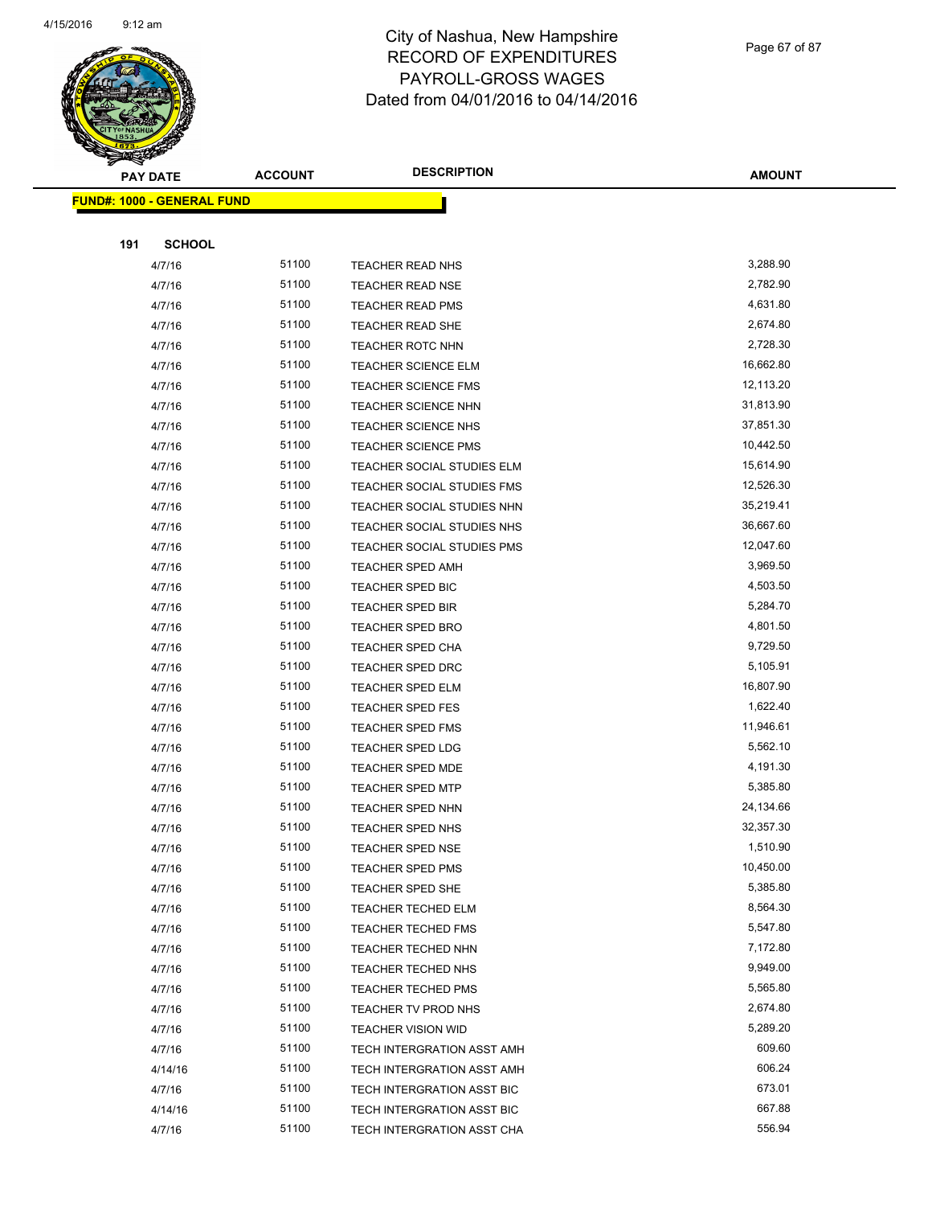# City of Nashua, New Hampshire
## RECORD OF EXPENDITURES
## PAYROLL-GROSS WAGES
## Dated from 04/01/2016 to 04/14/2016

| PAY DATE | ACCOUNT | DESCRIPTION | AMOUNT |
|---|---|---|---|

**FUND#: 1000 - GENERAL FUND**

**191 SCHOOL**

| PAY DATE | ACCOUNT | DESCRIPTION | AMOUNT |
|---|---|---|---|
| 4/7/16 | 51100 | TEACHER READ NHS | 3,288.90 |
| 4/7/16 | 51100 | TEACHER READ NSE | 2,782.90 |
| 4/7/16 | 51100 | TEACHER READ PMS | 4,631.80 |
| 4/7/16 | 51100 | TEACHER READ SHE | 2,674.80 |
| 4/7/16 | 51100 | TEACHER ROTC NHN | 2,728.30 |
| 4/7/16 | 51100 | TEACHER SCIENCE ELM | 16,662.80 |
| 4/7/16 | 51100 | TEACHER SCIENCE FMS | 12,113.20 |
| 4/7/16 | 51100 | TEACHER SCIENCE NHN | 31,813.90 |
| 4/7/16 | 51100 | TEACHER SCIENCE NHS | 37,851.30 |
| 4/7/16 | 51100 | TEACHER SCIENCE PMS | 10,442.50 |
| 4/7/16 | 51100 | TEACHER SOCIAL STUDIES ELM | 15,614.90 |
| 4/7/16 | 51100 | TEACHER SOCIAL STUDIES FMS | 12,526.30 |
| 4/7/16 | 51100 | TEACHER SOCIAL STUDIES NHN | 35,219.41 |
| 4/7/16 | 51100 | TEACHER SOCIAL STUDIES NHS | 36,667.60 |
| 4/7/16 | 51100 | TEACHER SOCIAL STUDIES PMS | 12,047.60 |
| 4/7/16 | 51100 | TEACHER SPED AMH | 3,969.50 |
| 4/7/16 | 51100 | TEACHER SPED BIC | 4,503.50 |
| 4/7/16 | 51100 | TEACHER SPED BIR | 5,284.70 |
| 4/7/16 | 51100 | TEACHER SPED BRO | 4,801.50 |
| 4/7/16 | 51100 | TEACHER SPED CHA | 9,729.50 |
| 4/7/16 | 51100 | TEACHER SPED DRC | 5,105.91 |
| 4/7/16 | 51100 | TEACHER SPED ELM | 16,807.90 |
| 4/7/16 | 51100 | TEACHER SPED FES | 1,622.40 |
| 4/7/16 | 51100 | TEACHER SPED FMS | 11,946.61 |
| 4/7/16 | 51100 | TEACHER SPED LDG | 5,562.10 |
| 4/7/16 | 51100 | TEACHER SPED MDE | 4,191.30 |
| 4/7/16 | 51100 | TEACHER SPED MTP | 5,385.80 |
| 4/7/16 | 51100 | TEACHER SPED NHN | 24,134.66 |
| 4/7/16 | 51100 | TEACHER SPED NHS | 32,357.30 |
| 4/7/16 | 51100 | TEACHER SPED NSE | 1,510.90 |
| 4/7/16 | 51100 | TEACHER SPED PMS | 10,450.00 |
| 4/7/16 | 51100 | TEACHER SPED SHE | 5,385.80 |
| 4/7/16 | 51100 | TEACHER TECHED ELM | 8,564.30 |
| 4/7/16 | 51100 | TEACHER TECHED FMS | 5,547.80 |
| 4/7/16 | 51100 | TEACHER TECHED NHN | 7,172.80 |
| 4/7/16 | 51100 | TEACHER TECHED NHS | 9,949.00 |
| 4/7/16 | 51100 | TEACHER TECHED PMS | 5,565.80 |
| 4/7/16 | 51100 | TEACHER TV PROD NHS | 2,674.80 |
| 4/7/16 | 51100 | TEACHER VISION WID | 5,289.20 |
| 4/7/16 | 51100 | TECH INTERGRATION ASST AMH | 609.60 |
| 4/14/16 | 51100 | TECH INTERGRATION ASST AMH | 606.24 |
| 4/7/16 | 51100 | TECH INTERGRATION ASST BIC | 673.01 |
| 4/14/16 | 51100 | TECH INTERGRATION ASST BIC | 667.88 |
| 4/7/16 | 51100 | TECH INTERGRATION ASST CHA | 556.94 |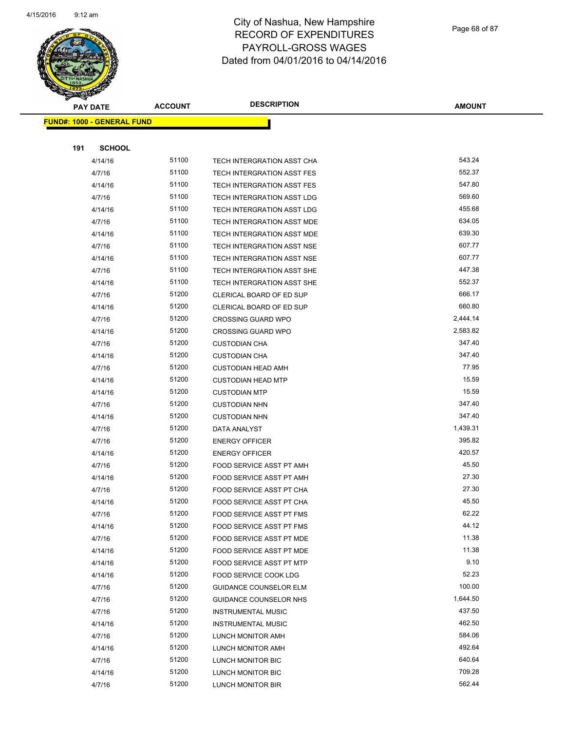# City of Nashua, New Hampshire
# RECORD OF EXPENDITURES
# PAYROLL-GROSS WAGES
# Dated from 04/01/2016 to 04/14/2016

**FUND#: 1000 - GENERAL FUND**

**191 SCHOOL**

| PAY DATE | ACCOUNT | DESCRIPTION | AMOUNT |
|---|---|---|---|
| 4/14/16 | 51100 | TECH INTERGRATION ASST CHA | 543.24 |
| 4/7/16 | 51100 | TECH INTERGRATION ASST FES | 552.37 |
| 4/14/16 | 51100 | TECH INTERGRATION ASST FES | 547.80 |
| 4/7/16 | 51100 | TECH INTERGRATION ASST LDG | 569.60 |
| 4/14/16 | 51100 | TECH INTERGRATION ASST LDG | 455.68 |
| 4/7/16 | 51100 | TECH INTERGRATION ASST MDE | 634.05 |
| 4/14/16 | 51100 | TECH INTERGRATION ASST MDE | 639.30 |
| 4/7/16 | 51100 | TECH INTERGRATION ASST NSE | 607.77 |
| 4/14/16 | 51100 | TECH INTERGRATION ASST NSE | 607.77 |
| 4/7/16 | 51100 | TECH INTERGRATION ASST SHE | 447.38 |
| 4/14/16 | 51100 | TECH INTERGRATION ASST SHE | 552.37 |
| 4/7/16 | 51200 | CLERICAL BOARD OF ED SUP | 666.17 |
| 4/14/16 | 51200 | CLERICAL BOARD OF ED SUP | 660.80 |
| 4/7/16 | 51200 | CROSSING GUARD WPO | 2,444.14 |
| 4/14/16 | 51200 | CROSSING GUARD WPO | 2,583.82 |
| 4/7/16 | 51200 | CUSTODIAN CHA | 347.40 |
| 4/14/16 | 51200 | CUSTODIAN CHA | 347.40 |
| 4/7/16 | 51200 | CUSTODIAN HEAD AMH | 77.95 |
| 4/14/16 | 51200 | CUSTODIAN HEAD MTP | 15.59 |
| 4/14/16 | 51200 | CUSTODIAN MTP | 15.59 |
| 4/7/16 | 51200 | CUSTODIAN NHN | 347.40 |
| 4/14/16 | 51200 | CUSTODIAN NHN | 347.40 |
| 4/7/16 | 51200 | DATA ANALYST | 1,439.31 |
| 4/7/16 | 51200 | ENERGY OFFICER | 395.82 |
| 4/14/16 | 51200 | ENERGY OFFICER | 420.57 |
| 4/7/16 | 51200 | FOOD SERVICE ASST PT AMH | 45.50 |
| 4/14/16 | 51200 | FOOD SERVICE ASST PT AMH | 27.30 |
| 4/7/16 | 51200 | FOOD SERVICE ASST PT CHA | 27.30 |
| 4/14/16 | 51200 | FOOD SERVICE ASST PT CHA | 45.50 |
| 4/7/16 | 51200 | FOOD SERVICE ASST PT FMS | 62.22 |
| 4/14/16 | 51200 | FOOD SERVICE ASST PT FMS | 44.12 |
| 4/7/16 | 51200 | FOOD SERVICE ASST PT MDE | 11.38 |
| 4/14/16 | 51200 | FOOD SERVICE ASST PT MDE | 11.38 |
| 4/14/16 | 51200 | FOOD SERVICE ASST PT MTP | 9.10 |
| 4/14/16 | 51200 | FOOD SERVICE COOK LDG | 52.23 |
| 4/7/16 | 51200 | GUIDANCE COUNSELOR ELM | 100.00 |
| 4/7/16 | 51200 | GUIDANCE COUNSELOR NHS | 1,644.50 |
| 4/7/16 | 51200 | INSTRUMENTAL MUSIC | 437.50 |
| 4/14/16 | 51200 | INSTRUMENTAL MUSIC | 462.50 |
| 4/7/16 | 51200 | LUNCH MONITOR AMH | 584.06 |
| 4/14/16 | 51200 | LUNCH MONITOR AMH | 492.64 |
| 4/7/16 | 51200 | LUNCH MONITOR BIC | 640.64 |
| 4/14/16 | 51200 | LUNCH MONITOR BIC | 709.28 |
| 4/7/16 | 51200 | LUNCH MONITOR BIR | 562.44 |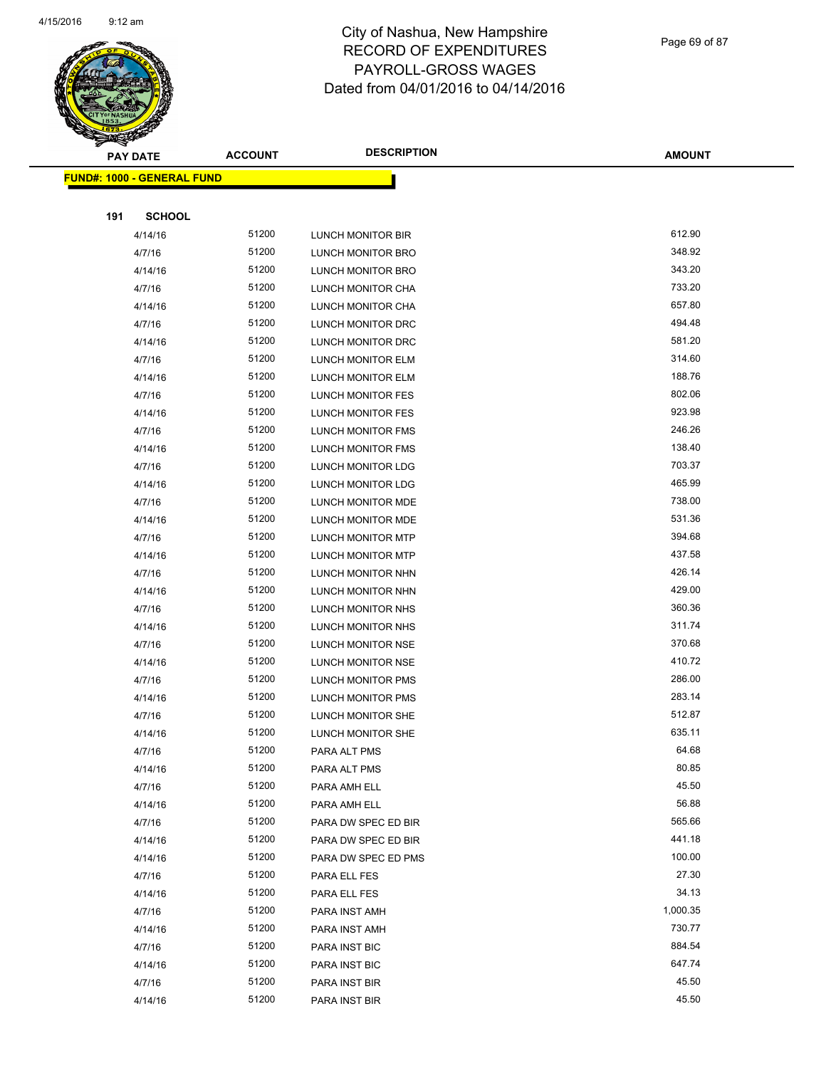# City of Nashua, New Hampshire
# RECORD OF EXPENDITURES
# PAYROLL-GROSS WAGES
# Dated from 04/01/2016 to 04/14/2016

| PAY DATE | ACCOUNT | DESCRIPTION | AMOUNT |
|---|---|---|---|

**FUND#: 1000 - GENERAL FUND**

**191 SCHOOL**

| PAY DATE | ACCOUNT | DESCRIPTION | AMOUNT |
|---|---|---|---|
| 4/14/16 | 51200 | LUNCH MONITOR BIR | 612.90 |
| 4/7/16 | 51200 | LUNCH MONITOR BRO | 348.92 |
| 4/14/16 | 51200 | LUNCH MONITOR BRO | 343.20 |
| 4/7/16 | 51200 | LUNCH MONITOR CHA | 733.20 |
| 4/14/16 | 51200 | LUNCH MONITOR CHA | 657.80 |
| 4/7/16 | 51200 | LUNCH MONITOR DRC | 494.48 |
| 4/14/16 | 51200 | LUNCH MONITOR DRC | 581.20 |
| 4/7/16 | 51200 | LUNCH MONITOR ELM | 314.60 |
| 4/14/16 | 51200 | LUNCH MONITOR ELM | 188.76 |
| 4/7/16 | 51200 | LUNCH MONITOR FES | 802.06 |
| 4/14/16 | 51200 | LUNCH MONITOR FES | 923.98 |
| 4/7/16 | 51200 | LUNCH MONITOR FMS | 246.26 |
| 4/14/16 | 51200 | LUNCH MONITOR FMS | 138.40 |
| 4/7/16 | 51200 | LUNCH MONITOR LDG | 703.37 |
| 4/14/16 | 51200 | LUNCH MONITOR LDG | 465.99 |
| 4/7/16 | 51200 | LUNCH MONITOR MDE | 738.00 |
| 4/14/16 | 51200 | LUNCH MONITOR MDE | 531.36 |
| 4/7/16 | 51200 | LUNCH MONITOR MTP | 394.68 |
| 4/14/16 | 51200 | LUNCH MONITOR MTP | 437.58 |
| 4/7/16 | 51200 | LUNCH MONITOR NHN | 426.14 |
| 4/14/16 | 51200 | LUNCH MONITOR NHN | 429.00 |
| 4/7/16 | 51200 | LUNCH MONITOR NHS | 360.36 |
| 4/14/16 | 51200 | LUNCH MONITOR NHS | 311.74 |
| 4/7/16 | 51200 | LUNCH MONITOR NSE | 370.68 |
| 4/14/16 | 51200 | LUNCH MONITOR NSE | 410.72 |
| 4/7/16 | 51200 | LUNCH MONITOR PMS | 286.00 |
| 4/14/16 | 51200 | LUNCH MONITOR PMS | 283.14 |
| 4/7/16 | 51200 | LUNCH MONITOR SHE | 512.87 |
| 4/14/16 | 51200 | LUNCH MONITOR SHE | 635.11 |
| 4/7/16 | 51200 | PARA ALT PMS | 64.68 |
| 4/14/16 | 51200 | PARA ALT PMS | 80.85 |
| 4/7/16 | 51200 | PARA AMH ELL | 45.50 |
| 4/14/16 | 51200 | PARA AMH ELL | 56.88 |
| 4/7/16 | 51200 | PARA DW SPEC ED BIR | 565.66 |
| 4/14/16 | 51200 | PARA DW SPEC ED BIR | 441.18 |
| 4/14/16 | 51200 | PARA DW SPEC ED PMS | 100.00 |
| 4/7/16 | 51200 | PARA ELL FES | 27.30 |
| 4/14/16 | 51200 | PARA ELL FES | 34.13 |
| 4/7/16 | 51200 | PARA INST AMH | 1,000.35 |
| 4/14/16 | 51200 | PARA INST AMH | 730.77 |
| 4/7/16 | 51200 | PARA INST BIC | 884.54 |
| 4/14/16 | 51200 | PARA INST BIC | 647.74 |
| 4/7/16 | 51200 | PARA INST BIR | 45.50 |
| 4/14/16 | 51200 | PARA INST BIR | 45.50 |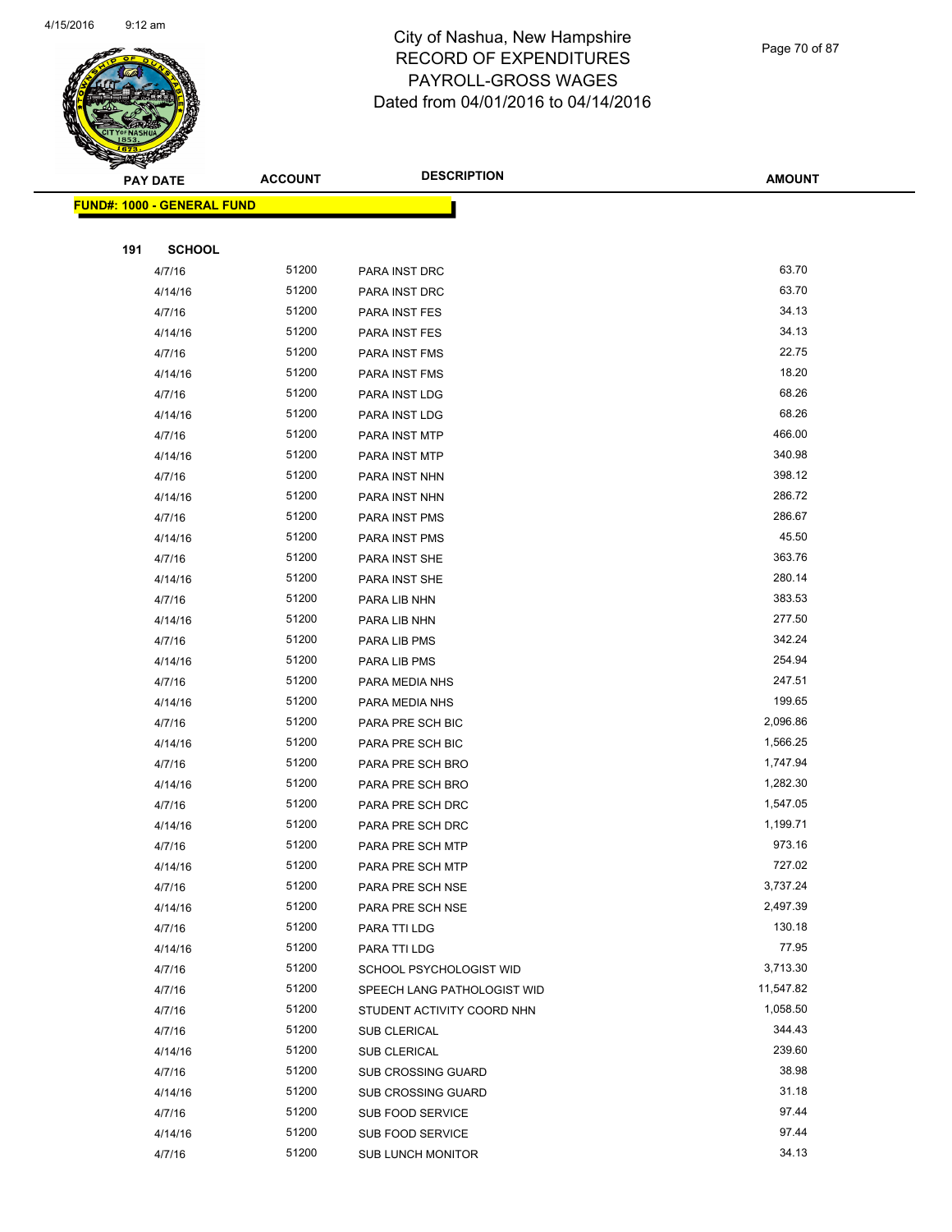# City of Nashua, New Hampshire
# RECORD OF EXPENDITURES
# PAYROLL-GROSS WAGES
# Dated from 04/01/2016 to 04/14/2016

| PAY DATE | ACCOUNT | DESCRIPTION | AMOUNT |
|---|---|---|---|

**FUND#: 1000 - GENERAL FUND**

**191 SCHOOL**

| PAY DATE | ACCOUNT | DESCRIPTION | AMOUNT |
|---|---|---|---|
| 4/7/16 | 51200 | PARA INST DRC | 63.70 |
| 4/14/16 | 51200 | PARA INST DRC | 63.70 |
| 4/7/16 | 51200 | PARA INST FES | 34.13 |
| 4/14/16 | 51200 | PARA INST FES | 34.13 |
| 4/7/16 | 51200 | PARA INST FMS | 22.75 |
| 4/14/16 | 51200 | PARA INST FMS | 18.20 |
| 4/7/16 | 51200 | PARA INST LDG | 68.26 |
| 4/14/16 | 51200 | PARA INST LDG | 68.26 |
| 4/7/16 | 51200 | PARA INST MTP | 466.00 |
| 4/14/16 | 51200 | PARA INST MTP | 340.98 |
| 4/7/16 | 51200 | PARA INST NHN | 398.12 |
| 4/14/16 | 51200 | PARA INST NHN | 286.72 |
| 4/7/16 | 51200 | PARA INST PMS | 286.67 |
| 4/14/16 | 51200 | PARA INST PMS | 45.50 |
| 4/7/16 | 51200 | PARA INST SHE | 363.76 |
| 4/14/16 | 51200 | PARA INST SHE | 280.14 |
| 4/7/16 | 51200 | PARA LIB NHN | 383.53 |
| 4/14/16 | 51200 | PARA LIB NHN | 277.50 |
| 4/7/16 | 51200 | PARA LIB PMS | 342.24 |
| 4/14/16 | 51200 | PARA LIB PMS | 254.94 |
| 4/7/16 | 51200 | PARA MEDIA NHS | 247.51 |
| 4/14/16 | 51200 | PARA MEDIA NHS | 199.65 |
| 4/7/16 | 51200 | PARA PRE SCH BIC | 2,096.86 |
| 4/14/16 | 51200 | PARA PRE SCH BIC | 1,566.25 |
| 4/7/16 | 51200 | PARA PRE SCH BRO | 1,747.94 |
| 4/14/16 | 51200 | PARA PRE SCH BRO | 1,282.30 |
| 4/7/16 | 51200 | PARA PRE SCH DRC | 1,547.05 |
| 4/14/16 | 51200 | PARA PRE SCH DRC | 1,199.71 |
| 4/7/16 | 51200 | PARA PRE SCH MTP | 973.16 |
| 4/14/16 | 51200 | PARA PRE SCH MTP | 727.02 |
| 4/7/16 | 51200 | PARA PRE SCH NSE | 3,737.24 |
| 4/14/16 | 51200 | PARA PRE SCH NSE | 2,497.39 |
| 4/7/16 | 51200 | PARA TTI LDG | 130.18 |
| 4/14/16 | 51200 | PARA TTI LDG | 77.95 |
| 4/7/16 | 51200 | SCHOOL PSYCHOLOGIST WID | 3,713.30 |
| 4/7/16 | 51200 | SPEECH LANG PATHOLOGIST WID | 11,547.82 |
| 4/7/16 | 51200 | STUDENT ACTIVITY COORD NHN | 1,058.50 |
| 4/7/16 | 51200 | SUB CLERICAL | 344.43 |
| 4/14/16 | 51200 | SUB CLERICAL | 239.60 |
| 4/7/16 | 51200 | SUB CROSSING GUARD | 38.98 |
| 4/14/16 | 51200 | SUB CROSSING GUARD | 31.18 |
| 4/7/16 | 51200 | SUB FOOD SERVICE | 97.44 |
| 4/14/16 | 51200 | SUB FOOD SERVICE | 97.44 |
| 4/7/16 | 51200 | SUB LUNCH MONITOR | 34.13 |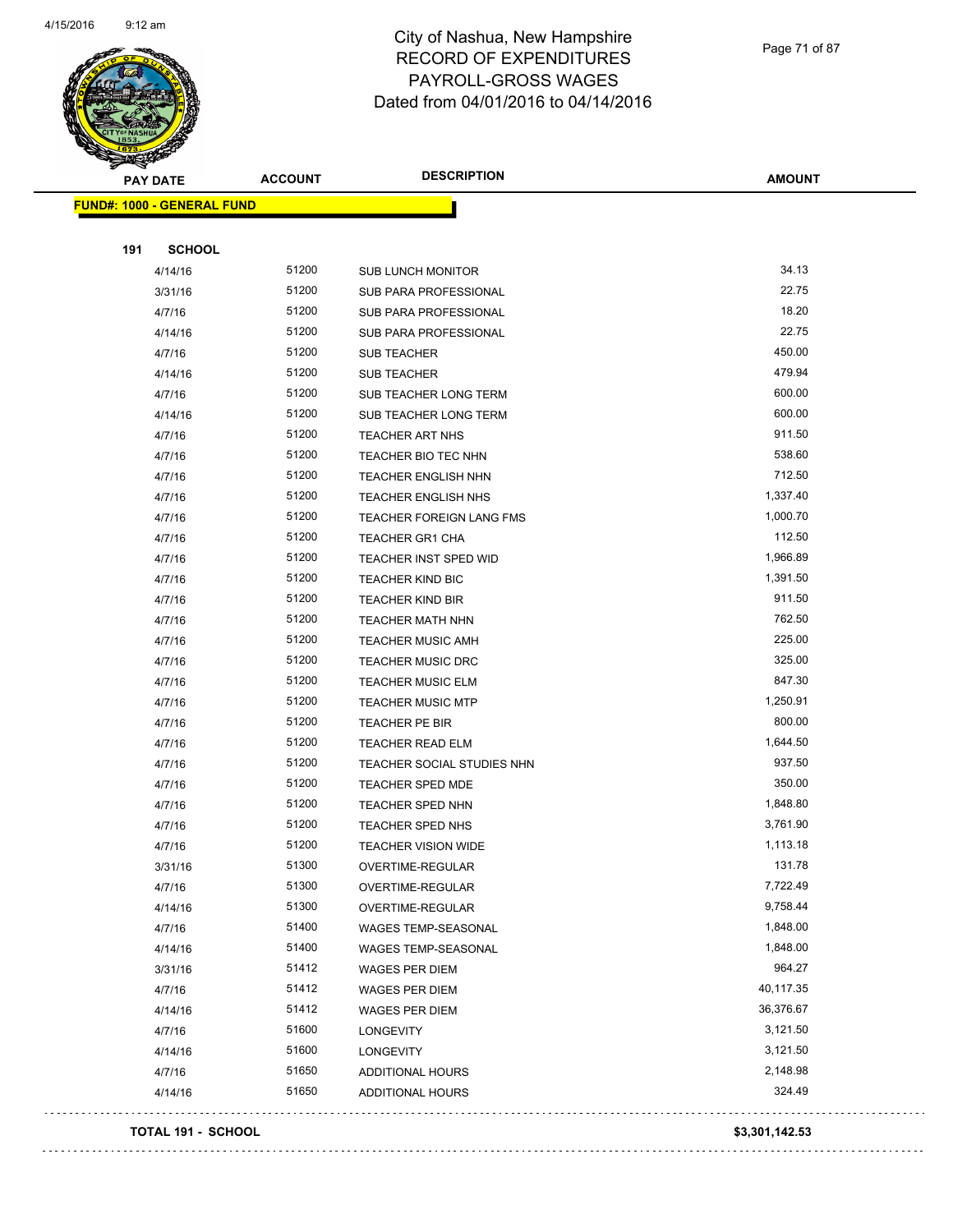# City of Nashua, New Hampshire
# RECORD OF EXPENDITURES
# PAYROLL-GROSS WAGES
# Dated from 04/01/2016 to 04/14/2016

| PAY DATE | ACCOUNT | DESCRIPTION | AMOUNT |
|---|---|---|---|
| **FUND#: 1000 - GENERAL FUND** | | | |
| **191 SCHOOL** | | | |
| 4/14/16 | 51200 | SUB LUNCH MONITOR | 34.13 |
| 3/31/16 | 51200 | SUB PARA PROFESSIONAL | 22.75 |
| 4/7/16 | 51200 | SUB PARA PROFESSIONAL | 18.20 |
| 4/14/16 | 51200 | SUB PARA PROFESSIONAL | 22.75 |
| 4/7/16 | 51200 | SUB TEACHER | 450.00 |
| 4/14/16 | 51200 | SUB TEACHER | 479.94 |
| 4/7/16 | 51200 | SUB TEACHER LONG TERM | 600.00 |
| 4/14/16 | 51200 | SUB TEACHER LONG TERM | 600.00 |
| 4/7/16 | 51200 | TEACHER ART NHS | 911.50 |
| 4/7/16 | 51200 | TEACHER BIO TEC NHN | 538.60 |
| 4/7/16 | 51200 | TEACHER ENGLISH NHN | 712.50 |
| 4/7/16 | 51200 | TEACHER ENGLISH NHS | 1,337.40 |
| 4/7/16 | 51200 | TEACHER FOREIGN LANG FMS | 1,000.70 |
| 4/7/16 | 51200 | TEACHER GR1 CHA | 112.50 |
| 4/7/16 | 51200 | TEACHER INST SPED WID | 1,966.89 |
| 4/7/16 | 51200 | TEACHER KIND BIC | 1,391.50 |
| 4/7/16 | 51200 | TEACHER KIND BIR | 911.50 |
| 4/7/16 | 51200 | TEACHER MATH NHN | 762.50 |
| 4/7/16 | 51200 | TEACHER MUSIC AMH | 225.00 |
| 4/7/16 | 51200 | TEACHER MUSIC DRC | 325.00 |
| 4/7/16 | 51200 | TEACHER MUSIC ELM | 847.30 |
| 4/7/16 | 51200 | TEACHER MUSIC MTP | 1,250.91 |
| 4/7/16 | 51200 | TEACHER PE BIR | 800.00 |
| 4/7/16 | 51200 | TEACHER READ ELM | 1,644.50 |
| 4/7/16 | 51200 | TEACHER SOCIAL STUDIES NHN | 937.50 |
| 4/7/16 | 51200 | TEACHER SPED MDE | 350.00 |
| 4/7/16 | 51200 | TEACHER SPED NHN | 1,848.80 |
| 4/7/16 | 51200 | TEACHER SPED NHS | 3,761.90 |
| 4/7/16 | 51200 | TEACHER VISION WIDE | 1,113.18 |
| 3/31/16 | 51300 | OVERTIME-REGULAR | 131.78 |
| 4/7/16 | 51300 | OVERTIME-REGULAR | 7,722.49 |
| 4/14/16 | 51300 | OVERTIME-REGULAR | 9,758.44 |
| 4/7/16 | 51400 | WAGES TEMP-SEASONAL | 1,848.00 |
| 4/14/16 | 51400 | WAGES TEMP-SEASONAL | 1,848.00 |
| 3/31/16 | 51412 | WAGES PER DIEM | 964.27 |
| 4/7/16 | 51412 | WAGES PER DIEM | 40,117.35 |
| 4/14/16 | 51412 | WAGES PER DIEM | 36,376.67 |
| 4/7/16 | 51600 | LONGEVITY | 3,121.50 |
| 4/14/16 | 51600 | LONGEVITY | 3,121.50 |
| 4/7/16 | 51650 | ADDITIONAL HOURS | 2,148.98 |
| 4/14/16 | 51650 | ADDITIONAL HOURS | 324.49 |
| **TOTAL 191 - SCHOOL** | | | **$3,301,142.53** |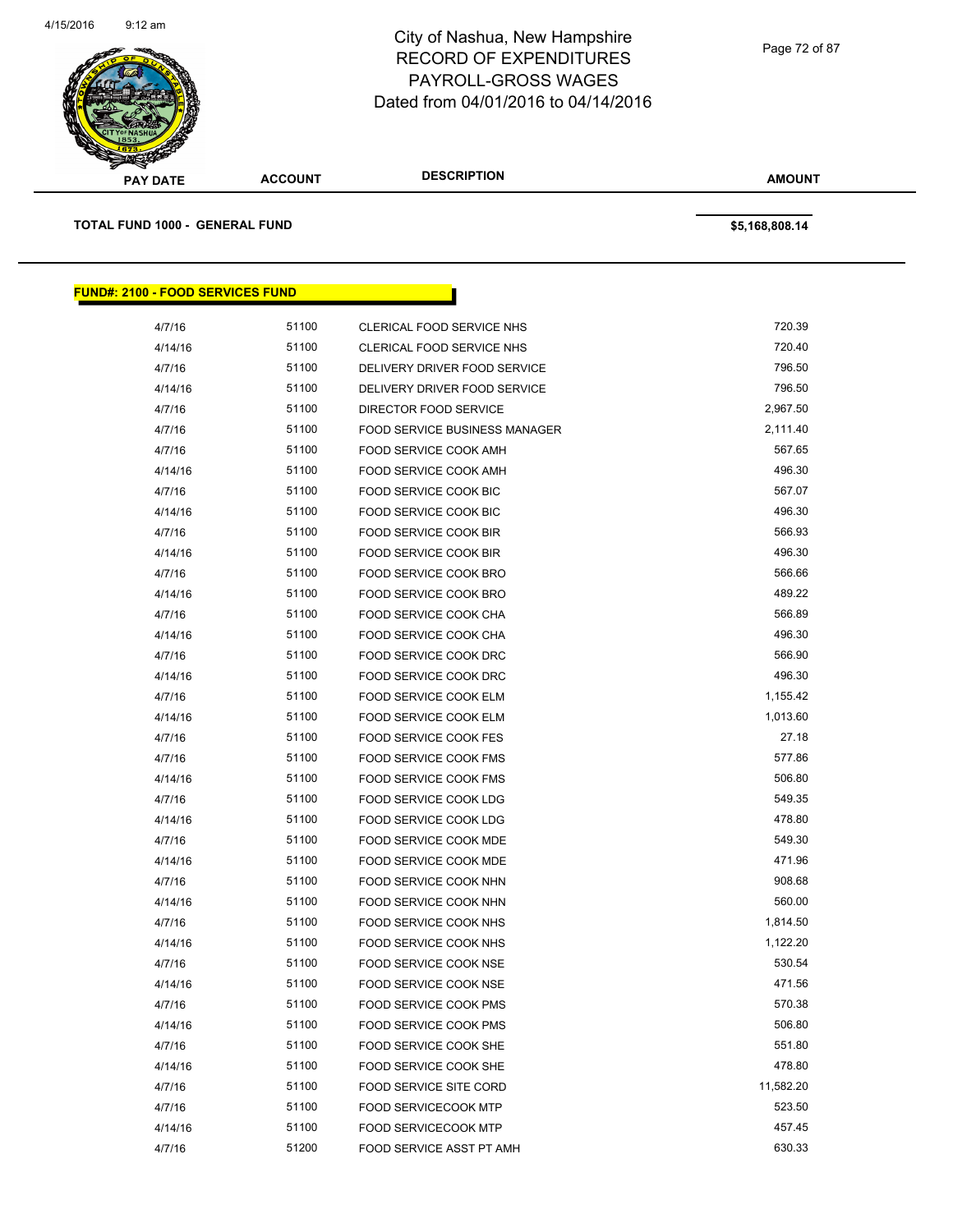City of Nashua, New Hampshire
RECORD OF EXPENDITURES
PAYROLL-GROSS WAGES
Dated from 04/01/2016 to 04/14/2016

| PAY DATE | ACCOUNT | DESCRIPTION | AMOUNT |
|---|---|---|---|
| **TOTAL FUND 1000 - GENERAL FUND** | | | **$5,168,808.14** |

**FUND#: 2100 - FOOD SERVICES FUND**

| PAY DATE | ACCOUNT | DESCRIPTION | AMOUNT |
|---|---|---|---|
| 4/7/16 | 51100 | CLERICAL FOOD SERVICE NHS | 720.39 |
| 4/14/16 | 51100 | CLERICAL FOOD SERVICE NHS | 720.40 |
| 4/7/16 | 51100 | DELIVERY DRIVER FOOD SERVICE | 796.50 |
| 4/14/16 | 51100 | DELIVERY DRIVER FOOD SERVICE | 796.50 |
| 4/7/16 | 51100 | DIRECTOR FOOD SERVICE | 2,967.50 |
| 4/7/16 | 51100 | FOOD SERVICE BUSINESS MANAGER | 2,111.40 |
| 4/7/16 | 51100 | FOOD SERVICE COOK AMH | 567.65 |
| 4/14/16 | 51100 | FOOD SERVICE COOK AMH | 496.30 |
| 4/7/16 | 51100 | FOOD SERVICE COOK BIC | 567.07 |
| 4/14/16 | 51100 | FOOD SERVICE COOK BIC | 496.30 |
| 4/7/16 | 51100 | FOOD SERVICE COOK BIR | 566.93 |
| 4/14/16 | 51100 | FOOD SERVICE COOK BIR | 496.30 |
| 4/7/16 | 51100 | FOOD SERVICE COOK BRO | 566.66 |
| 4/14/16 | 51100 | FOOD SERVICE COOK BRO | 489.22 |
| 4/7/16 | 51100 | FOOD SERVICE COOK CHA | 566.89 |
| 4/14/16 | 51100 | FOOD SERVICE COOK CHA | 496.30 |
| 4/7/16 | 51100 | FOOD SERVICE COOK DRC | 566.90 |
| 4/14/16 | 51100 | FOOD SERVICE COOK DRC | 496.30 |
| 4/7/16 | 51100 | FOOD SERVICE COOK ELM | 1,155.42 |
| 4/14/16 | 51100 | FOOD SERVICE COOK ELM | 1,013.60 |
| 4/7/16 | 51100 | FOOD SERVICE COOK FES | 27.18 |
| 4/7/16 | 51100 | FOOD SERVICE COOK FMS | 577.86 |
| 4/14/16 | 51100 | FOOD SERVICE COOK FMS | 506.80 |
| 4/7/16 | 51100 | FOOD SERVICE COOK LDG | 549.35 |
| 4/14/16 | 51100 | FOOD SERVICE COOK LDG | 478.80 |
| 4/7/16 | 51100 | FOOD SERVICE COOK MDE | 549.30 |
| 4/14/16 | 51100 | FOOD SERVICE COOK MDE | 471.96 |
| 4/7/16 | 51100 | FOOD SERVICE COOK NHN | 908.68 |
| 4/14/16 | 51100 | FOOD SERVICE COOK NHN | 560.00 |
| 4/7/16 | 51100 | FOOD SERVICE COOK NHS | 1,814.50 |
| 4/14/16 | 51100 | FOOD SERVICE COOK NHS | 1,122.20 |
| 4/7/16 | 51100 | FOOD SERVICE COOK NSE | 530.54 |
| 4/14/16 | 51100 | FOOD SERVICE COOK NSE | 471.56 |
| 4/7/16 | 51100 | FOOD SERVICE COOK PMS | 570.38 |
| 4/14/16 | 51100 | FOOD SERVICE COOK PMS | 506.80 |
| 4/7/16 | 51100 | FOOD SERVICE COOK SHE | 551.80 |
| 4/14/16 | 51100 | FOOD SERVICE COOK SHE | 478.80 |
| 4/7/16 | 51100 | FOOD SERVICE SITE CORD | 11,582.20 |
| 4/7/16 | 51100 | FOOD SERVICECOOK MTP | 523.50 |
| 4/14/16 | 51100 | FOOD SERVICECOOK MTP | 457.45 |
| 4/7/16 | 51200 | FOOD SERVICE ASST PT AMH | 630.33 |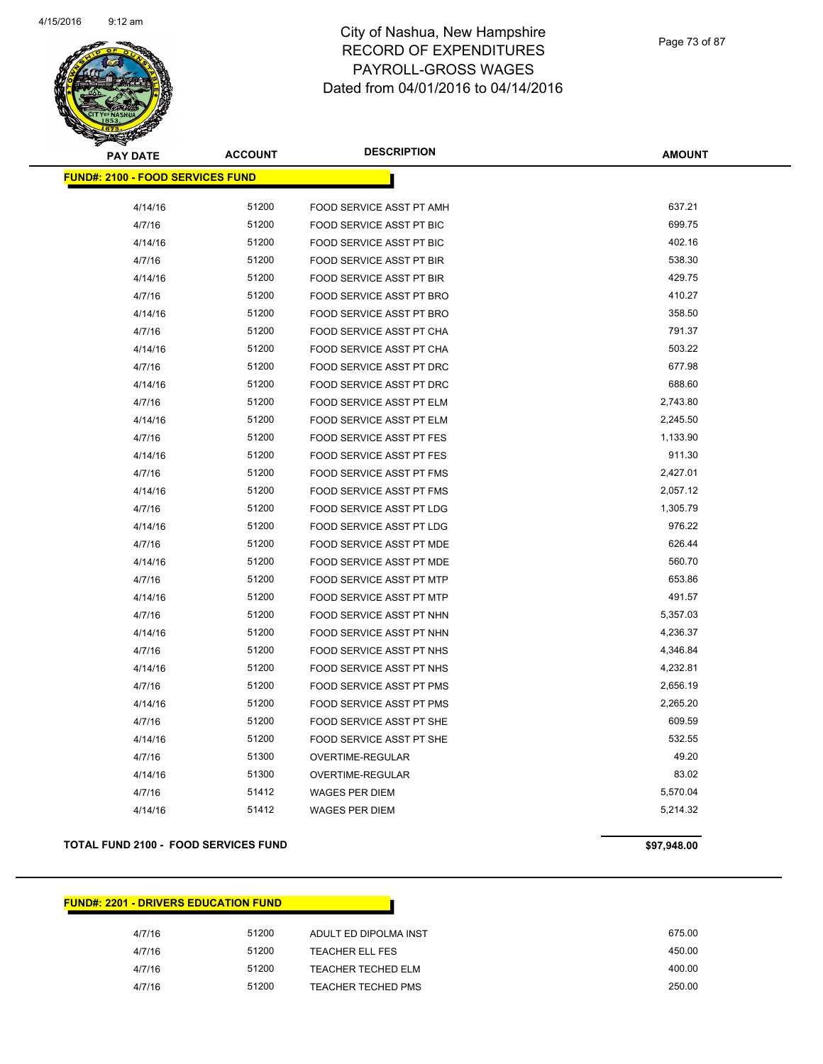City of Nashua, New Hampshire
RECORD OF EXPENDITURES
PAYROLL-GROSS WAGES
Dated from 04/01/2016 to 04/14/2016

**FUND#: 2100 - FOOD SERVICES FUND**

| PAY DATE | ACCOUNT | DESCRIPTION | AMOUNT |
|---|---|---|---|
| 4/14/16 | 51200 | FOOD SERVICE ASST PT AMH | 637.21 |
| 4/7/16 | 51200 | FOOD SERVICE ASST PT BIC | 699.75 |
| 4/14/16 | 51200 | FOOD SERVICE ASST PT BIC | 402.16 |
| 4/7/16 | 51200 | FOOD SERVICE ASST PT BIR | 538.30 |
| 4/14/16 | 51200 | FOOD SERVICE ASST PT BIR | 429.75 |
| 4/7/16 | 51200 | FOOD SERVICE ASST PT BRO | 410.27 |
| 4/14/16 | 51200 | FOOD SERVICE ASST PT BRO | 358.50 |
| 4/7/16 | 51200 | FOOD SERVICE ASST PT CHA | 791.37 |
| 4/14/16 | 51200 | FOOD SERVICE ASST PT CHA | 503.22 |
| 4/7/16 | 51200 | FOOD SERVICE ASST PT DRC | 677.98 |
| 4/14/16 | 51200 | FOOD SERVICE ASST PT DRC | 688.60 |
| 4/7/16 | 51200 | FOOD SERVICE ASST PT ELM | 2,743.80 |
| 4/14/16 | 51200 | FOOD SERVICE ASST PT ELM | 2,245.50 |
| 4/7/16 | 51200 | FOOD SERVICE ASST PT FES | 1,133.90 |
| 4/14/16 | 51200 | FOOD SERVICE ASST PT FES | 911.30 |
| 4/7/16 | 51200 | FOOD SERVICE ASST PT FMS | 2,427.01 |
| 4/14/16 | 51200 | FOOD SERVICE ASST PT FMS | 2,057.12 |
| 4/7/16 | 51200 | FOOD SERVICE ASST PT LDG | 1,305.79 |
| 4/14/16 | 51200 | FOOD SERVICE ASST PT LDG | 976.22 |
| 4/7/16 | 51200 | FOOD SERVICE ASST PT MDE | 626.44 |
| 4/14/16 | 51200 | FOOD SERVICE ASST PT MDE | 560.70 |
| 4/7/16 | 51200 | FOOD SERVICE ASST PT MTP | 653.86 |
| 4/14/16 | 51200 | FOOD SERVICE ASST PT MTP | 491.57 |
| 4/7/16 | 51200 | FOOD SERVICE ASST PT NHN | 5,357.03 |
| 4/14/16 | 51200 | FOOD SERVICE ASST PT NHN | 4,236.37 |
| 4/7/16 | 51200 | FOOD SERVICE ASST PT NHS | 4,346.84 |
| 4/14/16 | 51200 | FOOD SERVICE ASST PT NHS | 4,232.81 |
| 4/7/16 | 51200 | FOOD SERVICE ASST PT PMS | 2,656.19 |
| 4/14/16 | 51200 | FOOD SERVICE ASST PT PMS | 2,265.20 |
| 4/7/16 | 51200 | FOOD SERVICE ASST PT SHE | 609.59 |
| 4/14/16 | 51200 | FOOD SERVICE ASST PT SHE | 532.55 |
| 4/7/16 | 51300 | OVERTIME-REGULAR | 49.20 |
| 4/14/16 | 51300 | OVERTIME-REGULAR | 83.02 |
| 4/7/16 | 51412 | WAGES PER DIEM | 5,570.04 |
| 4/14/16 | 51412 | WAGES PER DIEM | 5,214.32 |

**TOTAL FUND 2100 - FOOD SERVICES FUND** **$97,948.00**

**FUND#: 2201 - DRIVERS EDUCATION FUND**

| PAY DATE | ACCOUNT | DESCRIPTION | AMOUNT |
|---|---|---|---|
| 4/7/16 | 51200 | ADULT ED DIPOLMA INST | 675.00 |
| 4/7/16 | 51200 | TEACHER ELL FES | 450.00 |
| 4/7/16 | 51200 | TEACHER TECHED ELM | 400.00 |
| 4/7/16 | 51200 | TEACHER TECHED PMS | 250.00 |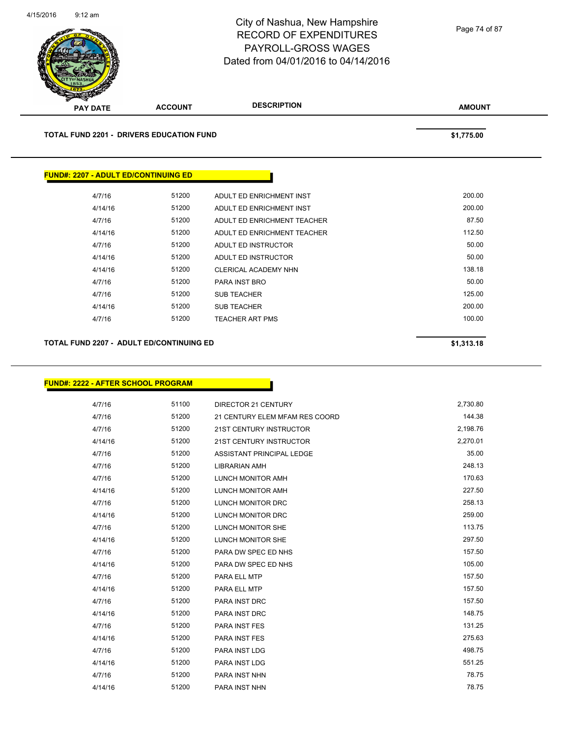City of Nashua, New Hampshire
RECORD OF EXPENDITURES
PAYROLL-GROSS WAGES
Dated from 04/01/2016 to 04/14/2016

| PAY DATE | ACCOUNT | DESCRIPTION | AMOUNT |
|---|---|---|---|

**TOTAL FUND 2201 - DRIVERS EDUCATION FUND** **$1,775.00**

**FUND#: 2207 - ADULT ED/CONTINUING ED**

| PAY DATE | ACCOUNT | DESCRIPTION | AMOUNT |
|---|---|---|---|
| 4/7/16 | 51200 | ADULT ED ENRICHMENT INST | 200.00 |
| 4/14/16 | 51200 | ADULT ED ENRICHMENT INST | 200.00 |
| 4/7/16 | 51200 | ADULT ED ENRICHMENT TEACHER | 87.50 |
| 4/14/16 | 51200 | ADULT ED ENRICHMENT TEACHER | 112.50 |
| 4/7/16 | 51200 | ADULT ED INSTRUCTOR | 50.00 |
| 4/14/16 | 51200 | ADULT ED INSTRUCTOR | 50.00 |
| 4/14/16 | 51200 | CLERICAL ACADEMY NHN | 138.18 |
| 4/7/16 | 51200 | PARA INST BRO | 50.00 |
| 4/7/16 | 51200 | SUB TEACHER | 125.00 |
| 4/14/16 | 51200 | SUB TEACHER | 200.00 |
| 4/7/16 | 51200 | TEACHER ART PMS | 100.00 |

**TOTAL FUND 2207 - ADULT ED/CONTINUING ED** **$1,313.18**

**FUND#: 2222 - AFTER SCHOOL PROGRAM**

| PAY DATE | ACCOUNT | DESCRIPTION | AMOUNT |
|---|---|---|---|
| 4/7/16 | 51100 | DIRECTOR 21 CENTURY | 2,730.80 |
| 4/7/16 | 51200 | 21 CENTURY ELEM MFAM RES COORD | 144.38 |
| 4/7/16 | 51200 | 21ST CENTURY INSTRUCTOR | 2,198.76 |
| 4/14/16 | 51200 | 21ST CENTURY INSTRUCTOR | 2,270.01 |
| 4/7/16 | 51200 | ASSISTANT PRINCIPAL LEDGE | 35.00 |
| 4/7/16 | 51200 | LIBRARIAN AMH | 248.13 |
| 4/7/16 | 51200 | LUNCH MONITOR AMH | 170.63 |
| 4/14/16 | 51200 | LUNCH MONITOR AMH | 227.50 |
| 4/7/16 | 51200 | LUNCH MONITOR DRC | 258.13 |
| 4/14/16 | 51200 | LUNCH MONITOR DRC | 259.00 |
| 4/7/16 | 51200 | LUNCH MONITOR SHE | 113.75 |
| 4/14/16 | 51200 | LUNCH MONITOR SHE | 297.50 |
| 4/7/16 | 51200 | PARA DW SPEC ED NHS | 157.50 |
| 4/14/16 | 51200 | PARA DW SPEC ED NHS | 105.00 |
| 4/7/16 | 51200 | PARA ELL MTP | 157.50 |
| 4/14/16 | 51200 | PARA ELL MTP | 157.50 |
| 4/7/16 | 51200 | PARA INST DRC | 157.50 |
| 4/14/16 | 51200 | PARA INST DRC | 148.75 |
| 4/7/16 | 51200 | PARA INST FES | 131.25 |
| 4/14/16 | 51200 | PARA INST FES | 275.63 |
| 4/7/16 | 51200 | PARA INST LDG | 498.75 |
| 4/14/16 | 51200 | PARA INST LDG | 551.25 |
| 4/7/16 | 51200 | PARA INST NHN | 78.75 |
| 4/14/16 | 51200 | PARA INST NHN | 78.75 |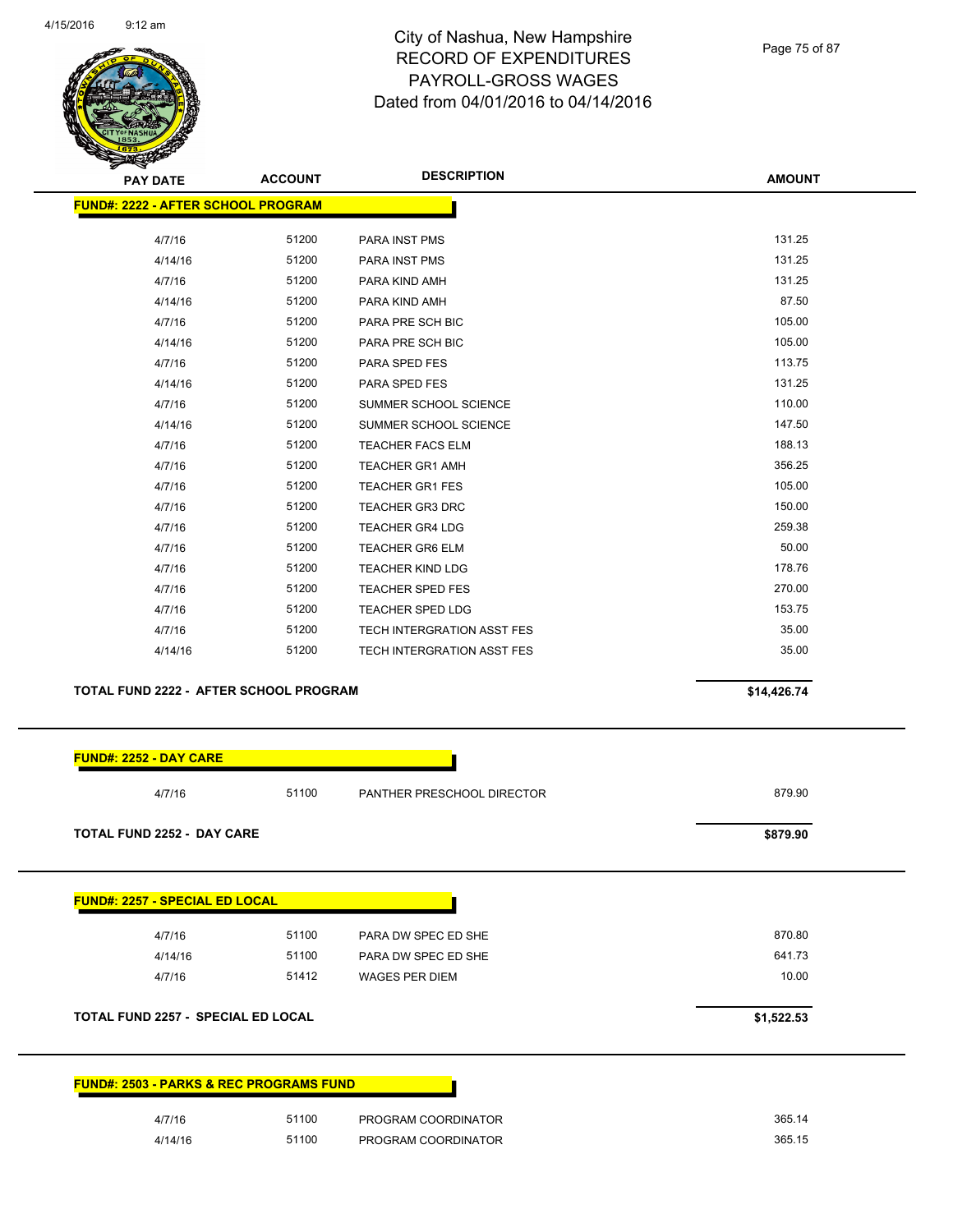| PAY DATE | ACCOUNT | DESCRIPTION | AMOUNT |
|---|---|---|---|
| **FUND#: 2222 - AFTER SCHOOL PROGRAM** | | | |
| 4/7/16 | 51200 | PARA INST PMS | 131.25 |
| 4/14/16 | 51200 | PARA INST PMS | 131.25 |
| 4/7/16 | 51200 | PARA KIND AMH | 131.25 |
| 4/14/16 | 51200 | PARA KIND AMH | 87.50 |
| 4/7/16 | 51200 | PARA PRE SCH BIC | 105.00 |
| 4/14/16 | 51200 | PARA PRE SCH BIC | 105.00 |
| 4/7/16 | 51200 | PARA SPED FES | 113.75 |
| 4/14/16 | 51200 | PARA SPED FES | 131.25 |
| 4/7/16 | 51200 | SUMMER SCHOOL SCIENCE | 110.00 |
| 4/14/16 | 51200 | SUMMER SCHOOL SCIENCE | 147.50 |
| 4/7/16 | 51200 | TEACHER FACS ELM | 188.13 |
| 4/7/16 | 51200 | TEACHER GR1 AMH | 356.25 |
| 4/7/16 | 51200 | TEACHER GR1 FES | 105.00 |
| 4/7/16 | 51200 | TEACHER GR3 DRC | 150.00 |
| 4/7/16 | 51200 | TEACHER GR4 LDG | 259.38 |
| 4/7/16 | 51200 | TEACHER GR6 ELM | 50.00 |
| 4/7/16 | 51200 | TEACHER KIND LDG | 178.76 |
| 4/7/16 | 51200 | TEACHER SPED FES | 270.00 |
| 4/7/16 | 51200 | TEACHER SPED LDG | 153.75 |
| 4/7/16 | 51200 | TECH INTERGRATION ASST FES | 35.00 |
| 4/14/16 | 51200 | TECH INTERGRATION ASST FES | 35.00 |
| **TOTAL FUND 2222 - AFTER SCHOOL PROGRAM** | | | **$14,426.74** |

| PAY DATE | ACCOUNT | DESCRIPTION | AMOUNT |
|---|---|---|---|
| **FUND#: 2252 - DAY CARE** | | | |
| 4/7/16 | 51100 | PANTHER PRESCHOOL DIRECTOR | 879.90 |
| **TOTAL FUND 2252 - DAY CARE** | | | **$879.90** |

| PAY DATE | ACCOUNT | DESCRIPTION | AMOUNT |
|---|---|---|---|
| **FUND#: 2257 - SPECIAL ED LOCAL** | | | |
| 4/7/16 | 51100 | PARA DW SPEC ED SHE | 870.80 |
| 4/14/16 | 51100 | PARA DW SPEC ED SHE | 641.73 |
| 4/7/16 | 51412 | WAGES PER DIEM | 10.00 |
| **TOTAL FUND 2257 - SPECIAL ED LOCAL** | | | **$1,522.53** |

| PAY DATE | ACCOUNT | DESCRIPTION | AMOUNT |
|---|---|---|---|
| **FUND#: 2503 - PARKS & REC PROGRAMS FUND** | | | |
| 4/7/16 | 51100 | PROGRAM COORDINATOR | 365.14 |
| 4/14/16 | 51100 | PROGRAM COORDINATOR | 365.15 |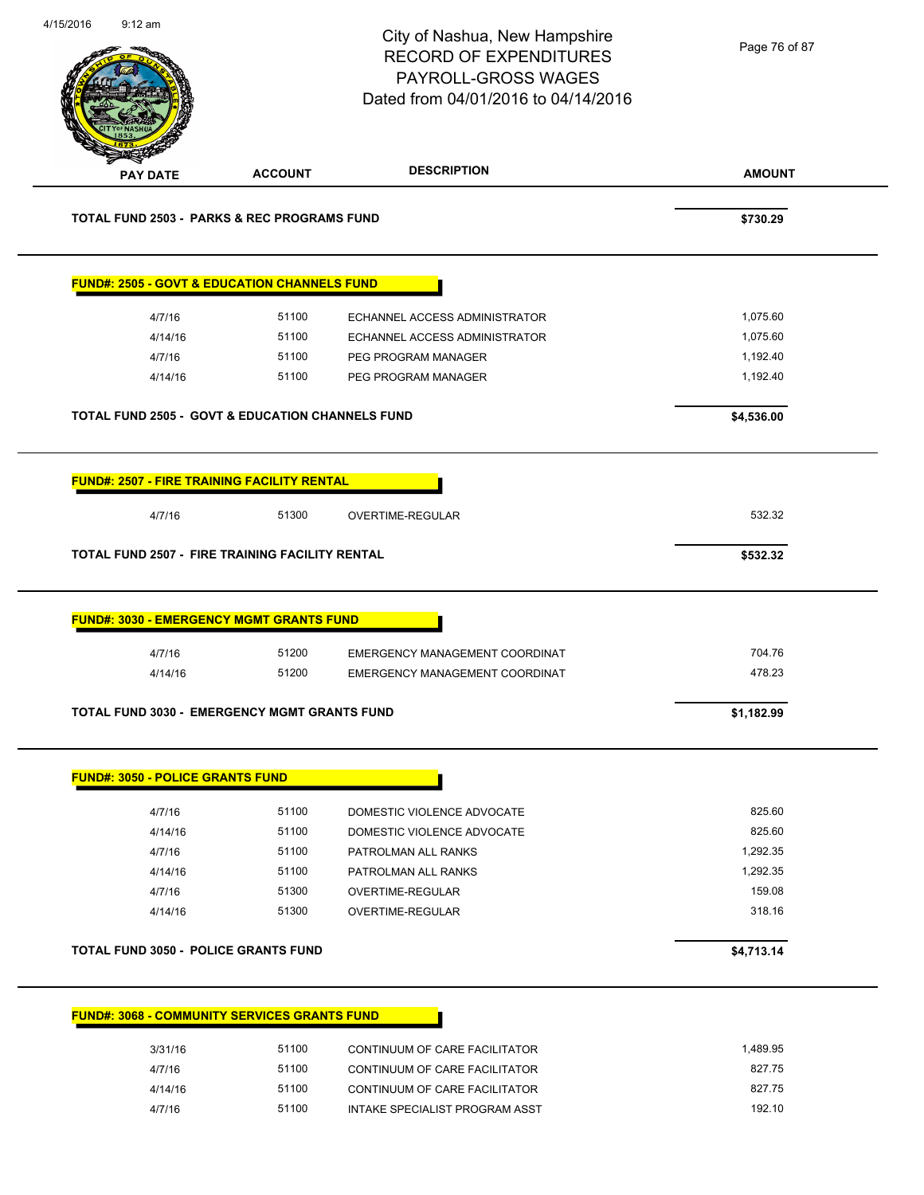City of Nashua, New Hampshire
RECORD OF EXPENDITURES
PAYROLL-GROSS WAGES
Dated from 04/01/2016 to 04/14/2016

| PAY DATE | ACCOUNT | DESCRIPTION | AMOUNT |
|---|---|---|---|
| **TOTAL FUND 2503 - PARKS & REC PROGRAMS FUND** | | | **$730.29** |

**FUND#: 2505 - GOVT & EDUCATION CHANNELS FUND**

| PAY DATE | ACCOUNT | DESCRIPTION | AMOUNT |
|---|---|---|---|
| 4/7/16 | 51100 | ECHANNEL ACCESS ADMINISTRATOR | 1,075.60 |
| 4/14/16 | 51100 | ECHANNEL ACCESS ADMINISTRATOR | 1,075.60 |
| 4/7/16 | 51100 | PEG PROGRAM MANAGER | 1,192.40 |
| 4/14/16 | 51100 | PEG PROGRAM MANAGER | 1,192.40 |
| **TOTAL FUND 2505 - GOVT & EDUCATION CHANNELS FUND** | | | **$4,536.00** |

**FUND#: 2507 - FIRE TRAINING FACILITY RENTAL**

| PAY DATE | ACCOUNT | DESCRIPTION | AMOUNT |
|---|---|---|---|
| 4/7/16 | 51300 | OVERTIME-REGULAR | 532.32 |
| **TOTAL FUND 2507 - FIRE TRAINING FACILITY RENTAL** | | | **$532.32** |

**FUND#: 3030 - EMERGENCY MGMT GRANTS FUND**

| PAY DATE | ACCOUNT | DESCRIPTION | AMOUNT |
|---|---|---|---|
| 4/7/16 | 51200 | EMERGENCY MANAGEMENT COORDINAT | 704.76 |
| 4/14/16 | 51200 | EMERGENCY MANAGEMENT COORDINAT | 478.23 |
| **TOTAL FUND 3030 - EMERGENCY MGMT GRANTS FUND** | | | **$1,182.99** |

**FUND#: 3050 - POLICE GRANTS FUND**

| PAY DATE | ACCOUNT | DESCRIPTION | AMOUNT |
|---|---|---|---|
| 4/7/16 | 51100 | DOMESTIC VIOLENCE ADVOCATE | 825.60 |
| 4/14/16 | 51100 | DOMESTIC VIOLENCE ADVOCATE | 825.60 |
| 4/7/16 | 51100 | PATROLMAN ALL RANKS | 1,292.35 |
| 4/14/16 | 51100 | PATROLMAN ALL RANKS | 1,292.35 |
| 4/7/16 | 51300 | OVERTIME-REGULAR | 159.08 |
| 4/14/16 | 51300 | OVERTIME-REGULAR | 318.16 |
| **TOTAL FUND 3050 - POLICE GRANTS FUND** | | | **$4,713.14** |

**FUND#: 3068 - COMMUNITY SERVICES GRANTS FUND**

| PAY DATE | ACCOUNT | DESCRIPTION | AMOUNT |
|---|---|---|---|
| 3/31/16 | 51100 | CONTINUUM OF CARE FACILITATOR | 1,489.95 |
| 4/7/16 | 51100 | CONTINUUM OF CARE FACILITATOR | 827.75 |
| 4/14/16 | 51100 | CONTINUUM OF CARE FACILITATOR | 827.75 |
| 4/7/16 | 51100 | INTAKE SPECIALIST PROGRAM ASST | 192.10 |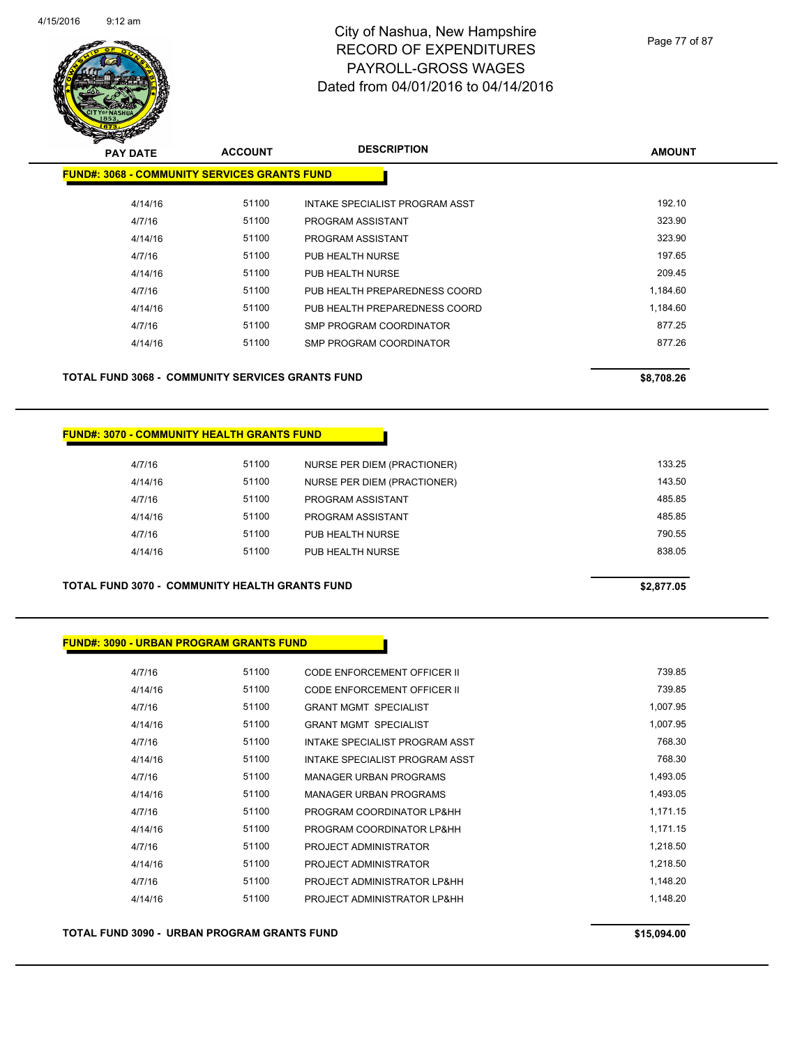# City of Nashua, New Hampshire
## RECORD OF EXPENDITURES
## PAYROLL-GROSS WAGES
## Dated from 04/01/2016 to 04/14/2016

| PAY DATE | ACCOUNT | DESCRIPTION | AMOUNT |
|---|---|---|---|
| **FUND#: 3068 - COMMUNITY SERVICES GRANTS FUND** | | | |
| 4/14/16 | 51100 | INTAKE SPECIALIST PROGRAM ASST | 192.10 |
| 4/7/16 | 51100 | PROGRAM ASSISTANT | 323.90 |
| 4/14/16 | 51100 | PROGRAM ASSISTANT | 323.90 |
| 4/7/16 | 51100 | PUB HEALTH NURSE | 197.65 |
| 4/14/16 | 51100 | PUB HEALTH NURSE | 209.45 |
| 4/7/16 | 51100 | PUB HEALTH PREPAREDNSS COORD | 1,184.60 |
| 4/14/16 | 51100 | PUB HEALTH PREPAREDNSS COORD | 1,184.60 |
| 4/7/16 | 51100 | SMP PROGRAM COORDINATOR | 877.25 |
| 4/14/16 | 51100 | SMP PROGRAM COORDINATOR | 877.26 |
| **TOTAL FUND 3068 - COMMUNITY SERVICES GRANTS FUND** | | | **$8,708.26** |

| PAY DATE | ACCOUNT | DESCRIPTION | AMOUNT |
|---|---|---|---|
| **FUND#: 3070 - COMMUNITY HEALTH GRANTS FUND** | | | |
| 4/7/16 | 51100 | NURSE PER DIEM (PRACTIONER) | 133.25 |
| 4/14/16 | 51100 | NURSE PER DIEM (PRACTIONER) | 143.50 |
| 4/7/16 | 51100 | PROGRAM ASSISTANT | 485.85 |
| 4/14/16 | 51100 | PROGRAM ASSISTANT | 485.85 |
| 4/7/16 | 51100 | PUB HEALTH NURSE | 790.55 |
| 4/14/16 | 51100 | PUB HEALTH NURSE | 838.05 |
| **TOTAL FUND 3070 - COMMUNITY HEALTH GRANTS FUND** | | | **$2,877.05** |

| PAY DATE | ACCOUNT | DESCRIPTION | AMOUNT |
|---|---|---|---|
| **FUND#: 3090 - URBAN PROGRAM GRANTS FUND** | | | |
| 4/7/16 | 51100 | CODE ENFORCEMENT OFFICER II | 739.85 |
| 4/14/16 | 51100 | CODE ENFORCEMENT OFFICER II | 739.85 |
| 4/7/16 | 51100 | GRANT MGMT SPECIALIST | 1,007.95 |
| 4/14/16 | 51100 | GRANT MGMT SPECIALIST | 1,007.95 |
| 4/7/16 | 51100 | INTAKE SPECIALIST PROGRAM ASST | 768.30 |
| 4/14/16 | 51100 | INTAKE SPECIALIST PROGRAM ASST | 768.30 |
| 4/7/16 | 51100 | MANAGER URBAN PROGRAMS | 1,493.05 |
| 4/14/16 | 51100 | MANAGER URBAN PROGRAMS | 1,493.05 |
| 4/7/16 | 51100 | PROGRAM COORDINATOR LP&HH | 1,171.15 |
| 4/14/16 | 51100 | PROGRAM COORDINATOR LP&HH | 1,171.15 |
| 4/7/16 | 51100 | PROJECT ADMINISTRATOR | 1,218.50 |
| 4/14/16 | 51100 | PROJECT ADMINISTRATOR | 1,218.50 |
| 4/7/16 | 51100 | PROJECT ADMINISTRATOR LP&HH | 1,148.20 |
| 4/14/16 | 51100 | PROJECT ADMINISTRATOR LP&HH | 1,148.20 |
| **TOTAL FUND 3090 - URBAN PROGRAM GRANTS FUND** | | | **$15,094.00** |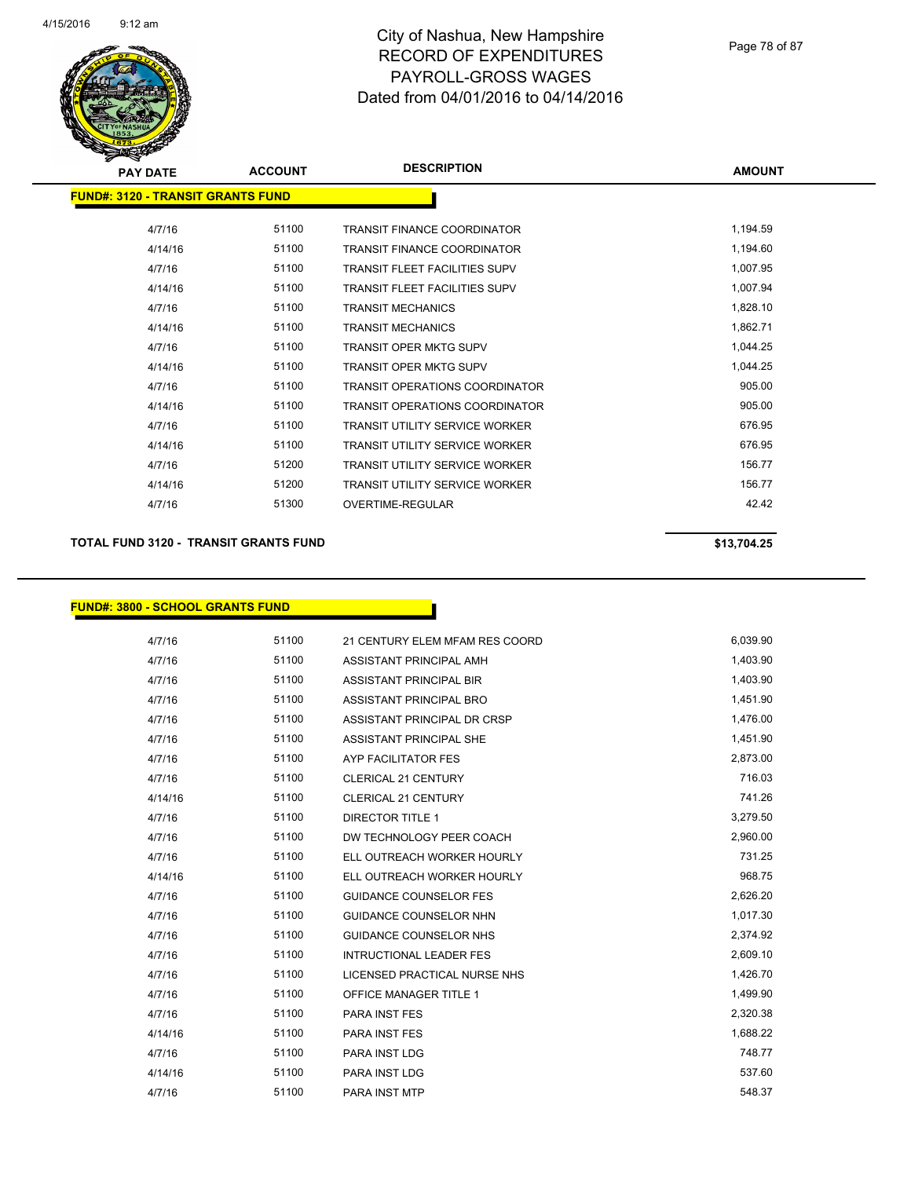# City of Nashua, New Hampshire
# RECORD OF EXPENDITURES
# PAYROLL-GROSS WAGES
# Dated from 04/01/2016 to 04/14/2016

## FUND#: 3120 - TRANSIT GRANTS FUND

| PAY DATE | ACCOUNT | DESCRIPTION | AMOUNT |
|---|---|---|---|
| 4/7/16 | 51100 | TRANSIT FINANCE COORDINATOR | 1,194.59 |
| 4/14/16 | 51100 | TRANSIT FINANCE COORDINATOR | 1,194.60 |
| 4/7/16 | 51100 | TRANSIT FLEET FACILITIES SUPV | 1,007.95 |
| 4/14/16 | 51100 | TRANSIT FLEET FACILITIES SUPV | 1,007.94 |
| 4/7/16 | 51100 | TRANSIT MECHANICS | 1,828.10 |
| 4/14/16 | 51100 | TRANSIT MECHANICS | 1,862.71 |
| 4/7/16 | 51100 | TRANSIT OPER MKTG SUPV | 1,044.25 |
| 4/14/16 | 51100 | TRANSIT OPER MKTG SUPV | 1,044.25 |
| 4/7/16 | 51100 | TRANSIT OPERATIONS COORDINATOR | 905.00 |
| 4/14/16 | 51100 | TRANSIT OPERATIONS COORDINATOR | 905.00 |
| 4/7/16 | 51100 | TRANSIT UTILITY SERVICE WORKER | 676.95 |
| 4/14/16 | 51100 | TRANSIT UTILITY SERVICE WORKER | 676.95 |
| 4/7/16 | 51200 | TRANSIT UTILITY SERVICE WORKER | 156.77 |
| 4/14/16 | 51200 | TRANSIT UTILITY SERVICE WORKER | 156.77 |
| 4/7/16 | 51300 | OVERTIME-REGULAR | 42.42 |

**TOTAL FUND 3120 - TRANSIT GRANTS FUND** **$13,704.25**

## FUND#: 3800 - SCHOOL GRANTS FUND

| PAY DATE | ACCOUNT | DESCRIPTION | AMOUNT |
|---|---|---|---|
| 4/7/16 | 51100 | 21 CENTURY ELEM MFAM RES COORD | 6,039.90 |
| 4/7/16 | 51100 | ASSISTANT PRINCIPAL AMH | 1,403.90 |
| 4/7/16 | 51100 | ASSISTANT PRINCIPAL BIR | 1,403.90 |
| 4/7/16 | 51100 | ASSISTANT PRINCIPAL BRO | 1,451.90 |
| 4/7/16 | 51100 | ASSISTANT PRINCIPAL DR CRSP | 1,476.00 |
| 4/7/16 | 51100 | ASSISTANT PRINCIPAL SHE | 1,451.90 |
| 4/7/16 | 51100 | AYP FACILITATOR FES | 2,873.00 |
| 4/7/16 | 51100 | CLERICAL 21 CENTURY | 716.03 |
| 4/14/16 | 51100 | CLERICAL 21 CENTURY | 741.26 |
| 4/7/16 | 51100 | DIRECTOR TITLE 1 | 3,279.50 |
| 4/7/16 | 51100 | DW TECHNOLOGY PEER COACH | 2,960.00 |
| 4/7/16 | 51100 | ELL OUTREACH WORKER HOURLY | 731.25 |
| 4/14/16 | 51100 | ELL OUTREACH WORKER HOURLY | 968.75 |
| 4/7/16 | 51100 | GUIDANCE COUNSELOR FES | 2,626.20 |
| 4/7/16 | 51100 | GUIDANCE COUNSELOR NHN | 1,017.30 |
| 4/7/16 | 51100 | GUIDANCE COUNSELOR NHS | 2,374.92 |
| 4/7/16 | 51100 | INTRUCTIONAL LEADER FES | 2,609.10 |
| 4/7/16 | 51100 | LICENSED PRACTICAL NURSE NHS | 1,426.70 |
| 4/7/16 | 51100 | OFFICE MANAGER TITLE 1 | 1,499.90 |
| 4/7/16 | 51100 | PARA INST FES | 2,320.38 |
| 4/14/16 | 51100 | PARA INST FES | 1,688.22 |
| 4/7/16 | 51100 | PARA INST LDG | 748.77 |
| 4/14/16 | 51100 | PARA INST LDG | 537.60 |
| 4/7/16 | 51100 | PARA INST MTP | 548.37 |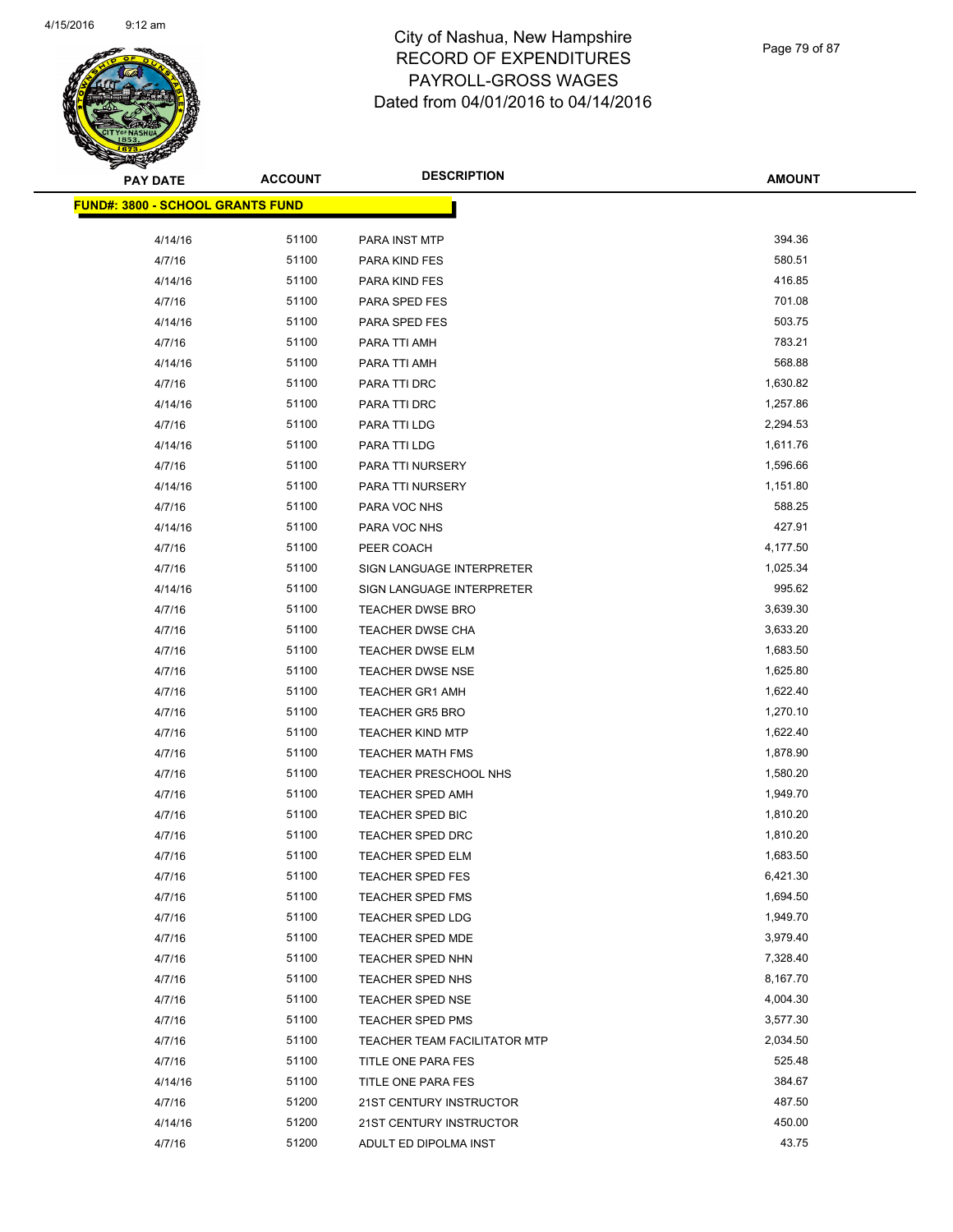# City of Nashua, New Hampshire
## RECORD OF EXPENDITURES
## PAYROLL-GROSS WAGES
## Dated from 04/01/2016 to 04/14/2016

**FUND#: 3800 - SCHOOL GRANTS FUND**

| PAY DATE | ACCOUNT | DESCRIPTION | AMOUNT |
|---|---|---|---|
| 4/14/16 | 51100 | PARA INST MTP | 394.36 |
| 4/7/16 | 51100 | PARA KIND FES | 580.51 |
| 4/14/16 | 51100 | PARA KIND FES | 416.85 |
| 4/7/16 | 51100 | PARA SPED FES | 701.08 |
| 4/14/16 | 51100 | PARA SPED FES | 503.75 |
| 4/7/16 | 51100 | PARA TTI AMH | 783.21 |
| 4/14/16 | 51100 | PARA TTI AMH | 568.88 |
| 4/7/16 | 51100 | PARA TTI DRC | 1,630.82 |
| 4/14/16 | 51100 | PARA TTI DRC | 1,257.86 |
| 4/7/16 | 51100 | PARA TTI LDG | 2,294.53 |
| 4/14/16 | 51100 | PARA TTI LDG | 1,611.76 |
| 4/7/16 | 51100 | PARA TTI NURSERY | 1,596.66 |
| 4/14/16 | 51100 | PARA TTI NURSERY | 1,151.80 |
| 4/7/16 | 51100 | PARA VOC NHS | 588.25 |
| 4/14/16 | 51100 | PARA VOC NHS | 427.91 |
| 4/7/16 | 51100 | PEER COACH | 4,177.50 |
| 4/7/16 | 51100 | SIGN LANGUAGE INTERPRETER | 1,025.34 |
| 4/14/16 | 51100 | SIGN LANGUAGE INTERPRETER | 995.62 |
| 4/7/16 | 51100 | TEACHER DWSE BRO | 3,639.30 |
| 4/7/16 | 51100 | TEACHER DWSE CHA | 3,633.20 |
| 4/7/16 | 51100 | TEACHER DWSE ELM | 1,683.50 |
| 4/7/16 | 51100 | TEACHER DWSE NSE | 1,625.80 |
| 4/7/16 | 51100 | TEACHER GR1 AMH | 1,622.40 |
| 4/7/16 | 51100 | TEACHER GR5 BRO | 1,270.10 |
| 4/7/16 | 51100 | TEACHER KIND MTP | 1,622.40 |
| 4/7/16 | 51100 | TEACHER MATH FMS | 1,878.90 |
| 4/7/16 | 51100 | TEACHER PRESCHOOL NHS | 1,580.20 |
| 4/7/16 | 51100 | TEACHER SPED AMH | 1,949.70 |
| 4/7/16 | 51100 | TEACHER SPED BIC | 1,810.20 |
| 4/7/16 | 51100 | TEACHER SPED DRC | 1,810.20 |
| 4/7/16 | 51100 | TEACHER SPED ELM | 1,683.50 |
| 4/7/16 | 51100 | TEACHER SPED FES | 6,421.30 |
| 4/7/16 | 51100 | TEACHER SPED FMS | 1,694.50 |
| 4/7/16 | 51100 | TEACHER SPED LDG | 1,949.70 |
| 4/7/16 | 51100 | TEACHER SPED MDE | 3,979.40 |
| 4/7/16 | 51100 | TEACHER SPED NHN | 7,328.40 |
| 4/7/16 | 51100 | TEACHER SPED NHS | 8,167.70 |
| 4/7/16 | 51100 | TEACHER SPED NSE | 4,004.30 |
| 4/7/16 | 51100 | TEACHER SPED PMS | 3,577.30 |
| 4/7/16 | 51100 | TEACHER TEAM FACILITATOR MTP | 2,034.50 |
| 4/7/16 | 51100 | TITLE ONE PARA FES | 525.48 |
| 4/14/16 | 51100 | TITLE ONE PARA FES | 384.67 |
| 4/7/16 | 51200 | 21ST CENTURY INSTRUCTOR | 487.50 |
| 4/14/16 | 51200 | 21ST CENTURY INSTRUCTOR | 450.00 |
| 4/7/16 | 51200 | ADULT ED DIPOLMA INST | 43.75 |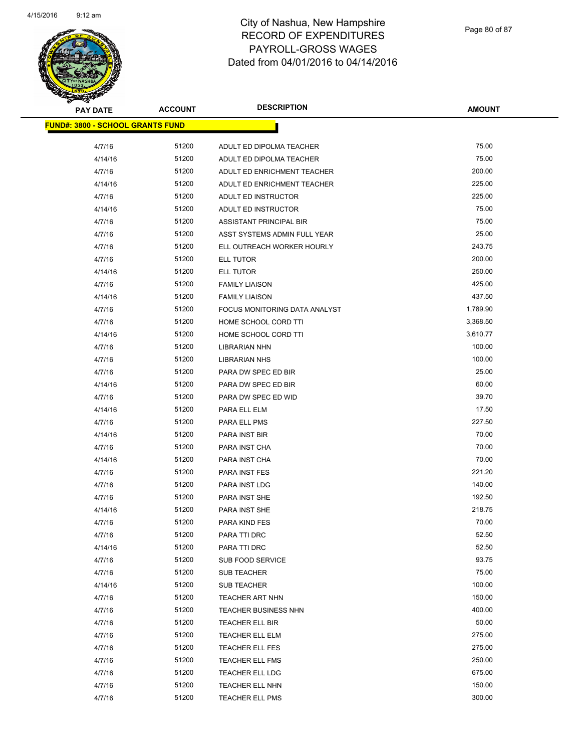# City of Nashua, New Hampshire
## RECORD OF EXPENDITURES
## PAYROLL-GROSS WAGES
## Dated from 04/01/2016 to 04/14/2016

| PAY DATE | ACCOUNT | DESCRIPTION | AMOUNT |
|---|---|---|---|

**FUND#: 3800 - SCHOOL GRANTS FUND**

| PAY DATE | ACCOUNT | DESCRIPTION | AMOUNT |
|---|---|---|---|
| 4/7/16 | 51200 | ADULT ED DIPOLMA TEACHER | 75.00 |
| 4/14/16 | 51200 | ADULT ED DIPOLMA TEACHER | 75.00 |
| 4/7/16 | 51200 | ADULT ED ENRICHMENT TEACHER | 200.00 |
| 4/14/16 | 51200 | ADULT ED ENRICHMENT TEACHER | 225.00 |
| 4/7/16 | 51200 | ADULT ED INSTRUCTOR | 225.00 |
| 4/14/16 | 51200 | ADULT ED INSTRUCTOR | 75.00 |
| 4/7/16 | 51200 | ASSISTANT PRINCIPAL BIR | 75.00 |
| 4/7/16 | 51200 | ASST SYSTEMS ADMIN FULL YEAR | 25.00 |
| 4/7/16 | 51200 | ELL OUTREACH WORKER HOURLY | 243.75 |
| 4/7/16 | 51200 | ELL TUTOR | 200.00 |
| 4/14/16 | 51200 | ELL TUTOR | 250.00 |
| 4/7/16 | 51200 | FAMILY LIAISON | 425.00 |
| 4/14/16 | 51200 | FAMILY LIAISON | 437.50 |
| 4/7/16 | 51200 | FOCUS MONITORING DATA ANALYST | 1,789.90 |
| 4/7/16 | 51200 | HOME SCHOOL CORD TTI | 3,368.50 |
| 4/14/16 | 51200 | HOME SCHOOL CORD TTI | 3,610.77 |
| 4/7/16 | 51200 | LIBRARIAN NHN | 100.00 |
| 4/7/16 | 51200 | LIBRARIAN NHS | 100.00 |
| 4/7/16 | 51200 | PARA DW SPEC ED BIR | 25.00 |
| 4/14/16 | 51200 | PARA DW SPEC ED BIR | 60.00 |
| 4/7/16 | 51200 | PARA DW SPEC ED WID | 39.70 |
| 4/14/16 | 51200 | PARA ELL ELM | 17.50 |
| 4/7/16 | 51200 | PARA ELL PMS | 227.50 |
| 4/14/16 | 51200 | PARA INST BIR | 70.00 |
| 4/7/16 | 51200 | PARA INST CHA | 70.00 |
| 4/14/16 | 51200 | PARA INST CHA | 70.00 |
| 4/7/16 | 51200 | PARA INST FES | 221.20 |
| 4/7/16 | 51200 | PARA INST LDG | 140.00 |
| 4/7/16 | 51200 | PARA INST SHE | 192.50 |
| 4/14/16 | 51200 | PARA INST SHE | 218.75 |
| 4/7/16 | 51200 | PARA KIND FES | 70.00 |
| 4/7/16 | 51200 | PARA TTI DRC | 52.50 |
| 4/14/16 | 51200 | PARA TTI DRC | 52.50 |
| 4/7/16 | 51200 | SUB FOOD SERVICE | 93.75 |
| 4/7/16 | 51200 | SUB TEACHER | 75.00 |
| 4/14/16 | 51200 | SUB TEACHER | 100.00 |
| 4/7/16 | 51200 | TEACHER ART NHN | 150.00 |
| 4/7/16 | 51200 | TEACHER BUSINESS NHN | 400.00 |
| 4/7/16 | 51200 | TEACHER ELL BIR | 50.00 |
| 4/7/16 | 51200 | TEACHER ELL ELM | 275.00 |
| 4/7/16 | 51200 | TEACHER ELL FES | 275.00 |
| 4/7/16 | 51200 | TEACHER ELL FMS | 250.00 |
| 4/7/16 | 51200 | TEACHER ELL LDG | 675.00 |
| 4/7/16 | 51200 | TEACHER ELL NHN | 150.00 |
| 4/7/16 | 51200 | TEACHER ELL PMS | 300.00 |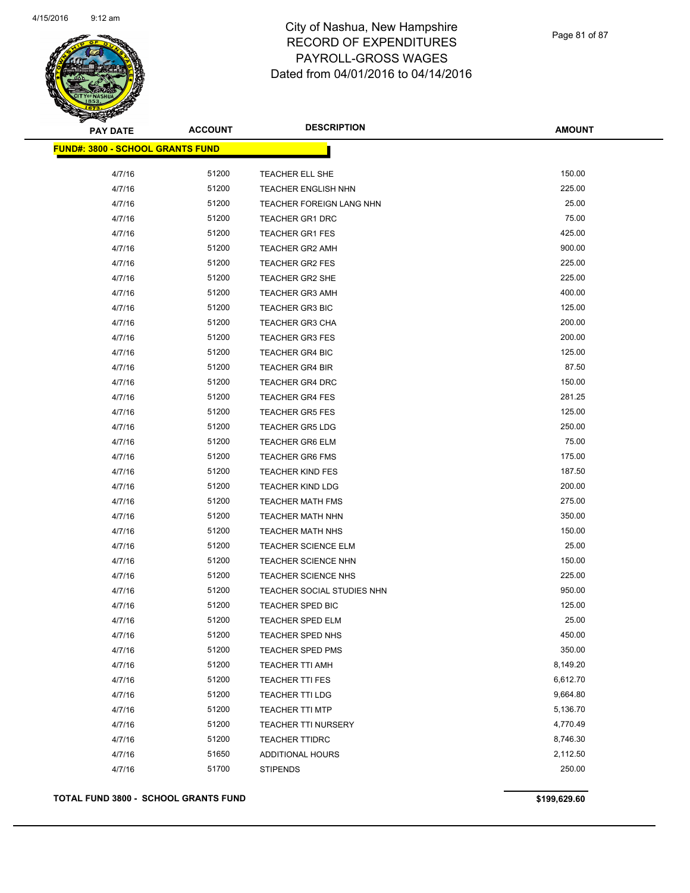# City of Nashua, New Hampshire
## RECORD OF EXPENDITURES
## PAYROLL-GROSS WAGES
## Dated from 04/01/2016 to 04/14/2016

| PAY DATE | ACCOUNT | DESCRIPTION | AMOUNT |
|---|---|---|---|
| **FUND#: 3800 - SCHOOL GRANTS FUND** | | | |
| 4/7/16 | 51200 | TEACHER ELL SHE | 150.00 |
| 4/7/16 | 51200 | TEACHER ENGLISH NHN | 225.00 |
| 4/7/16 | 51200 | TEACHER FOREIGN LANG NHN | 25.00 |
| 4/7/16 | 51200 | TEACHER GR1 DRC | 75.00 |
| 4/7/16 | 51200 | TEACHER GR1 FES | 425.00 |
| 4/7/16 | 51200 | TEACHER GR2 AMH | 900.00 |
| 4/7/16 | 51200 | TEACHER GR2 FES | 225.00 |
| 4/7/16 | 51200 | TEACHER GR2 SHE | 225.00 |
| 4/7/16 | 51200 | TEACHER GR3 AMH | 400.00 |
| 4/7/16 | 51200 | TEACHER GR3 BIC | 125.00 |
| 4/7/16 | 51200 | TEACHER GR3 CHA | 200.00 |
| 4/7/16 | 51200 | TEACHER GR3 FES | 200.00 |
| 4/7/16 | 51200 | TEACHER GR4 BIC | 125.00 |
| 4/7/16 | 51200 | TEACHER GR4 BIR | 87.50 |
| 4/7/16 | 51200 | TEACHER GR4 DRC | 150.00 |
| 4/7/16 | 51200 | TEACHER GR4 FES | 281.25 |
| 4/7/16 | 51200 | TEACHER GR5 FES | 125.00 |
| 4/7/16 | 51200 | TEACHER GR5 LDG | 250.00 |
| 4/7/16 | 51200 | TEACHER GR6 ELM | 75.00 |
| 4/7/16 | 51200 | TEACHER GR6 FMS | 175.00 |
| 4/7/16 | 51200 | TEACHER KIND FES | 187.50 |
| 4/7/16 | 51200 | TEACHER KIND LDG | 200.00 |
| 4/7/16 | 51200 | TEACHER MATH FMS | 275.00 |
| 4/7/16 | 51200 | TEACHER MATH NHN | 350.00 |
| 4/7/16 | 51200 | TEACHER MATH NHS | 150.00 |
| 4/7/16 | 51200 | TEACHER SCIENCE ELM | 25.00 |
| 4/7/16 | 51200 | TEACHER SCIENCE NHN | 150.00 |
| 4/7/16 | 51200 | TEACHER SCIENCE NHS | 225.00 |
| 4/7/16 | 51200 | TEACHER SOCIAL STUDIES NHN | 950.00 |
| 4/7/16 | 51200 | TEACHER SPED BIC | 125.00 |
| 4/7/16 | 51200 | TEACHER SPED ELM | 25.00 |
| 4/7/16 | 51200 | TEACHER SPED NHS | 450.00 |
| 4/7/16 | 51200 | TEACHER SPED PMS | 350.00 |
| 4/7/16 | 51200 | TEACHER TTI AMH | 8,149.20 |
| 4/7/16 | 51200 | TEACHER TTI FES | 6,612.70 |
| 4/7/16 | 51200 | TEACHER TTI LDG | 9,664.80 |
| 4/7/16 | 51200 | TEACHER TTI MTP | 5,136.70 |
| 4/7/16 | 51200 | TEACHER TTI NURSERY | 4,770.49 |
| 4/7/16 | 51200 | TEACHER TTIDRC | 8,746.30 |
| 4/7/16 | 51650 | ADDITIONAL HOURS | 2,112.50 |
| 4/7/16 | 51700 | STIPENDS | 250.00 |

**TOTAL FUND 3800 - SCHOOL GRANTS FUND** **$199,629.60**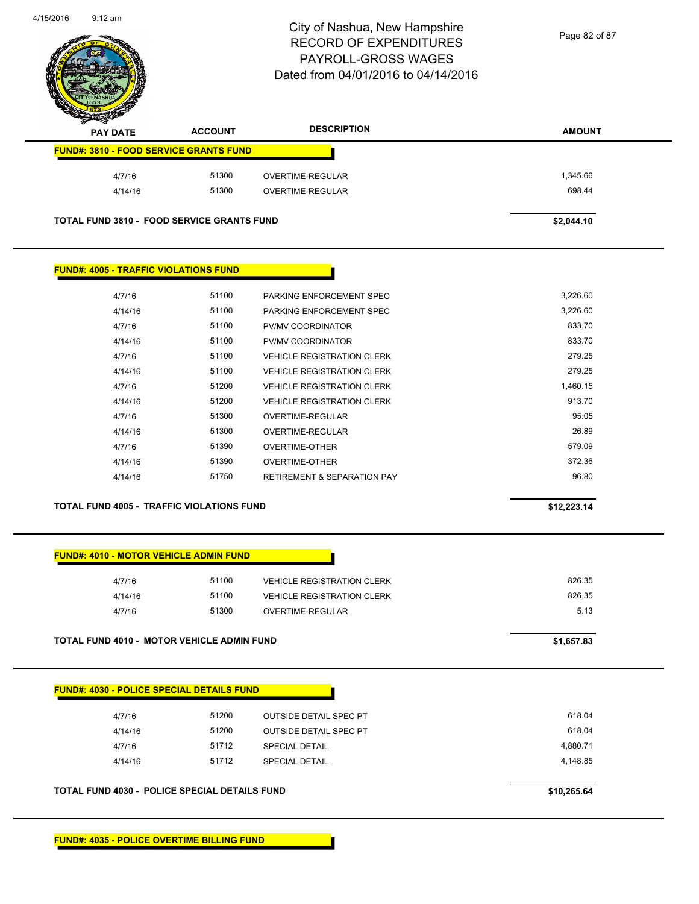# City of Nashua, New Hampshire
## RECORD OF EXPENDITURES
## PAYROLL-GROSS WAGES
## Dated from 04/01/2016 to 04/14/2016

| PAY DATE | ACCOUNT | DESCRIPTION | AMOUNT |
|---|---|---|---|
| **FUND#: 3810 - FOOD SERVICE GRANTS FUND** | | | |
| 4/7/16 | 51300 | OVERTIME-REGULAR | 1,345.66 |
| 4/14/16 | 51300 | OVERTIME-REGULAR | 698.44 |
| **TOTAL FUND 3810 - FOOD SERVICE GRANTS FUND** | | | **$2,044.10** |

| PAY DATE | ACCOUNT | DESCRIPTION | AMOUNT |
|---|---|---|---|
| **FUND#: 4005 - TRAFFIC VIOLATIONS FUND** | | | |
| 4/7/16 | 51100 | PARKING ENFORCEMENT SPEC | 3,226.60 |
| 4/14/16 | 51100 | PARKING ENFORCEMENT SPEC | 3,226.60 |
| 4/7/16 | 51100 | PV/MV COORDINATOR | 833.70 |
| 4/14/16 | 51100 | PV/MV COORDINATOR | 833.70 |
| 4/7/16 | 51100 | VEHICLE REGISTRATION CLERK | 279.25 |
| 4/14/16 | 51100 | VEHICLE REGISTRATION CLERK | 279.25 |
| 4/7/16 | 51200 | VEHICLE REGISTRATION CLERK | 1,460.15 |
| 4/14/16 | 51200 | VEHICLE REGISTRATION CLERK | 913.70 |
| 4/7/16 | 51300 | OVERTIME-REGULAR | 95.05 |
| 4/14/16 | 51300 | OVERTIME-REGULAR | 26.89 |
| 4/7/16 | 51390 | OVERTIME-OTHER | 579.09 |
| 4/14/16 | 51390 | OVERTIME-OTHER | 372.36 |
| 4/14/16 | 51750 | RETIREMENT & SEPARATION PAY | 96.80 |
| **TOTAL FUND 4005 - TRAFFIC VIOLATIONS FUND** | | | **$12,223.14** |

| PAY DATE | ACCOUNT | DESCRIPTION | AMOUNT |
|---|---|---|---|
| **FUND#: 4010 - MOTOR VEHICLE ADMIN FUND** | | | |
| 4/7/16 | 51100 | VEHICLE REGISTRATION CLERK | 826.35 |
| 4/14/16 | 51100 | VEHICLE REGISTRATION CLERK | 826.35 |
| 4/7/16 | 51300 | OVERTIME-REGULAR | 5.13 |
| **TOTAL FUND 4010 - MOTOR VEHICLE ADMIN FUND** | | | **$1,657.83** |

| PAY DATE | ACCOUNT | DESCRIPTION | AMOUNT |
|---|---|---|---|
| **FUND#: 4030 - POLICE SPECIAL DETAILS FUND** | | | |
| 4/7/16 | 51200 | OUTSIDE DETAIL SPEC PT | 618.04 |
| 4/14/16 | 51200 | OUTSIDE DETAIL SPEC PT | 618.04 |
| 4/7/16 | 51712 | SPECIAL DETAIL | 4,880.71 |
| 4/14/16 | 51712 | SPECIAL DETAIL | 4,148.85 |
| **TOTAL FUND 4030 - POLICE SPECIAL DETAILS FUND** | | | **$10,265.64** |

**FUND#: 4035 - POLICE OVERTIME BILLING FUND**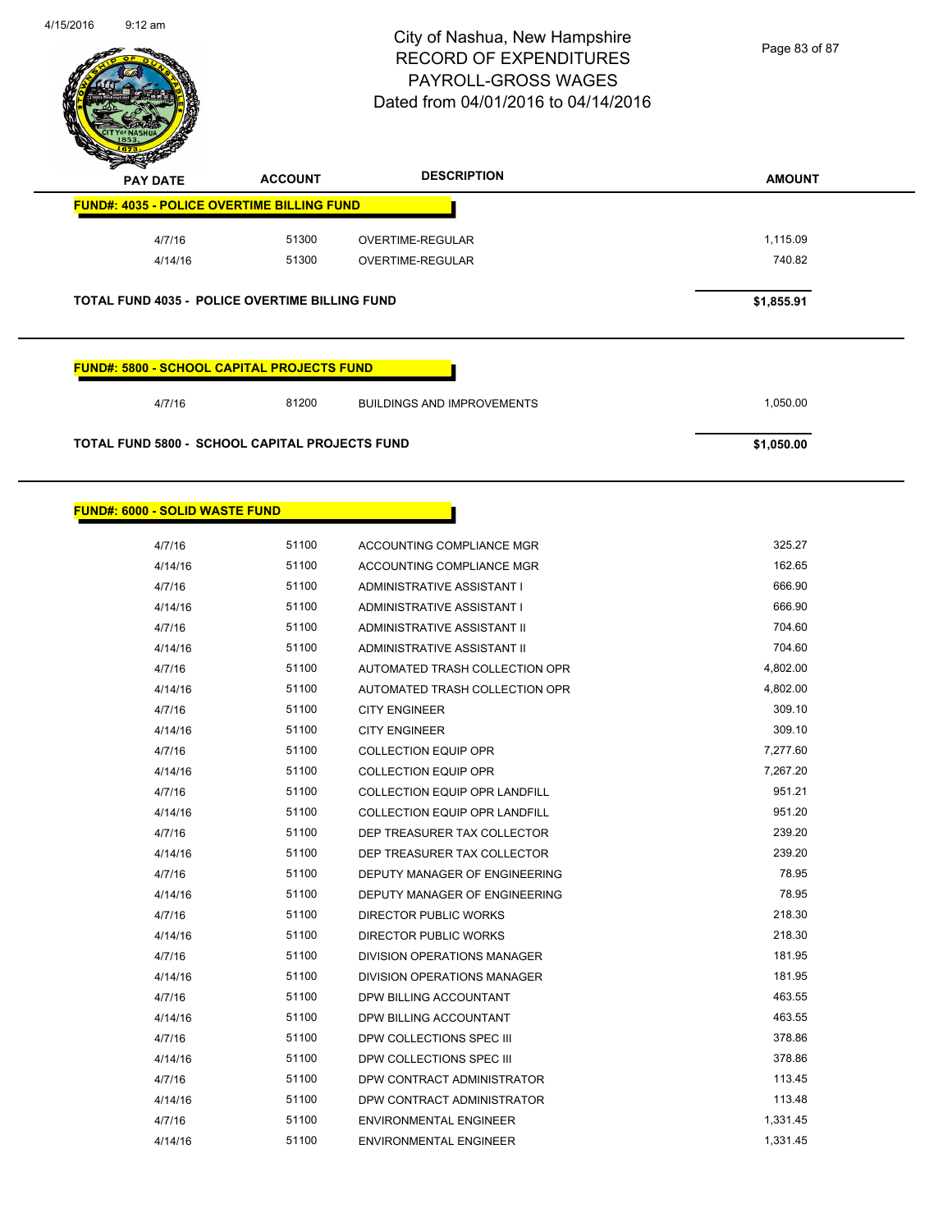# City of Nashua, New Hampshire
# RECORD OF EXPENDITURES
# PAYROLL-GROSS WAGES
# Dated from 04/01/2016 to 04/14/2016

| PAY DATE | ACCOUNT | DESCRIPTION | AMOUNT |
|---|---|---|---|
| **FUND#: 4035 - POLICE OVERTIME BILLING FUND** | | | |
| 4/7/16 | 51300 | OVERTIME-REGULAR | 1,115.09 |
| 4/14/16 | 51300 | OVERTIME-REGULAR | 740.82 |
| **TOTAL FUND 4035 - POLICE OVERTIME BILLING FUND** | | | **$1,855.91** |
| **FUND#: 5800 - SCHOOL CAPITAL PROJECTS FUND** | | | |
| 4/7/16 | 81200 | BUILDINGS AND IMPROVEMENTS | 1,050.00 |
| **TOTAL FUND 5800 - SCHOOL CAPITAL PROJECTS FUND** | | | **$1,050.00** |
| **FUND#: 6000 - SOLID WASTE FUND** | | | |
| 4/7/16 | 51100 | ACCOUNTING COMPLIANCE MGR | 325.27 |
| 4/14/16 | 51100 | ACCOUNTING COMPLIANCE MGR | 162.65 |
| 4/7/16 | 51100 | ADMINISTRATIVE ASSISTANT I | 666.90 |
| 4/14/16 | 51100 | ADMINISTRATIVE ASSISTANT I | 666.90 |
| 4/7/16 | 51100 | ADMINISTRATIVE ASSISTANT II | 704.60 |
| 4/14/16 | 51100 | ADMINISTRATIVE ASSISTANT II | 704.60 |
| 4/7/16 | 51100 | AUTOMATED TRASH COLLECTION OPR | 4,802.00 |
| 4/14/16 | 51100 | AUTOMATED TRASH COLLECTION OPR | 4,802.00 |
| 4/7/16 | 51100 | CITY ENGINEER | 309.10 |
| 4/14/16 | 51100 | CITY ENGINEER | 309.10 |
| 4/7/16 | 51100 | COLLECTION EQUIP OPR | 7,277.60 |
| 4/14/16 | 51100 | COLLECTION EQUIP OPR | 7,267.20 |
| 4/7/16 | 51100 | COLLECTION EQUIP OPR LANDFILL | 951.21 |
| 4/14/16 | 51100 | COLLECTION EQUIP OPR LANDFILL | 951.20 |
| 4/7/16 | 51100 | DEP TREASURER TAX COLLECTOR | 239.20 |
| 4/14/16 | 51100 | DEP TREASURER TAX COLLECTOR | 239.20 |
| 4/7/16 | 51100 | DEPUTY MANAGER OF ENGINEERING | 78.95 |
| 4/14/16 | 51100 | DEPUTY MANAGER OF ENGINEERING | 78.95 |
| 4/7/16 | 51100 | DIRECTOR PUBLIC WORKS | 218.30 |
| 4/14/16 | 51100 | DIRECTOR PUBLIC WORKS | 218.30 |
| 4/7/16 | 51100 | DIVISION OPERATIONS MANAGER | 181.95 |
| 4/14/16 | 51100 | DIVISION OPERATIONS MANAGER | 181.95 |
| 4/7/16 | 51100 | DPW BILLING ACCOUNTANT | 463.55 |
| 4/14/16 | 51100 | DPW BILLING ACCOUNTANT | 463.55 |
| 4/7/16 | 51100 | DPW COLLECTIONS SPEC III | 378.86 |
| 4/14/16 | 51100 | DPW COLLECTIONS SPEC III | 378.86 |
| 4/7/16 | 51100 | DPW CONTRACT ADMINISTRATOR | 113.45 |
| 4/14/16 | 51100 | DPW CONTRACT ADMINISTRATOR | 113.48 |
| 4/7/16 | 51100 | ENVIRONMENTAL ENGINEER | 1,331.45 |
| 4/14/16 | 51100 | ENVIRONMENTAL ENGINEER | 1,331.45 |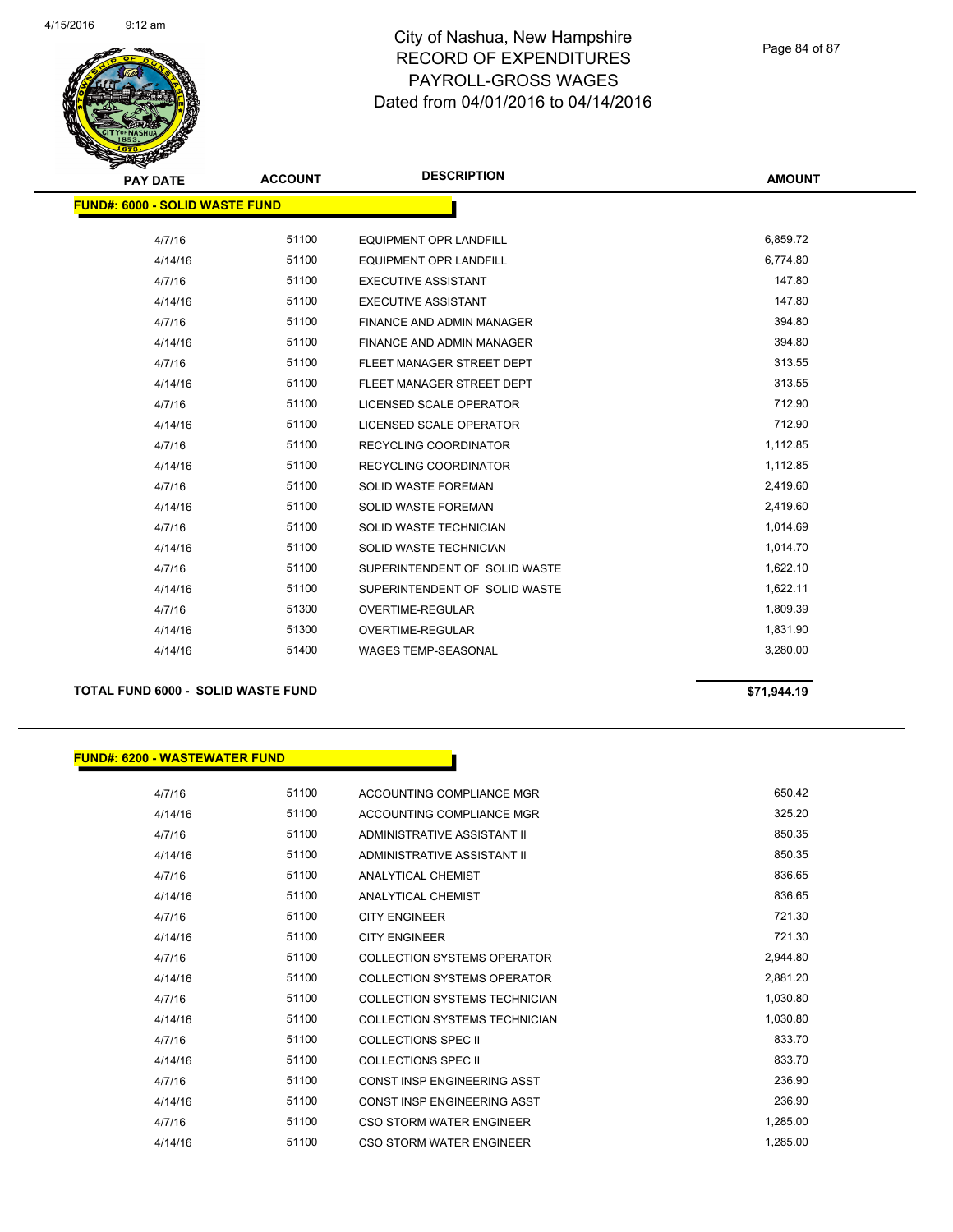# City of Nashua, New Hampshire
# RECORD OF EXPENDITURES
# PAYROLL-GROSS WAGES
# Dated from 04/01/2016 to 04/14/2016

## FUND#: 6000 - SOLID WASTE FUND

| PAY DATE | ACCOUNT | DESCRIPTION | AMOUNT |
|---|---|---|---|
| 4/7/16 | 51100 | EQUIPMENT OPR LANDFILL | 6,859.72 |
| 4/14/16 | 51100 | EQUIPMENT OPR LANDFILL | 6,774.80 |
| 4/7/16 | 51100 | EXECUTIVE ASSISTANT | 147.80 |
| 4/14/16 | 51100 | EXECUTIVE ASSISTANT | 147.80 |
| 4/7/16 | 51100 | FINANCE AND ADMIN MANAGER | 394.80 |
| 4/14/16 | 51100 | FINANCE AND ADMIN MANAGER | 394.80 |
| 4/7/16 | 51100 | FLEET MANAGER STREET DEPT | 313.55 |
| 4/14/16 | 51100 | FLEET MANAGER STREET DEPT | 313.55 |
| 4/7/16 | 51100 | LICENSED SCALE OPERATOR | 712.90 |
| 4/14/16 | 51100 | LICENSED SCALE OPERATOR | 712.90 |
| 4/7/16 | 51100 | RECYCLING COORDINATOR | 1,112.85 |
| 4/14/16 | 51100 | RECYCLING COORDINATOR | 1,112.85 |
| 4/7/16 | 51100 | SOLID WASTE FOREMAN | 2,419.60 |
| 4/14/16 | 51100 | SOLID WASTE FOREMAN | 2,419.60 |
| 4/7/16 | 51100 | SOLID WASTE TECHNICIAN | 1,014.69 |
| 4/14/16 | 51100 | SOLID WASTE TECHNICIAN | 1,014.70 |
| 4/7/16 | 51100 | SUPERINTENDENT OF SOLID WASTE | 1,622.10 |
| 4/14/16 | 51100 | SUPERINTENDENT OF SOLID WASTE | 1,622.11 |
| 4/7/16 | 51300 | OVERTIME-REGULAR | 1,809.39 |
| 4/14/16 | 51300 | OVERTIME-REGULAR | 1,831.90 |
| 4/14/16 | 51400 | WAGES TEMP-SEASONAL | 3,280.00 |

**TOTAL FUND 6000 - SOLID WASTE FUND** **$71,944.19**

## FUND#: 6200 - WASTEWATER FUND

| PAY DATE | ACCOUNT | DESCRIPTION | AMOUNT |
|---|---|---|---|
| 4/7/16 | 51100 | ACCOUNTING COMPLIANCE MGR | 650.42 |
| 4/14/16 | 51100 | ACCOUNTING COMPLIANCE MGR | 325.20 |
| 4/7/16 | 51100 | ADMINISTRATIVE ASSISTANT II | 850.35 |
| 4/14/16 | 51100 | ADMINISTRATIVE ASSISTANT II | 850.35 |
| 4/7/16 | 51100 | ANALYTICAL CHEMIST | 836.65 |
| 4/14/16 | 51100 | ANALYTICAL CHEMIST | 836.65 |
| 4/7/16 | 51100 | CITY ENGINEER | 721.30 |
| 4/14/16 | 51100 | CITY ENGINEER | 721.30 |
| 4/7/16 | 51100 | COLLECTION SYSTEMS OPERATOR | 2,944.80 |
| 4/14/16 | 51100 | COLLECTION SYSTEMS OPERATOR | 2,881.20 |
| 4/7/16 | 51100 | COLLECTION SYSTEMS TECHNICIAN | 1,030.80 |
| 4/14/16 | 51100 | COLLECTION SYSTEMS TECHNICIAN | 1,030.80 |
| 4/7/16 | 51100 | COLLECTIONS SPEC II | 833.70 |
| 4/14/16 | 51100 | COLLECTIONS SPEC II | 833.70 |
| 4/7/16 | 51100 | CONST INSP ENGINEERING ASST | 236.90 |
| 4/14/16 | 51100 | CONST INSP ENGINEERING ASST | 236.90 |
| 4/7/16 | 51100 | CSO STORM WATER ENGINEER | 1,285.00 |
| 4/14/16 | 51100 | CSO STORM WATER ENGINEER | 1,285.00 |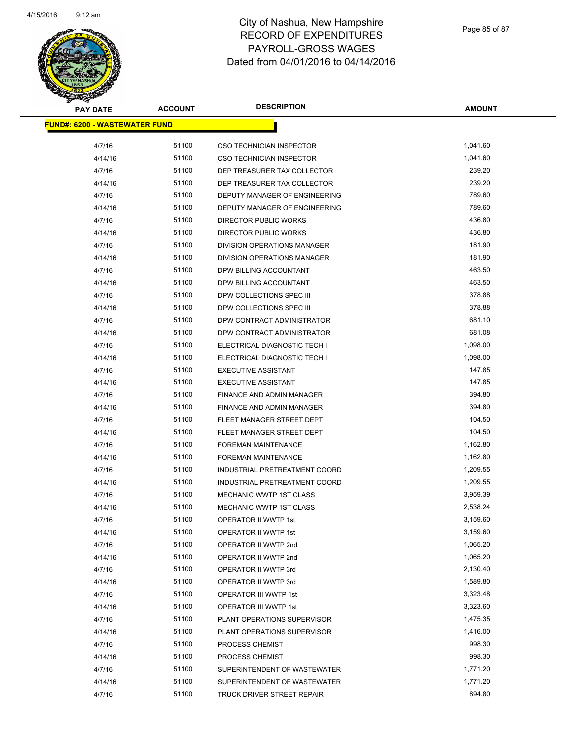# City of Nashua, New Hampshire
# RECORD OF EXPENDITURES
# PAYROLL-GROSS WAGES
# Dated from 04/01/2016 to 04/14/2016

| PAY DATE | ACCOUNT | DESCRIPTION | AMOUNT |
|---|---|---|---|
| **FUND#: 6200 - WASTEWATER FUND** | | | |
| 4/7/16 | 51100 | CSO TECHNICIAN INSPECTOR | 1,041.60 |
| 4/14/16 | 51100 | CSO TECHNICIAN INSPECTOR | 1,041.60 |
| 4/7/16 | 51100 | DEP TREASURER TAX COLLECTOR | 239.20 |
| 4/14/16 | 51100 | DEP TREASURER TAX COLLECTOR | 239.20 |
| 4/7/16 | 51100 | DEPUTY MANAGER OF ENGINEERING | 789.60 |
| 4/14/16 | 51100 | DEPUTY MANAGER OF ENGINEERING | 789.60 |
| 4/7/16 | 51100 | DIRECTOR PUBLIC WORKS | 436.80 |
| 4/14/16 | 51100 | DIRECTOR PUBLIC WORKS | 436.80 |
| 4/7/16 | 51100 | DIVISION OPERATIONS MANAGER | 181.90 |
| 4/14/16 | 51100 | DIVISION OPERATIONS MANAGER | 181.90 |
| 4/7/16 | 51100 | DPW BILLING ACCOUNTANT | 463.50 |
| 4/14/16 | 51100 | DPW BILLING ACCOUNTANT | 463.50 |
| 4/7/16 | 51100 | DPW COLLECTIONS SPEC III | 378.88 |
| 4/14/16 | 51100 | DPW COLLECTIONS SPEC III | 378.88 |
| 4/7/16 | 51100 | DPW CONTRACT ADMINISTRATOR | 681.10 |
| 4/14/16 | 51100 | DPW CONTRACT ADMINISTRATOR | 681.08 |
| 4/7/16 | 51100 | ELECTRICAL DIAGNOSTIC TECH I | 1,098.00 |
| 4/14/16 | 51100 | ELECTRICAL DIAGNOSTIC TECH I | 1,098.00 |
| 4/7/16 | 51100 | EXECUTIVE ASSISTANT | 147.85 |
| 4/14/16 | 51100 | EXECUTIVE ASSISTANT | 147.85 |
| 4/7/16 | 51100 | FINANCE AND ADMIN MANAGER | 394.80 |
| 4/14/16 | 51100 | FINANCE AND ADMIN MANAGER | 394.80 |
| 4/7/16 | 51100 | FLEET MANAGER STREET DEPT | 104.50 |
| 4/14/16 | 51100 | FLEET MANAGER STREET DEPT | 104.50 |
| 4/7/16 | 51100 | FOREMAN MAINTENANCE | 1,162.80 |
| 4/14/16 | 51100 | FOREMAN MAINTENANCE | 1,162.80 |
| 4/7/16 | 51100 | INDUSTRIAL PRETREATMENT COORD | 1,209.55 |
| 4/14/16 | 51100 | INDUSTRIAL PRETREATMENT COORD | 1,209.55 |
| 4/7/16 | 51100 | MECHANIC WWTP 1ST CLASS | 3,959.39 |
| 4/14/16 | 51100 | MECHANIC WWTP 1ST CLASS | 2,538.24 |
| 4/7/16 | 51100 | OPERATOR II WWTP 1st | 3,159.60 |
| 4/14/16 | 51100 | OPERATOR II WWTP 1st | 3,159.60 |
| 4/7/16 | 51100 | OPERATOR II WWTP 2nd | 1,065.20 |
| 4/14/16 | 51100 | OPERATOR II WWTP 2nd | 1,065.20 |
| 4/7/16 | 51100 | OPERATOR II WWTP 3rd | 2,130.40 |
| 4/14/16 | 51100 | OPERATOR II WWTP 3rd | 1,589.80 |
| 4/7/16 | 51100 | OPERATOR III WWTP 1st | 3,323.48 |
| 4/14/16 | 51100 | OPERATOR III WWTP 1st | 3,323.60 |
| 4/7/16 | 51100 | PLANT OPERATIONS SUPERVISOR | 1,475.35 |
| 4/14/16 | 51100 | PLANT OPERATIONS SUPERVISOR | 1,416.00 |
| 4/7/16 | 51100 | PROCESS CHEMIST | 998.30 |
| 4/14/16 | 51100 | PROCESS CHEMIST | 998.30 |
| 4/7/16 | 51100 | SUPERINTENDENT OF WASTEWATER | 1,771.20 |
| 4/14/16 | 51100 | SUPERINTENDENT OF WASTEWATER | 1,771.20 |
| 4/7/16 | 51100 | TRUCK DRIVER STREET REPAIR | 894.80 |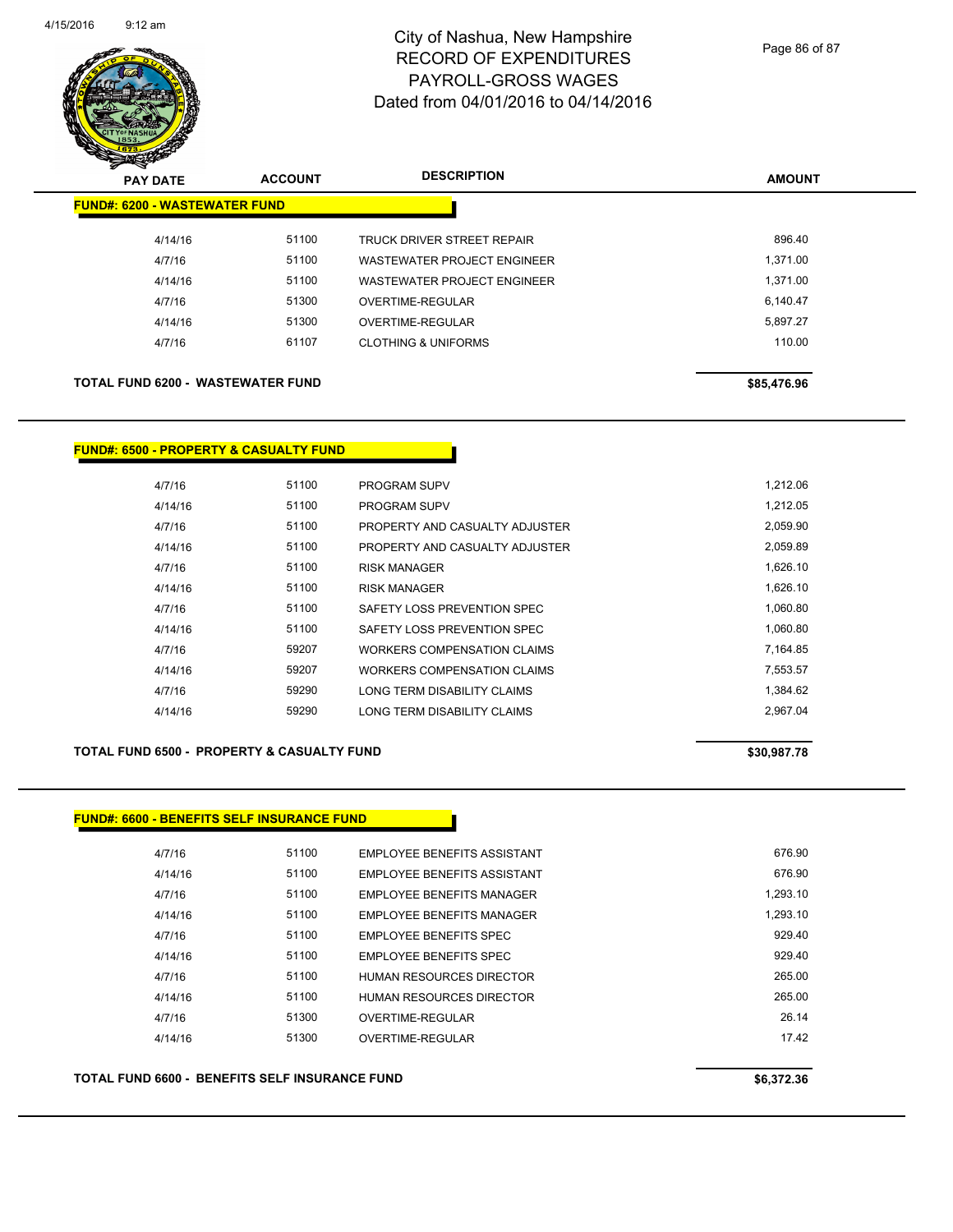# City of Nashua, New Hampshire
# RECORD OF EXPENDITURES
# PAYROLL-GROSS WAGES
# Dated from 04/01/2016 to 04/14/2016

4/15/2016 9:12 am

| PAY DATE | ACCOUNT | DESCRIPTION | AMOUNT |
|---|---|---|---|
| **FUND#: 6200 - WASTEWATER FUND** | | | |
| 4/14/16 | 51100 | TRUCK DRIVER STREET REPAIR | 896.40 |
| 4/7/16 | 51100 | WASTEWATER PROJECT ENGINEER | 1,371.00 |
| 4/14/16 | 51100 | WASTEWATER PROJECT ENGINEER | 1,371.00 |
| 4/7/16 | 51300 | OVERTIME-REGULAR | 6,140.47 |
| 4/14/16 | 51300 | OVERTIME-REGULAR | 5,897.27 |
| 4/7/16 | 61107 | CLOTHING & UNIFORMS | 110.00 |
| **TOTAL FUND 6200 - WASTEWATER FUND** | | | **$85,476.96** |

| PAY DATE | ACCOUNT | DESCRIPTION | AMOUNT |
|---|---|---|---|
| **FUND#: 6500 - PROPERTY & CASUALTY FUND** | | | |
| 4/7/16 | 51100 | PROGRAM SUPV | 1,212.06 |
| 4/14/16 | 51100 | PROGRAM SUPV | 1,212.05 |
| 4/7/16 | 51100 | PROPERTY AND CASUALTY ADJUSTER | 2,059.90 |
| 4/14/16 | 51100 | PROPERTY AND CASUALTY ADJUSTER | 2,059.89 |
| 4/7/16 | 51100 | RISK MANAGER | 1,626.10 |
| 4/14/16 | 51100 | RISK MANAGER | 1,626.10 |
| 4/7/16 | 51100 | SAFETY LOSS PREVENTION SPEC | 1,060.80 |
| 4/14/16 | 51100 | SAFETY LOSS PREVENTION SPEC | 1,060.80 |
| 4/7/16 | 59207 | WORKERS COMPENSATION CLAIMS | 7,164.85 |
| 4/14/16 | 59207 | WORKERS COMPENSATION CLAIMS | 7,553.57 |
| 4/7/16 | 59290 | LONG TERM DISABILITY CLAIMS | 1,384.62 |
| 4/14/16 | 59290 | LONG TERM DISABILITY CLAIMS | 2,967.04 |
| **TOTAL FUND 6500 - PROPERTY & CASUALTY FUND** | | | **$30,987.78** |

| PAY DATE | ACCOUNT | DESCRIPTION | AMOUNT |
|---|---|---|---|
| **FUND#: 6600 - BENEFITS SELF INSURANCE FUND** | | | |
| 4/7/16 | 51100 | EMPLOYEE BENEFITS ASSISTANT | 676.90 |
| 4/14/16 | 51100 | EMPLOYEE BENEFITS ASSISTANT | 676.90 |
| 4/7/16 | 51100 | EMPLOYEE BENEFITS MANAGER | 1,293.10 |
| 4/14/16 | 51100 | EMPLOYEE BENEFITS MANAGER | 1,293.10 |
| 4/7/16 | 51100 | EMPLOYEE BENEFITS SPEC | 929.40 |
| 4/14/16 | 51100 | EMPLOYEE BENEFITS SPEC | 929.40 |
| 4/7/16 | 51100 | HUMAN RESOURCES DIRECTOR | 265.00 |
| 4/14/16 | 51100 | HUMAN RESOURCES DIRECTOR | 265.00 |
| 4/7/16 | 51300 | OVERTIME-REGULAR | 26.14 |
| 4/14/16 | 51300 | OVERTIME-REGULAR | 17.42 |
| **TOTAL FUND 6600 - BENEFITS SELF INSURANCE FUND** | | | **$6,372.36** |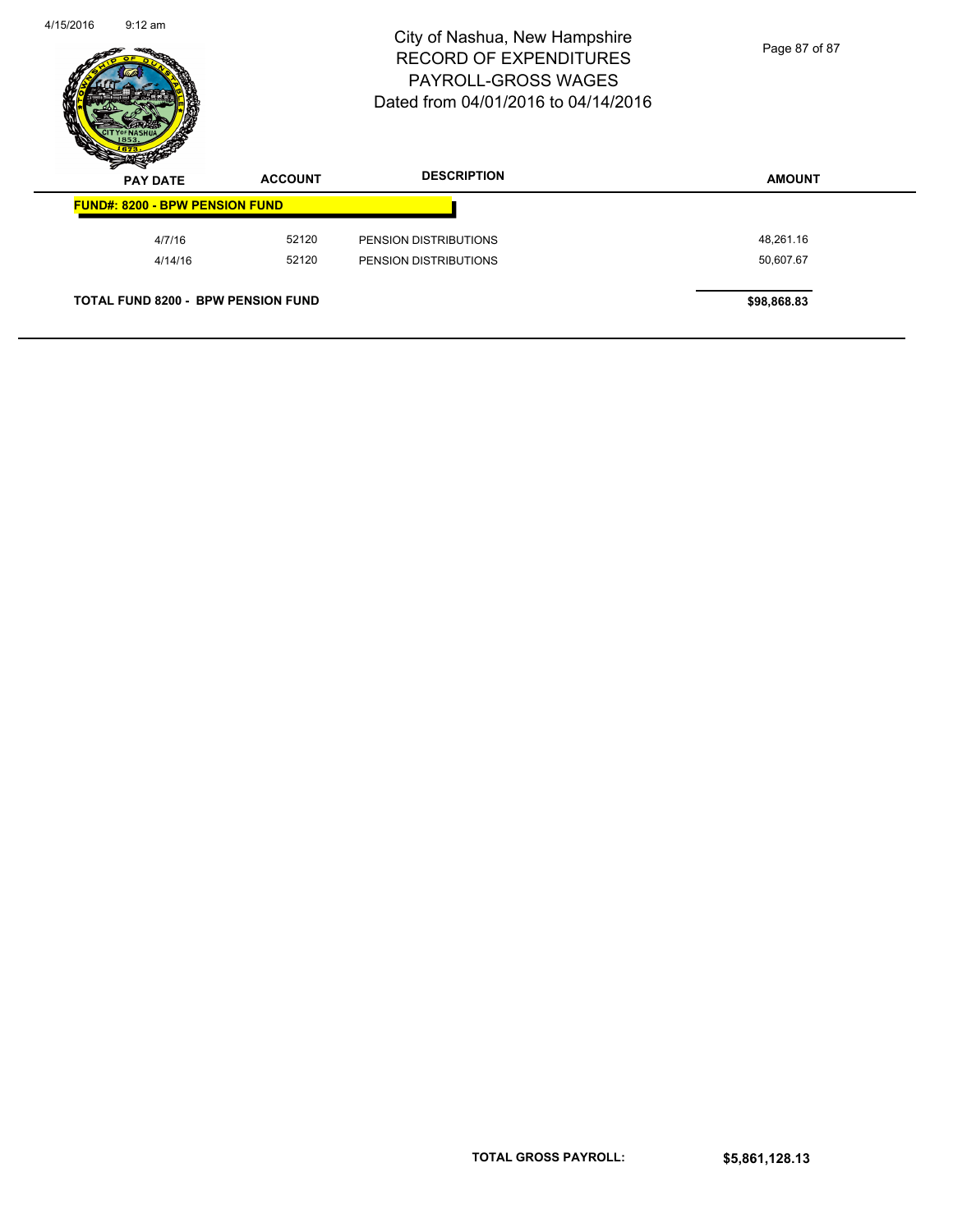# City of Nashua, New Hampshire
## RECORD OF EXPENDITURES
## PAYROLL-GROSS WAGES
## Dated from 04/01/2016 to 04/14/2016

| PAY DATE | ACCOUNT | DESCRIPTION | AMOUNT |
|---|---|---|---|
| **FUND#: 8200 - BPW PENSION FUND** | | | |
| 4/7/16 | 52120 | PENSION DISTRIBUTIONS | 48,261.16 |
| 4/14/16 | 52120 | PENSION DISTRIBUTIONS | 50,607.67 |
| **TOTAL FUND 8200 - BPW PENSION FUND** | | | **$98,868.83** |

**TOTAL GROSS PAYROLL: $5,861,128.13**